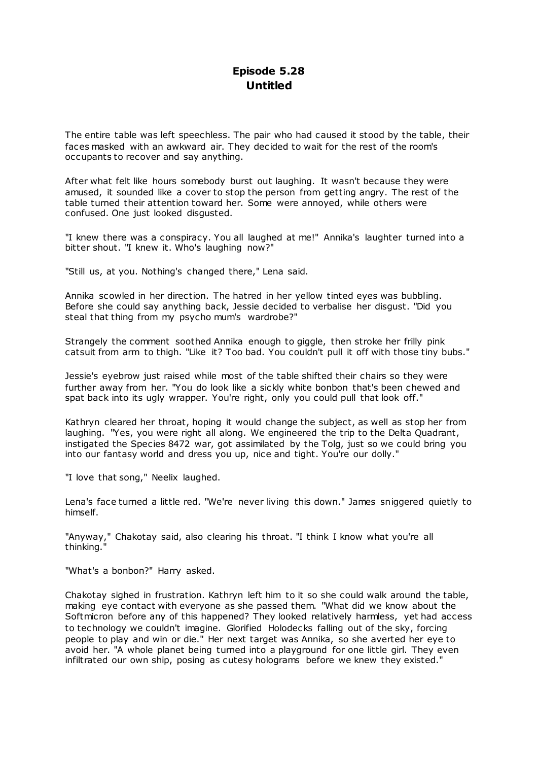# Episode 5.28
# Untitled

The entire table was left speechless. The pair who had caused it stood by the table, their faces masked with an awkward air. They decided to wait for the rest of the room's occupants to recover and say anything.

After what felt like hours somebody burst out laughing. It wasn't because they were amused, it sounded like a cover to stop the person from getting angry. The rest of the table turned their attention toward her. Some were annoyed, while others were confused. One just looked disgusted.

"I knew there was a conspiracy. You all laughed at me!" Annika's laughter turned into a bitter shout. "I knew it. Who's laughing now?"

"Still us, at you. Nothing's changed there," Lena said.

Annika scowled in her direction. The hatred in her yellow tinted eyes was bubbling. Before she could say anything back, Jessie decided to verbalise her disgust. "Did you steal that thing from my psycho mum's wardrobe?"

Strangely the comment soothed Annika enough to giggle, then stroke her frilly pink catsuit from arm to thigh. "Like it? Too bad. You couldn't pull it off with those tiny bubs."

Jessie's eyebrow just raised while most of the table shifted their chairs so they were further away from her. "You do look like a sickly white bonbon that's been chewed and spat back into its ugly wrapper. You're right, only you could pull that look off."

Kathryn cleared her throat, hoping it would change the subject, as well as stop her from laughing. "Yes, you were right all along. We engineered the trip to the Delta Quadrant, instigated the Species 8472 war, got assimilated by the Tolg, just so we could bring you into our fantasy world and dress you up, nice and tight. You're our dolly."

"I love that song," Neelix laughed.

Lena's face turned a little red. "We're never living this down." James sniggered quietly to himself.

"Anyway," Chakotay said, also clearing his throat. "I think I know what you're all thinking."

"What's a bonbon?" Harry asked.

Chakotay sighed in frustration. Kathryn left him to it so she could walk around the table, making eye contact with everyone as she passed them. "What did we know about the Softmicron before any of this happened? They looked relatively harmless, yet had access to technology we couldn't imagine. Glorified Holodecks falling out of the sky, forcing people to play and win or die." Her next target was Annika, so she averted her eye to avoid her. "A whole planet being turned into a playground for one little girl. They even infiltrated our own ship, posing as cutesy holograms before we knew they existed."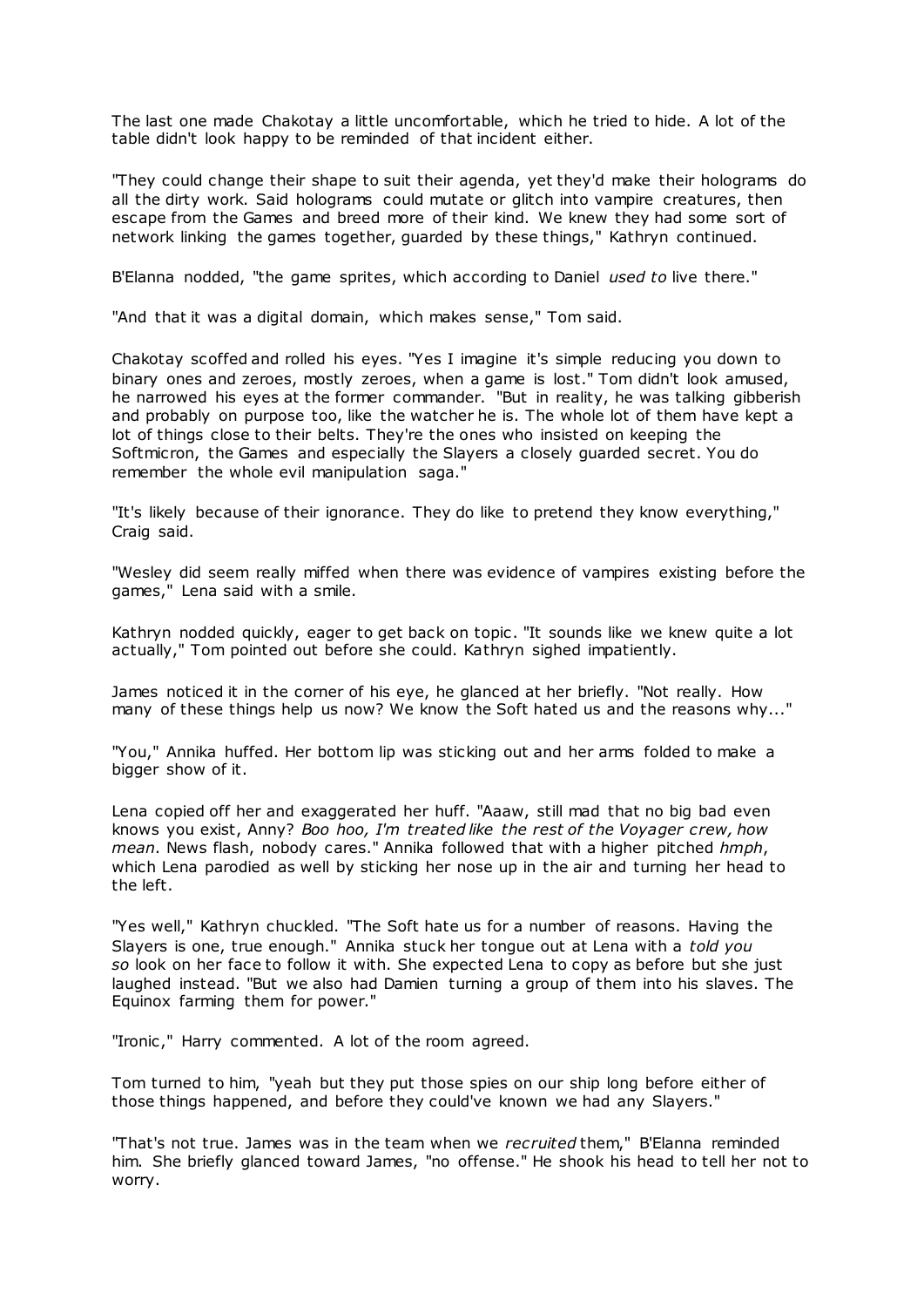The last one made Chakotay a little uncomfortable, which he tried to hide. A lot of the table didn't look happy to be reminded of that incident either.

"They could change their shape to suit their agenda, yet they'd make their holograms do all the dirty work. Said holograms could mutate or glitch into vampire creatures, then escape from the Games and breed more of their kind. We knew they had some sort of network linking the games together, guarded by these things," Kathryn continued.

B'Elanna nodded, "the game sprites, which according to Daniel *used to* live there."

"And that it was a digital domain, which makes sense," Tom said.

Chakotay scoffed and rolled his eyes. "Yes I imagine it's simple reducing you down to binary ones and zeroes, mostly zeroes, when a game is lost." Tom didn't look amused, he narrowed his eyes at the former commander. "But in reality, he was talking gibberish and probably on purpose too, like the watcher he is. The whole lot of them have kept a lot of things close to their belts. They're the ones who insisted on keeping the Softmicron, the Games and especially the Slayers a closely guarded secret. You do remember the whole evil manipulation saga."

"It's likely because of their ignorance. They do like to pretend they know everything," Craig said.

"Wesley did seem really miffed when there was evidence of vampires existing before the games," Lena said with a smile.

Kathryn nodded quickly, eager to get back on topic. "It sounds like we knew quite a lot actually," Tom pointed out before she could. Kathryn sighed impatiently.

James noticed it in the corner of his eye, he glanced at her briefly. "Not really. How many of these things help us now? We know the Soft hated us and the reasons why..."

"You," Annika huffed. Her bottom lip was sticking out and her arms folded to make a bigger show of it.

Lena copied off her and exaggerated her huff. "Aaaw, still mad that no big bad even knows you exist, Anny? *Boo hoo, I'm treated like the rest of the Voyager crew, how mean*. News flash, nobody cares." Annika followed that with a higher pitched *hmph*, which Lena parodied as well by sticking her nose up in the air and turning her head to the left.

"Yes well," Kathryn chuckled. "The Soft hate us for a number of reasons. Having the Slayers is one, true enough." Annika stuck her tongue out at Lena with a *told you so* look on her face to follow it with. She expected Lena to copy as before but she just laughed instead. "But we also had Damien turning a group of them into his slaves. The Equinox farming them for power."

"Ironic," Harry commented. A lot of the room agreed.

Tom turned to him, "yeah but they put those spies on our ship long before either of those things happened, and before they could've known we had any Slayers."

"That's not true. James was in the team when we *recruited* them," B'Elanna reminded him. She briefly glanced toward James, "no offense." He shook his head to tell her not to worry.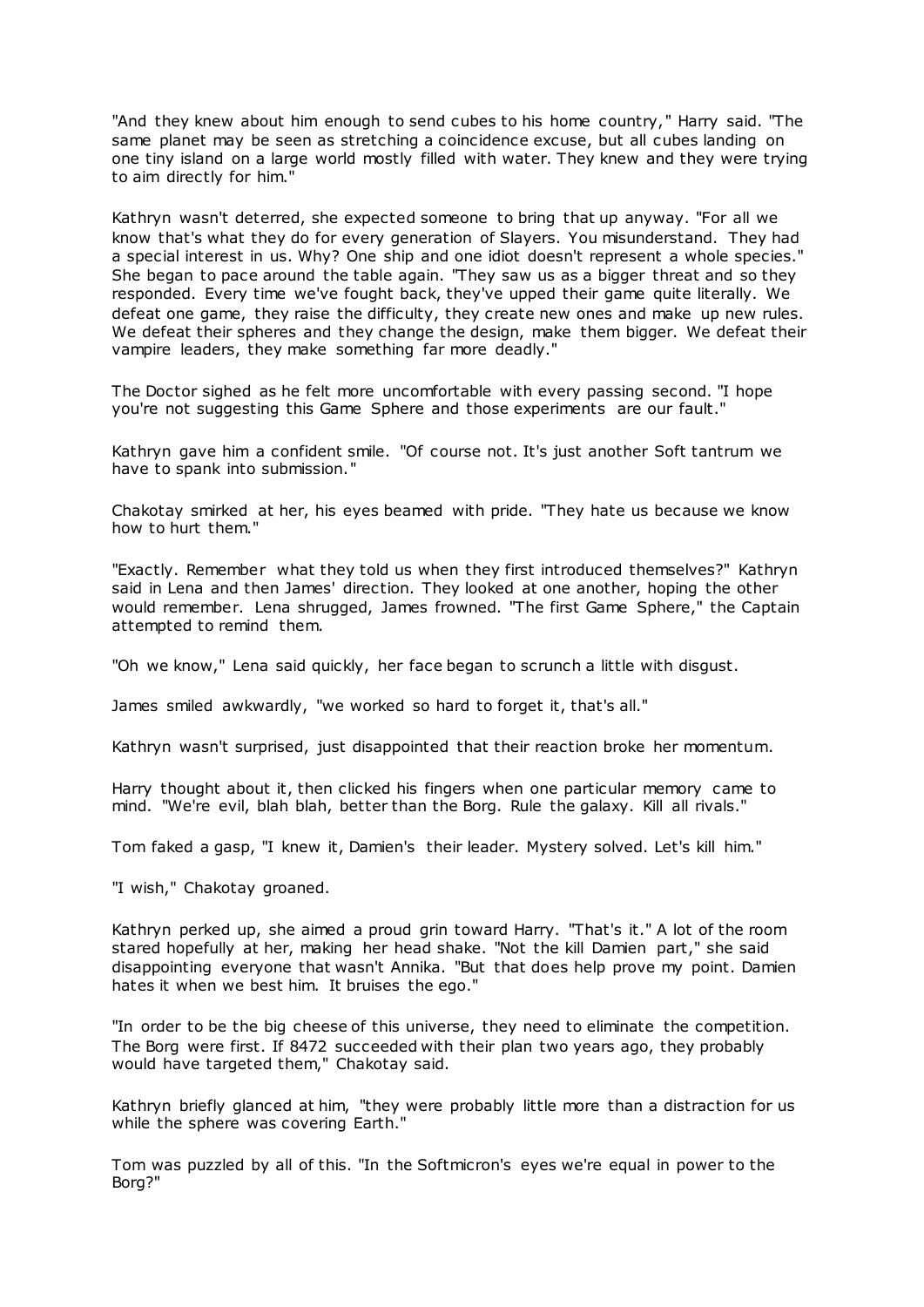"And they knew about him enough to send cubes to his home country," Harry said. "The same planet may be seen as stretching a coincidence excuse, but all cubes landing on one tiny island on a large world mostly filled with water. They knew and they were trying to aim directly for him."

Kathryn wasn't deterred, she expected someone to bring that up anyway. "For all we know that's what they do for every generation of Slayers. You misunderstand. They had a special interest in us. Why? One ship and one idiot doesn't represent a whole species." She began to pace around the table again. "They saw us as a bigger threat and so they responded. Every time we've fought back, they've upped their game quite literally. We defeat one game, they raise the difficulty, they create new ones and make up new rules. We defeat their spheres and they change the design, make them bigger. We defeat their vampire leaders, they make something far more deadly."

The Doctor sighed as he felt more uncomfortable with every passing second. "I hope you're not suggesting this Game Sphere and those experiments are our fault."

Kathryn gave him a confident smile. "Of course not. It's just another Soft tantrum we have to spank into submission."

Chakotay smirked at her, his eyes beamed with pride. "They hate us because we know how to hurt them."

"Exactly. Remember what they told us when they first introduced themselves?" Kathryn said in Lena and then James' direction. They looked at one another, hoping the other would remember. Lena shrugged, James frowned. "The first Game Sphere," the Captain attempted to remind them.

"Oh we know," Lena said quickly, her face began to scrunch a little with disgust.

James smiled awkwardly, "we worked so hard to forget it, that's all."

Kathryn wasn't surprised, just disappointed that their reaction broke her momentum.

Harry thought about it, then clicked his fingers when one particular memory came to mind. "We're evil, blah blah, better than the Borg. Rule the galaxy. Kill all rivals."

Tom faked a gasp, "I knew it, Damien's their leader. Mystery solved. Let's kill him."

"I wish," Chakotay groaned.

Kathryn perked up, she aimed a proud grin toward Harry. "That's it." A lot of the room stared hopefully at her, making her head shake. "Not the kill Damien part," she said disappointing everyone that wasn't Annika. "But that does help prove my point. Damien hates it when we best him. It bruises the ego."

"In order to be the big cheese of this universe, they need to eliminate the competition. The Borg were first. If 8472 succeeded with their plan two years ago, they probably would have targeted them," Chakotay said.

Kathryn briefly glanced at him, "they were probably little more than a distraction for us while the sphere was covering Earth."

Tom was puzzled by all of this. "In the Softmicron's eyes we're equal in power to the Borg?"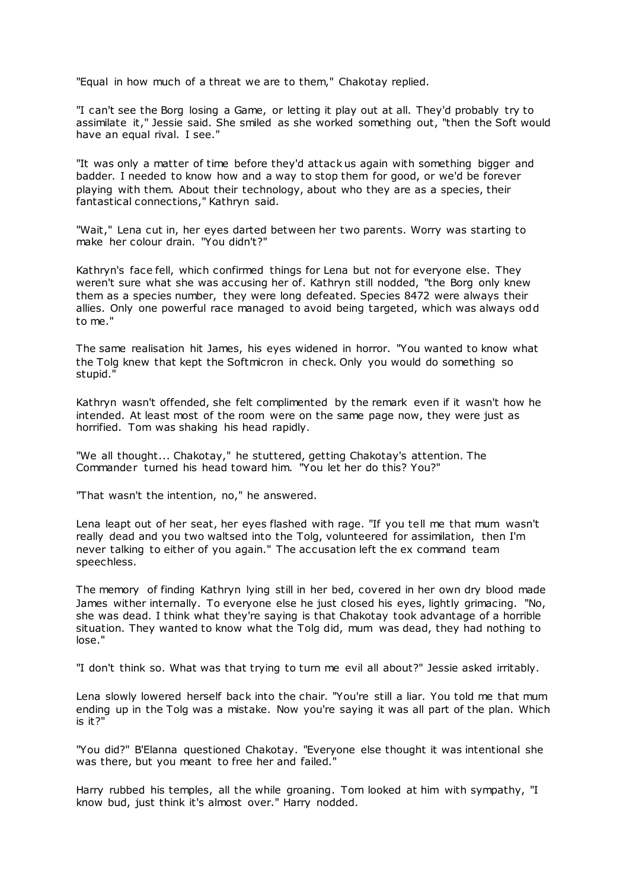"Equal in how much of a threat we are to them," Chakotay replied.

"I can't see the Borg losing a Game, or letting it play out at all. They'd probably try to assimilate it," Jessie said. She smiled as she worked something out, "then the Soft would have an equal rival. I see."

"It was only a matter of time before they'd attack us again with something bigger and badder. I needed to know how and a way to stop them for good, or we'd be forever playing with them. About their technology, about who they are as a species, their fantastical connections," Kathryn said.

"Wait," Lena cut in, her eyes darted between her two parents. Worry was starting to make her colour drain. "You didn't?"

Kathryn's face fell, which confirmed things for Lena but not for everyone else. They weren't sure what she was accusing her of. Kathryn still nodded, "the Borg only knew them as a species number, they were long defeated. Species 8472 were always their allies. Only one powerful race managed to avoid being targeted, which was always odd to me."

The same realisation hit James, his eyes widened in horror. "You wanted to know what the Tolg knew that kept the Softmicron in check. Only you would do something so stupid."

Kathryn wasn't offended, she felt complimented by the remark even if it wasn't how he intended. At least most of the room were on the same page now, they were just as horrified. Tom was shaking his head rapidly.

"We all thought... Chakotay," he stuttered, getting Chakotay's attention. The Commander turned his head toward him. "You let her do this? You?"

"That wasn't the intention, no," he answered.

Lena leapt out of her seat, her eyes flashed with rage. "If you tell me that mum wasn't really dead and you two waltsed into the Tolg, volunteered for assimilation, then I'm never talking to either of you again." The accusation left the ex command team speechless.

The memory of finding Kathryn lying still in her bed, covered in her own dry blood made James wither internally. To everyone else he just closed his eyes, lightly grimacing. "No, she was dead. I think what they're saying is that Chakotay took advantage of a horrible situation. They wanted to know what the Tolg did, mum was dead, they had nothing to lose."

"I don't think so. What was that trying to turn me evil all about?" Jessie asked irritably.

Lena slowly lowered herself back into the chair. "You're still a liar. You told me that mum ending up in the Tolg was a mistake. Now you're saying it was all part of the plan. Which is it?"

"You did?" B'Elanna questioned Chakotay. "Everyone else thought it was intentional she was there, but you meant to free her and failed."

Harry rubbed his temples, all the while groaning. Tom looked at him with sympathy, "I know bud, just think it's almost over." Harry nodded.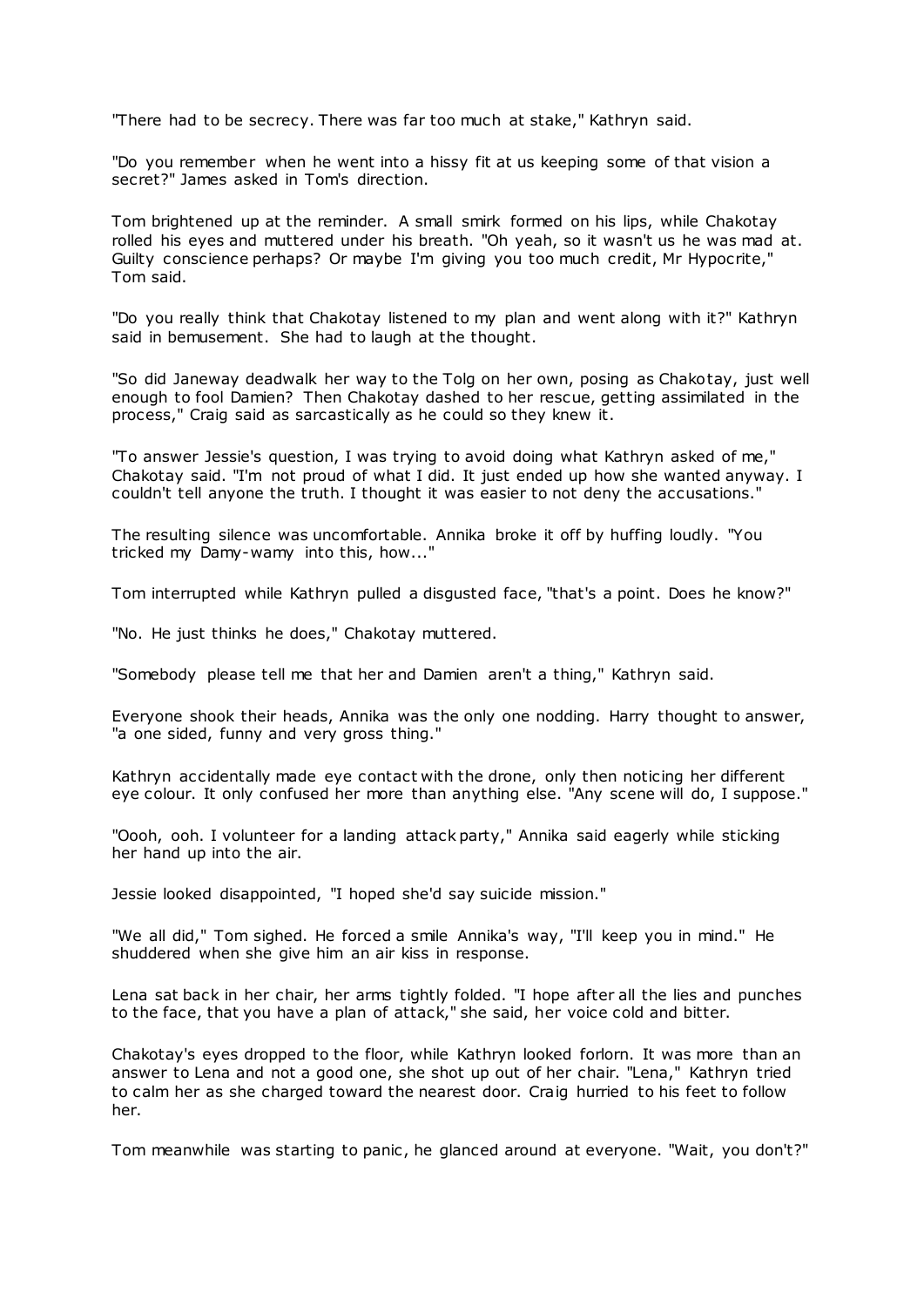"There had to be secrecy. There was far too much at stake," Kathryn said.

"Do you remember when he went into a hissy fit at us keeping some of that vision a secret?" James asked in Tom's direction.

Tom brightened up at the reminder. A small smirk formed on his lips, while Chakotay rolled his eyes and muttered under his breath. "Oh yeah, so it wasn't us he was mad at. Guilty conscience perhaps? Or maybe I'm giving you too much credit, Mr Hypocrite," Tom said.

"Do you really think that Chakotay listened to my plan and went along with it?" Kathryn said in bemusement. She had to laugh at the thought.

"So did Janeway deadwalk her way to the Tolg on her own, posing as Chakotay, just well enough to fool Damien? Then Chakotay dashed to her rescue, getting assimilated in the process," Craig said as sarcastically as he could so they knew it.

"To answer Jessie's question, I was trying to avoid doing what Kathryn asked of me," Chakotay said. "I'm not proud of what I did. It just ended up how she wanted anyway. I couldn't tell anyone the truth. I thought it was easier to not deny the accusations."

The resulting silence was uncomfortable. Annika broke it off by huffing loudly. "You tricked my Damy-wamy into this, how..."

Tom interrupted while Kathryn pulled a disgusted face, "that's a point. Does he know?"

"No. He just thinks he does," Chakotay muttered.

"Somebody please tell me that her and Damien aren't a thing," Kathryn said.

Everyone shook their heads, Annika was the only one nodding. Harry thought to answer, "a one sided, funny and very gross thing."

Kathryn accidentally made eye contact with the drone, only then noticing her different eye colour. It only confused her more than anything else. "Any scene will do, I suppose."

"Oooh, ooh. I volunteer for a landing attack party," Annika said eagerly while sticking her hand up into the air.

Jessie looked disappointed, "I hoped she'd say suicide mission."

"We all did," Tom sighed. He forced a smile Annika's way, "I'll keep you in mind." He shuddered when she give him an air kiss in response.

Lena sat back in her chair, her arms tightly folded. "I hope after all the lies and punches to the face, that you have a plan of attack," she said, her voice cold and bitter.

Chakotay's eyes dropped to the floor, while Kathryn looked forlorn. It was more than an answer to Lena and not a good one, she shot up out of her chair. "Lena," Kathryn tried to calm her as she charged toward the nearest door. Craig hurried to his feet to follow her.

Tom meanwhile was starting to panic, he glanced around at everyone. "Wait, you don't?"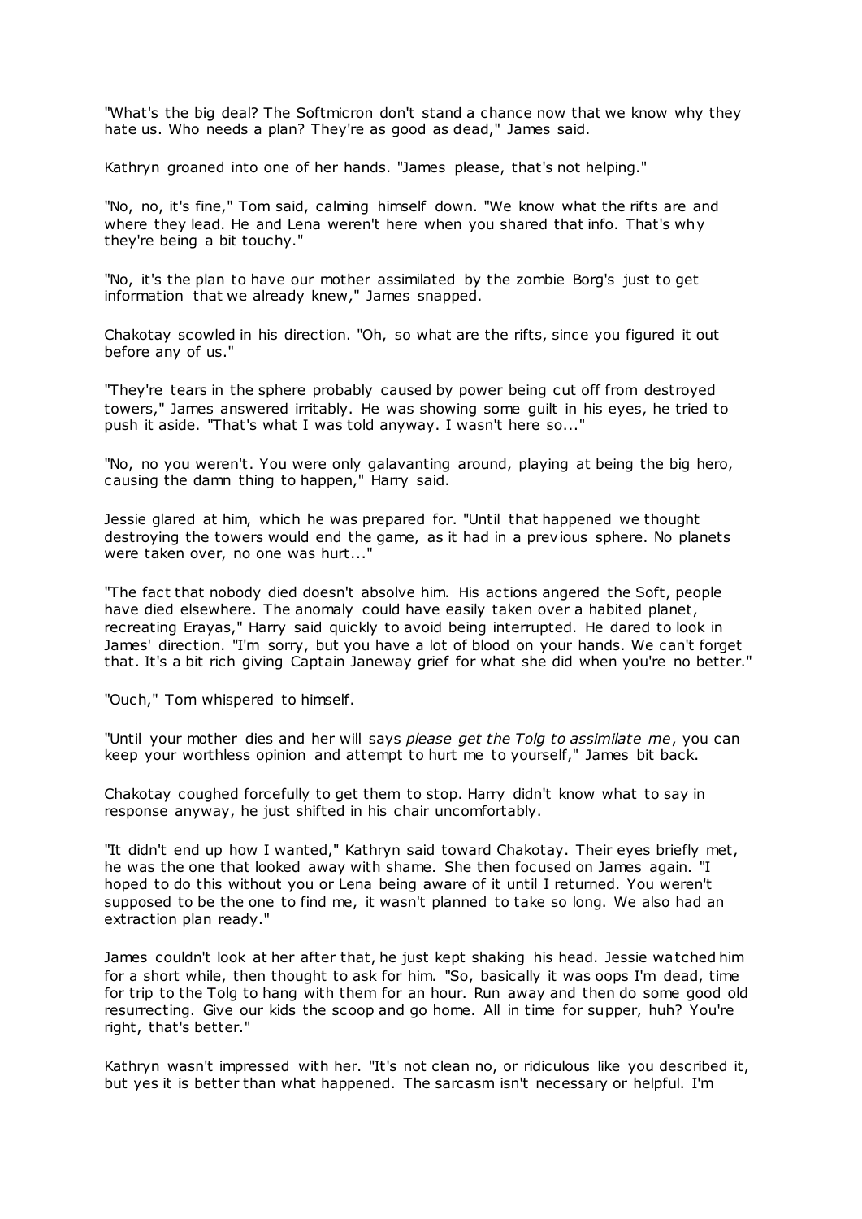"What's the big deal? The Softmicron don't stand a chance now that we know why they hate us. Who needs a plan? They're as good as dead," James said.

Kathryn groaned into one of her hands. "James please, that's not helping."

"No, no, it's fine," Tom said, calming himself down. "We know what the rifts are and where they lead. He and Lena weren't here when you shared that info. That's why they're being a bit touchy."

"No, it's the plan to have our mother assimilated by the zombie Borg's just to get information that we already knew," James snapped.

Chakotay scowled in his direction. "Oh, so what are the rifts, since you figured it out before any of us."

"They're tears in the sphere probably caused by power being cut off from destroyed towers," James answered irritably. He was showing some guilt in his eyes, he tried to push it aside. "That's what I was told anyway. I wasn't here so..."

"No, no you weren't. You were only galavanting around, playing at being the big hero, causing the damn thing to happen," Harry said.

Jessie glared at him, which he was prepared for. "Until that happened we thought destroying the towers would end the game, as it had in a previous sphere. No planets were taken over, no one was hurt..."

"The fact that nobody died doesn't absolve him. His actions angered the Soft, people have died elsewhere. The anomaly could have easily taken over a habited planet, recreating Erayas," Harry said quickly to avoid being interrupted. He dared to look in James' direction. "I'm sorry, but you have a lot of blood on your hands. We can't forget that. It's a bit rich giving Captain Janeway grief for what she did when you're no better."

"Ouch," Tom whispered to himself.

"Until your mother dies and her will says *please get the Tolg to assimilate me*, you can keep your worthless opinion and attempt to hurt me to yourself," James bit back.

Chakotay coughed forcefully to get them to stop. Harry didn't know what to say in response anyway, he just shifted in his chair uncomfortably.

"It didn't end up how I wanted," Kathryn said toward Chakotay. Their eyes briefly met, he was the one that looked away with shame. She then focused on James again. "I hoped to do this without you or Lena being aware of it until I returned. You weren't supposed to be the one to find me, it wasn't planned to take so long. We also had an extraction plan ready."

James couldn't look at her after that, he just kept shaking his head. Jessie watched him for a short while, then thought to ask for him. "So, basically it was oops I'm dead, time for trip to the Tolg to hang with them for an hour. Run away and then do some good old resurrecting. Give our kids the scoop and go home. All in time for supper, huh? You're right, that's better."

Kathryn wasn't impressed with her. "It's not clean no, or ridiculous like you described it, but yes it is better than what happened. The sarcasm isn't necessary or helpful. I'm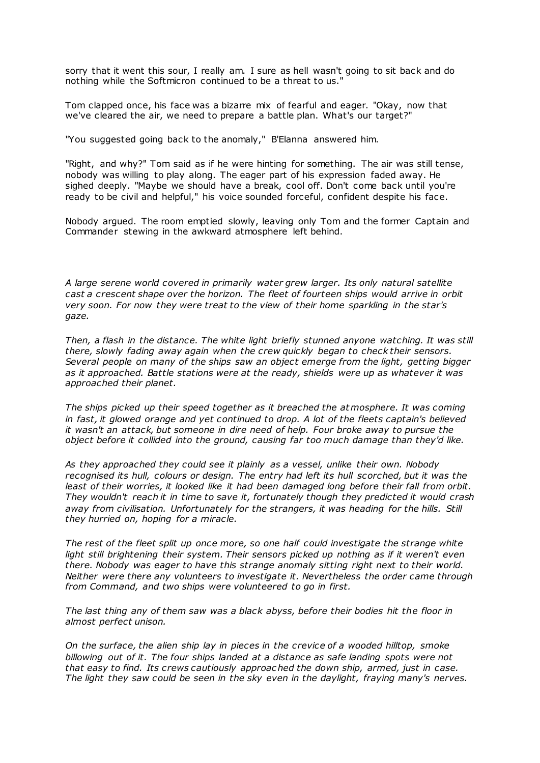sorry that it went this sour, I really am. I sure as hell wasn't going to sit back and do nothing while the Softmicron continued to be a threat to us."

Tom clapped once, his face was a bizarre mix of fearful and eager. "Okay, now that we've cleared the air, we need to prepare a battle plan. What's our target?"

"You suggested going back to the anomaly," B'Elanna answered him.

"Right, and why?" Tom said as if he were hinting for something. The air was still tense, nobody was willing to play along. The eager part of his expression faded away. He sighed deeply. "Maybe we should have a break, cool off. Don't come back until you're ready to be civil and helpful," his voice sounded forceful, confident despite his face.

Nobody argued. The room emptied slowly, leaving only Tom and the former Captain and Commander stewing in the awkward atmosphere left behind.

*A large serene world covered in primarily water grew larger. Its only natural satellite cast a crescent shape over the horizon. The fleet of fourteen ships would arrive in orbit very soon. For now they were treat to the view of their home sparkling in the star's gaze.*

*Then, a flash in the distance. The white light briefly stunned anyone watching. It was still there, slowly fading away again when the crew quickly began to check their sensors. Several people on many of the ships saw an object emerge from the light, getting bigger as it approached. Battle stations were at the ready, shields were up as whatever it was approached their planet.*

*The ships picked up their speed together as it breached the atmosphere. It was coming in fast, it glowed orange and yet continued to drop. A lot of the fleets captain's believed it wasn't an attack, but someone in dire need of help. Four broke away to pursue the object before it collided into the ground, causing far too much damage than they'd like.*

*As they approached they could see it plainly as a vessel, unlike their own. Nobody recognised its hull, colours or design. The entry had left its hull scorched, but it was the least of their worries, it looked like it had been damaged long before their fall from orbit. They wouldn't reach it in time to save it, fortunately though they predicted it would crash away from civilisation. Unfortunately for the strangers, it was heading for the hills. Still they hurried on, hoping for a miracle.*

*The rest of the fleet split up once more, so one half could investigate the strange white light still brightening their system. Their sensors picked up nothing as if it weren't even there. Nobody was eager to have this strange anomaly sitting right next to their world. Neither were there any volunteers to investigate it. Nevertheless the order came through from Command, and two ships were volunteered to go in first.*

*The last thing any of them saw was a black abyss, before their bodies hit the floor in almost perfect unison.*

*On the surface, the alien ship lay in pieces in the crevice of a wooded hilltop, smoke billowing out of it. The four ships landed at a distance as safe landing spots were not that easy to find. Its crews cautiously approached the down ship, armed, just in case. The light they saw could be seen in the sky even in the daylight, fraying many's nerves.*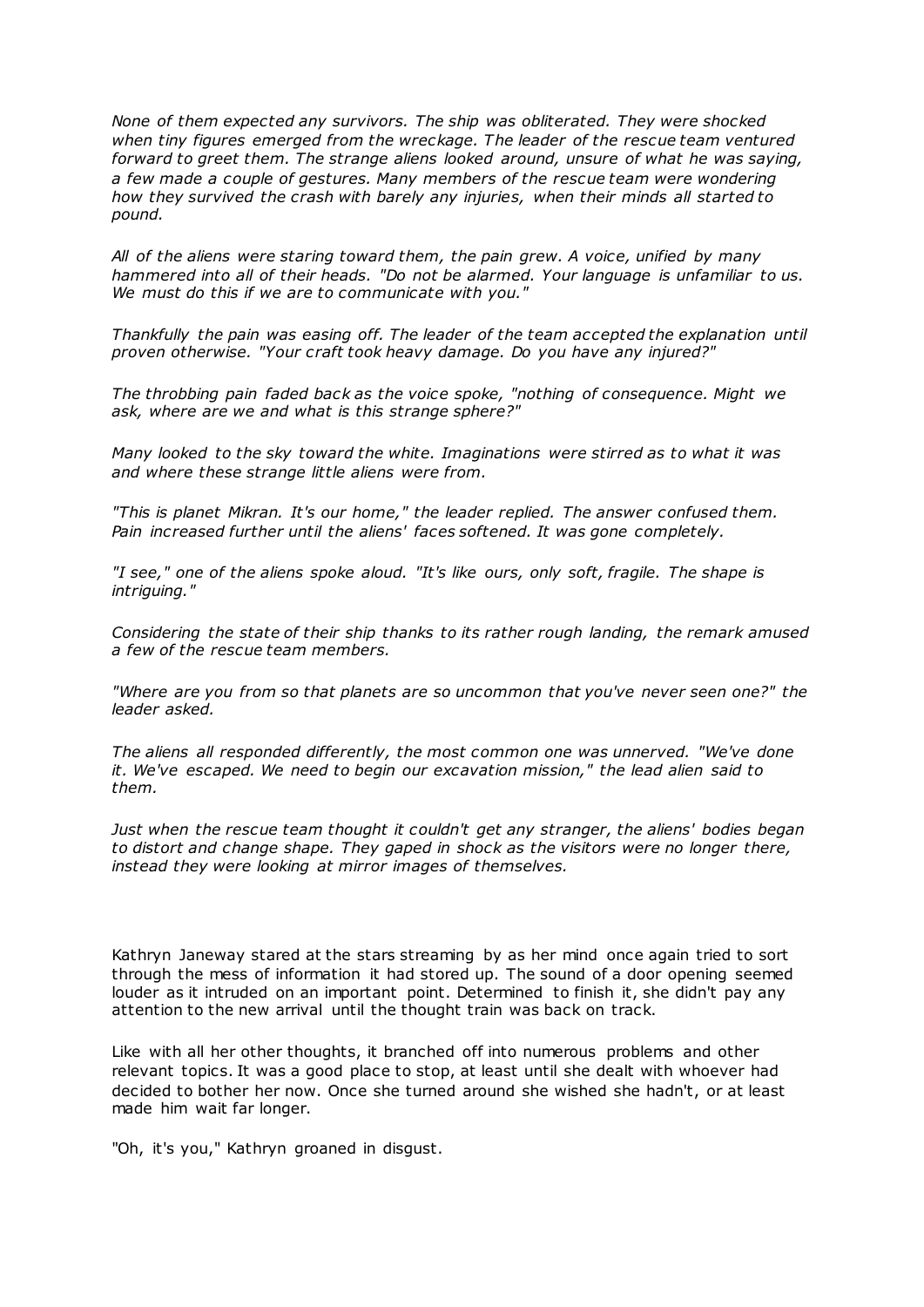*None of them expected any survivors. The ship was obliterated. They were shocked when tiny figures emerged from the wreckage. The leader of the rescue team ventured forward to greet them. The strange aliens looked around, unsure of what he was saying, a few made a couple of gestures. Many members of the rescue team were wondering how they survived the crash with barely any injuries, when their minds all started to pound.*

*All of the aliens were staring toward them, the pain grew. A voice, unified by many hammered into all of their heads. "Do not be alarmed. Your language is unfamiliar to us. We must do this if we are to communicate with you."*

*Thankfully the pain was easing off. The leader of the team accepted the explanation until proven otherwise. "Your craft took heavy damage. Do you have any injured?"*

*The throbbing pain faded back as the voice spoke, "nothing of consequence. Might we ask, where are we and what is this strange sphere?"*

*Many looked to the sky toward the white. Imaginations were stirred as to what it was and where these strange little aliens were from.*

*"This is planet Mikran. It's our home," the leader replied. The answer confused them. Pain increased further until the aliens' faces softened. It was gone completely.*

*"I see," one of the aliens spoke aloud. "It's like ours, only soft, fragile. The shape is intriguing."*

*Considering the state of their ship thanks to its rather rough landing, the remark amused a few of the rescue team members.*

*"Where are you from so that planets are so uncommon that you've never seen one?" the leader asked.*

*The aliens all responded differently, the most common one was unnerved. "We've done it. We've escaped. We need to begin our excavation mission," the lead alien said to them.*

*Just when the rescue team thought it couldn't get any stranger, the aliens' bodies began to distort and change shape. They gaped in shock as the visitors were no longer there, instead they were looking at mirror images of themselves.*

Kathryn Janeway stared at the stars streaming by as her mind once again tried to sort through the mess of information it had stored up. The sound of a door opening seemed louder as it intruded on an important point. Determined to finish it, she didn't pay any attention to the new arrival until the thought train was back on track.

Like with all her other thoughts, it branched off into numerous problems and other relevant topics. It was a good place to stop, at least until she dealt with whoever had decided to bother her now. Once she turned around she wished she hadn't, or at least made him wait far longer.

"Oh, it's you," Kathryn groaned in disgust.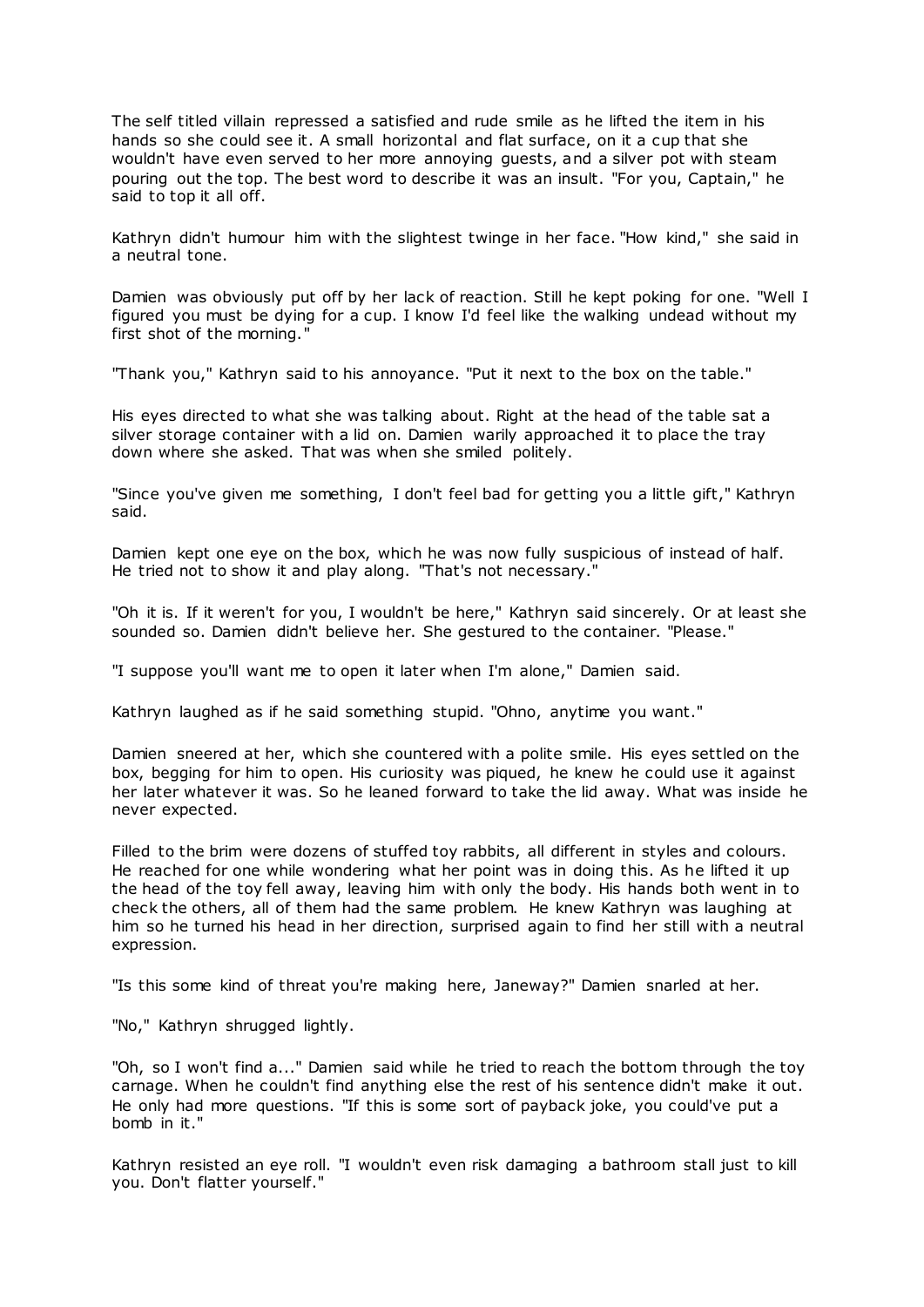The self titled villain repressed a satisfied and rude smile as he lifted the item in his hands so she could see it. A small horizontal and flat surface, on it a cup that she wouldn't have even served to her more annoying guests, and a silver pot with steam pouring out the top. The best word to describe it was an insult. "For you, Captain," he said to top it all off.

Kathryn didn't humour him with the slightest twinge in her face. "How kind," she said in a neutral tone.

Damien was obviously put off by her lack of reaction. Still he kept poking for one. "Well I figured you must be dying for a cup. I know I'd feel like the walking undead without my first shot of the morning."

"Thank you," Kathryn said to his annoyance. "Put it next to the box on the table."

His eyes directed to what she was talking about. Right at the head of the table sat a silver storage container with a lid on. Damien warily approached it to place the tray down where she asked. That was when she smiled politely.

"Since you've given me something, I don't feel bad for getting you a little gift," Kathryn said.

Damien kept one eye on the box, which he was now fully suspicious of instead of half. He tried not to show it and play along. "That's not necessary."

"Oh it is. If it weren't for you, I wouldn't be here," Kathryn said sincerely. Or at least she sounded so. Damien didn't believe her. She gestured to the container. "Please."

"I suppose you'll want me to open it later when I'm alone," Damien said.

Kathryn laughed as if he said something stupid. "Ohno, anytime you want."

Damien sneered at her, which she countered with a polite smile. His eyes settled on the box, begging for him to open. His curiosity was piqued, he knew he could use it against her later whatever it was. So he leaned forward to take the lid away. What was inside he never expected.

Filled to the brim were dozens of stuffed toy rabbits, all different in styles and colours. He reached for one while wondering what her point was in doing this. As he lifted it up the head of the toy fell away, leaving him with only the body. His hands both went in to check the others, all of them had the same problem. He knew Kathryn was laughing at him so he turned his head in her direction, surprised again to find her still with a neutral expression.

"Is this some kind of threat you're making here, Janeway?" Damien snarled at her.

"No," Kathryn shrugged lightly.

"Oh, so I won't find a..." Damien said while he tried to reach the bottom through the toy carnage. When he couldn't find anything else the rest of his sentence didn't make it out. He only had more questions. "If this is some sort of payback joke, you could've put a bomb in it."

Kathryn resisted an eye roll. "I wouldn't even risk damaging a bathroom stall just to kill you. Don't flatter yourself."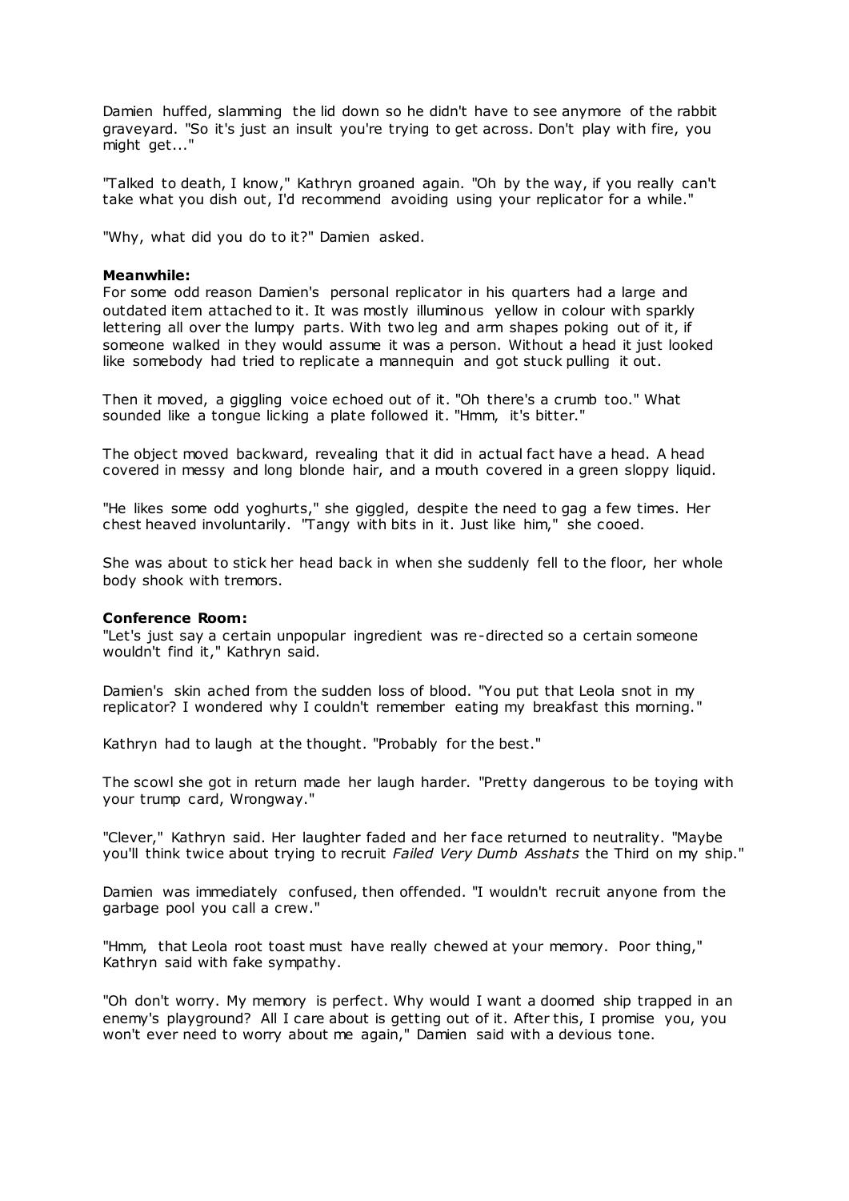Damien huffed, slamming the lid down so he didn't have to see anymore of the rabbit graveyard. "So it's just an insult you're trying to get across. Don't play with fire, you might get..."

"Talked to death, I know," Kathryn groaned again. "Oh by the way, if you really can't take what you dish out, I'd recommend avoiding using your replicator for a while."

"Why, what did you do to it?" Damien asked.

**Meanwhile:**
For some odd reason Damien's personal replicator in his quarters had a large and outdated item attached to it. It was mostly illuminous yellow in colour with sparkly lettering all over the lumpy parts. With two leg and arm shapes poking out of it, if someone walked in they would assume it was a person. Without a head it just looked like somebody had tried to replicate a mannequin and got stuck pulling it out.

Then it moved, a giggling voice echoed out of it. "Oh there's a crumb too." What sounded like a tongue licking a plate followed it. "Hmm, it's bitter."

The object moved backward, revealing that it did in actual fact have a head. A head covered in messy and long blonde hair, and a mouth covered in a green sloppy liquid.

"He likes some odd yoghurts," she giggled, despite the need to gag a few times. Her chest heaved involuntarily. "Tangy with bits in it. Just like him," she cooed.

She was about to stick her head back in when she suddenly fell to the floor, her whole body shook with tremors.

**Conference Room:**
"Let's just say a certain unpopular ingredient was re-directed so a certain someone wouldn't find it," Kathryn said.

Damien's skin ached from the sudden loss of blood. "You put that Leola snot in my replicator? I wondered why I couldn't remember eating my breakfast this morning."

Kathryn had to laugh at the thought. "Probably for the best."

The scowl she got in return made her laugh harder. "Pretty dangerous to be toying with your trump card, Wrongway."

"Clever," Kathryn said. Her laughter faded and her face returned to neutrality. "Maybe you'll think twice about trying to recruit *Failed Very Dumb Asshats* the Third on my ship."

Damien was immediately confused, then offended. "I wouldn't recruit anyone from the garbage pool you call a crew."

"Hmm, that Leola root toast must have really chewed at your memory. Poor thing," Kathryn said with fake sympathy.

"Oh don't worry. My memory is perfect. Why would I want a doomed ship trapped in an enemy's playground? All I care about is getting out of it. After this, I promise you, you won't ever need to worry about me again," Damien said with a devious tone.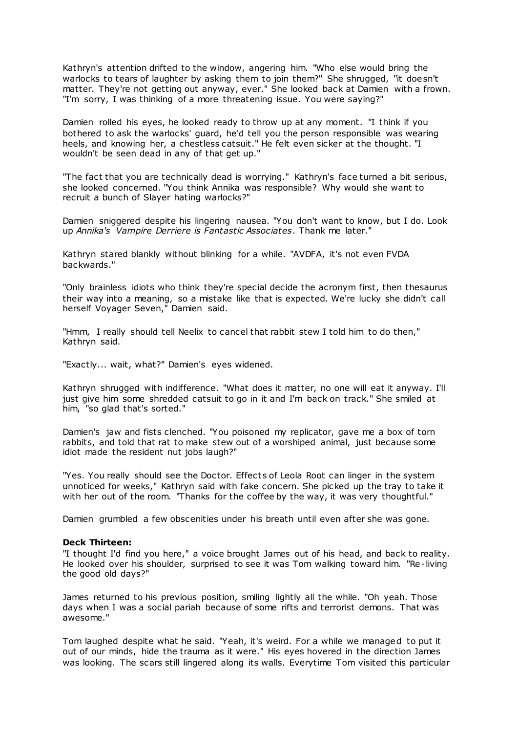Kathryn's attention drifted to the window, angering him. "Who else would bring the warlocks to tears of laughter by asking them to join them?" She shrugged, "it doesn't matter. They're not getting out anyway, ever." She looked back at Damien with a frown. "I'm sorry, I was thinking of a more threatening issue. You were saying?"

Damien rolled his eyes, he looked ready to throw up at any moment. "I think if you bothered to ask the warlocks' guard, he'd tell you the person responsible was wearing heels, and knowing her, a chestless catsuit." He felt even sicker at the thought. "I wouldn't be seen dead in any of that get up."

"The fact that you are technically dead is worrying." Kathryn's face turned a bit serious, she looked concerned. "You think Annika was responsible? Why would she want to recruit a bunch of Slayer hating warlocks?"

Damien sniggered despite his lingering nausea. "You don't want to know, but I do. Look up *Annika's Vampire Derriere is Fantastic Associates*. Thank me later."

Kathryn stared blankly without blinking for a while. "AVDFA, it's not even FVDA backwards."

"Only brainless idiots who think they're special decide the acronym first, then thesaurus their way into a meaning, so a mistake like that is expected. We're lucky she didn't call herself Voyager Seven," Damien said.

"Hmm, I really should tell Neelix to cancel that rabbit stew I told him to do then," Kathryn said.

"Exactly... wait, what?" Damien's eyes widened.

Kathryn shrugged with indifference. "What does it matter, no one will eat it anyway. I'll just give him some shredded catsuit to go in it and I'm back on track." She smiled at him, "so glad that's sorted."

Damien's jaw and fists clenched. "You poisoned my replicator, gave me a box of torn rabbits, and told that rat to make stew out of a worshiped animal, just because some idiot made the resident nut jobs laugh?"

"Yes. You really should see the Doctor. Effects of Leola Root can linger in the system unnoticed for weeks," Kathryn said with fake concern. She picked up the tray to take it with her out of the room. "Thanks for the coffee by the way, it was very thoughtful."

Damien grumbled a few obscenities under his breath until even after she was gone.

**Deck Thirteen:**

"I thought I'd find you here," a voice brought James out of his head, and back to reality. He looked over his shoulder, surprised to see it was Tom walking toward him. "Re-living the good old days?"

James returned to his previous position, smiling lightly all the while. "Oh yeah. Those days when I was a social pariah because of some rifts and terrorist demons. That was awesome."

Tom laughed despite what he said. "Yeah, it's weird. For a while we managed to put it out of our minds, hide the trauma as it were." His eyes hovered in the direction James was looking. The scars still lingered along its walls. Everytime Tom visited this particular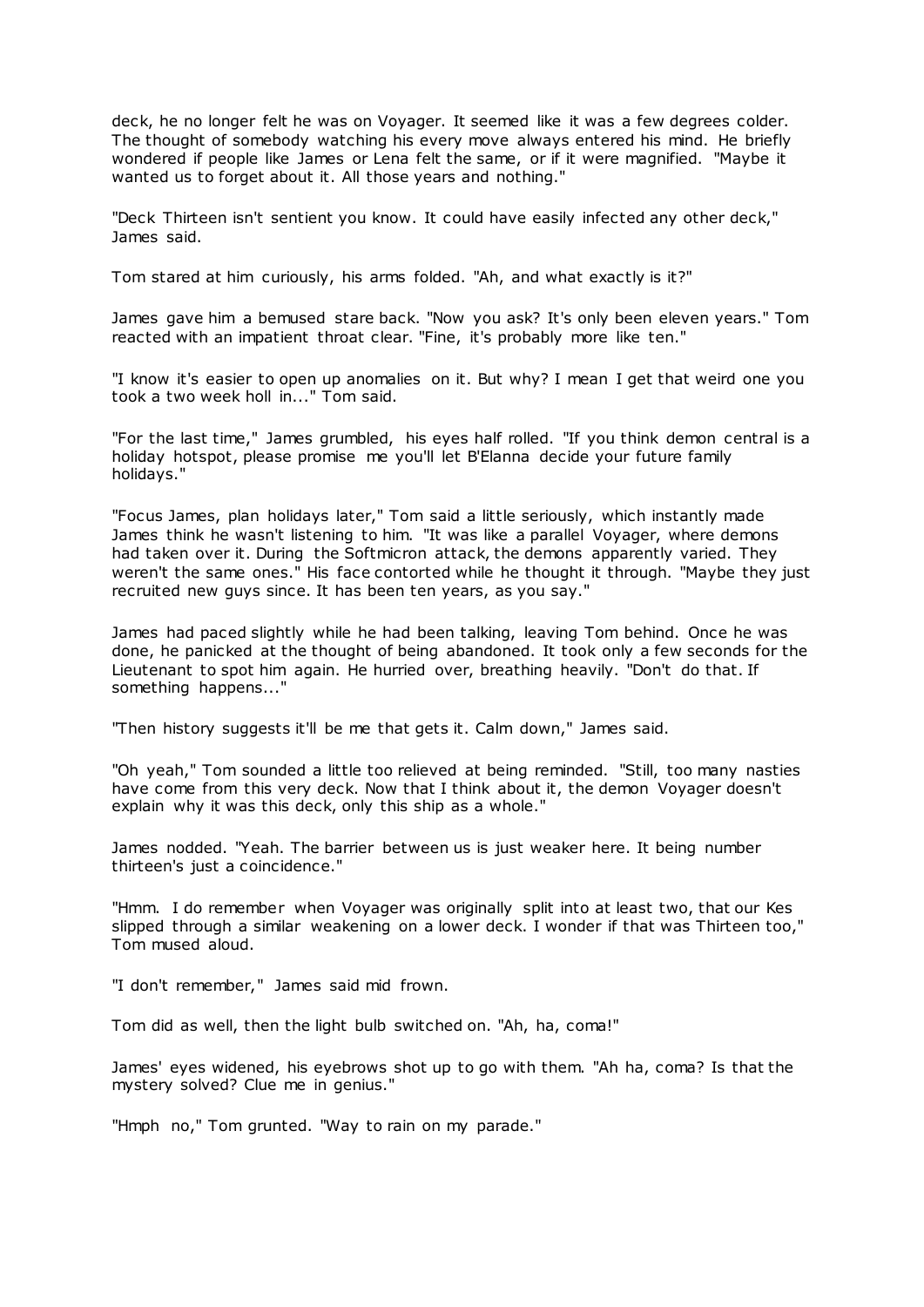deck, he no longer felt he was on Voyager. It seemed like it was a few degrees colder. The thought of somebody watching his every move always entered his mind. He briefly wondered if people like James or Lena felt the same, or if it were magnified. "Maybe it wanted us to forget about it. All those years and nothing."

"Deck Thirteen isn't sentient you know. It could have easily infected any other deck," James said.

Tom stared at him curiously, his arms folded. "Ah, and what exactly is it?"

James gave him a bemused stare back. "Now you ask? It's only been eleven years." Tom reacted with an impatient throat clear. "Fine, it's probably more like ten."

"I know it's easier to open up anomalies on it. But why? I mean I get that weird one you took a two week holl in..." Tom said.

"For the last time," James grumbled, his eyes half rolled. "If you think demon central is a holiday hotspot, please promise me you'll let B'Elanna decide your future family holidays."

"Focus James, plan holidays later," Tom said a little seriously, which instantly made James think he wasn't listening to him. "It was like a parallel Voyager, where demons had taken over it. During the Softmicron attack, the demons apparently varied. They weren't the same ones." His face contorted while he thought it through. "Maybe they just recruited new guys since. It has been ten years, as you say."

James had paced slightly while he had been talking, leaving Tom behind. Once he was done, he panicked at the thought of being abandoned. It took only a few seconds for the Lieutenant to spot him again. He hurried over, breathing heavily. "Don't do that. If something happens..."

"Then history suggests it'll be me that gets it. Calm down," James said.

"Oh yeah," Tom sounded a little too relieved at being reminded. "Still, too many nasties have come from this very deck. Now that I think about it, the demon Voyager doesn't explain why it was this deck, only this ship as a whole."

James nodded. "Yeah. The barrier between us is just weaker here. It being number thirteen's just a coincidence."

"Hmm. I do remember when Voyager was originally split into at least two, that our Kes slipped through a similar weakening on a lower deck. I wonder if that was Thirteen too," Tom mused aloud.

"I don't remember," James said mid frown.

Tom did as well, then the light bulb switched on. "Ah, ha, coma!"

James' eyes widened, his eyebrows shot up to go with them. "Ah ha, coma? Is that the mystery solved? Clue me in genius."

"Hmph no," Tom grunted. "Way to rain on my parade."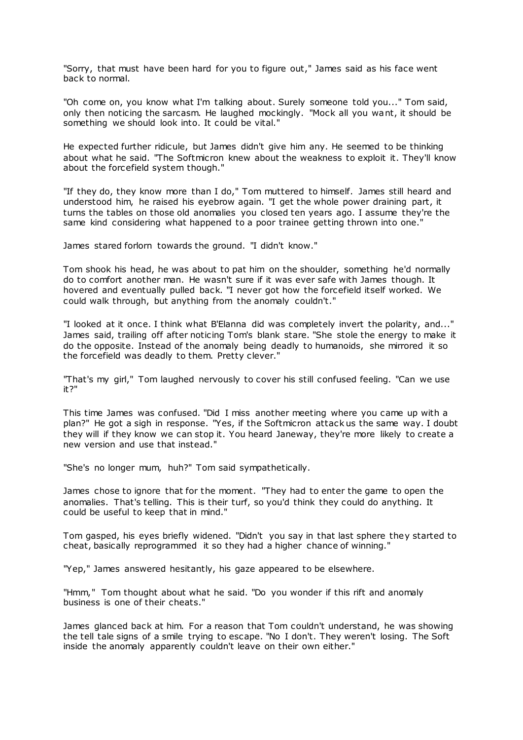"Sorry, that must have been hard for you to figure out," James said as his face went back to normal.

"Oh come on, you know what I'm talking about. Surely someone told you..." Tom said, only then noticing the sarcasm. He laughed mockingly. "Mock all you want, it should be something we should look into. It could be vital."

He expected further ridicule, but James didn't give him any. He seemed to be thinking about what he said. "The Softmicron knew about the weakness to exploit it. They'll know about the forcefield system though."

"If they do, they know more than I do," Tom muttered to himself. James still heard and understood him, he raised his eyebrow again. "I get the whole power draining part, it turns the tables on those old anomalies you closed ten years ago. I assume they're the same kind considering what happened to a poor trainee getting thrown into one."

James stared forlorn towards the ground. "I didn't know."

Tom shook his head, he was about to pat him on the shoulder, something he'd normally do to comfort another man. He wasn't sure if it was ever safe with James though. It hovered and eventually pulled back. "I never got how the forcefield itself worked. We could walk through, but anything from the anomaly couldn't."

"I looked at it once. I think what B'Elanna did was completely invert the polarity, and..." James said, trailing off after noticing Tom's blank stare. "She stole the energy to make it do the opposite. Instead of the anomaly being deadly to humanoids, she mirrored it so the forcefield was deadly to them. Pretty clever."

"That's my girl," Tom laughed nervously to cover his still confused feeling. "Can we use it?"

This time James was confused. "Did I miss another meeting where you came up with a plan?" He got a sigh in response. "Yes, if the Softmicron attack us the same way. I doubt they will if they know we can stop it. You heard Janeway, they're more likely to create a new version and use that instead."

"She's no longer mum, huh?" Tom said sympathetically.

James chose to ignore that for the moment. "They had to enter the game to open the anomalies. That's telling. This is their turf, so you'd think they could do anything. It could be useful to keep that in mind."

Tom gasped, his eyes briefly widened. "Didn't you say in that last sphere they started to cheat, basically reprogrammed it so they had a higher chance of winning."

"Yep," James answered hesitantly, his gaze appeared to be elsewhere.

"Hmm," Tom thought about what he said. "Do you wonder if this rift and anomaly business is one of their cheats."

James glanced back at him. For a reason that Tom couldn't understand, he was showing the tell tale signs of a smile trying to escape. "No I don't. They weren't losing. The Soft inside the anomaly apparently couldn't leave on their own either."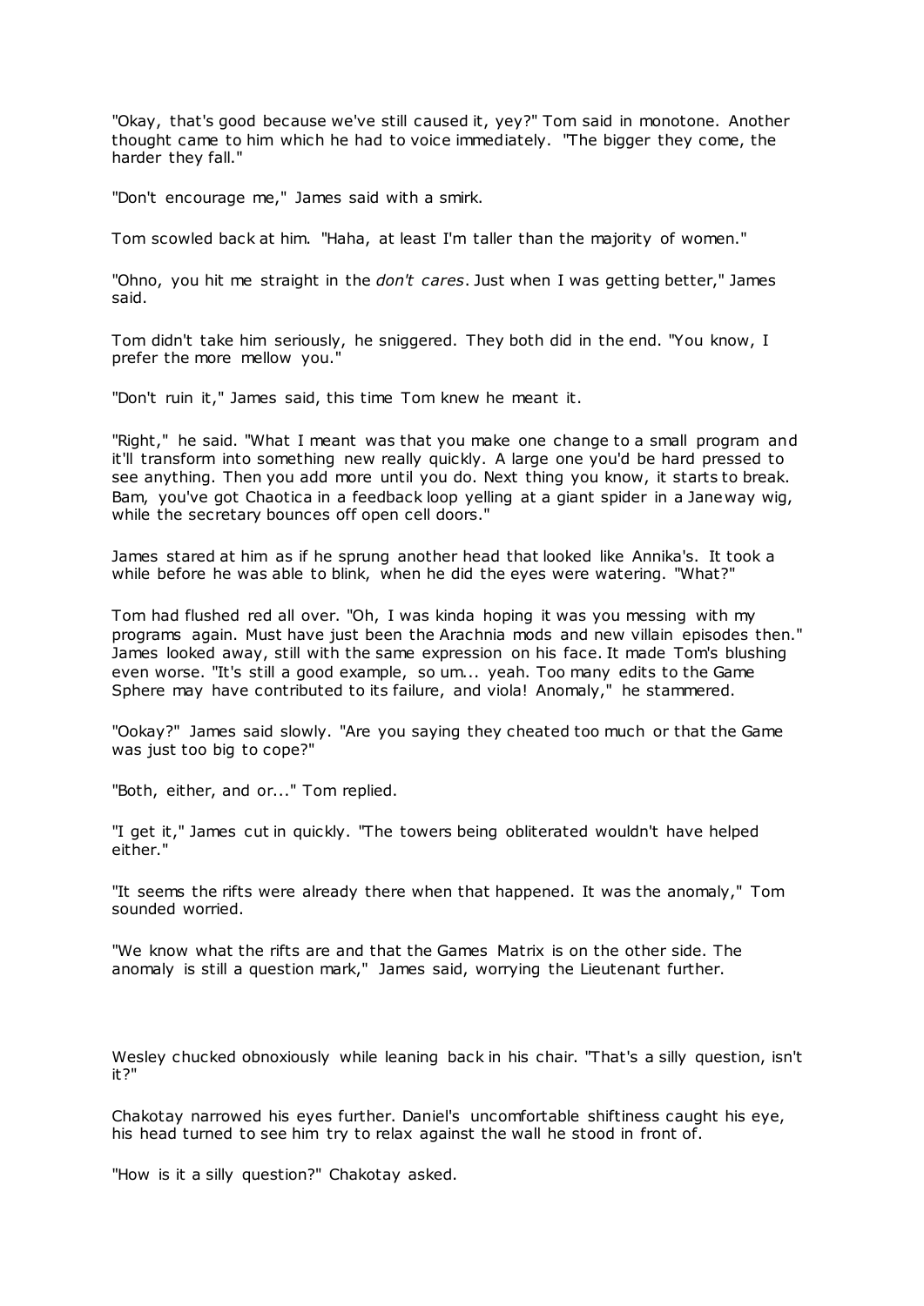"Okay, that's good because we've still caused it, yey?" Tom said in monotone. Another thought came to him which he had to voice immediately. "The bigger they come, the harder they fall."

"Don't encourage me," James said with a smirk.

Tom scowled back at him. "Haha, at least I'm taller than the majority of women."

"Ohno, you hit me straight in the *don't cares*. Just when I was getting better," James said.

Tom didn't take him seriously, he sniggered. They both did in the end. "You know, I prefer the more mellow you."

"Don't ruin it," James said, this time Tom knew he meant it.

"Right," he said. "What I meant was that you make one change to a small program and it'll transform into something new really quickly. A large one you'd be hard pressed to see anything. Then you add more until you do. Next thing you know, it starts to break. Bam, you've got Chaotica in a feedback loop yelling at a giant spider in a Janeway wig, while the secretary bounces off open cell doors."

James stared at him as if he sprung another head that looked like Annika's. It took a while before he was able to blink, when he did the eyes were watering. "What?"

Tom had flushed red all over. "Oh, I was kinda hoping it was you messing with my programs again. Must have just been the Arachnia mods and new villain episodes then." James looked away, still with the same expression on his face. It made Tom's blushing even worse. "It's still a good example, so um... yeah. Too many edits to the Game Sphere may have contributed to its failure, and viola! Anomaly," he stammered.

"Ookay?" James said slowly. "Are you saying they cheated too much or that the Game was just too big to cope?"

"Both, either, and or..." Tom replied.

"I get it," James cut in quickly. "The towers being obliterated wouldn't have helped either."

"It seems the rifts were already there when that happened. It was the anomaly," Tom sounded worried.

"We know what the rifts are and that the Games Matrix is on the other side. The anomaly is still a question mark," James said, worrying the Lieutenant further.

Wesley chucked obnoxiously while leaning back in his chair. "That's a silly question, isn't it?"

Chakotay narrowed his eyes further. Daniel's uncomfortable shiftiness caught his eye, his head turned to see him try to relax against the wall he stood in front of.

"How is it a silly question?" Chakotay asked.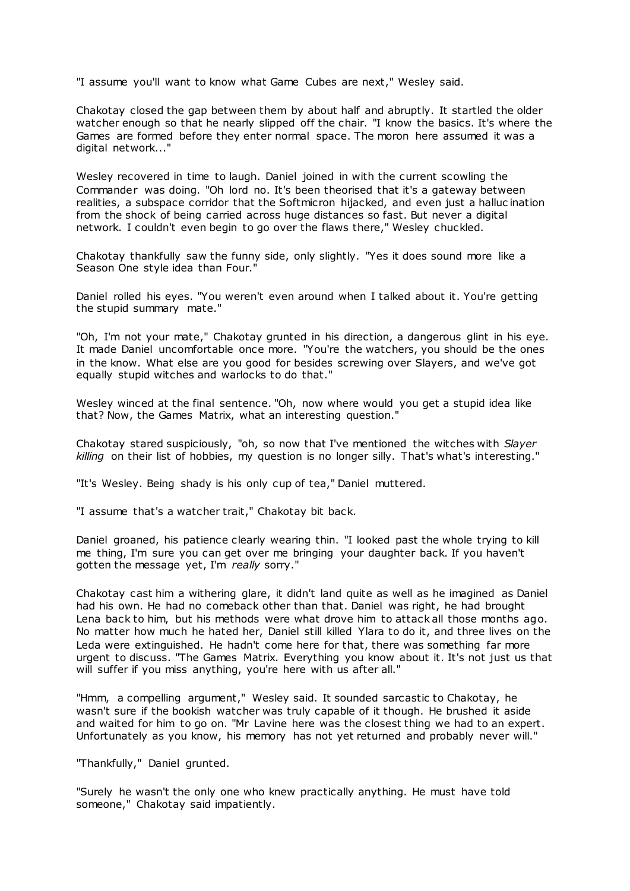"I assume you'll want to know what Game Cubes are next," Wesley said.

Chakotay closed the gap between them by about half and abruptly. It startled the older watcher enough so that he nearly slipped off the chair. "I know the basics. It's where the Games are formed before they enter normal space. The moron here assumed it was a digital network..."

Wesley recovered in time to laugh. Daniel joined in with the current scowling the Commander was doing. "Oh lord no. It's been theorised that it's a gateway between realities, a subspace corridor that the Softmicron hijacked, and even just a hallucination from the shock of being carried across huge distances so fast. But never a digital network. I couldn't even begin to go over the flaws there," Wesley chuckled.

Chakotay thankfully saw the funny side, only slightly. "Yes it does sound more like a Season One style idea than Four."

Daniel rolled his eyes. "You weren't even around when I talked about it. You're getting the stupid summary mate."

"Oh, I'm not your mate," Chakotay grunted in his direction, a dangerous glint in his eye. It made Daniel uncomfortable once more. "You're the watchers, you should be the ones in the know. What else are you good for besides screwing over Slayers, and we've got equally stupid witches and warlocks to do that."

Wesley winced at the final sentence. "Oh, now where would you get a stupid idea like that? Now, the Games Matrix, what an interesting question."

Chakotay stared suspiciously, "oh, so now that I've mentioned the witches with *Slayer killing* on their list of hobbies, my question is no longer silly. That's what's interesting."

"It's Wesley. Being shady is his only cup of tea," Daniel muttered.

"I assume that's a watcher trait," Chakotay bit back.

Daniel groaned, his patience clearly wearing thin. "I looked past the whole trying to kill me thing, I'm sure you can get over me bringing your daughter back. If you haven't gotten the message yet, I'm *really* sorry."

Chakotay cast him a withering glare, it didn't land quite as well as he imagined as Daniel had his own. He had no comeback other than that. Daniel was right, he had brought Lena back to him, but his methods were what drove him to attack all those months ago. No matter how much he hated her, Daniel still killed Ylara to do it, and three lives on the Leda were extinguished. He hadn't come here for that, there was something far more urgent to discuss. "The Games Matrix. Everything you know about it. It's not just us that will suffer if you miss anything, you're here with us after all."

"Hmm, a compelling argument," Wesley said. It sounded sarcastic to Chakotay, he wasn't sure if the bookish watcher was truly capable of it though. He brushed it aside and waited for him to go on. "Mr Lavine here was the closest thing we had to an expert. Unfortunately as you know, his memory has not yet returned and probably never will."

"Thankfully," Daniel grunted.

"Surely he wasn't the only one who knew practically anything. He must have told someone," Chakotay said impatiently.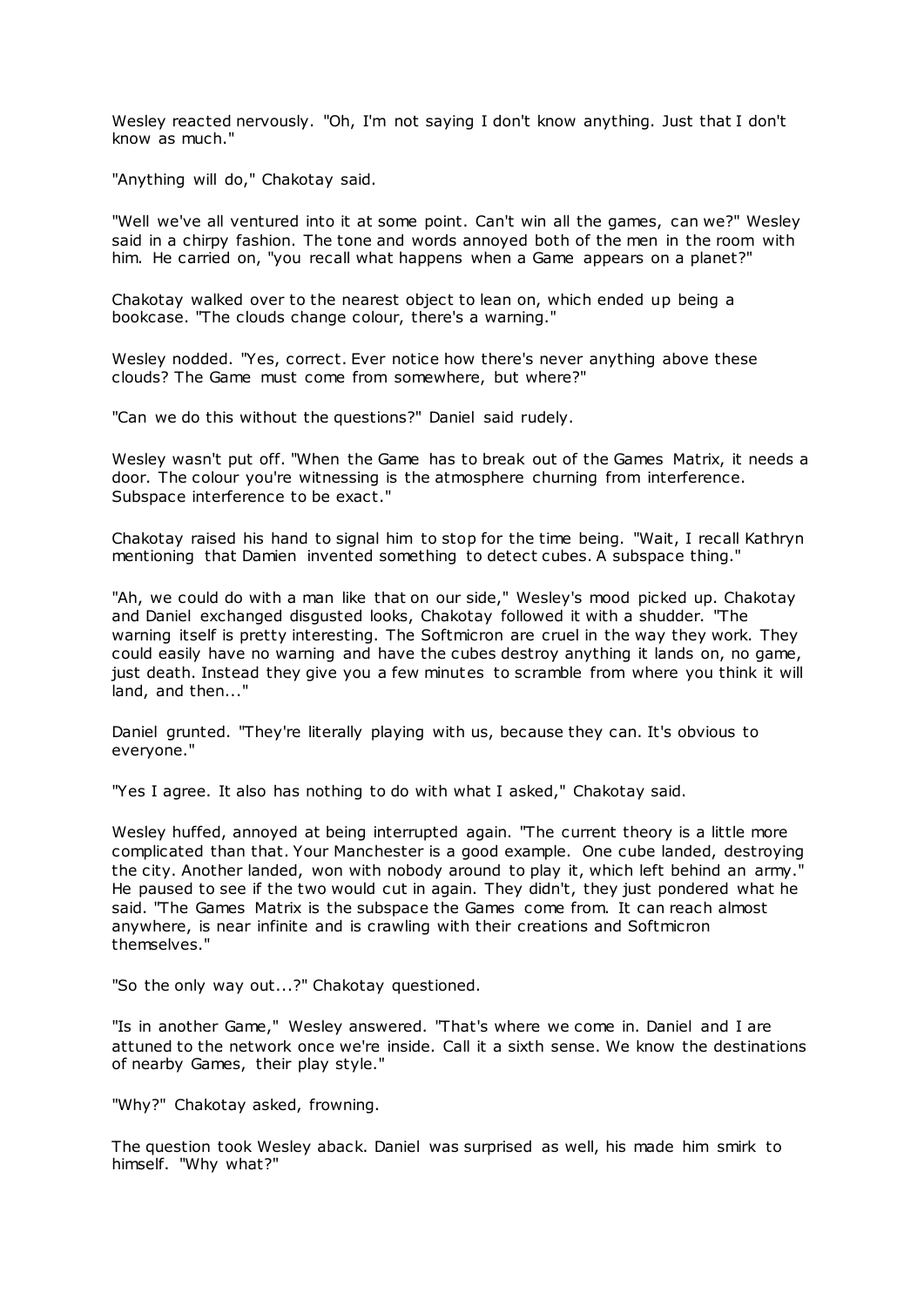Wesley reacted nervously. "Oh, I'm not saying I don't know anything. Just that I don't know as much."

"Anything will do," Chakotay said.

"Well we've all ventured into it at some point. Can't win all the games, can we?" Wesley said in a chirpy fashion. The tone and words annoyed both of the men in the room with him. He carried on, "you recall what happens when a Game appears on a planet?"

Chakotay walked over to the nearest object to lean on, which ended up being a bookcase. "The clouds change colour, there's a warning."

Wesley nodded. "Yes, correct. Ever notice how there's never anything above these clouds? The Game must come from somewhere, but where?"

"Can we do this without the questions?" Daniel said rudely.

Wesley wasn't put off. "When the Game has to break out of the Games Matrix, it needs a door. The colour you're witnessing is the atmosphere churning from interference. Subspace interference to be exact."

Chakotay raised his hand to signal him to stop for the time being. "Wait, I recall Kathryn mentioning that Damien invented something to detect cubes. A subspace thing."

"Ah, we could do with a man like that on our side," Wesley's mood picked up. Chakotay and Daniel exchanged disgusted looks, Chakotay followed it with a shudder. "The warning itself is pretty interesting. The Softmicron are cruel in the way they work. They could easily have no warning and have the cubes destroy anything it lands on, no game, just death. Instead they give you a few minutes to scramble from where you think it will land, and then..."

Daniel grunted. "They're literally playing with us, because they can. It's obvious to everyone."

"Yes I agree. It also has nothing to do with what I asked," Chakotay said.

Wesley huffed, annoyed at being interrupted again. "The current theory is a little more complicated than that. Your Manchester is a good example. One cube landed, destroying the city. Another landed, won with nobody around to play it, which left behind an army." He paused to see if the two would cut in again. They didn't, they just pondered what he said. "The Games Matrix is the subspace the Games come from. It can reach almost anywhere, is near infinite and is crawling with their creations and Softmicron themselves."

"So the only way out...?" Chakotay questioned.

"Is in another Game," Wesley answered. "That's where we come in. Daniel and I are attuned to the network once we're inside. Call it a sixth sense. We know the destinations of nearby Games, their play style."

"Why?" Chakotay asked, frowning.

The question took Wesley aback. Daniel was surprised as well, his made him smirk to himself. "Why what?"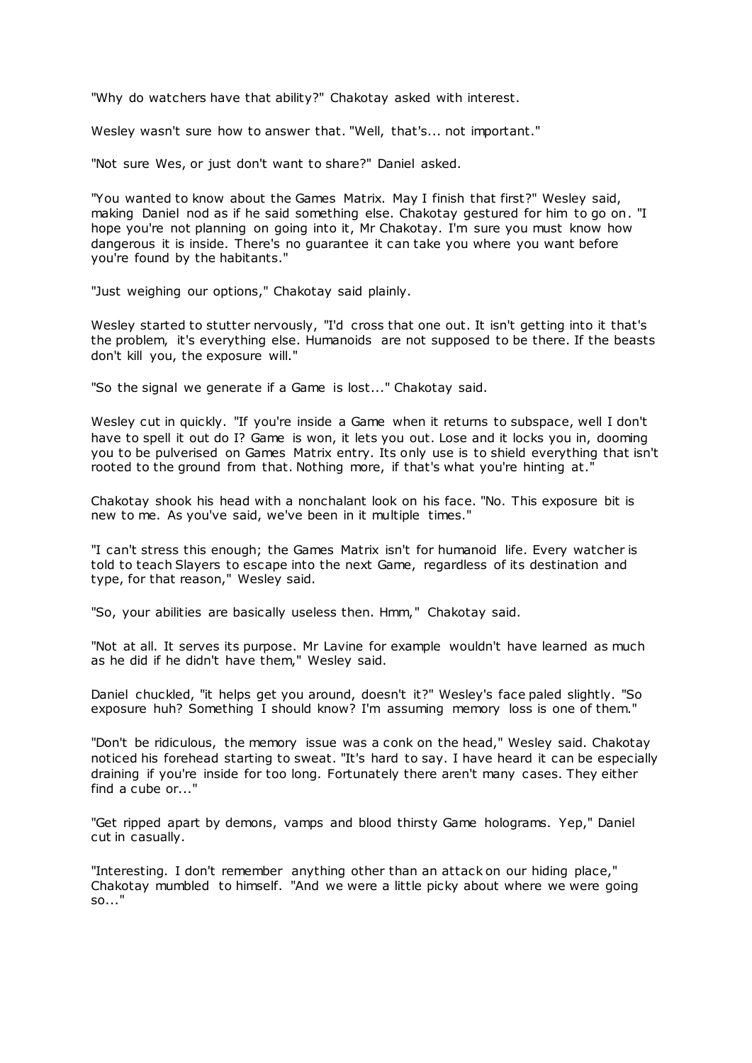"Why do watchers have that ability?" Chakotay asked with interest.

Wesley wasn't sure how to answer that. "Well, that's... not important."

"Not sure Wes, or just don't want to share?" Daniel asked.

"You wanted to know about the Games Matrix. May I finish that first?" Wesley said, making Daniel nod as if he said something else. Chakotay gestured for him to go on. "I hope you're not planning on going into it, Mr Chakotay. I'm sure you must know how dangerous it is inside. There's no guarantee it can take you where you want before you're found by the habitants."

"Just weighing our options," Chakotay said plainly.

Wesley started to stutter nervously, "I'd cross that one out. It isn't getting into it that's the problem, it's everything else. Humanoids are not supposed to be there. If the beasts don't kill you, the exposure will."

"So the signal we generate if a Game is lost..." Chakotay said.

Wesley cut in quickly. "If you're inside a Game when it returns to subspace, well I don't have to spell it out do I? Game is won, it lets you out. Lose and it locks you in, dooming you to be pulverised on Games Matrix entry. Its only use is to shield everything that isn't rooted to the ground from that. Nothing more, if that's what you're hinting at."

Chakotay shook his head with a nonchalant look on his face. "No. This exposure bit is new to me. As you've said, we've been in it multiple times."

"I can't stress this enough; the Games Matrix isn't for humanoid life. Every watcher is told to teach Slayers to escape into the next Game, regardless of its destination and type, for that reason," Wesley said.

"So, your abilities are basically useless then. Hmm," Chakotay said.

"Not at all. It serves its purpose. Mr Lavine for example wouldn't have learned as much as he did if he didn't have them," Wesley said.

Daniel chuckled, "it helps get you around, doesn't it?" Wesley's face paled slightly. "So exposure huh? Something I should know? I'm assuming memory loss is one of them."

"Don't be ridiculous, the memory issue was a conk on the head," Wesley said. Chakotay noticed his forehead starting to sweat. "It's hard to say. I have heard it can be especially draining if you're inside for too long. Fortunately there aren't many cases. They either find a cube or..."

"Get ripped apart by demons, vamps and blood thirsty Game holograms. Yep," Daniel cut in casually.

"Interesting. I don't remember anything other than an attack on our hiding place," Chakotay mumbled to himself. "And we were a little picky about where we were going so..."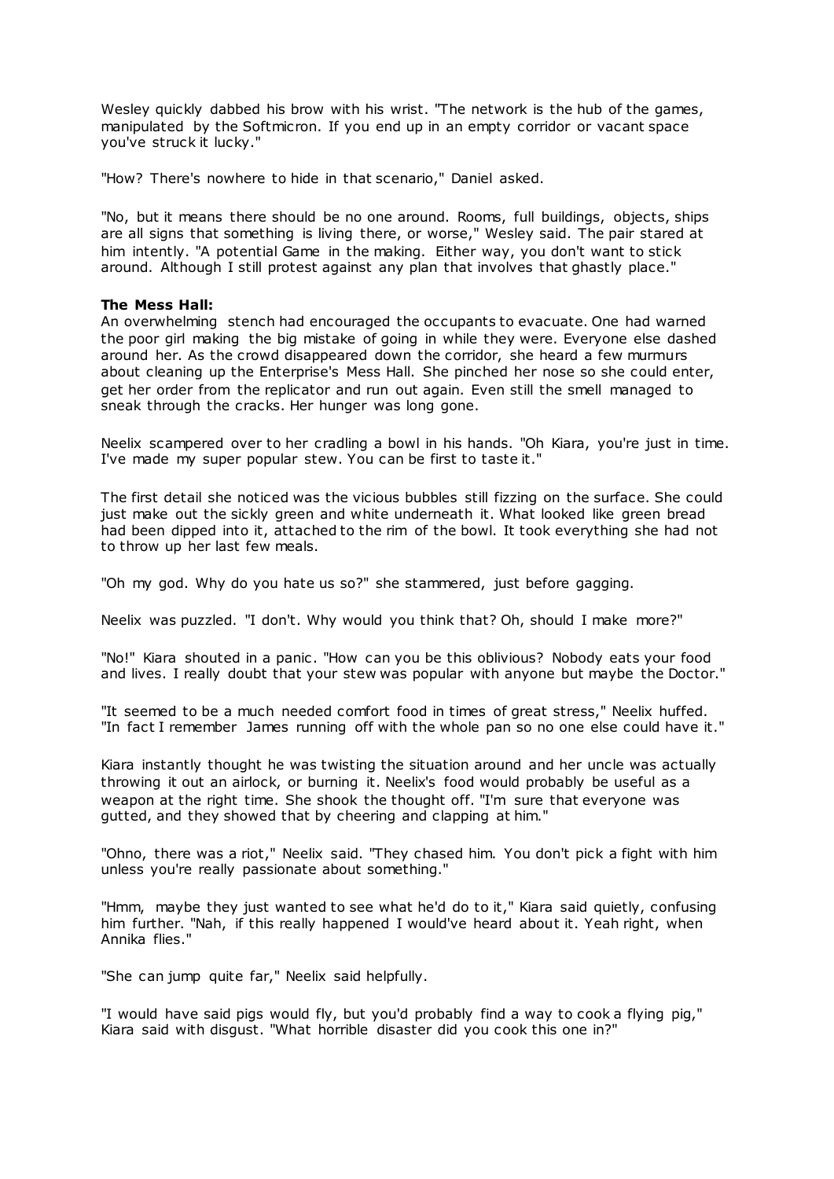Wesley quickly dabbed his brow with his wrist. "The network is the hub of the games, manipulated by the Softmicron. If you end up in an empty corridor or vacant space you've struck it lucky."

"How? There's nowhere to hide in that scenario," Daniel asked.

"No, but it means there should be no one around. Rooms, full buildings, objects, ships are all signs that something is living there, or worse," Wesley said. The pair stared at him intently. "A potential Game in the making. Either way, you don't want to stick around. Although I still protest against any plan that involves that ghastly place."

**The Mess Hall:**
An overwhelming stench had encouraged the occupants to evacuate. One had warned the poor girl making the big mistake of going in while they were. Everyone else dashed around her. As the crowd disappeared down the corridor, she heard a few murmurs about cleaning up the Enterprise's Mess Hall. She pinched her nose so she could enter, get her order from the replicator and run out again. Even still the smell managed to sneak through the cracks. Her hunger was long gone.

Neelix scampered over to her cradling a bowl in his hands. "Oh Kiara, you're just in time. I've made my super popular stew. You can be first to taste it."

The first detail she noticed was the vicious bubbles still fizzing on the surface. She could just make out the sickly green and white underneath it. What looked like green bread had been dipped into it, attached to the rim of the bowl. It took everything she had not to throw up her last few meals.

"Oh my god. Why do you hate us so?" she stammered, just before gagging.

Neelix was puzzled. "I don't. Why would you think that? Oh, should I make more?"

"No!" Kiara shouted in a panic. "How can you be this oblivious? Nobody eats your food and lives. I really doubt that your stew was popular with anyone but maybe the Doctor."

"It seemed to be a much needed comfort food in times of great stress," Neelix huffed. "In fact I remember James running off with the whole pan so no one else could have it."

Kiara instantly thought he was twisting the situation around and her uncle was actually throwing it out an airlock, or burning it. Neelix's food would probably be useful as a weapon at the right time. She shook the thought off. "I'm sure that everyone was gutted, and they showed that by cheering and clapping at him."

"Ohno, there was a riot," Neelix said. "They chased him. You don't pick a fight with him unless you're really passionate about something."

"Hmm, maybe they just wanted to see what he'd do to it," Kiara said quietly, confusing him further. "Nah, if this really happened I would've heard about it. Yeah right, when Annika flies."

"She can jump quite far," Neelix said helpfully.

"I would have said pigs would fly, but you'd probably find a way to cook a flying pig," Kiara said with disgust. "What horrible disaster did you cook this one in?"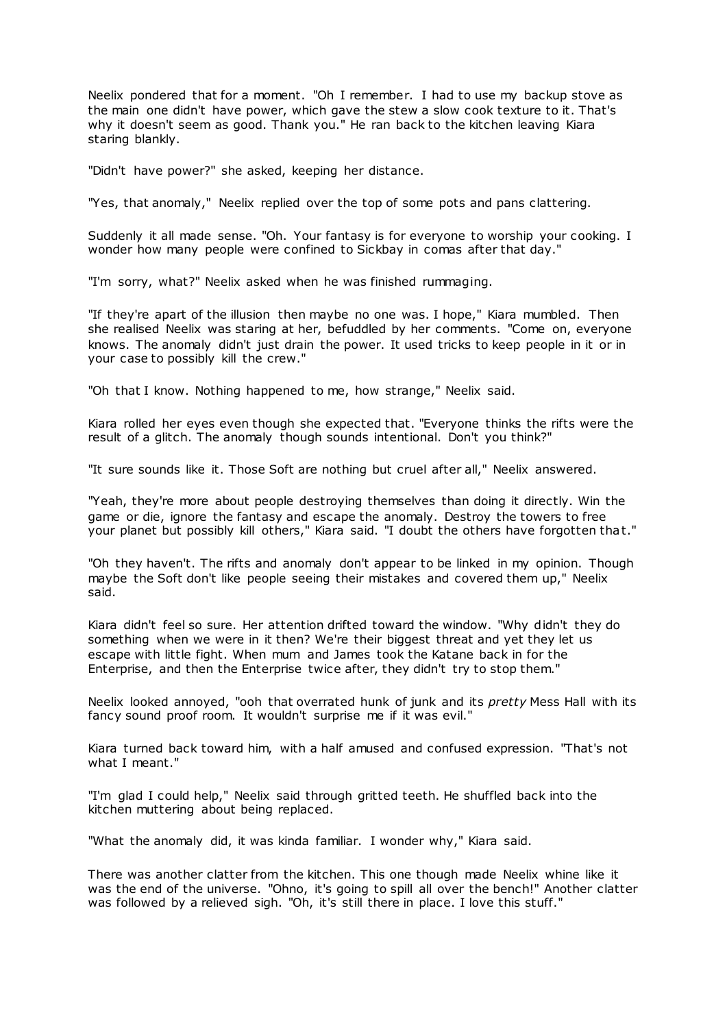Neelix pondered that for a moment. "Oh I remember. I had to use my backup stove as the main one didn't have power, which gave the stew a slow cook texture to it. That's why it doesn't seem as good. Thank you." He ran back to the kitchen leaving Kiara staring blankly.

"Didn't have power?" she asked, keeping her distance.

"Yes, that anomaly," Neelix replied over the top of some pots and pans clattering.

Suddenly it all made sense. "Oh. Your fantasy is for everyone to worship your cooking. I wonder how many people were confined to Sickbay in comas after that day."

"I'm sorry, what?" Neelix asked when he was finished rummaging.

"If they're apart of the illusion then maybe no one was. I hope," Kiara mumbled. Then she realised Neelix was staring at her, befuddled by her comments. "Come on, everyone knows. The anomaly didn't just drain the power. It used tricks to keep people in it or in your case to possibly kill the crew."

"Oh that I know. Nothing happened to me, how strange," Neelix said.

Kiara rolled her eyes even though she expected that. "Everyone thinks the rifts were the result of a glitch. The anomaly though sounds intentional. Don't you think?"

"It sure sounds like it. Those Soft are nothing but cruel after all," Neelix answered.

"Yeah, they're more about people destroying themselves than doing it directly. Win the game or die, ignore the fantasy and escape the anomaly. Destroy the towers to free your planet but possibly kill others," Kiara said. "I doubt the others have forgotten that."

"Oh they haven't. The rifts and anomaly don't appear to be linked in my opinion. Though maybe the Soft don't like people seeing their mistakes and covered them up," Neelix said.

Kiara didn't feel so sure. Her attention drifted toward the window. "Why didn't they do something when we were in it then? We're their biggest threat and yet they let us escape with little fight. When mum and James took the Katane back in for the Enterprise, and then the Enterprise twice after, they didn't try to stop them."

Neelix looked annoyed, "ooh that overrated hunk of junk and its *pretty* Mess Hall with its fancy sound proof room. It wouldn't surprise me if it was evil."

Kiara turned back toward him, with a half amused and confused expression. "That's not what I meant."

"I'm glad I could help," Neelix said through gritted teeth. He shuffled back into the kitchen muttering about being replaced.

"What the anomaly did, it was kinda familiar. I wonder why," Kiara said.

There was another clatter from the kitchen. This one though made Neelix whine like it was the end of the universe. "Ohno, it's going to spill all over the bench!" Another clatter was followed by a relieved sigh. "Oh, it's still there in place. I love this stuff."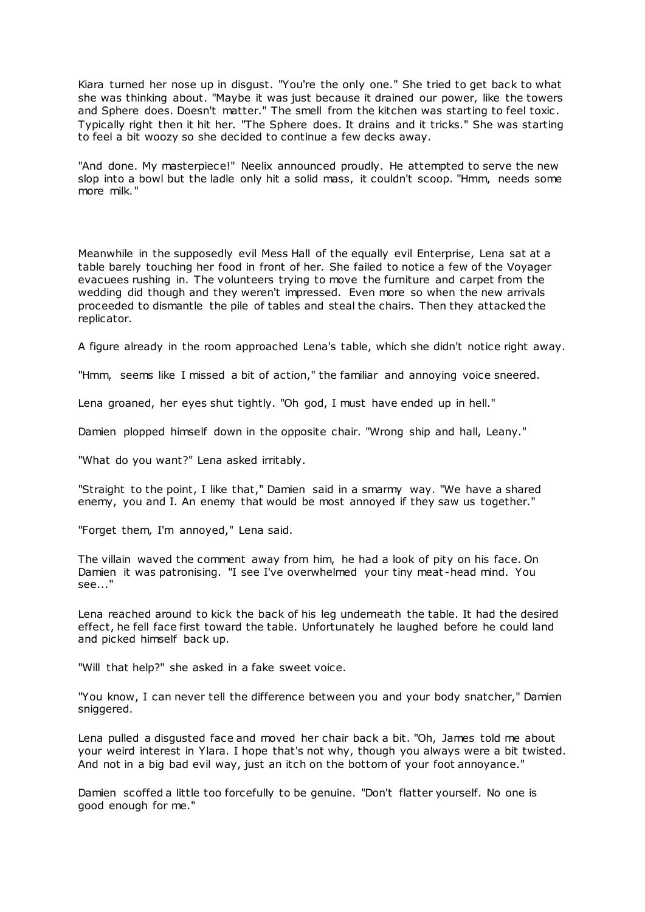Kiara turned her nose up in disgust. "You're the only one." She tried to get back to what she was thinking about. "Maybe it was just because it drained our power, like the towers and Sphere does. Doesn't matter." The smell from the kitchen was starting to feel toxic. Typically right then it hit her. "The Sphere does. It drains and it tricks." She was starting to feel a bit woozy so she decided to continue a few decks away.

"And done. My masterpiece!" Neelix announced proudly. He attempted to serve the new slop into a bowl but the ladle only hit a solid mass, it couldn't scoop. "Hmm, needs some more milk."

Meanwhile in the supposedly evil Mess Hall of the equally evil Enterprise, Lena sat at a table barely touching her food in front of her. She failed to notice a few of the Voyager evacuees rushing in. The volunteers trying to move the furniture and carpet from the wedding did though and they weren't impressed. Even more so when the new arrivals proceeded to dismantle the pile of tables and steal the chairs. Then they attacked the replicator.

A figure already in the room approached Lena's table, which she didn't notice right away.

"Hmm, seems like I missed a bit of action," the familiar and annoying voice sneered.

Lena groaned, her eyes shut tightly. "Oh god, I must have ended up in hell."

Damien plopped himself down in the opposite chair. "Wrong ship and hall, Leany."

"What do you want?" Lena asked irritably.

"Straight to the point, I like that," Damien said in a smarmy way. "We have a shared enemy, you and I. An enemy that would be most annoyed if they saw us together."

"Forget them, I'm annoyed," Lena said.

The villain waved the comment away from him, he had a look of pity on his face. On Damien it was patronising. "I see I've overwhelmed your tiny meat-head mind. You see..."

Lena reached around to kick the back of his leg underneath the table. It had the desired effect, he fell face first toward the table. Unfortunately he laughed before he could land and picked himself back up.

"Will that help?" she asked in a fake sweet voice.

"You know, I can never tell the difference between you and your body snatcher," Damien sniggered.

Lena pulled a disgusted face and moved her chair back a bit. "Oh, James told me about your weird interest in Ylara. I hope that's not why, though you always were a bit twisted. And not in a big bad evil way, just an itch on the bottom of your foot annoyance."

Damien scoffed a little too forcefully to be genuine. "Don't flatter yourself. No one is good enough for me."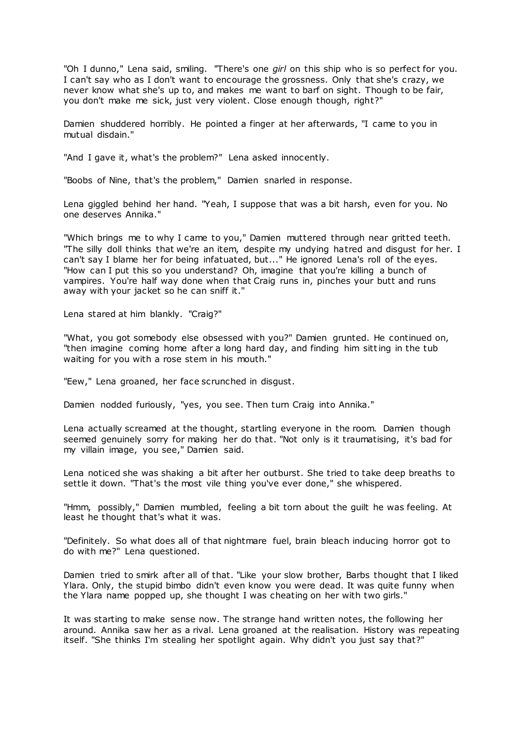"Oh I dunno," Lena said, smiling. "There's one *girl* on this ship who is so perfect for you. I can't say who as I don't want to encourage the grossness. Only that she's crazy, we never know what she's up to, and makes me want to barf on sight. Though to be fair, you don't make me sick, just very violent. Close enough though, right?"

Damien shuddered horribly. He pointed a finger at her afterwards, "I came to you in mutual disdain."

"And I gave it, what's the problem?" Lena asked innocently.

"Boobs of Nine, that's the problem," Damien snarled in response.

Lena giggled behind her hand. "Yeah, I suppose that was a bit harsh, even for you. No one deserves Annika."

"Which brings me to why I came to you," Damien muttered through near gritted teeth. "The silly doll thinks that we're an item, despite my undying hatred and disgust for her. I can't say I blame her for being infatuated, but..." He ignored Lena's roll of the eyes. "How can I put this so you understand? Oh, imagine that you're killing a bunch of vampires. You're half way done when that Craig runs in, pinches your butt and runs away with your jacket so he can sniff it."

Lena stared at him blankly. "Craig?"

"What, you got somebody else obsessed with you?" Damien grunted. He continued on, "then imagine coming home after a long hard day, and finding him sitting in the tub waiting for you with a rose stem in his mouth."

"Eew," Lena groaned, her face scrunched in disgust.

Damien nodded furiously, "yes, you see. Then turn Craig into Annika."

Lena actually screamed at the thought, startling everyone in the room. Damien though seemed genuinely sorry for making her do that. "Not only is it traumatising, it's bad for my villain image, you see," Damien said.

Lena noticed she was shaking a bit after her outburst. She tried to take deep breaths to settle it down. "That's the most vile thing you've ever done," she whispered.

"Hmm, possibly," Damien mumbled, feeling a bit torn about the guilt he was feeling. At least he thought that's what it was.

"Definitely. So what does all of that nightmare fuel, brain bleach inducing horror got to do with me?" Lena questioned.

Damien tried to smirk after all of that. "Like your slow brother, Barbs thought that I liked Ylara. Only, the stupid bimbo didn't even know you were dead. It was quite funny when the Ylara name popped up, she thought I was cheating on her with two girls."

It was starting to make sense now. The strange hand written notes, the following her around. Annika saw her as a rival. Lena groaned at the realisation. History was repeating itself. "She thinks I'm stealing her spotlight again. Why didn't you just say that?"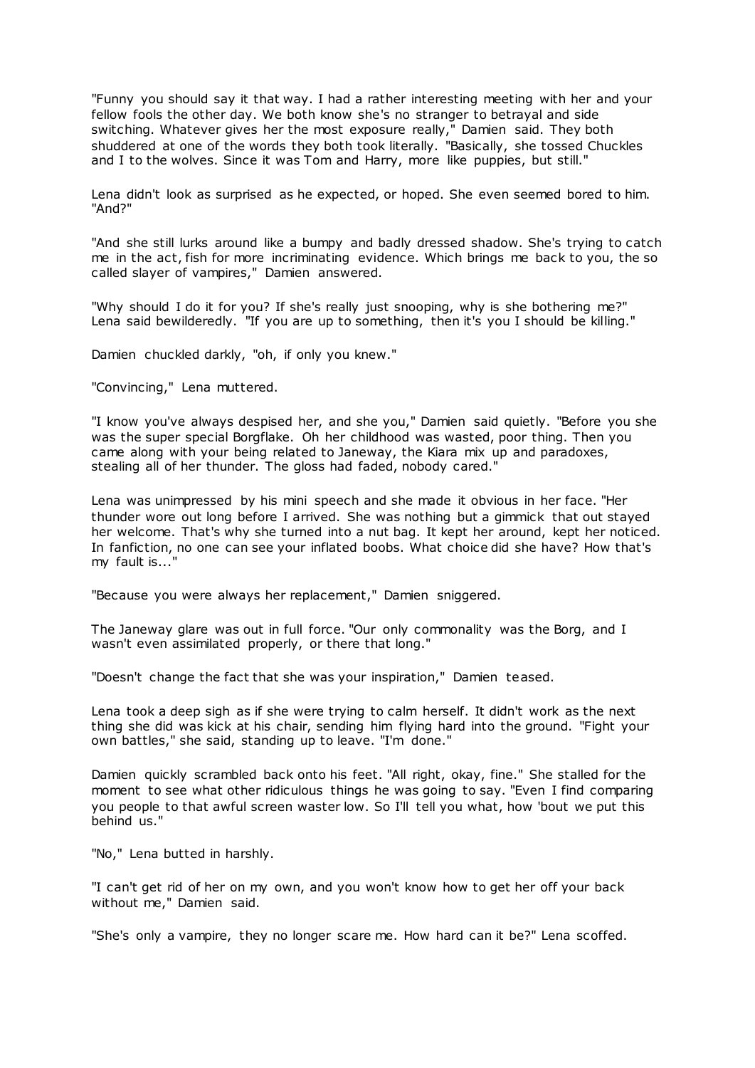"Funny you should say it that way. I had a rather interesting meeting with her and your fellow fools the other day. We both know she's no stranger to betrayal and side switching. Whatever gives her the most exposure really," Damien said. They both shuddered at one of the words they both took literally. "Basically, she tossed Chuckles and I to the wolves. Since it was Tom and Harry, more like puppies, but still."

Lena didn't look as surprised as he expected, or hoped. She even seemed bored to him. "And?"

"And she still lurks around like a bumpy and badly dressed shadow. She's trying to catch me in the act, fish for more incriminating evidence. Which brings me back to you, the so called slayer of vampires," Damien answered.

"Why should I do it for you? If she's really just snooping, why is she bothering me?" Lena said bewilderedly. "If you are up to something, then it's you I should be killing."

Damien chuckled darkly, "oh, if only you knew."

"Convincing," Lena muttered.

"I know you've always despised her, and she you," Damien said quietly. "Before you she was the super special Borgflake. Oh her childhood was wasted, poor thing. Then you came along with your being related to Janeway, the Kiara mix up and paradoxes, stealing all of her thunder. The gloss had faded, nobody cared."

Lena was unimpressed by his mini speech and she made it obvious in her face. "Her thunder wore out long before I arrived. She was nothing but a gimmick that out stayed her welcome. That's why she turned into a nut bag. It kept her around, kept her noticed. In fanfiction, no one can see your inflated boobs. What choice did she have? How that's my fault is..."

"Because you were always her replacement," Damien sniggered.

The Janeway glare was out in full force. "Our only commonality was the Borg, and I wasn't even assimilated properly, or there that long."

"Doesn't change the fact that she was your inspiration," Damien teased.

Lena took a deep sigh as if she were trying to calm herself. It didn't work as the next thing she did was kick at his chair, sending him flying hard into the ground. "Fight your own battles," she said, standing up to leave. "I'm done."

Damien quickly scrambled back onto his feet. "All right, okay, fine." She stalled for the moment to see what other ridiculous things he was going to say. "Even I find comparing you people to that awful screen waster low. So I'll tell you what, how 'bout we put this behind us."

"No," Lena butted in harshly.

"I can't get rid of her on my own, and you won't know how to get her off your back without me," Damien said.

"She's only a vampire, they no longer scare me. How hard can it be?" Lena scoffed.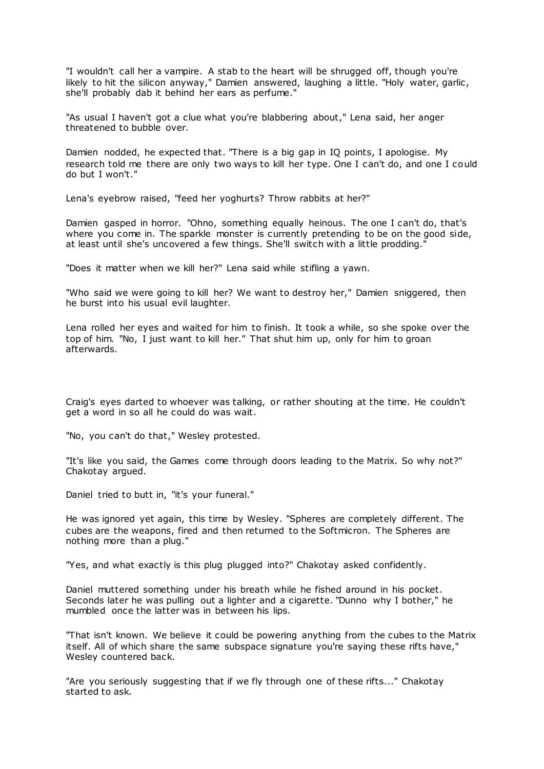"I wouldn't call her a vampire. A stab to the heart will be shrugged off, though you're likely to hit the silicon anyway," Damien answered, laughing a little. "Holy water, garlic, she'll probably dab it behind her ears as perfume."

"As usual I haven't got a clue what you're blabbering about," Lena said, her anger threatened to bubble over.

Damien nodded, he expected that. "There is a big gap in IQ points, I apologise. My research told me there are only two ways to kill her type. One I can't do, and one I could do but I won't."

Lena's eyebrow raised, "feed her yoghurts? Throw rabbits at her?"

Damien gasped in horror. "Ohno, something equally heinous. The one I can't do, that's where you come in. The sparkle monster is currently pretending to be on the good side, at least until she's uncovered a few things. She'll switch with a little prodding."

"Does it matter when we kill her?" Lena said while stifling a yawn.

"Who said we were going to kill her? We want to destroy her," Damien sniggered, then he burst into his usual evil laughter.

Lena rolled her eyes and waited for him to finish. It took a while, so she spoke over the top of him. "No, I just want to kill her." That shut him up, only for him to groan afterwards.

Craig's eyes darted to whoever was talking, or rather shouting at the time. He couldn't get a word in so all he could do was wait.

"No, you can't do that," Wesley protested.

"It's like you said, the Games come through doors leading to the Matrix. So why not?" Chakotay argued.

Daniel tried to butt in, "it's your funeral."

He was ignored yet again, this time by Wesley. "Spheres are completely different. The cubes are the weapons, fired and then returned to the Softmicron. The Spheres are nothing more than a plug."

"Yes, and what exactly is this plug plugged into?" Chakotay asked confidently.

Daniel muttered something under his breath while he fished around in his pocket. Seconds later he was pulling out a lighter and a cigarette. "Dunno why I bother," he mumbled once the latter was in between his lips.

"That isn't known. We believe it could be powering anything from the cubes to the Matrix itself. All of which share the same subspace signature you're saying these rifts have," Wesley countered back.

"Are you seriously suggesting that if we fly through one of these rifts..." Chakotay started to ask.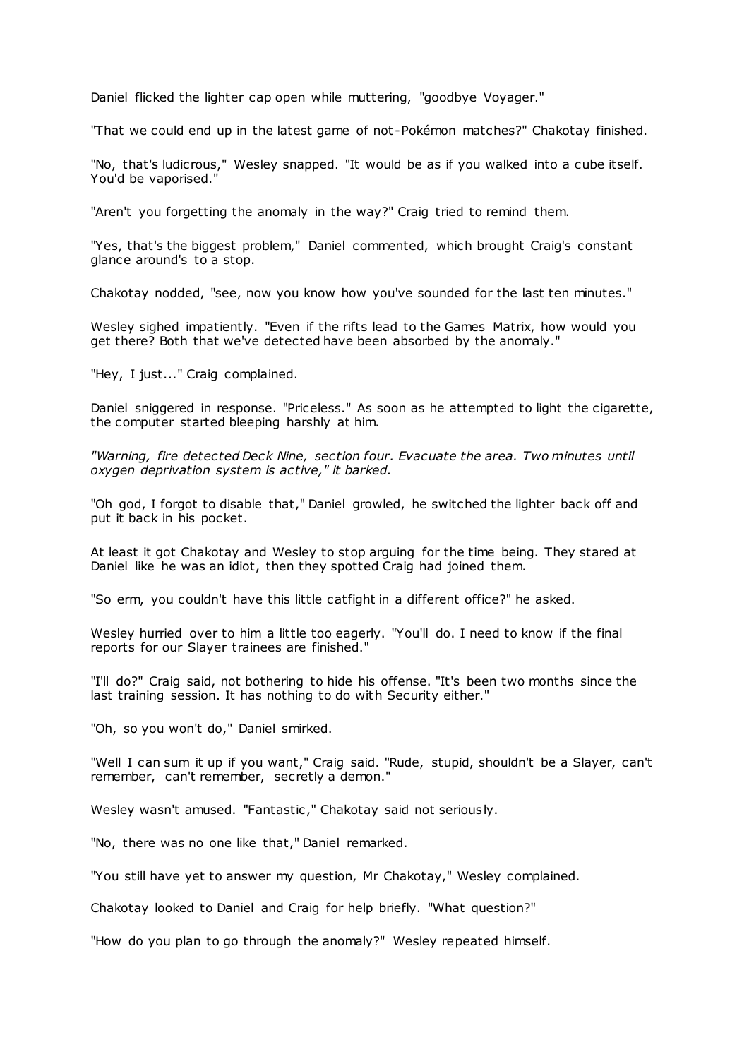Daniel flicked the lighter cap open while muttering, "goodbye Voyager."

"That we could end up in the latest game of not-Pokémon matches?" Chakotay finished.

"No, that's ludicrous," Wesley snapped. "It would be as if you walked into a cube itself. You'd be vaporised."

"Aren't you forgetting the anomaly in the way?" Craig tried to remind them.

"Yes, that's the biggest problem," Daniel commented, which brought Craig's constant glance around's to a stop.

Chakotay nodded, "see, now you know how you've sounded for the last ten minutes."

Wesley sighed impatiently. "Even if the rifts lead to the Games Matrix, how would you get there? Both that we've detected have been absorbed by the anomaly."

"Hey, I just..." Craig complained.

Daniel sniggered in response. "Priceless." As soon as he attempted to light the cigarette, the computer started bleeping harshly at him.

*"Warning, fire detected Deck Nine, section four. Evacuate the area. Two minutes until oxygen deprivation system is active," it barked.*

"Oh god, I forgot to disable that," Daniel growled, he switched the lighter back off and put it back in his pocket.

At least it got Chakotay and Wesley to stop arguing for the time being. They stared at Daniel like he was an idiot, then they spotted Craig had joined them.

"So erm, you couldn't have this little catfight in a different office?" he asked.

Wesley hurried over to him a little too eagerly. "You'll do. I need to know if the final reports for our Slayer trainees are finished."

"I'll do?" Craig said, not bothering to hide his offense. "It's been two months since the last training session. It has nothing to do with Security either."

"Oh, so you won't do," Daniel smirked.

"Well I can sum it up if you want," Craig said. "Rude, stupid, shouldn't be a Slayer, can't remember, can't remember, secretly a demon."

Wesley wasn't amused. "Fantastic," Chakotay said not seriously.

"No, there was no one like that," Daniel remarked.

"You still have yet to answer my question, Mr Chakotay," Wesley complained.

Chakotay looked to Daniel and Craig for help briefly. "What question?"

"How do you plan to go through the anomaly?" Wesley repeated himself.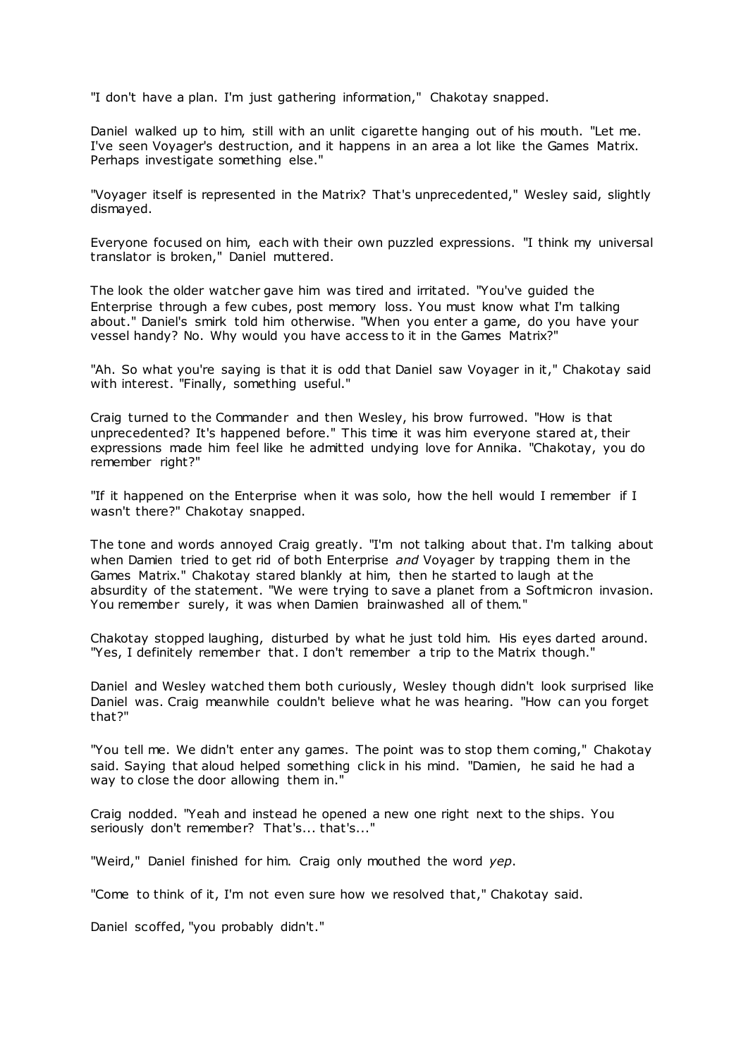"I don't have a plan. I'm just gathering information," Chakotay snapped.

Daniel walked up to him, still with an unlit cigarette hanging out of his mouth. "Let me. I've seen Voyager's destruction, and it happens in an area a lot like the Games Matrix. Perhaps investigate something else."

"Voyager itself is represented in the Matrix? That's unprecedented," Wesley said, slightly dismayed.

Everyone focused on him, each with their own puzzled expressions. "I think my universal translator is broken," Daniel muttered.

The look the older watcher gave him was tired and irritated. "You've guided the Enterprise through a few cubes, post memory loss. You must know what I'm talking about." Daniel's smirk told him otherwise. "When you enter a game, do you have your vessel handy? No. Why would you have access to it in the Games Matrix?"

"Ah. So what you're saying is that it is odd that Daniel saw Voyager in it," Chakotay said with interest. "Finally, something useful."

Craig turned to the Commander and then Wesley, his brow furrowed. "How is that unprecedented? It's happened before." This time it was him everyone stared at, their expressions made him feel like he admitted undying love for Annika. "Chakotay, you do remember right?"

"If it happened on the Enterprise when it was solo, how the hell would I remember if I wasn't there?" Chakotay snapped.

The tone and words annoyed Craig greatly. "I'm not talking about that. I'm talking about when Damien tried to get rid of both Enterprise *and* Voyager by trapping them in the Games Matrix." Chakotay stared blankly at him, then he started to laugh at the absurdity of the statement. "We were trying to save a planet from a Softmicron invasion. You remember surely, it was when Damien brainwashed all of them."

Chakotay stopped laughing, disturbed by what he just told him. His eyes darted around. "Yes, I definitely remember that. I don't remember a trip to the Matrix though."

Daniel and Wesley watched them both curiously, Wesley though didn't look surprised like Daniel was. Craig meanwhile couldn't believe what he was hearing. "How can you forget that?"

"You tell me. We didn't enter any games. The point was to stop them coming," Chakotay said. Saying that aloud helped something click in his mind. "Damien, he said he had a way to close the door allowing them in."

Craig nodded. "Yeah and instead he opened a new one right next to the ships. You seriously don't remember? That's... that's..."

"Weird," Daniel finished for him. Craig only mouthed the word *yep*.

"Come to think of it, I'm not even sure how we resolved that," Chakotay said.

Daniel scoffed, "you probably didn't."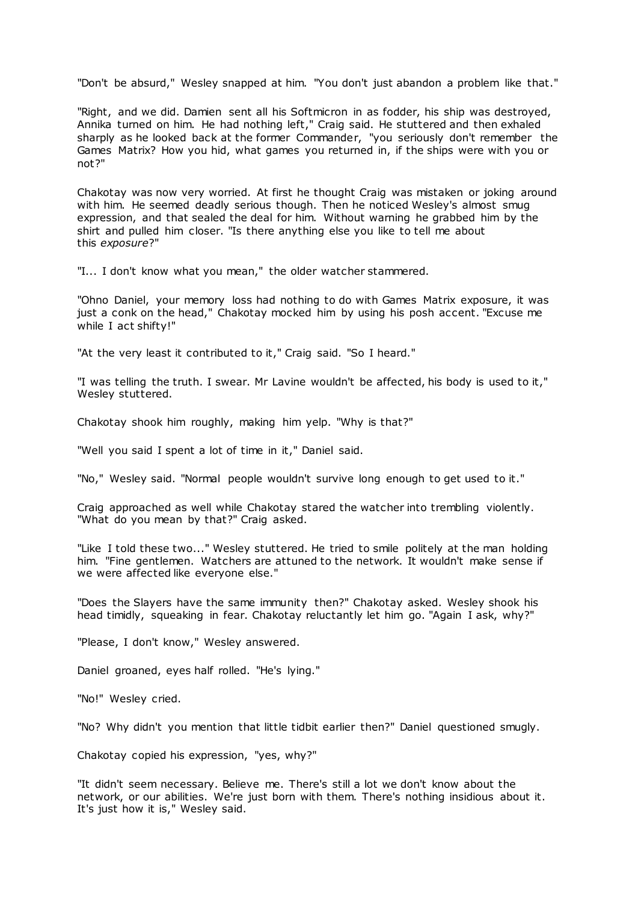"Don't be absurd," Wesley snapped at him. "You don't just abandon a problem like that."

"Right, and we did. Damien sent all his Softmicron in as fodder, his ship was destroyed, Annika turned on him. He had nothing left," Craig said. He stuttered and then exhaled sharply as he looked back at the former Commander, "you seriously don't remember the Games Matrix? How you hid, what games you returned in, if the ships were with you or not?"

Chakotay was now very worried. At first he thought Craig was mistaken or joking around with him. He seemed deadly serious though. Then he noticed Wesley's almost smug expression, and that sealed the deal for him. Without warning he grabbed him by the shirt and pulled him closer. "Is there anything else you like to tell me about this *exposure*?"

"I... I don't know what you mean," the older watcher stammered.

"Ohno Daniel, your memory loss had nothing to do with Games Matrix exposure, it was just a conk on the head," Chakotay mocked him by using his posh accent. "Excuse me while I act shifty!"

"At the very least it contributed to it," Craig said. "So I heard."

"I was telling the truth. I swear. Mr Lavine wouldn't be affected, his body is used to it," Wesley stuttered.

Chakotay shook him roughly, making him yelp. "Why is that?"

"Well you said I spent a lot of time in it," Daniel said.

"No," Wesley said. "Normal people wouldn't survive long enough to get used to it."

Craig approached as well while Chakotay stared the watcher into trembling violently. "What do you mean by that?" Craig asked.

"Like I told these two..." Wesley stuttered. He tried to smile politely at the man holding him. "Fine gentlemen. Watchers are attuned to the network. It wouldn't make sense if we were affected like everyone else."

"Does the Slayers have the same immunity then?" Chakotay asked. Wesley shook his head timidly, squeaking in fear. Chakotay reluctantly let him go. "Again I ask, why?"

"Please, I don't know," Wesley answered.

Daniel groaned, eyes half rolled. "He's lying."

"No!" Wesley cried.

"No? Why didn't you mention that little tidbit earlier then?" Daniel questioned smugly.

Chakotay copied his expression, "yes, why?"

"It didn't seem necessary. Believe me. There's still a lot we don't know about the network, or our abilities. We're just born with them. There's nothing insidious about it. It's just how it is," Wesley said.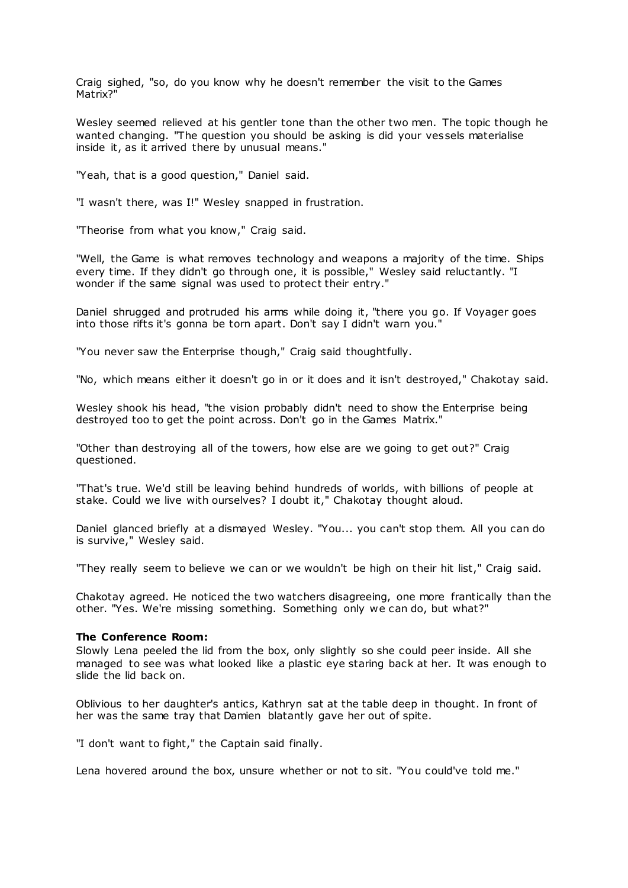Craig sighed, "so, do you know why he doesn't remember the visit to the Games Matrix?"

Wesley seemed relieved at his gentler tone than the other two men. The topic though he wanted changing. "The question you should be asking is did your vessels materialise inside it, as it arrived there by unusual means."

"Yeah, that is a good question," Daniel said.

"I wasn't there, was I!" Wesley snapped in frustration.

"Theorise from what you know," Craig said.

"Well, the Game is what removes technology and weapons a majority of the time. Ships every time. If they didn't go through one, it is possible," Wesley said reluctantly. "I wonder if the same signal was used to protect their entry."

Daniel shrugged and protruded his arms while doing it, "there you go. If Voyager goes into those rifts it's gonna be torn apart. Don't say I didn't warn you."

"You never saw the Enterprise though," Craig said thoughtfully.

"No, which means either it doesn't go in or it does and it isn't destroyed," Chakotay said.

Wesley shook his head, "the vision probably didn't need to show the Enterprise being destroyed too to get the point across. Don't go in the Games Matrix."

"Other than destroying all of the towers, how else are we going to get out?" Craig questioned.

"That's true. We'd still be leaving behind hundreds of worlds, with billions of people at stake. Could we live with ourselves? I doubt it," Chakotay thought aloud.

Daniel glanced briefly at a dismayed Wesley. "You... you can't stop them. All you can do is survive," Wesley said.

"They really seem to believe we can or we wouldn't be high on their hit list," Craig said.

Chakotay agreed. He noticed the two watchers disagreeing, one more frantically than the other. "Yes. We're missing something. Something only we can do, but what?"

**The Conference Room:**
Slowly Lena peeled the lid from the box, only slightly so she could peer inside. All she managed to see was what looked like a plastic eye staring back at her. It was enough to slide the lid back on.

Oblivious to her daughter's antics, Kathryn sat at the table deep in thought. In front of her was the same tray that Damien blatantly gave her out of spite.

"I don't want to fight," the Captain said finally.

Lena hovered around the box, unsure whether or not to sit. "You could've told me."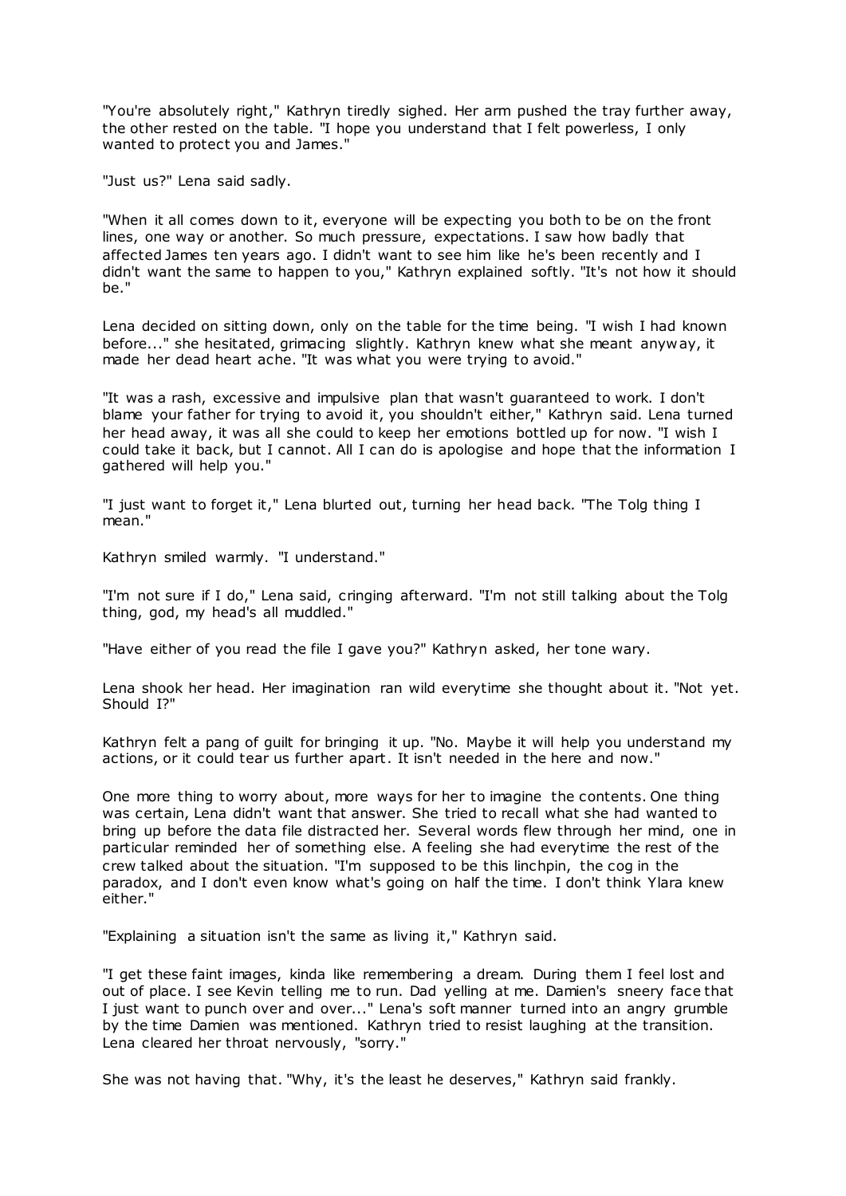"You're absolutely right," Kathryn tiredly sighed. Her arm pushed the tray further away, the other rested on the table. "I hope you understand that I felt powerless, I only wanted to protect you and James."

"Just us?" Lena said sadly.

"When it all comes down to it, everyone will be expecting you both to be on the front lines, one way or another. So much pressure, expectations. I saw how badly that affected James ten years ago. I didn't want to see him like he's been recently and I didn't want the same to happen to you," Kathryn explained softly. "It's not how it should be."

Lena decided on sitting down, only on the table for the time being. "I wish I had known before..." she hesitated, grimacing slightly. Kathryn knew what she meant anyway, it made her dead heart ache. "It was what you were trying to avoid."

"It was a rash, excessive and impulsive plan that wasn't guaranteed to work. I don't blame your father for trying to avoid it, you shouldn't either," Kathryn said. Lena turned her head away, it was all she could to keep her emotions bottled up for now. "I wish I could take it back, but I cannot. All I can do is apologise and hope that the information I gathered will help you."

"I just want to forget it," Lena blurted out, turning her head back. "The Tolg thing I mean."

Kathryn smiled warmly. "I understand."

"I'm not sure if I do," Lena said, cringing afterward. "I'm not still talking about the Tolg thing, god, my head's all muddled."

"Have either of you read the file I gave you?" Kathryn asked, her tone wary.

Lena shook her head. Her imagination ran wild everytime she thought about it. "Not yet. Should I?"

Kathryn felt a pang of guilt for bringing it up. "No. Maybe it will help you understand my actions, or it could tear us further apart. It isn't needed in the here and now."

One more thing to worry about, more ways for her to imagine the contents. One thing was certain, Lena didn't want that answer. She tried to recall what she had wanted to bring up before the data file distracted her. Several words flew through her mind, one in particular reminded her of something else. A feeling she had everytime the rest of the crew talked about the situation. "I'm supposed to be this linchpin, the cog in the paradox, and I don't even know what's going on half the time. I don't think Ylara knew either."

"Explaining a situation isn't the same as living it," Kathryn said.

"I get these faint images, kinda like remembering a dream. During them I feel lost and out of place. I see Kevin telling me to run. Dad yelling at me. Damien's sneery face that I just want to punch over and over..." Lena's soft manner turned into an angry grumble by the time Damien was mentioned. Kathryn tried to resist laughing at the transition. Lena cleared her throat nervously, "sorry."

She was not having that. "Why, it's the least he deserves," Kathryn said frankly.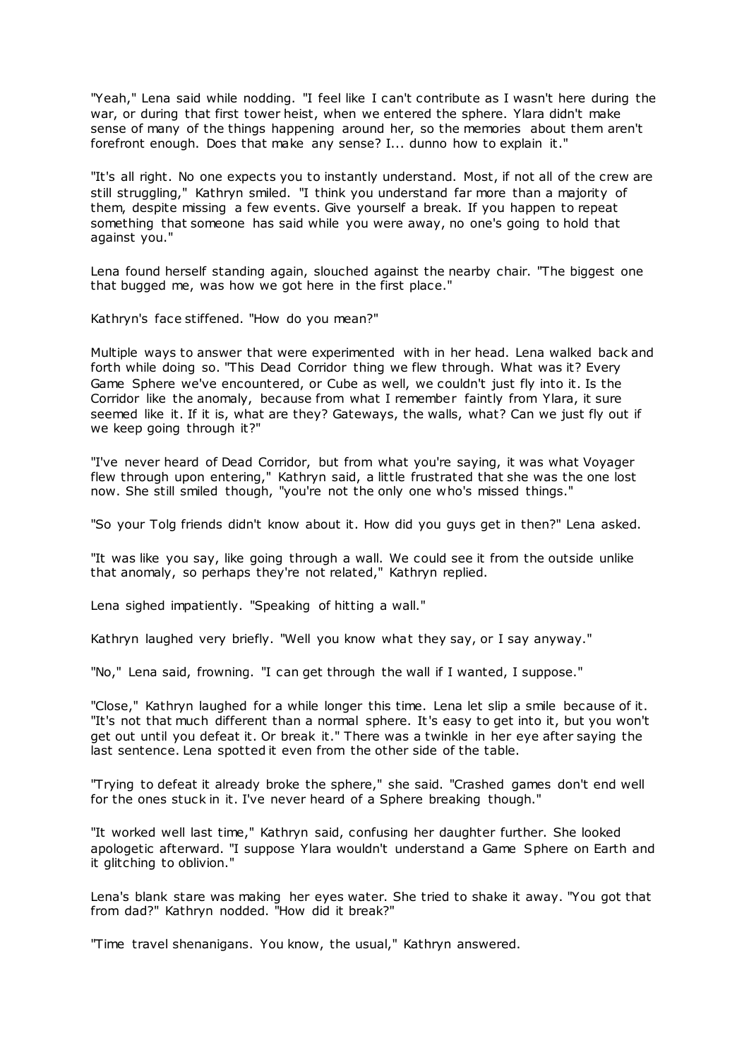"Yeah," Lena said while nodding. "I feel like I can't contribute as I wasn't here during the war, or during that first tower heist, when we entered the sphere. Ylara didn't make sense of many of the things happening around her, so the memories about them aren't forefront enough. Does that make any sense? I... dunno how to explain it."

"It's all right. No one expects you to instantly understand. Most, if not all of the crew are still struggling," Kathryn smiled. "I think you understand far more than a majority of them, despite missing a few events. Give yourself a break. If you happen to repeat something that someone has said while you were away, no one's going to hold that against you."

Lena found herself standing again, slouched against the nearby chair. "The biggest one that bugged me, was how we got here in the first place."

Kathryn's face stiffened. "How do you mean?"

Multiple ways to answer that were experimented with in her head. Lena walked back and forth while doing so. "This Dead Corridor thing we flew through. What was it? Every Game Sphere we've encountered, or Cube as well, we couldn't just fly into it. Is the Corridor like the anomaly, because from what I remember faintly from Ylara, it sure seemed like it. If it is, what are they? Gateways, the walls, what? Can we just fly out if we keep going through it?"

"I've never heard of Dead Corridor, but from what you're saying, it was what Voyager flew through upon entering," Kathryn said, a little frustrated that she was the one lost now. She still smiled though, "you're not the only one who's missed things."

"So your Tolg friends didn't know about it. How did you guys get in then?" Lena asked.

"It was like you say, like going through a wall. We could see it from the outside unlike that anomaly, so perhaps they're not related," Kathryn replied.

Lena sighed impatiently. "Speaking of hitting a wall."

Kathryn laughed very briefly. "Well you know what they say, or I say anyway."

"No," Lena said, frowning. "I can get through the wall if I wanted, I suppose."

"Close," Kathryn laughed for a while longer this time. Lena let slip a smile because of it. "It's not that much different than a normal sphere. It's easy to get into it, but you won't get out until you defeat it. Or break it." There was a twinkle in her eye after saying the last sentence. Lena spotted it even from the other side of the table.

"Trying to defeat it already broke the sphere," she said. "Crashed games don't end well for the ones stuck in it. I've never heard of a Sphere breaking though."

"It worked well last time," Kathryn said, confusing her daughter further. She looked apologetic afterward. "I suppose Ylara wouldn't understand a Game Sphere on Earth and it glitching to oblivion."

Lena's blank stare was making her eyes water. She tried to shake it away. "You got that from dad?" Kathryn nodded. "How did it break?"

"Time travel shenanigans. You know, the usual," Kathryn answered.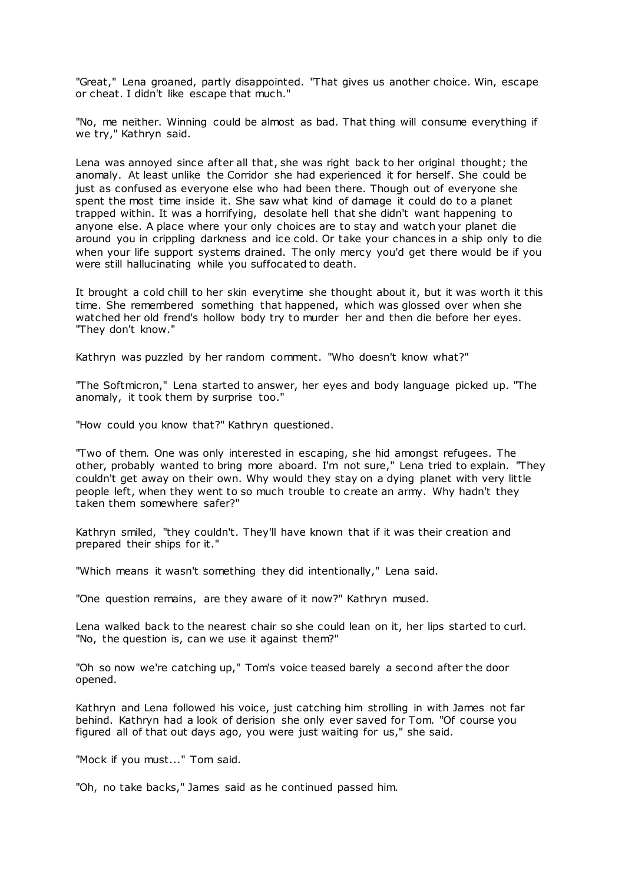"Great," Lena groaned, partly disappointed. "That gives us another choice. Win, escape or cheat. I didn't like escape that much."

"No, me neither. Winning could be almost as bad. That thing will consume everything if we try," Kathryn said.

Lena was annoyed since after all that, she was right back to her original thought; the anomaly. At least unlike the Corridor she had experienced it for herself. She could be just as confused as everyone else who had been there. Though out of everyone she spent the most time inside it. She saw what kind of damage it could do to a planet trapped within. It was a horrifying, desolate hell that she didn't want happening to anyone else. A place where your only choices are to stay and watch your planet die around you in crippling darkness and ice cold. Or take your chances in a ship only to die when your life support systems drained. The only mercy you'd get there would be if you were still hallucinating while you suffocated to death.

It brought a cold chill to her skin everytime she thought about it, but it was worth it this time. She remembered something that happened, which was glossed over when she watched her old frend's hollow body try to murder her and then die before her eyes. "They don't know."

Kathryn was puzzled by her random comment. "Who doesn't know what?"

"The Softmicron," Lena started to answer, her eyes and body language picked up. "The anomaly, it took them by surprise too."

"How could you know that?" Kathryn questioned.

"Two of them. One was only interested in escaping, she hid amongst refugees. The other, probably wanted to bring more aboard. I'm not sure," Lena tried to explain. "They couldn't get away on their own. Why would they stay on a dying planet with very little people left, when they went to so much trouble to create an army. Why hadn't they taken them somewhere safer?"

Kathryn smiled, "they couldn't. They'll have known that if it was their creation and prepared their ships for it."

"Which means it wasn't something they did intentionally," Lena said.

"One question remains, are they aware of it now?" Kathryn mused.

Lena walked back to the nearest chair so she could lean on it, her lips started to curl. "No, the question is, can we use it against them?"

"Oh so now we're catching up," Tom's voice teased barely a second after the door opened.

Kathryn and Lena followed his voice, just catching him strolling in with James not far behind. Kathryn had a look of derision she only ever saved for Tom. "Of course you figured all of that out days ago, you were just waiting for us," she said.

"Mock if you must..." Tom said.

"Oh, no take backs," James said as he continued passed him.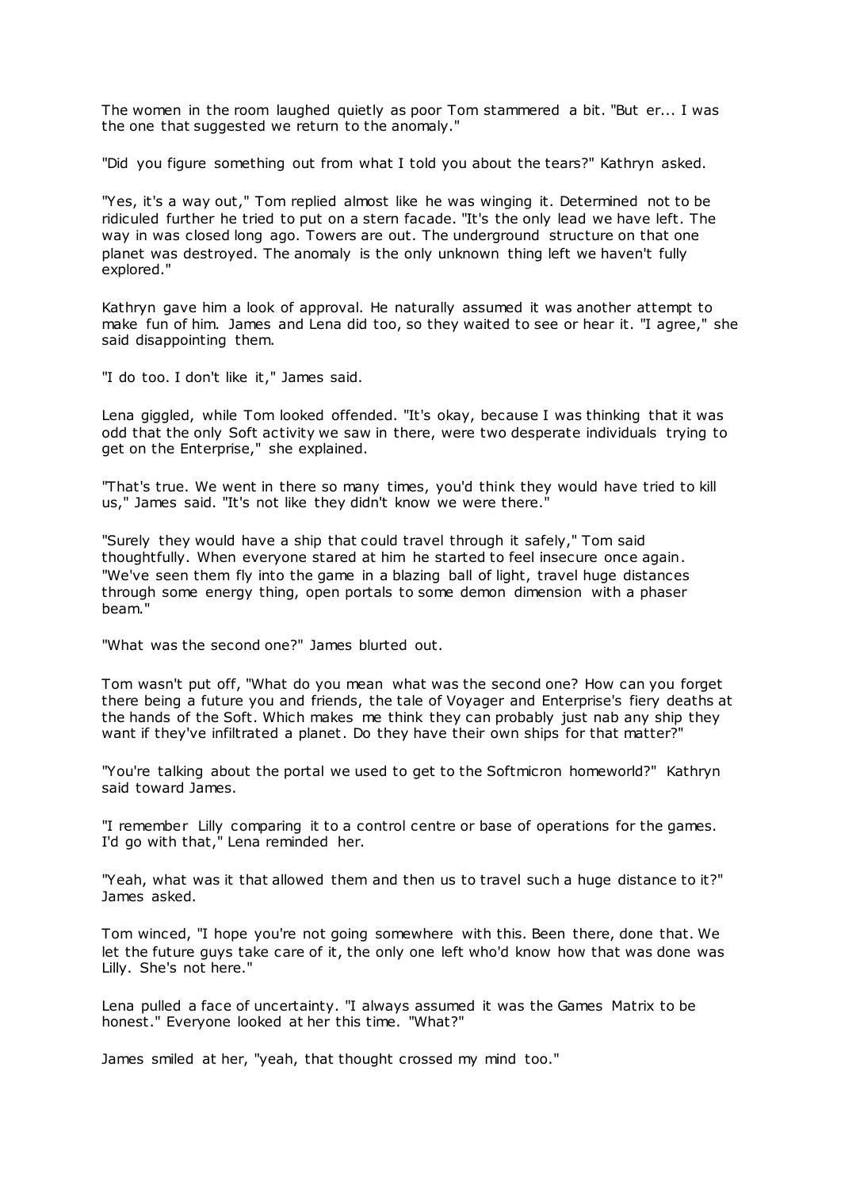The women in the room laughed quietly as poor Tom stammered a bit. "But er... I was the one that suggested we return to the anomaly."

"Did you figure something out from what I told you about the tears?" Kathryn asked.

"Yes, it's a way out," Tom replied almost like he was winging it. Determined not to be ridiculed further he tried to put on a stern facade. "It's the only lead we have left. The way in was closed long ago. Towers are out. The underground structure on that one planet was destroyed. The anomaly is the only unknown thing left we haven't fully explored."

Kathryn gave him a look of approval. He naturally assumed it was another attempt to make fun of him. James and Lena did too, so they waited to see or hear it. "I agree," she said disappointing them.

"I do too. I don't like it," James said.

Lena giggled, while Tom looked offended. "It's okay, because I was thinking that it was odd that the only Soft activity we saw in there, were two desperate individuals trying to get on the Enterprise," she explained.

"That's true. We went in there so many times, you'd think they would have tried to kill us," James said. "It's not like they didn't know we were there."

"Surely they would have a ship that could travel through it safely," Tom said thoughtfully. When everyone stared at him he started to feel insecure once again. "We've seen them fly into the game in a blazing ball of light, travel huge distances through some energy thing, open portals to some demon dimension with a phaser beam."

"What was the second one?" James blurted out.

Tom wasn't put off, "What do you mean what was the second one? How can you forget there being a future you and friends, the tale of Voyager and Enterprise's fiery deaths at the hands of the Soft. Which makes me think they can probably just nab any ship they want if they've infiltrated a planet. Do they have their own ships for that matter?"

"You're talking about the portal we used to get to the Softmicron homeworld?" Kathryn said toward James.

"I remember Lilly comparing it to a control centre or base of operations for the games. I'd go with that," Lena reminded her.

"Yeah, what was it that allowed them and then us to travel such a huge distance to it?" James asked.

Tom winced, "I hope you're not going somewhere with this. Been there, done that. We let the future guys take care of it, the only one left who'd know how that was done was Lilly. She's not here."

Lena pulled a face of uncertainty. "I always assumed it was the Games Matrix to be honest." Everyone looked at her this time. "What?"

James smiled at her, "yeah, that thought crossed my mind too."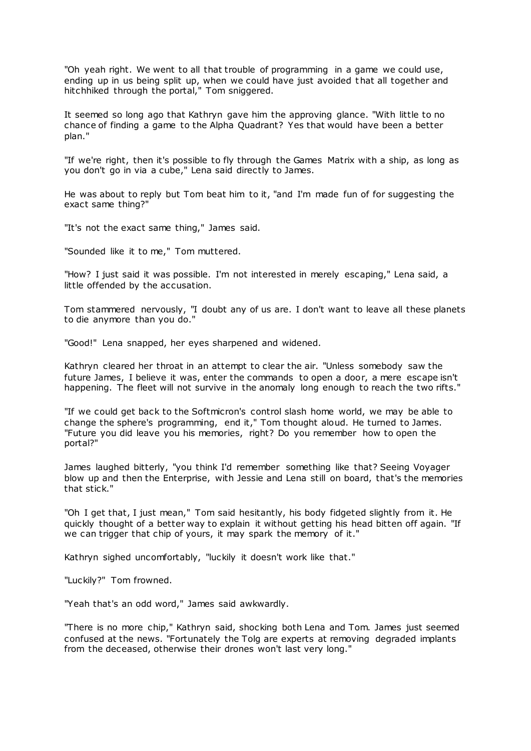"Oh yeah right. We went to all that trouble of programming in a game we could use, ending up in us being split up, when we could have just avoided that all together and hitchhiked through the portal," Tom sniggered.

It seemed so long ago that Kathryn gave him the approving glance. "With little to no chance of finding a game to the Alpha Quadrant? Yes that would have been a better plan."

"If we're right, then it's possible to fly through the Games Matrix with a ship, as long as you don't go in via a cube," Lena said directly to James.

He was about to reply but Tom beat him to it, "and I'm made fun of for suggesting the exact same thing?"

"It's not the exact same thing," James said.

"Sounded like it to me," Tom muttered.

"How? I just said it was possible. I'm not interested in merely escaping," Lena said, a little offended by the accusation.

Tom stammered nervously, "I doubt any of us are. I don't want to leave all these planets to die anymore than you do."

"Good!" Lena snapped, her eyes sharpened and widened.

Kathryn cleared her throat in an attempt to clear the air. "Unless somebody saw the future James, I believe it was, enter the commands to open a door, a mere escape isn't happening. The fleet will not survive in the anomaly long enough to reach the two rifts."

"If we could get back to the Softmicron's control slash home world, we may be able to change the sphere's programming, end it," Tom thought aloud. He turned to James. "Future you did leave you his memories, right? Do you remember how to open the portal?"

James laughed bitterly, "you think I'd remember something like that? Seeing Voyager blow up and then the Enterprise, with Jessie and Lena still on board, that's the memories that stick."

"Oh I get that, I just mean," Tom said hesitantly, his body fidgeted slightly from it. He quickly thought of a better way to explain it without getting his head bitten off again. "If we can trigger that chip of yours, it may spark the memory of it."

Kathryn sighed uncomfortably, "luckily it doesn't work like that."

"Luckily?" Tom frowned.

"Yeah that's an odd word," James said awkwardly.

"There is no more chip," Kathryn said, shocking both Lena and Tom. James just seemed confused at the news. "Fortunately the Tolg are experts at removing degraded implants from the deceased, otherwise their drones won't last very long."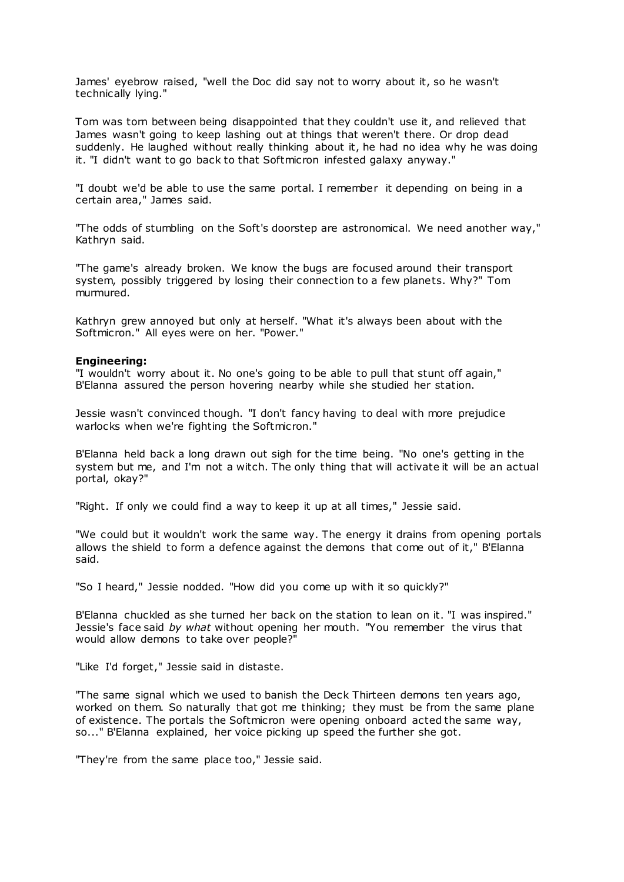James' eyebrow raised, "well the Doc did say not to worry about it, so he wasn't technically lying."

Tom was torn between being disappointed that they couldn't use it, and relieved that James wasn't going to keep lashing out at things that weren't there. Or drop dead suddenly. He laughed without really thinking about it, he had no idea why he was doing it. "I didn't want to go back to that Softmicron infested galaxy anyway."

"I doubt we'd be able to use the same portal. I remember it depending on being in a certain area," James said.

"The odds of stumbling on the Soft's doorstep are astronomical. We need another way," Kathryn said.

"The game's already broken. We know the bugs are focused around their transport system, possibly triggered by losing their connection to a few planets. Why?" Tom murmured.

Kathryn grew annoyed but only at herself. "What it's always been about with the Softmicron." All eyes were on her. "Power."

**Engineering:**
"I wouldn't worry about it. No one's going to be able to pull that stunt off again," B'Elanna assured the person hovering nearby while she studied her station.

Jessie wasn't convinced though. "I don't fancy having to deal with more prejudice warlocks when we're fighting the Softmicron."

B'Elanna held back a long drawn out sigh for the time being. "No one's getting in the system but me, and I'm not a witch. The only thing that will activate it will be an actual portal, okay?"

"Right. If only we could find a way to keep it up at all times," Jessie said.

"We could but it wouldn't work the same way. The energy it drains from opening portals allows the shield to form a defence against the demons that come out of it," B'Elanna said.

"So I heard," Jessie nodded. "How did you come up with it so quickly?"

B'Elanna chuckled as she turned her back on the station to lean on it. "I was inspired." Jessie's face said *by what* without opening her mouth. "You remember the virus that would allow demons to take over people?"

"Like I'd forget," Jessie said in distaste.

"The same signal which we used to banish the Deck Thirteen demons ten years ago, worked on them. So naturally that got me thinking; they must be from the same plane of existence. The portals the Softmicron were opening onboard acted the same way, so..." B'Elanna explained, her voice picking up speed the further she got.

"They're from the same place too," Jessie said.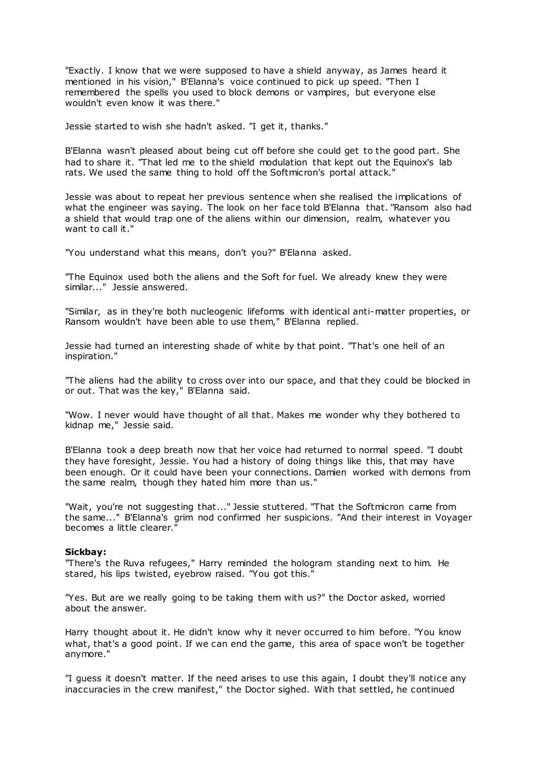"Exactly. I know that we were supposed to have a shield anyway, as James heard it mentioned in his vision," B'Elanna's voice continued to pick up speed. "Then I remembered the spells you used to block demons or vampires, but everyone else wouldn't even know it was there."

Jessie started to wish she hadn't asked. "I get it, thanks."

B'Elanna wasn't pleased about being cut off before she could get to the good part. She had to share it. "That led me to the shield modulation that kept out the Equinox's lab rats. We used the same thing to hold off the Softmicron's portal attack."

Jessie was about to repeat her previous sentence when she realised the implications of what the engineer was saying. The look on her face told B'Elanna that. "Ransom also had a shield that would trap one of the aliens within our dimension, realm, whatever you want to call it."

"You understand what this means, don't you?" B'Elanna asked.

"The Equinox used both the aliens and the Soft for fuel. We already knew they were similar..." Jessie answered.

"Similar, as in they're both nucleogenic lifeforms with identical anti-matter properties, or Ransom wouldn't have been able to use them," B'Elanna replied.

Jessie had turned an interesting shade of white by that point. "That's one hell of an inspiration."

"The aliens had the ability to cross over into our space, and that they could be blocked in or out. That was the key," B'Elanna said.

"Wow. I never would have thought of all that. Makes me wonder why they bothered to kidnap me," Jessie said.

B'Elanna took a deep breath now that her voice had returned to normal speed. "I doubt they have foresight, Jessie. You had a history of doing things like this, that may have been enough. Or it could have been your connections. Damien worked with demons from the same realm, though they hated him more than us."

"Wait, you're not suggesting that..." Jessie stuttered. "That the Softmicron came from the same..." B'Elanna's grim nod confirmed her suspicions. "And their interest in Voyager becomes a little clearer."

**Sickbay:**

"There's the Ruva refugees," Harry reminded the hologram standing next to him. He stared, his lips twisted, eyebrow raised. "You got this."

"Yes. But are we really going to be taking them with us?" the Doctor asked, worried about the answer.

Harry thought about it. He didn't know why it never occurred to him before. "You know what, that's a good point. If we can end the game, this area of space won't be together anymore."

"I guess it doesn't matter. If the need arises to use this again, I doubt they'll notice any inaccuracies in the crew manifest," the Doctor sighed. With that settled, he continued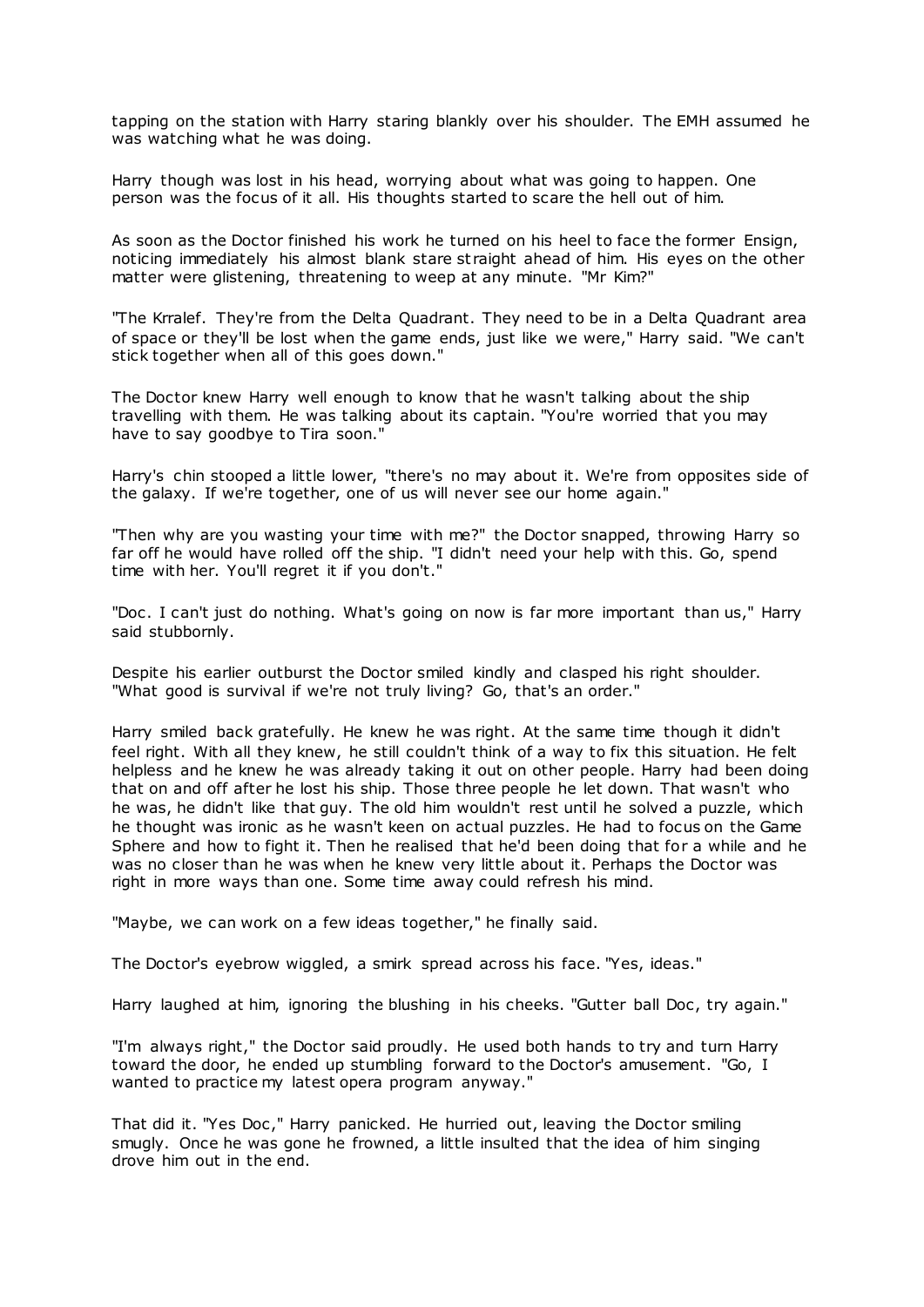tapping on the station with Harry staring blankly over his shoulder. The EMH assumed he was watching what he was doing.

Harry though was lost in his head, worrying about what was going to happen. One person was the focus of it all. His thoughts started to scare the hell out of him.

As soon as the Doctor finished his work he turned on his heel to face the former Ensign, noticing immediately his almost blank stare straight ahead of him. His eyes on the other matter were glistening, threatening to weep at any minute. "Mr Kim?"

"The Krralef. They're from the Delta Quadrant. They need to be in a Delta Quadrant area of space or they'll be lost when the game ends, just like we were," Harry said. "We can't stick together when all of this goes down."

The Doctor knew Harry well enough to know that he wasn't talking about the ship travelling with them. He was talking about its captain. "You're worried that you may have to say goodbye to Tira soon."

Harry's chin stooped a little lower, "there's no may about it. We're from opposites side of the galaxy. If we're together, one of us will never see our home again."

"Then why are you wasting your time with me?" the Doctor snapped, throwing Harry so far off he would have rolled off the ship. "I didn't need your help with this. Go, spend time with her. You'll regret it if you don't."

"Doc. I can't just do nothing. What's going on now is far more important than us," Harry said stubbornly.

Despite his earlier outburst the Doctor smiled kindly and clasped his right shoulder. "What good is survival if we're not truly living? Go, that's an order."

Harry smiled back gratefully. He knew he was right. At the same time though it didn't feel right. With all they knew, he still couldn't think of a way to fix this situation. He felt helpless and he knew he was already taking it out on other people. Harry had been doing that on and off after he lost his ship. Those three people he let down. That wasn't who he was, he didn't like that guy. The old him wouldn't rest until he solved a puzzle, which he thought was ironic as he wasn't keen on actual puzzles. He had to focus on the Game Sphere and how to fight it. Then he realised that he'd been doing that for a while and he was no closer than he was when he knew very little about it. Perhaps the Doctor was right in more ways than one. Some time away could refresh his mind.

"Maybe, we can work on a few ideas together," he finally said.

The Doctor's eyebrow wiggled, a smirk spread across his face. "Yes, ideas."

Harry laughed at him, ignoring the blushing in his cheeks. "Gutter ball Doc, try again."

"I'm always right," the Doctor said proudly. He used both hands to try and turn Harry toward the door, he ended up stumbling forward to the Doctor's amusement. "Go, I wanted to practice my latest opera program anyway."

That did it. "Yes Doc," Harry panicked. He hurried out, leaving the Doctor smiling smugly. Once he was gone he frowned, a little insulted that the idea of him singing drove him out in the end.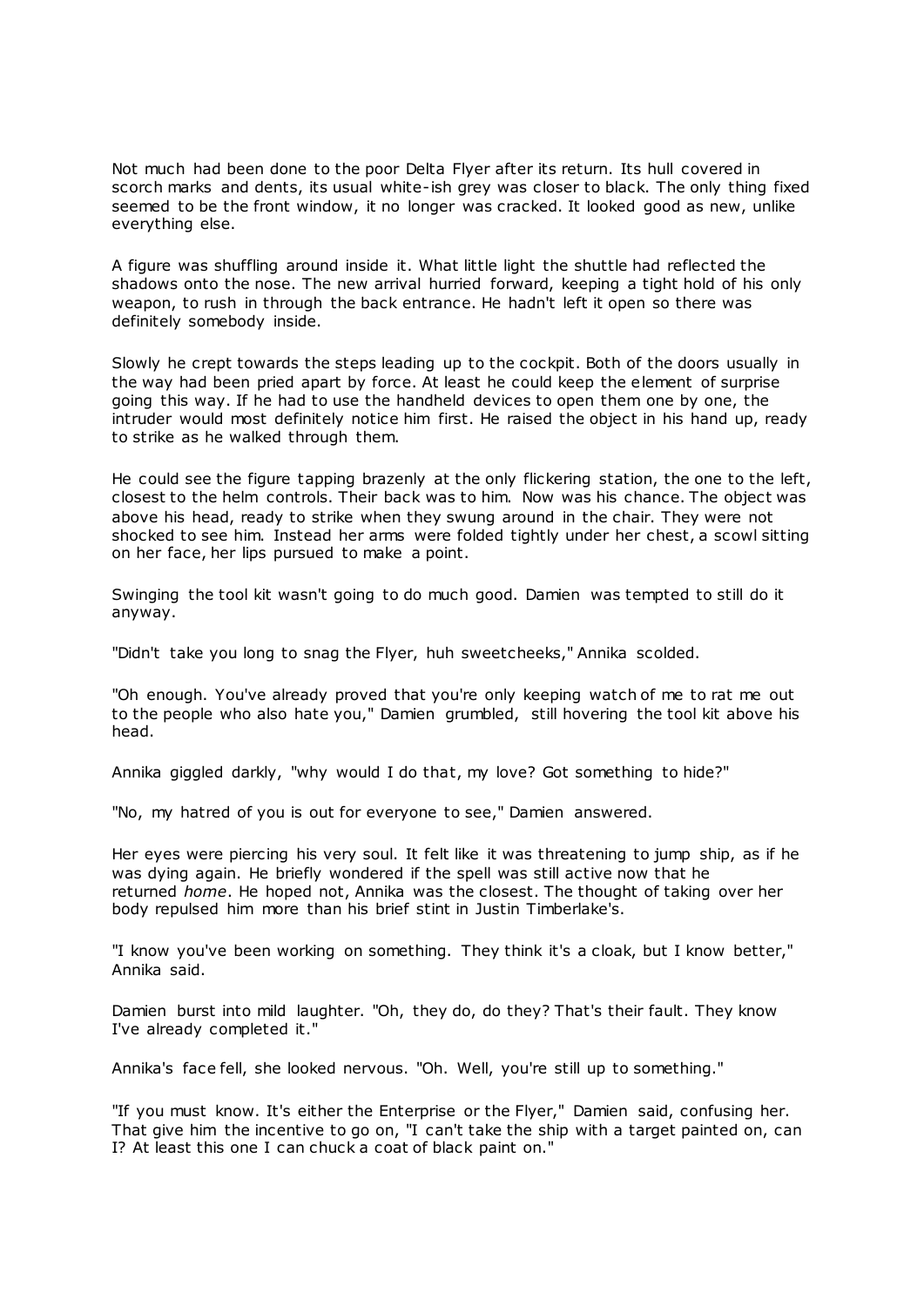Not much had been done to the poor Delta Flyer after its return. Its hull covered in scorch marks and dents, its usual white-ish grey was closer to black. The only thing fixed seemed to be the front window, it no longer was cracked. It looked good as new, unlike everything else.

A figure was shuffling around inside it. What little light the shuttle had reflected the shadows onto the nose. The new arrival hurried forward, keeping a tight hold of his only weapon, to rush in through the back entrance. He hadn't left it open so there was definitely somebody inside.

Slowly he crept towards the steps leading up to the cockpit. Both of the doors usually in the way had been pried apart by force. At least he could keep the element of surprise going this way. If he had to use the handheld devices to open them one by one, the intruder would most definitely notice him first. He raised the object in his hand up, ready to strike as he walked through them.

He could see the figure tapping brazenly at the only flickering station, the one to the left, closest to the helm controls. Their back was to him. Now was his chance. The object was above his head, ready to strike when they swung around in the chair. They were not shocked to see him. Instead her arms were folded tightly under her chest, a scowl sitting on her face, her lips pursued to make a point.

Swinging the tool kit wasn't going to do much good. Damien was tempted to still do it anyway.

"Didn't take you long to snag the Flyer, huh sweetcheeks," Annika scolded.

"Oh enough. You've already proved that you're only keeping watch of me to rat me out to the people who also hate you," Damien grumbled, still hovering the tool kit above his head.

Annika giggled darkly, "why would I do that, my love? Got something to hide?"

"No, my hatred of you is out for everyone to see," Damien answered.

Her eyes were piercing his very soul. It felt like it was threatening to jump ship, as if he was dying again. He briefly wondered if the spell was still active now that he returned *home*. He hoped not, Annika was the closest. The thought of taking over her body repulsed him more than his brief stint in Justin Timberlake's.

"I know you've been working on something. They think it's a cloak, but I know better," Annika said.

Damien burst into mild laughter. "Oh, they do, do they? That's their fault. They know I've already completed it."

Annika's face fell, she looked nervous. "Oh. Well, you're still up to something."

"If you must know. It's either the Enterprise or the Flyer," Damien said, confusing her. That give him the incentive to go on, "I can't take the ship with a target painted on, can I? At least this one I can chuck a coat of black paint on."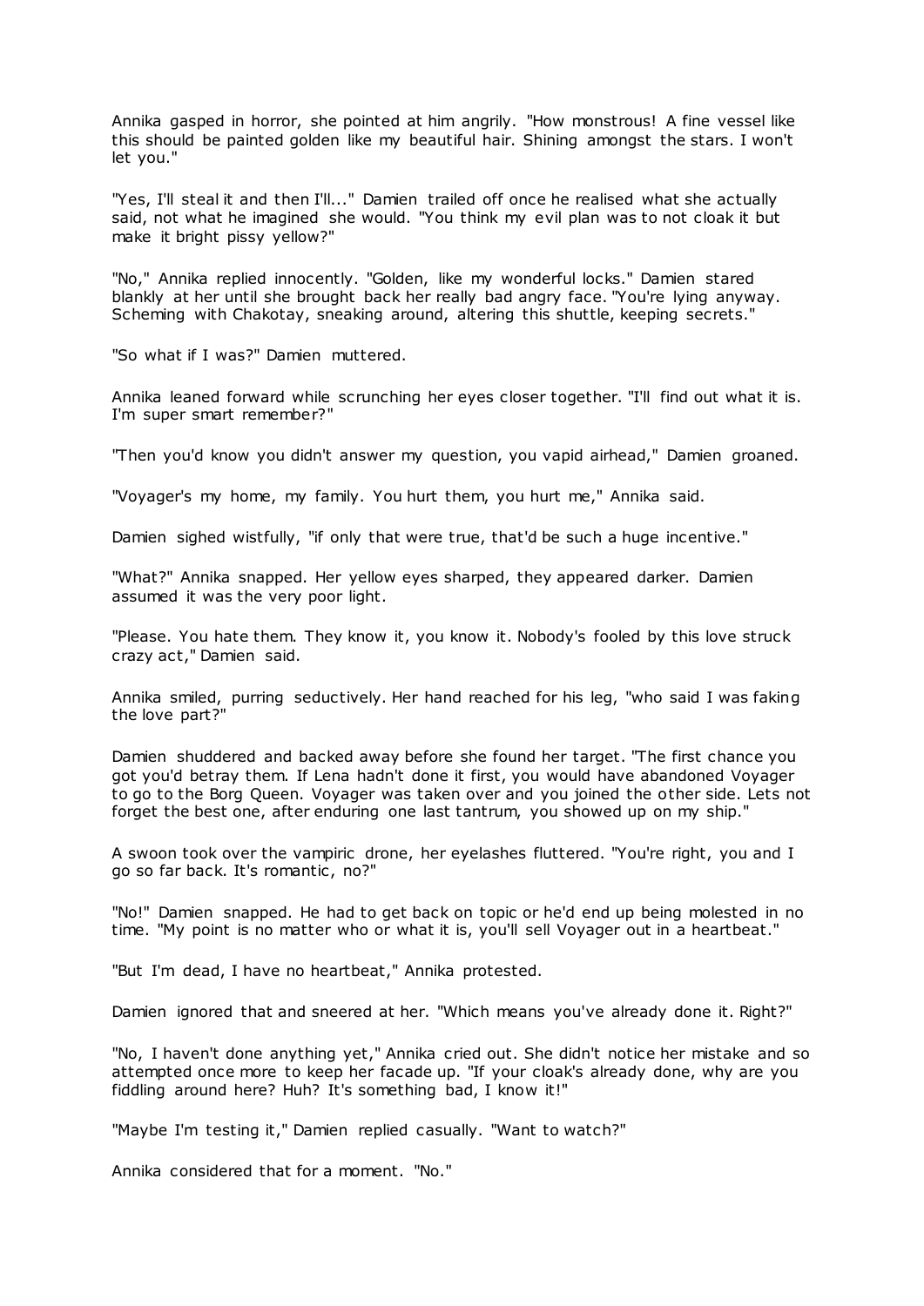Annika gasped in horror, she pointed at him angrily. "How monstrous! A fine vessel like this should be painted golden like my beautiful hair. Shining amongst the stars. I won't let you."

"Yes, I'll steal it and then I'll..." Damien trailed off once he realised what she actually said, not what he imagined she would. "You think my evil plan was to not cloak it but make it bright pissy yellow?"

"No," Annika replied innocently. "Golden, like my wonderful locks." Damien stared blankly at her until she brought back her really bad angry face. "You're lying anyway. Scheming with Chakotay, sneaking around, altering this shuttle, keeping secrets."

"So what if I was?" Damien muttered.

Annika leaned forward while scrunching her eyes closer together. "I'll find out what it is. I'm super smart remember?"

"Then you'd know you didn't answer my question, you vapid airhead," Damien groaned.

"Voyager's my home, my family. You hurt them, you hurt me," Annika said.

Damien sighed wistfully, "if only that were true, that'd be such a huge incentive."

"What?" Annika snapped. Her yellow eyes sharped, they appeared darker. Damien assumed it was the very poor light.

"Please. You hate them. They know it, you know it. Nobody's fooled by this love struck crazy act," Damien said.

Annika smiled, purring seductively. Her hand reached for his leg, "who said I was faking the love part?"

Damien shuddered and backed away before she found her target. "The first chance you got you'd betray them. If Lena hadn't done it first, you would have abandoned Voyager to go to the Borg Queen. Voyager was taken over and you joined the other side. Lets not forget the best one, after enduring one last tantrum, you showed up on my ship."

A swoon took over the vampiric drone, her eyelashes fluttered. "You're right, you and I go so far back. It's romantic, no?"

"No!" Damien snapped. He had to get back on topic or he'd end up being molested in no time. "My point is no matter who or what it is, you'll sell Voyager out in a heartbeat."

"But I'm dead, I have no heartbeat," Annika protested.

Damien ignored that and sneered at her. "Which means you've already done it. Right?"

"No, I haven't done anything yet," Annika cried out. She didn't notice her mistake and so attempted once more to keep her facade up. "If your cloak's already done, why are you fiddling around here? Huh? It's something bad, I know it!"

"Maybe I'm testing it," Damien replied casually. "Want to watch?"

Annika considered that for a moment. "No."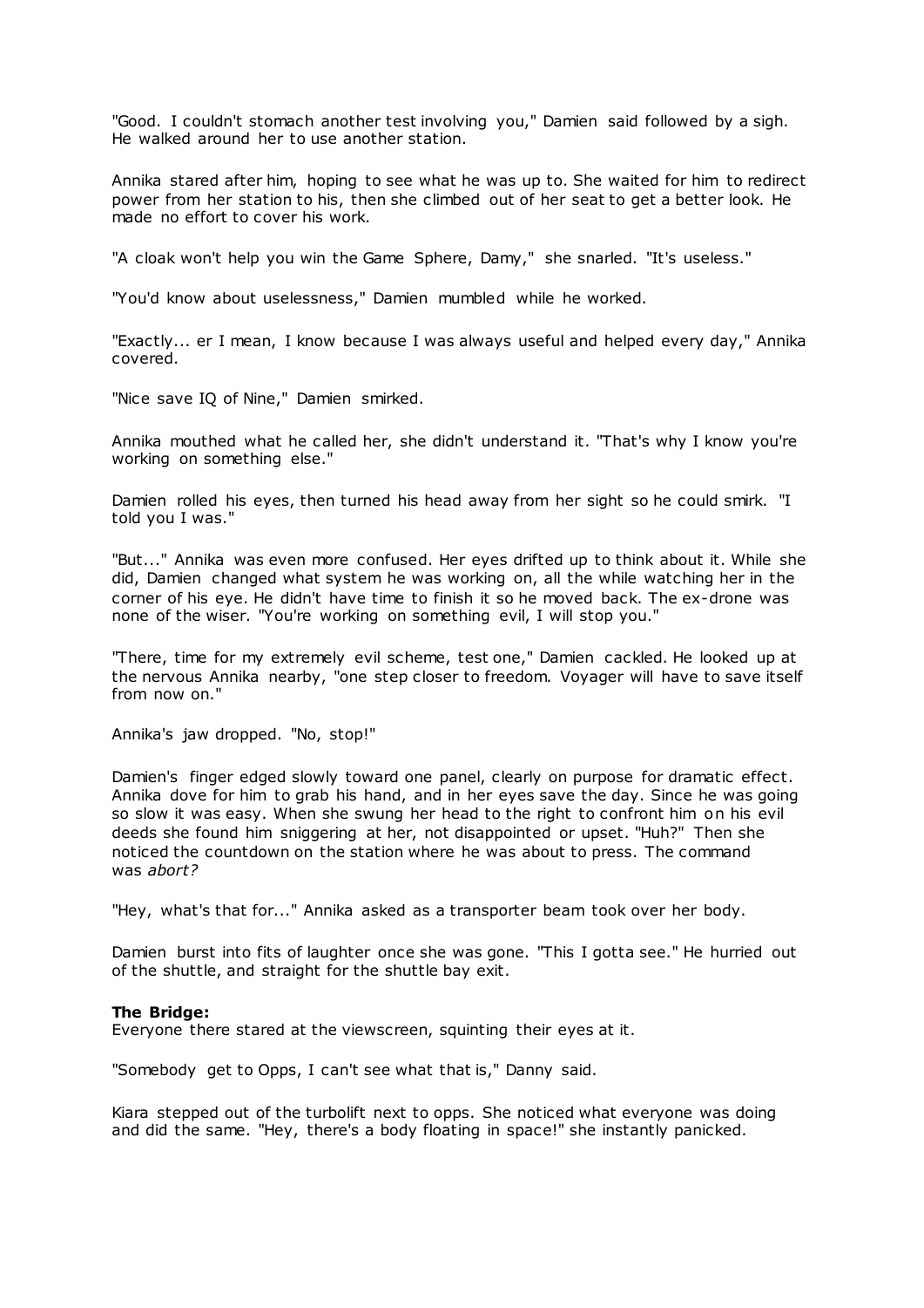"Good. I couldn't stomach another test involving you," Damien said followed by a sigh. He walked around her to use another station.

Annika stared after him, hoping to see what he was up to. She waited for him to redirect power from her station to his, then she climbed out of her seat to get a better look. He made no effort to cover his work.

"A cloak won't help you win the Game Sphere, Damy," she snarled. "It's useless."

"You'd know about uselessness," Damien mumbled while he worked.

"Exactly... er I mean, I know because I was always useful and helped every day," Annika covered.

"Nice save IQ of Nine," Damien smirked.

Annika mouthed what he called her, she didn't understand it. "That's why I know you're working on something else."

Damien rolled his eyes, then turned his head away from her sight so he could smirk. "I told you I was."

"But..." Annika was even more confused. Her eyes drifted up to think about it. While she did, Damien changed what system he was working on, all the while watching her in the corner of his eye. He didn't have time to finish it so he moved back. The ex-drone was none of the wiser. "You're working on something evil, I will stop you."

"There, time for my extremely evil scheme, test one," Damien cackled. He looked up at the nervous Annika nearby, "one step closer to freedom. Voyager will have to save itself from now on."

Annika's jaw dropped. "No, stop!"

Damien's finger edged slowly toward one panel, clearly on purpose for dramatic effect. Annika dove for him to grab his hand, and in her eyes save the day. Since he was going so slow it was easy. When she swung her head to the right to confront him on his evil deeds she found him sniggering at her, not disappointed or upset. "Huh?" Then she noticed the countdown on the station where he was about to press. The command was *abort?*

"Hey, what's that for..." Annika asked as a transporter beam took over her body.

Damien burst into fits of laughter once she was gone. "This I gotta see." He hurried out of the shuttle, and straight for the shuttle bay exit.

**The Bridge:**
Everyone there stared at the viewscreen, squinting their eyes at it.

"Somebody get to Opps, I can't see what that is," Danny said.

Kiara stepped out of the turbolift next to opps. She noticed what everyone was doing and did the same. "Hey, there's a body floating in space!" she instantly panicked.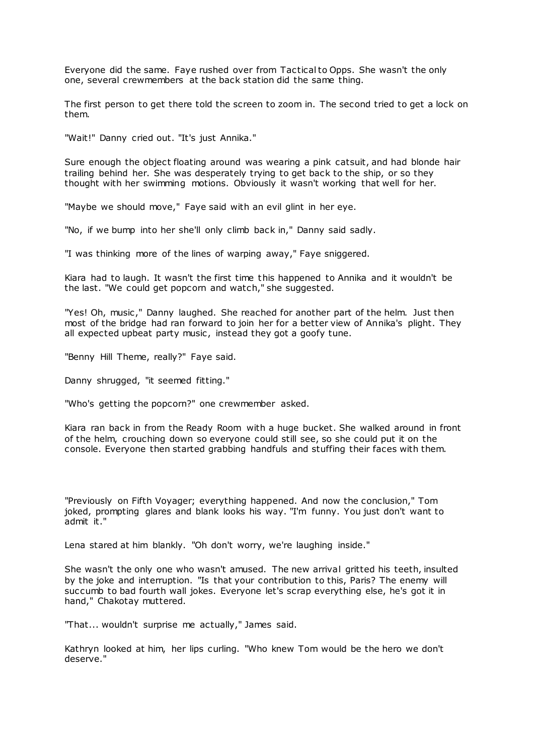Everyone did the same. Faye rushed over from Tactical to Opps. She wasn't the only one, several crewmembers at the back station did the same thing.

The first person to get there told the screen to zoom in. The second tried to get a lock on them.

"Wait!" Danny cried out. "It's just Annika."

Sure enough the object floating around was wearing a pink catsuit, and had blonde hair trailing behind her. She was desperately trying to get back to the ship, or so they thought with her swimming motions. Obviously it wasn't working that well for her.

"Maybe we should move," Faye said with an evil glint in her eye.

"No, if we bump into her she'll only climb back in," Danny said sadly.

"I was thinking more of the lines of warping away," Faye sniggered.

Kiara had to laugh. It wasn't the first time this happened to Annika and it wouldn't be the last. "We could get popcorn and watch," she suggested.

"Yes! Oh, music," Danny laughed. She reached for another part of the helm. Just then most of the bridge had ran forward to join her for a better view of Annika's plight. They all expected upbeat party music, instead they got a goofy tune.

"Benny Hill Theme, really?" Faye said.

Danny shrugged, "it seemed fitting."

"Who's getting the popcorn?" one crewmember asked.

Kiara ran back in from the Ready Room with a huge bucket. She walked around in front of the helm, crouching down so everyone could still see, so she could put it on the console. Everyone then started grabbing handfuls and stuffing their faces with them.

"Previously on Fifth Voyager; everything happened. And now the conclusion," Tom joked, prompting glares and blank looks his way. "I'm funny. You just don't want to admit it."

Lena stared at him blankly. "Oh don't worry, we're laughing inside."

She wasn't the only one who wasn't amused. The new arrival gritted his teeth, insulted by the joke and interruption. "Is that your contribution to this, Paris? The enemy will succumb to bad fourth wall jokes. Everyone let's scrap everything else, he's got it in hand," Chakotay muttered.

"That... wouldn't surprise me actually," James said.

Kathryn looked at him, her lips curling. "Who knew Tom would be the hero we don't deserve."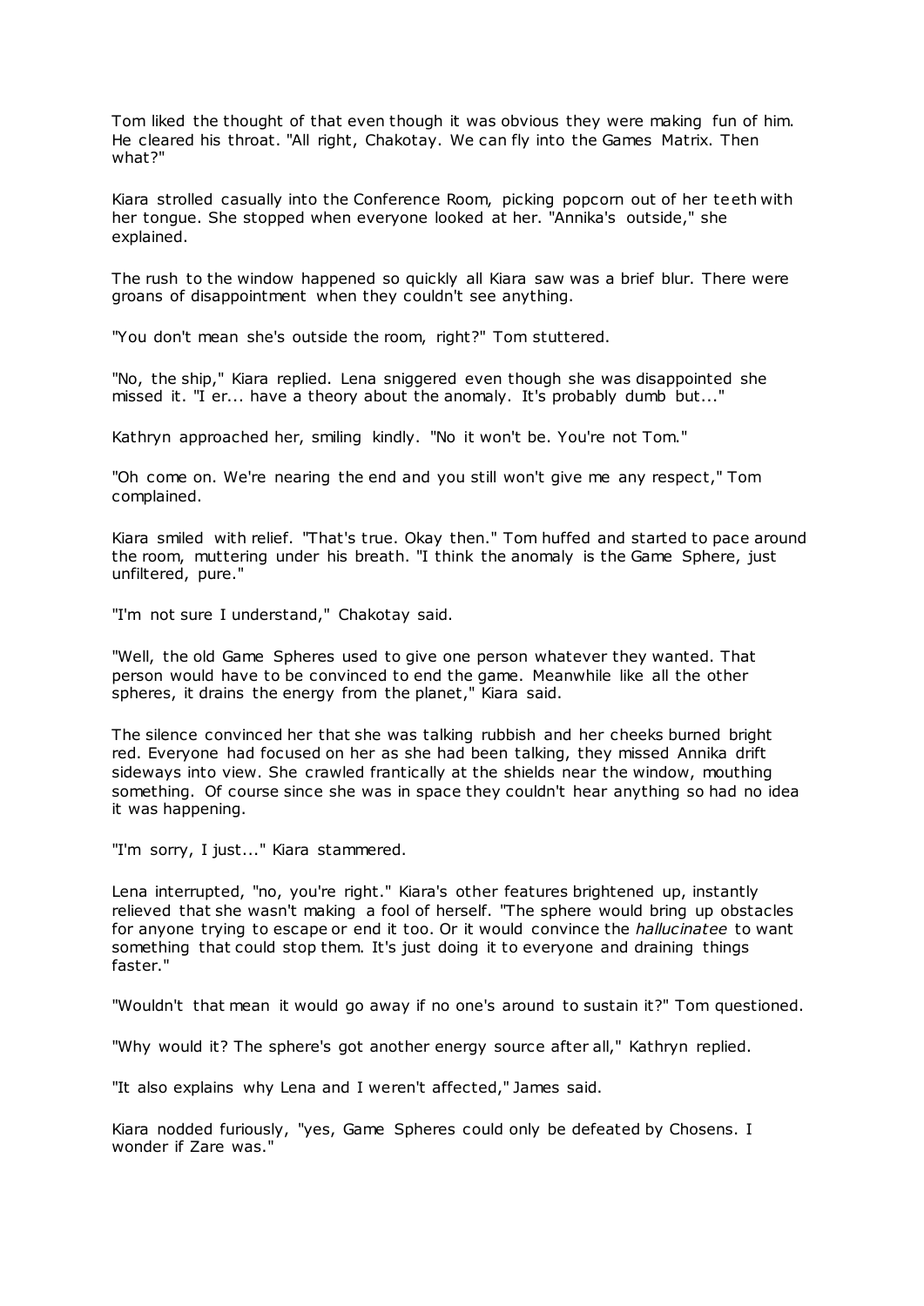Tom liked the thought of that even though it was obvious they were making fun of him. He cleared his throat. "All right, Chakotay. We can fly into the Games Matrix. Then what?"

Kiara strolled casually into the Conference Room, picking popcorn out of her teeth with her tongue. She stopped when everyone looked at her. "Annika's outside," she explained.

The rush to the window happened so quickly all Kiara saw was a brief blur. There were groans of disappointment when they couldn't see anything.

"You don't mean she's outside the room, right?" Tom stuttered.

"No, the ship," Kiara replied. Lena sniggered even though she was disappointed she missed it. "I er... have a theory about the anomaly. It's probably dumb but..."

Kathryn approached her, smiling kindly. "No it won't be. You're not Tom."

"Oh come on. We're nearing the end and you still won't give me any respect," Tom complained.

Kiara smiled with relief. "That's true. Okay then." Tom huffed and started to pace around the room, muttering under his breath. "I think the anomaly is the Game Sphere, just unfiltered, pure."

"I'm not sure I understand," Chakotay said.

"Well, the old Game Spheres used to give one person whatever they wanted. That person would have to be convinced to end the game. Meanwhile like all the other spheres, it drains the energy from the planet," Kiara said.

The silence convinced her that she was talking rubbish and her cheeks burned bright red. Everyone had focused on her as she had been talking, they missed Annika drift sideways into view. She crawled frantically at the shields near the window, mouthing something. Of course since she was in space they couldn't hear anything so had no idea it was happening.

"I'm sorry, I just..." Kiara stammered.

Lena interrupted, "no, you're right." Kiara's other features brightened up, instantly relieved that she wasn't making a fool of herself. "The sphere would bring up obstacles for anyone trying to escape or end it too. Or it would convince the *hallucinatee* to want something that could stop them. It's just doing it to everyone and draining things faster."

"Wouldn't that mean it would go away if no one's around to sustain it?" Tom questioned.

"Why would it? The sphere's got another energy source after all," Kathryn replied.

"It also explains why Lena and I weren't affected," James said.

Kiara nodded furiously, "yes, Game Spheres could only be defeated by Chosens. I wonder if Zare was."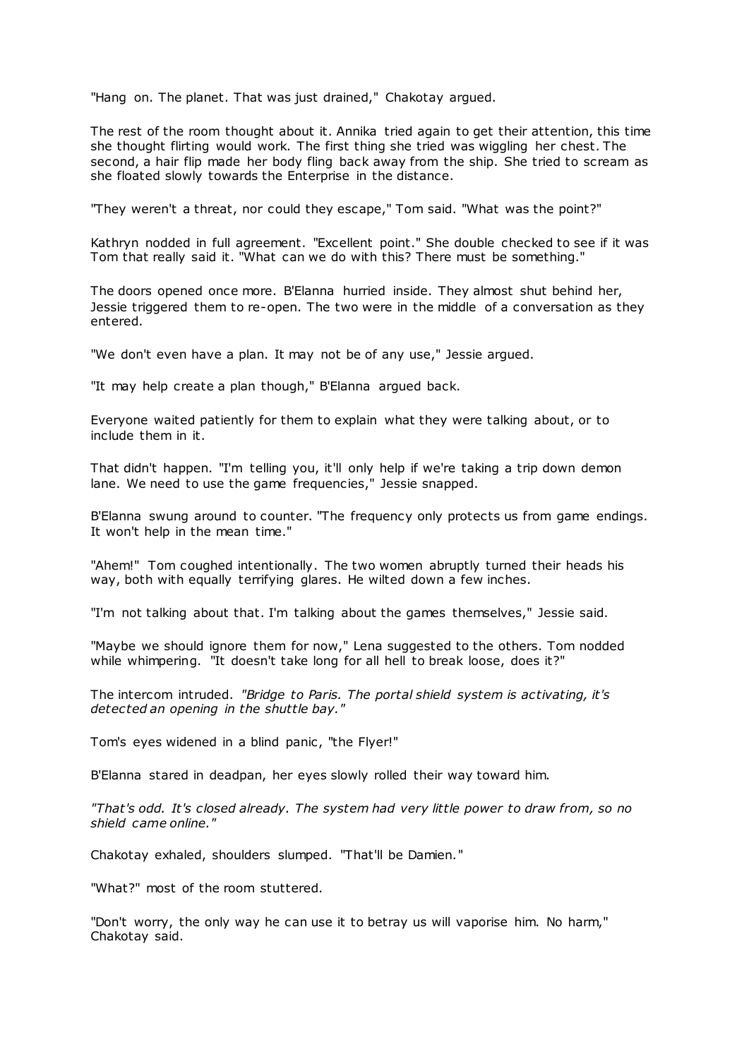"Hang on. The planet. That was just drained," Chakotay argued.

The rest of the room thought about it. Annika tried again to get their attention, this time she thought flirting would work. The first thing she tried was wiggling her chest. The second, a hair flip made her body fling back away from the ship. She tried to scream as she floated slowly towards the Enterprise in the distance.

"They weren't a threat, nor could they escape," Tom said. "What was the point?"

Kathryn nodded in full agreement. "Excellent point." She double checked to see if it was Tom that really said it. "What can we do with this? There must be something."

The doors opened once more. B'Elanna hurried inside. They almost shut behind her, Jessie triggered them to re-open. The two were in the middle of a conversation as they entered.

"We don't even have a plan. It may not be of any use," Jessie argued.

"It may help create a plan though," B'Elanna argued back.

Everyone waited patiently for them to explain what they were talking about, or to include them in it.

That didn't happen. "I'm telling you, it'll only help if we're taking a trip down demon lane. We need to use the game frequencies," Jessie snapped.

B'Elanna swung around to counter. "The frequency only protects us from game endings. It won't help in the mean time."

"Ahem!" Tom coughed intentionally. The two women abruptly turned their heads his way, both with equally terrifying glares. He wilted down a few inches.

"I'm not talking about that. I'm talking about the games themselves," Jessie said.

"Maybe we should ignore them for now," Lena suggested to the others. Tom nodded while whimpering. "It doesn't take long for all hell to break loose, does it?"

The intercom intruded. *"Bridge to Paris. The portal shield system is activating, it's detected an opening in the shuttle bay."*

Tom's eyes widened in a blind panic, "the Flyer!"

B'Elanna stared in deadpan, her eyes slowly rolled their way toward him.

*"That's odd. It's closed already. The system had very little power to draw from, so no shield came online."*

Chakotay exhaled, shoulders slumped. "That'll be Damien."

"What?" most of the room stuttered.

"Don't worry, the only way he can use it to betray us will vaporise him. No harm," Chakotay said.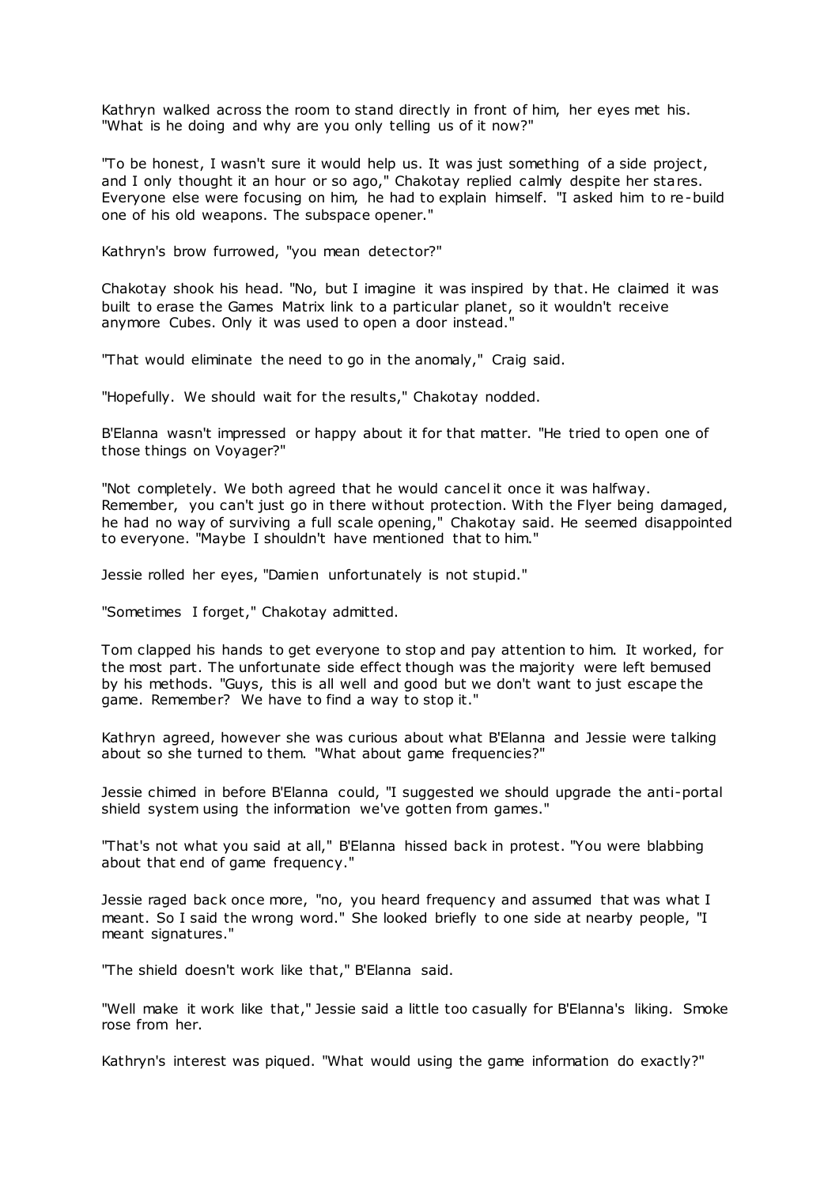Kathryn walked across the room to stand directly in front of him, her eyes met his. "What is he doing and why are you only telling us of it now?"

"To be honest, I wasn't sure it would help us. It was just something of a side project, and I only thought it an hour or so ago," Chakotay replied calmly despite her stares. Everyone else were focusing on him, he had to explain himself. "I asked him to re-build one of his old weapons. The subspace opener."

Kathryn's brow furrowed, "you mean detector?"

Chakotay shook his head. "No, but I imagine it was inspired by that. He claimed it was built to erase the Games Matrix link to a particular planet, so it wouldn't receive anymore Cubes. Only it was used to open a door instead."

"That would eliminate the need to go in the anomaly," Craig said.

"Hopefully. We should wait for the results," Chakotay nodded.

B'Elanna wasn't impressed or happy about it for that matter. "He tried to open one of those things on Voyager?"

"Not completely. We both agreed that he would cancel it once it was halfway. Remember, you can't just go in there without protection. With the Flyer being damaged, he had no way of surviving a full scale opening," Chakotay said. He seemed disappointed to everyone. "Maybe I shouldn't have mentioned that to him."

Jessie rolled her eyes, "Damien unfortunately is not stupid."

"Sometimes I forget," Chakotay admitted.

Tom clapped his hands to get everyone to stop and pay attention to him. It worked, for the most part. The unfortunate side effect though was the majority were left bemused by his methods. "Guys, this is all well and good but we don't want to just escape the game. Remember? We have to find a way to stop it."

Kathryn agreed, however she was curious about what B'Elanna and Jessie were talking about so she turned to them. "What about game frequencies?"

Jessie chimed in before B'Elanna could, "I suggested we should upgrade the anti-portal shield system using the information we've gotten from games."

"That's not what you said at all," B'Elanna hissed back in protest. "You were blabbing about that end of game frequency."

Jessie raged back once more, "no, you heard frequency and assumed that was what I meant. So I said the wrong word." She looked briefly to one side at nearby people, "I meant signatures."

"The shield doesn't work like that," B'Elanna said.

"Well make it work like that," Jessie said a little too casually for B'Elanna's liking. Smoke rose from her.

Kathryn's interest was piqued. "What would using the game information do exactly?"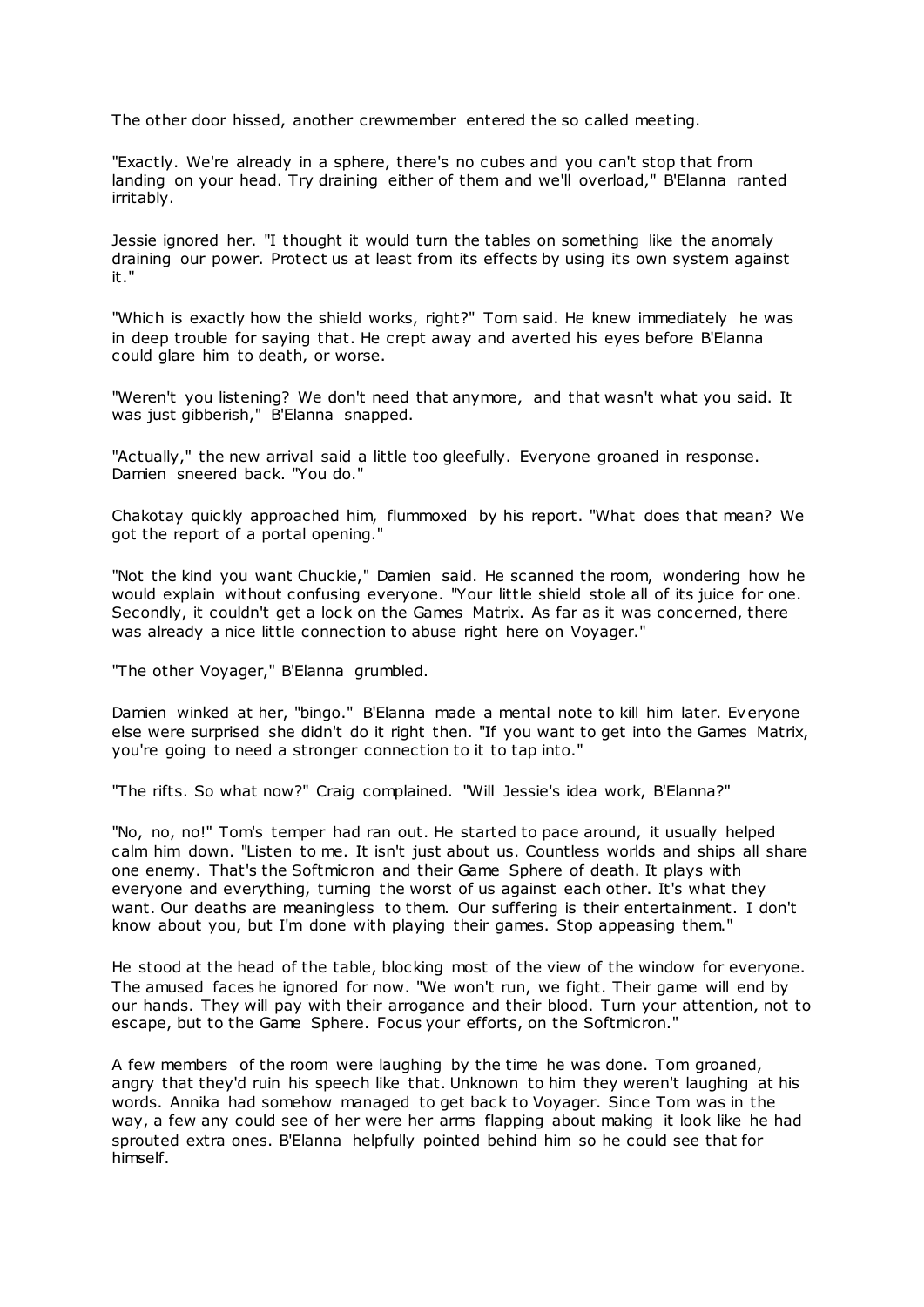The other door hissed, another crewmember entered the so called meeting.

"Exactly. We're already in a sphere, there's no cubes and you can't stop that from landing on your head. Try draining either of them and we'll overload," B'Elanna ranted irritably.

Jessie ignored her. "I thought it would turn the tables on something like the anomaly draining our power. Protect us at least from its effects by using its own system against it."

"Which is exactly how the shield works, right?" Tom said. He knew immediately he was in deep trouble for saying that. He crept away and averted his eyes before B'Elanna could glare him to death, or worse.

"Weren't you listening? We don't need that anymore, and that wasn't what you said. It was just gibberish," B'Elanna snapped.

"Actually," the new arrival said a little too gleefully. Everyone groaned in response. Damien sneered back. "You do."

Chakotay quickly approached him, flummoxed by his report. "What does that mean? We got the report of a portal opening."

"Not the kind you want Chuckie," Damien said. He scanned the room, wondering how he would explain without confusing everyone. "Your little shield stole all of its juice for one. Secondly, it couldn't get a lock on the Games Matrix. As far as it was concerned, there was already a nice little connection to abuse right here on Voyager."

"The other Voyager," B'Elanna grumbled.

Damien winked at her, "bingo." B'Elanna made a mental note to kill him later. Everyone else were surprised she didn't do it right then. "If you want to get into the Games Matrix, you're going to need a stronger connection to it to tap into."

"The rifts. So what now?" Craig complained. "Will Jessie's idea work, B'Elanna?"

"No, no, no!" Tom's temper had ran out. He started to pace around, it usually helped calm him down. "Listen to me. It isn't just about us. Countless worlds and ships all share one enemy. That's the Softmicron and their Game Sphere of death. It plays with everyone and everything, turning the worst of us against each other. It's what they want. Our deaths are meaningless to them. Our suffering is their entertainment. I don't know about you, but I'm done with playing their games. Stop appeasing them."

He stood at the head of the table, blocking most of the view of the window for everyone. The amused faces he ignored for now. "We won't run, we fight. Their game will end by our hands. They will pay with their arrogance and their blood. Turn your attention, not to escape, but to the Game Sphere. Focus your efforts, on the Softmicron."

A few members of the room were laughing by the time he was done. Tom groaned, angry that they'd ruin his speech like that. Unknown to him they weren't laughing at his words. Annika had somehow managed to get back to Voyager. Since Tom was in the way, a few any could see of her were her arms flapping about making it look like he had sprouted extra ones. B'Elanna helpfully pointed behind him so he could see that for himself.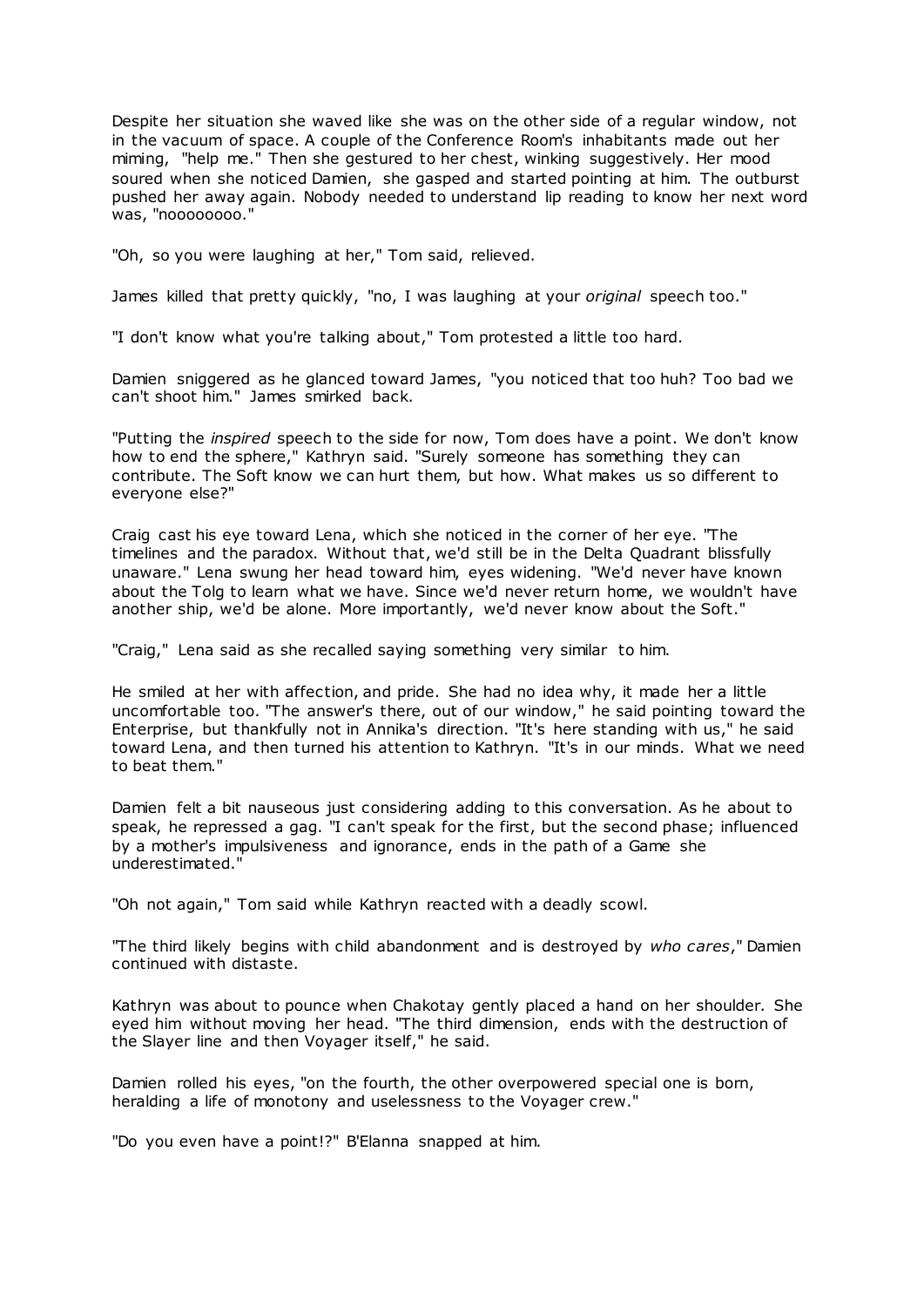Despite her situation she waved like she was on the other side of a regular window, not in the vacuum of space. A couple of the Conference Room's inhabitants made out her miming, "help me." Then she gestured to her chest, winking suggestively. Her mood soured when she noticed Damien, she gasped and started pointing at him. The outburst pushed her away again. Nobody needed to understand lip reading to know her next word was, "noooooooo."

"Oh, so you were laughing at her," Tom said, relieved.

James killed that pretty quickly, "no, I was laughing at your *original* speech too."

"I don't know what you're talking about," Tom protested a little too hard.

Damien sniggered as he glanced toward James, "you noticed that too huh? Too bad we can't shoot him." James smirked back.

"Putting the *inspired* speech to the side for now, Tom does have a point. We don't know how to end the sphere," Kathryn said. "Surely someone has something they can contribute. The Soft know we can hurt them, but how. What makes us so different to everyone else?"

Craig cast his eye toward Lena, which she noticed in the corner of her eye. "The timelines and the paradox. Without that, we'd still be in the Delta Quadrant blissfully unaware." Lena swung her head toward him, eyes widening. "We'd never have known about the Tolg to learn what we have. Since we'd never return home, we wouldn't have another ship, we'd be alone. More importantly, we'd never know about the Soft."

"Craig," Lena said as she recalled saying something very similar to him.

He smiled at her with affection, and pride. She had no idea why, it made her a little uncomfortable too. "The answer's there, out of our window," he said pointing toward the Enterprise, but thankfully not in Annika's direction. "It's here standing with us," he said toward Lena, and then turned his attention to Kathryn. "It's in our minds. What we need to beat them."

Damien felt a bit nauseous just considering adding to this conversation. As he about to speak, he repressed a gag. "I can't speak for the first, but the second phase; influenced by a mother's impulsiveness and ignorance, ends in the path of a Game she underestimated."

"Oh not again," Tom said while Kathryn reacted with a deadly scowl.

"The third likely begins with child abandonment and is destroyed by *who cares*," Damien continued with distaste.

Kathryn was about to pounce when Chakotay gently placed a hand on her shoulder. She eyed him without moving her head. "The third dimension, ends with the destruction of the Slayer line and then Voyager itself," he said.

Damien rolled his eyes, "on the fourth, the other overpowered special one is born, heralding a life of monotony and uselessness to the Voyager crew."

"Do you even have a point!?" B'Elanna snapped at him.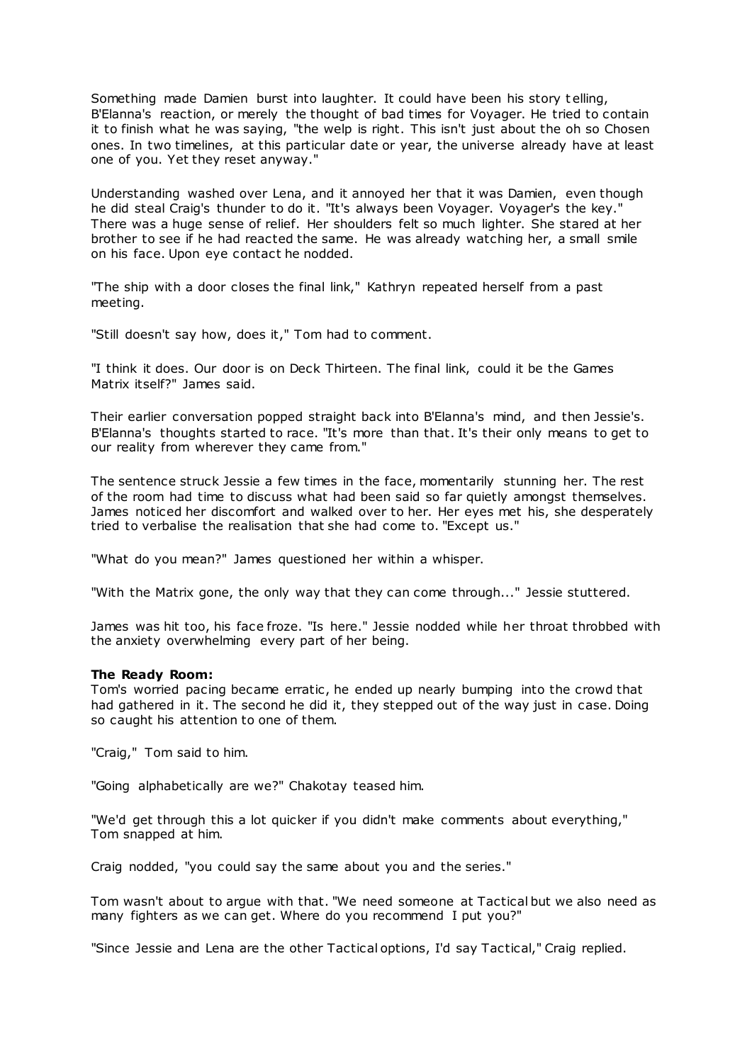Something made Damien burst into laughter. It could have been his story telling, B'Elanna's reaction, or merely the thought of bad times for Voyager. He tried to contain it to finish what he was saying, "the welp is right. This isn't just about the oh so Chosen ones. In two timelines, at this particular date or year, the universe already have at least one of you. Yet they reset anyway."

Understanding washed over Lena, and it annoyed her that it was Damien, even though he did steal Craig's thunder to do it. "It's always been Voyager. Voyager's the key." There was a huge sense of relief. Her shoulders felt so much lighter. She stared at her brother to see if he had reacted the same. He was already watching her, a small smile on his face. Upon eye contact he nodded.

"The ship with a door closes the final link," Kathryn repeated herself from a past meeting.

"Still doesn't say how, does it," Tom had to comment.

"I think it does. Our door is on Deck Thirteen. The final link, could it be the Games Matrix itself?" James said.

Their earlier conversation popped straight back into B'Elanna's mind, and then Jessie's. B'Elanna's thoughts started to race. "It's more than that. It's their only means to get to our reality from wherever they came from."

The sentence struck Jessie a few times in the face, momentarily stunning her. The rest of the room had time to discuss what had been said so far quietly amongst themselves. James noticed her discomfort and walked over to her. Her eyes met his, she desperately tried to verbalise the realisation that she had come to. "Except us."

"What do you mean?" James questioned her within a whisper.

"With the Matrix gone, the only way that they can come through..." Jessie stuttered.

James was hit too, his face froze. "Is here." Jessie nodded while her throat throbbed with the anxiety overwhelming every part of her being.

**The Ready Room:**
Tom's worried pacing became erratic, he ended up nearly bumping into the crowd that had gathered in it. The second he did it, they stepped out of the way just in case. Doing so caught his attention to one of them.

"Craig," Tom said to him.

"Going alphabetically are we?" Chakotay teased him.

"We'd get through this a lot quicker if you didn't make comments about everything," Tom snapped at him.

Craig nodded, "you could say the same about you and the series."

Tom wasn't about to argue with that. "We need someone at Tactical but we also need as many fighters as we can get. Where do you recommend I put you?"

"Since Jessie and Lena are the other Tactical options, I'd say Tactical," Craig replied.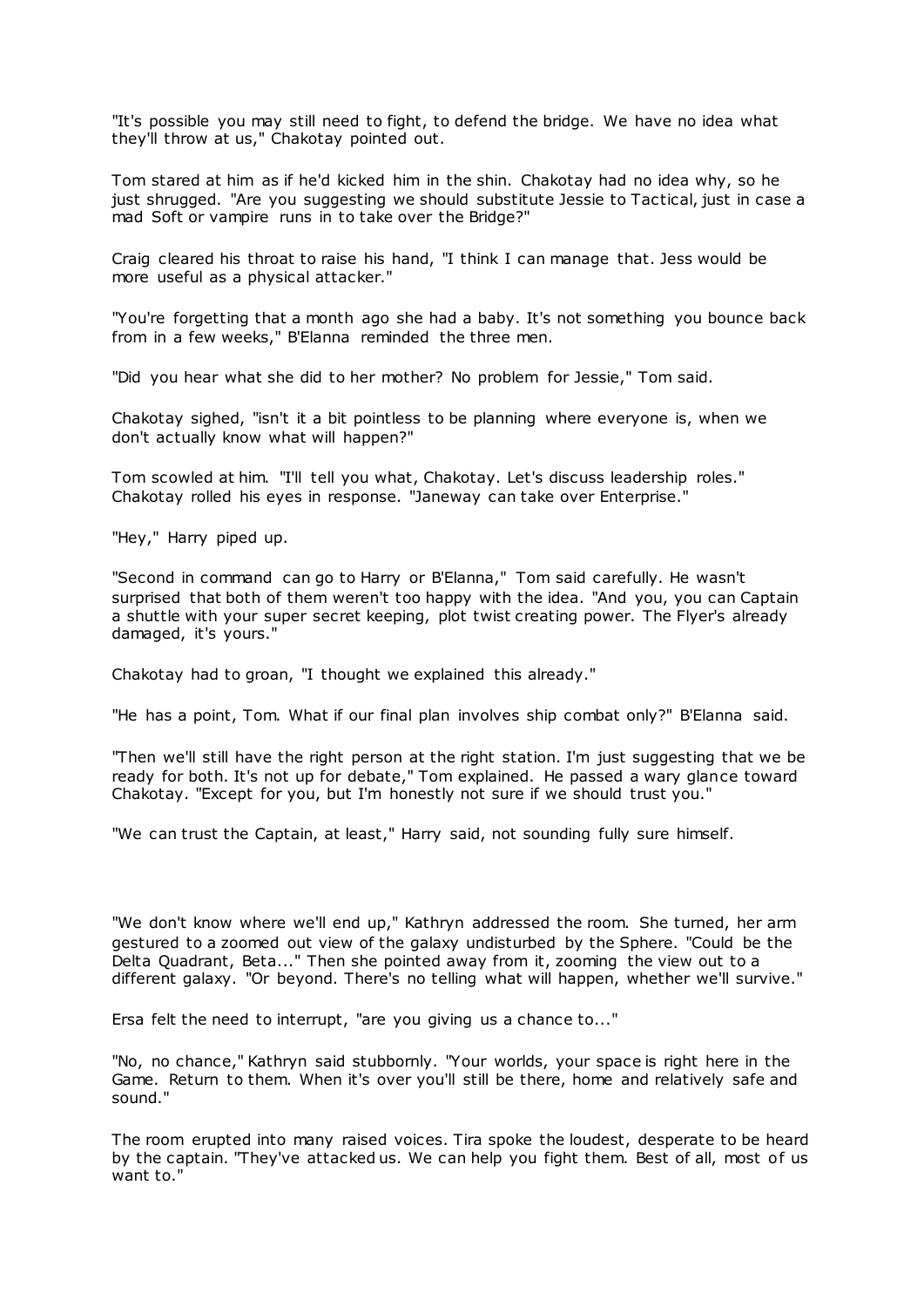"It's possible you may still need to fight, to defend the bridge. We have no idea what they'll throw at us," Chakotay pointed out.

Tom stared at him as if he'd kicked him in the shin. Chakotay had no idea why, so he just shrugged. "Are you suggesting we should substitute Jessie to Tactical, just in case a mad Soft or vampire runs in to take over the Bridge?"

Craig cleared his throat to raise his hand, "I think I can manage that. Jess would be more useful as a physical attacker."

"You're forgetting that a month ago she had a baby. It's not something you bounce back from in a few weeks," B'Elanna reminded the three men.

"Did you hear what she did to her mother? No problem for Jessie," Tom said.

Chakotay sighed, "isn't it a bit pointless to be planning where everyone is, when we don't actually know what will happen?"

Tom scowled at him. "I'll tell you what, Chakotay. Let's discuss leadership roles." Chakotay rolled his eyes in response. "Janeway can take over Enterprise."

"Hey," Harry piped up.

"Second in command can go to Harry or B'Elanna," Tom said carefully. He wasn't surprised that both of them weren't too happy with the idea. "And you, you can Captain a shuttle with your super secret keeping, plot twist creating power. The Flyer's already damaged, it's yours."

Chakotay had to groan, "I thought we explained this already."

"He has a point, Tom. What if our final plan involves ship combat only?" B'Elanna said.

"Then we'll still have the right person at the right station. I'm just suggesting that we be ready for both. It's not up for debate," Tom explained. He passed a wary glance toward Chakotay. "Except for you, but I'm honestly not sure if we should trust you."

"We can trust the Captain, at least," Harry said, not sounding fully sure himself.

"We don't know where we'll end up," Kathryn addressed the room. She turned, her arm gestured to a zoomed out view of the galaxy undisturbed by the Sphere. "Could be the Delta Quadrant, Beta..." Then she pointed away from it, zooming the view out to a different galaxy. "Or beyond. There's no telling what will happen, whether we'll survive."

Ersa felt the need to interrupt, "are you giving us a chance to..."

"No, no chance," Kathryn said stubbornly. "Your worlds, your space is right here in the Game. Return to them. When it's over you'll still be there, home and relatively safe and sound."

The room erupted into many raised voices. Tira spoke the loudest, desperate to be heard by the captain. "They've attacked us. We can help you fight them. Best of all, most of us want to."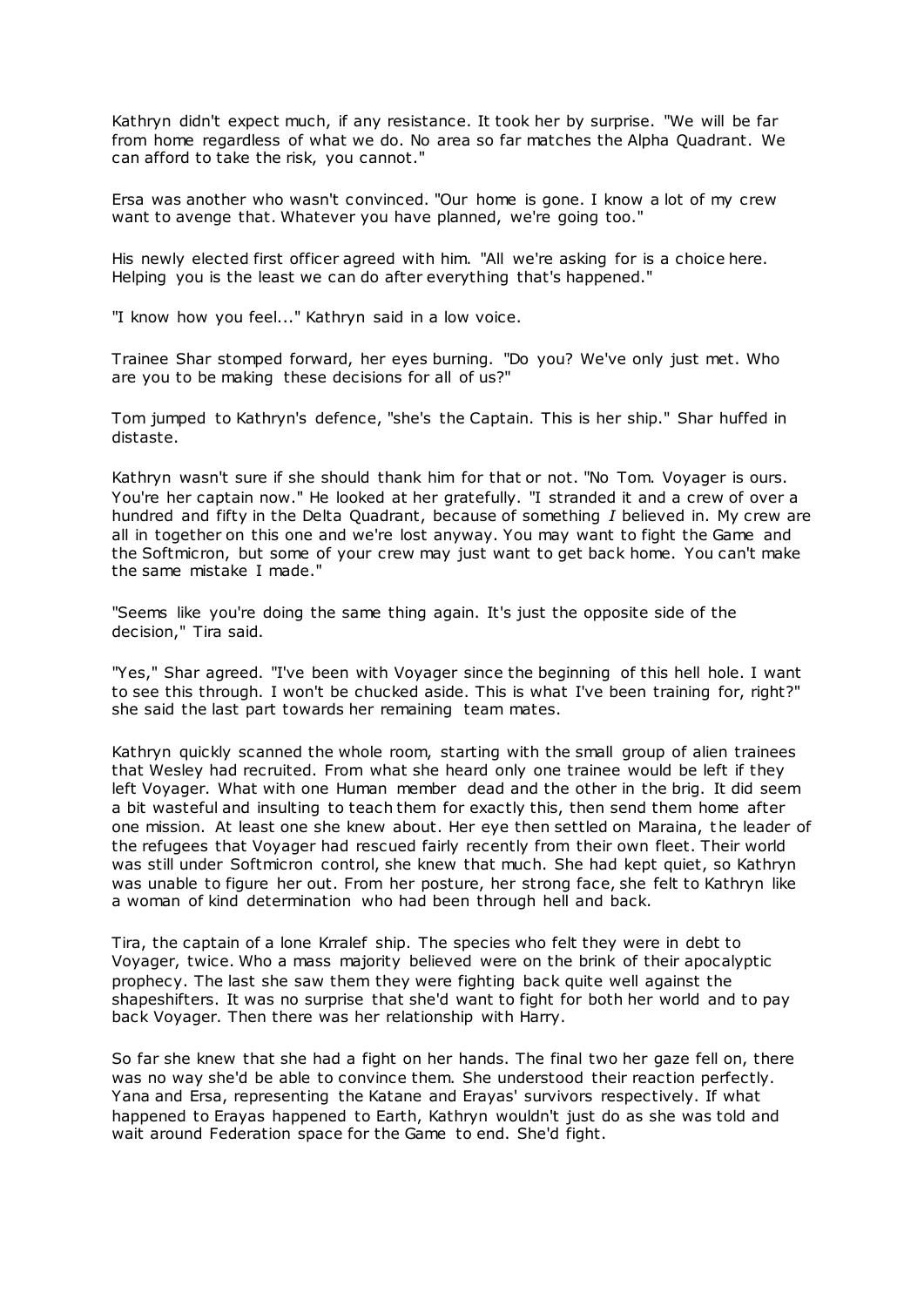Kathryn didn't expect much, if any resistance. It took her by surprise. "We will be far from home regardless of what we do. No area so far matches the Alpha Quadrant. We can afford to take the risk, you cannot."

Ersa was another who wasn't convinced. "Our home is gone. I know a lot of my crew want to avenge that. Whatever you have planned, we're going too."

His newly elected first officer agreed with him. "All we're asking for is a choice here. Helping you is the least we can do after everything that's happened."

"I know how you feel..." Kathryn said in a low voice.

Trainee Shar stomped forward, her eyes burning. "Do you? We've only just met. Who are you to be making these decisions for all of us?"

Tom jumped to Kathryn's defence, "she's the Captain. This is her ship." Shar huffed in distaste.

Kathryn wasn't sure if she should thank him for that or not. "No Tom. Voyager is ours. You're her captain now." He looked at her gratefully. "I stranded it and a crew of over a hundred and fifty in the Delta Quadrant, because of something *I* believed in. My crew are all in together on this one and we're lost anyway. You may want to fight the Game and the Softmicron, but some of your crew may just want to get back home. You can't make the same mistake I made."

"Seems like you're doing the same thing again. It's just the opposite side of the decision," Tira said.

"Yes," Shar agreed. "I've been with Voyager since the beginning of this hell hole. I want to see this through. I won't be chucked aside. This is what I've been training for, right?" she said the last part towards her remaining team mates.

Kathryn quickly scanned the whole room, starting with the small group of alien trainees that Wesley had recruited. From what she heard only one trainee would be left if they left Voyager. What with one Human member dead and the other in the brig. It did seem a bit wasteful and insulting to teach them for exactly this, then send them home after one mission. At least one she knew about. Her eye then settled on Maraina, the leader of the refugees that Voyager had rescued fairly recently from their own fleet. Their world was still under Softmicron control, she knew that much. She had kept quiet, so Kathryn was unable to figure her out. From her posture, her strong face, she felt to Kathryn like a woman of kind determination who had been through hell and back.

Tira, the captain of a lone Krralef ship. The species who felt they were in debt to Voyager, twice. Who a mass majority believed were on the brink of their apocalyptic prophecy. The last she saw them they were fighting back quite well against the shapeshifters. It was no surprise that she'd want to fight for both her world and to pay back Voyager. Then there was her relationship with Harry.

So far she knew that she had a fight on her hands. The final two her gaze fell on, there was no way she'd be able to convince them. She understood their reaction perfectly. Yana and Ersa, representing the Katane and Erayas' survivors respectively. If what happened to Erayas happened to Earth, Kathryn wouldn't just do as she was told and wait around Federation space for the Game to end. She'd fight.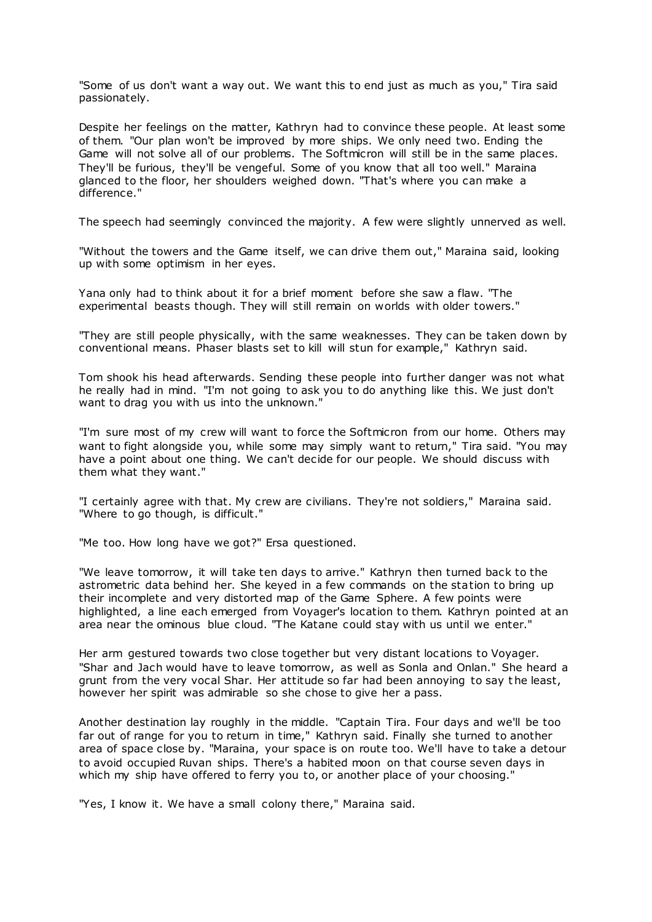"Some of us don't want a way out. We want this to end just as much as you," Tira said passionately.

Despite her feelings on the matter, Kathryn had to convince these people. At least some of them. "Our plan won't be improved by more ships. We only need two. Ending the Game will not solve all of our problems. The Softmicron will still be in the same places. They'll be furious, they'll be vengeful. Some of you know that all too well." Maraina glanced to the floor, her shoulders weighed down. "That's where you can make a difference."

The speech had seemingly convinced the majority. A few were slightly unnerved as well.

"Without the towers and the Game itself, we can drive them out," Maraina said, looking up with some optimism in her eyes.

Yana only had to think about it for a brief moment before she saw a flaw. "The experimental beasts though. They will still remain on worlds with older towers."

"They are still people physically, with the same weaknesses. They can be taken down by conventional means. Phaser blasts set to kill will stun for example," Kathryn said.

Tom shook his head afterwards. Sending these people into further danger was not what he really had in mind. "I'm not going to ask you to do anything like this. We just don't want to drag you with us into the unknown."

"I'm sure most of my crew will want to force the Softmicron from our home. Others may want to fight alongside you, while some may simply want to return," Tira said. "You may have a point about one thing. We can't decide for our people. We should discuss with them what they want."

"I certainly agree with that. My crew are civilians. They're not soldiers," Maraina said. "Where to go though, is difficult."

"Me too. How long have we got?" Ersa questioned.

"We leave tomorrow, it will take ten days to arrive." Kathryn then turned back to the astrometric data behind her. She keyed in a few commands on the station to bring up their incomplete and very distorted map of the Game Sphere. A few points were highlighted, a line each emerged from Voyager's location to them. Kathryn pointed at an area near the ominous blue cloud. "The Katane could stay with us until we enter."

Her arm gestured towards two close together but very distant locations to Voyager. "Shar and Jach would have to leave tomorrow, as well as Sonla and Onlan." She heard a grunt from the very vocal Shar. Her attitude so far had been annoying to say the least, however her spirit was admirable so she chose to give her a pass.

Another destination lay roughly in the middle. "Captain Tira. Four days and we'll be too far out of range for you to return in time," Kathryn said. Finally she turned to another area of space close by. "Maraina, your space is on route too. We'll have to take a detour to avoid occupied Ruvan ships. There's a habited moon on that course seven days in which my ship have offered to ferry you to, or another place of your choosing."

"Yes, I know it. We have a small colony there," Maraina said.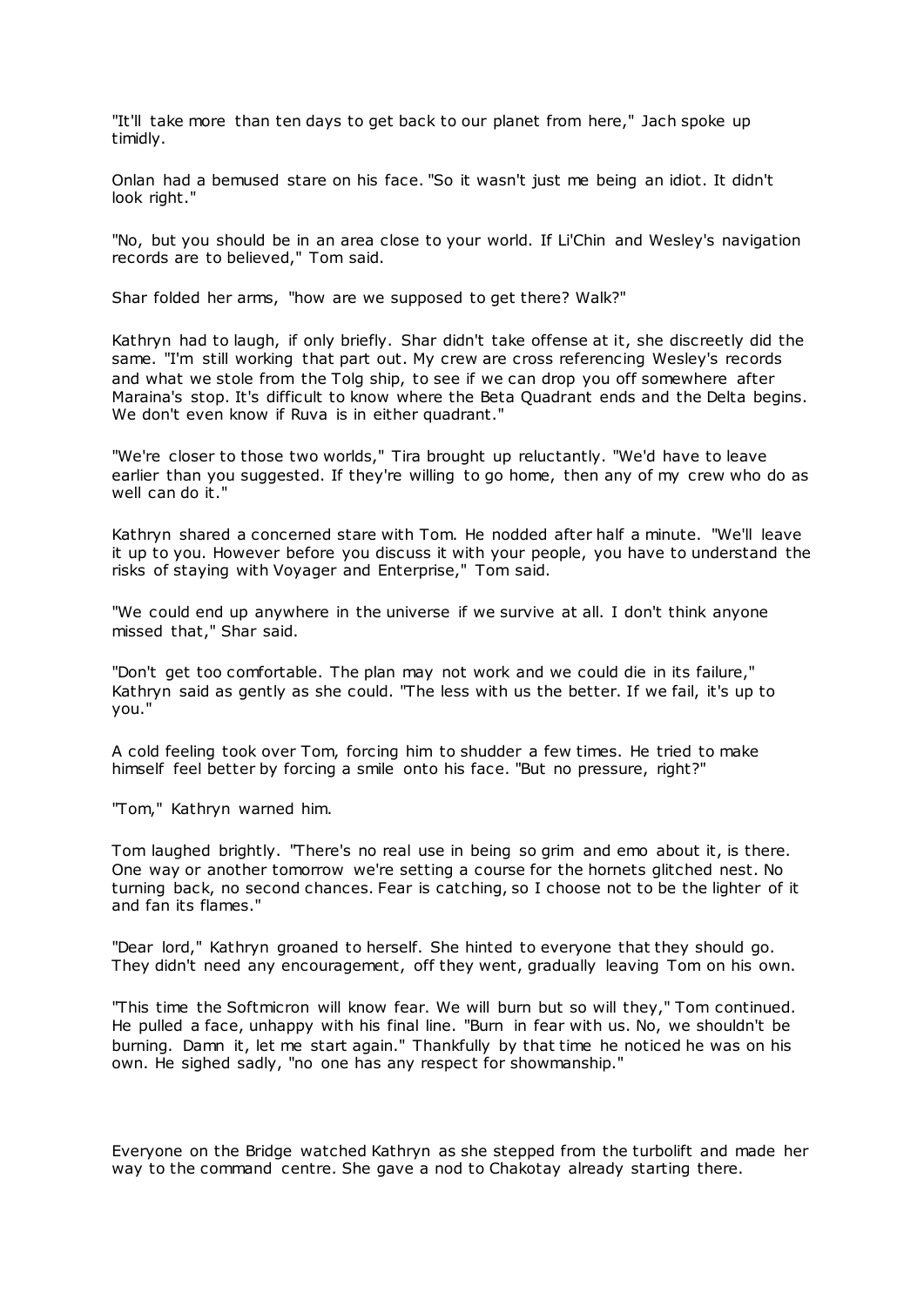"It'll take more than ten days to get back to our planet from here," Jach spoke up timidly.

Onlan had a bemused stare on his face. "So it wasn't just me being an idiot. It didn't look right."

"No, but you should be in an area close to your world. If Li'Chin and Wesley's navigation records are to believed," Tom said.

Shar folded her arms, "how are we supposed to get there? Walk?"

Kathryn had to laugh, if only briefly. Shar didn't take offense at it, she discreetly did the same. "I'm still working that part out. My crew are cross referencing Wesley's records and what we stole from the Tolg ship, to see if we can drop you off somewhere after Maraina's stop. It's difficult to know where the Beta Quadrant ends and the Delta begins. We don't even know if Ruva is in either quadrant."

"We're closer to those two worlds," Tira brought up reluctantly. "We'd have to leave earlier than you suggested. If they're willing to go home, then any of my crew who do as well can do it."

Kathryn shared a concerned stare with Tom. He nodded after half a minute. "We'll leave it up to you. However before you discuss it with your people, you have to understand the risks of staying with Voyager and Enterprise," Tom said.

"We could end up anywhere in the universe if we survive at all. I don't think anyone missed that," Shar said.

"Don't get too comfortable. The plan may not work and we could die in its failure," Kathryn said as gently as she could. "The less with us the better. If we fail, it's up to you."

A cold feeling took over Tom, forcing him to shudder a few times. He tried to make himself feel better by forcing a smile onto his face. "But no pressure, right?"

"Tom," Kathryn warned him.

Tom laughed brightly. "There's no real use in being so grim and emo about it, is there. One way or another tomorrow we're setting a course for the hornets glitched nest. No turning back, no second chances. Fear is catching, so I choose not to be the lighter of it and fan its flames."

"Dear lord," Kathryn groaned to herself. She hinted to everyone that they should go. They didn't need any encouragement, off they went, gradually leaving Tom on his own.

"This time the Softmicron will know fear. We will burn but so will they," Tom continued. He pulled a face, unhappy with his final line. "Burn in fear with us. No, we shouldn't be burning. Damn it, let me start again." Thankfully by that time he noticed he was on his own. He sighed sadly, "no one has any respect for showmanship."

Everyone on the Bridge watched Kathryn as she stepped from the turbolift and made her way to the command centre. She gave a nod to Chakotay already starting there.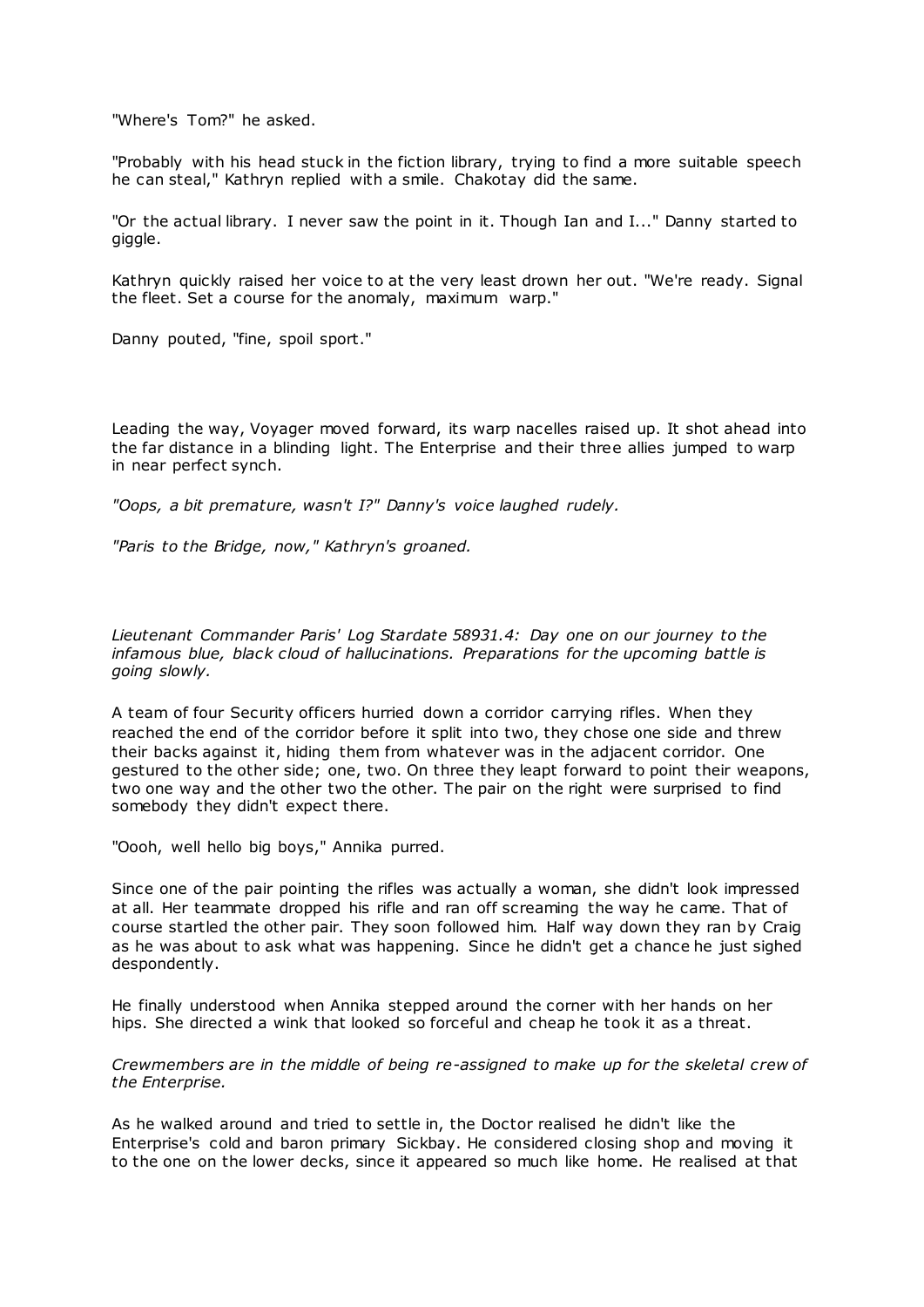"Where's Tom?" he asked.

"Probably with his head stuck in the fiction library, trying to find a more suitable speech he can steal," Kathryn replied with a smile. Chakotay did the same.

"Or the actual library. I never saw the point in it. Though Ian and I..." Danny started to giggle.

Kathryn quickly raised her voice to at the very least drown her out. "We're ready. Signal the fleet. Set a course for the anomaly, maximum warp."

Danny pouted, "fine, spoil sport."

Leading the way, Voyager moved forward, its warp nacelles raised up. It shot ahead into the far distance in a blinding light. The Enterprise and their three allies jumped to warp in near perfect synch.

*"Oops, a bit premature, wasn't I?" Danny's voice laughed rudely.*

*"Paris to the Bridge, now," Kathryn's groaned.*

*Lieutenant Commander Paris' Log Stardate 58931.4: Day one on our journey to the infamous blue, black cloud of hallucinations. Preparations for the upcoming battle is going slowly.*

A team of four Security officers hurried down a corridor carrying rifles. When they reached the end of the corridor before it split into two, they chose one side and threw their backs against it, hiding them from whatever was in the adjacent corridor. One gestured to the other side; one, two. On three they leapt forward to point their weapons, two one way and the other two the other. The pair on the right were surprised to find somebody they didn't expect there.

"Oooh, well hello big boys," Annika purred.

Since one of the pair pointing the rifles was actually a woman, she didn't look impressed at all. Her teammate dropped his rifle and ran off screaming the way he came. That of course startled the other pair. They soon followed him. Half way down they ran by Craig as he was about to ask what was happening. Since he didn't get a chance he just sighed despondently.

He finally understood when Annika stepped around the corner with her hands on her hips. She directed a wink that looked so forceful and cheap he took it as a threat.

*Crewmembers are in the middle of being re-assigned to make up for the skeletal crew of the Enterprise.*

As he walked around and tried to settle in, the Doctor realised he didn't like the Enterprise's cold and baron primary Sickbay. He considered closing shop and moving it to the one on the lower decks, since it appeared so much like home. He realised at that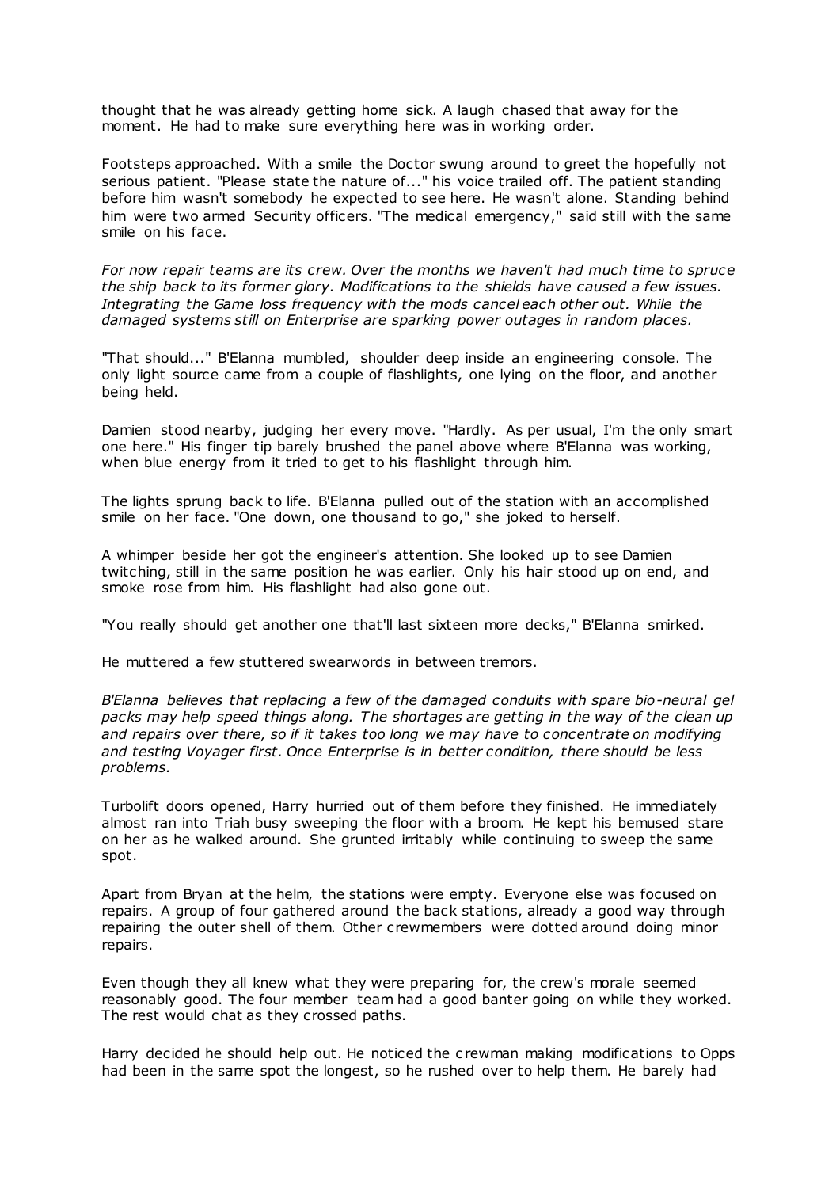thought that he was already getting home sick. A laugh chased that away for the moment. He had to make sure everything here was in working order.

Footsteps approached. With a smile the Doctor swung around to greet the hopefully not serious patient. "Please state the nature of..." his voice trailed off. The patient standing before him wasn't somebody he expected to see here. He wasn't alone. Standing behind him were two armed Security officers. "The medical emergency," said still with the same smile on his face.

*For now repair teams are its crew. Over the months we haven't had much time to spruce the ship back to its former glory. Modifications to the shields have caused a few issues. Integrating the Game loss frequency with the mods cancel each other out. While the damaged systems still on Enterprise are sparking power outages in random places.*

"That should..." B'Elanna mumbled, shoulder deep inside an engineering console. The only light source came from a couple of flashlights, one lying on the floor, and another being held.

Damien stood nearby, judging her every move. "Hardly. As per usual, I'm the only smart one here." His finger tip barely brushed the panel above where B'Elanna was working, when blue energy from it tried to get to his flashlight through him.

The lights sprung back to life. B'Elanna pulled out of the station with an accomplished smile on her face. "One down, one thousand to go," she joked to herself.

A whimper beside her got the engineer's attention. She looked up to see Damien twitching, still in the same position he was earlier. Only his hair stood up on end, and smoke rose from him. His flashlight had also gone out.

"You really should get another one that'll last sixteen more decks," B'Elanna smirked.

He muttered a few stuttered swearwords in between tremors.

*B'Elanna believes that replacing a few of the damaged conduits with spare bio-neural gel packs may help speed things along. The shortages are getting in the way of the clean up and repairs over there, so if it takes too long we may have to concentrate on modifying and testing Voyager first. Once Enterprise is in better condition, there should be less problems.*

Turbolift doors opened, Harry hurried out of them before they finished. He immediately almost ran into Triah busy sweeping the floor with a broom. He kept his bemused stare on her as he walked around. She grunted irritably while continuing to sweep the same spot.

Apart from Bryan at the helm, the stations were empty. Everyone else was focused on repairs. A group of four gathered around the back stations, already a good way through repairing the outer shell of them. Other crewmembers were dotted around doing minor repairs.

Even though they all knew what they were preparing for, the crew's morale seemed reasonably good. The four member team had a good banter going on while they worked. The rest would chat as they crossed paths.

Harry decided he should help out. He noticed the crewman making modifications to Opps had been in the same spot the longest, so he rushed over to help them. He barely had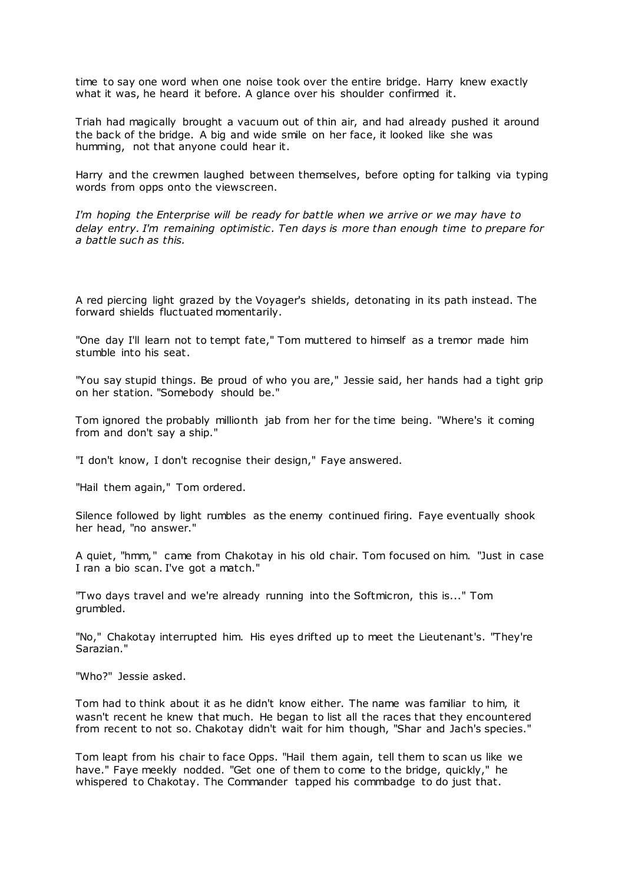time to say one word when one noise took over the entire bridge. Harry knew exactly what it was, he heard it before. A glance over his shoulder confirmed it.

Triah had magically brought a vacuum out of thin air, and had already pushed it around the back of the bridge. A big and wide smile on her face, it looked like she was humming, not that anyone could hear it.

Harry and the crewmen laughed between themselves, before opting for talking via typing words from opps onto the viewscreen.

*I'm hoping the Enterprise will be ready for battle when we arrive or we may have to delay entry. I'm remaining optimistic. Ten days is more than enough time to prepare for a battle such as this.*

A red piercing light grazed by the Voyager's shields, detonating in its path instead. The forward shields fluctuated momentarily.

"One day I'll learn not to tempt fate," Tom muttered to himself as a tremor made him stumble into his seat.

"You say stupid things. Be proud of who you are," Jessie said, her hands had a tight grip on her station. "Somebody should be."

Tom ignored the probably millionth jab from her for the time being. "Where's it coming from and don't say a ship."

"I don't know, I don't recognise their design," Faye answered.

"Hail them again," Tom ordered.

Silence followed by light rumbles as the enemy continued firing. Faye eventually shook her head, "no answer."

A quiet, "hmm," came from Chakotay in his old chair. Tom focused on him. "Just in case I ran a bio scan. I've got a match."

"Two days travel and we're already running into the Softmicron, this is..." Tom grumbled.

"No," Chakotay interrupted him. His eyes drifted up to meet the Lieutenant's. "They're Sarazian."

"Who?" Jessie asked.

Tom had to think about it as he didn't know either. The name was familiar to him, it wasn't recent he knew that much. He began to list all the races that they encountered from recent to not so. Chakotay didn't wait for him though, "Shar and Jach's species."

Tom leapt from his chair to face Opps. "Hail them again, tell them to scan us like we have." Faye meekly nodded. "Get one of them to come to the bridge, quickly," he whispered to Chakotay. The Commander tapped his commbadge to do just that.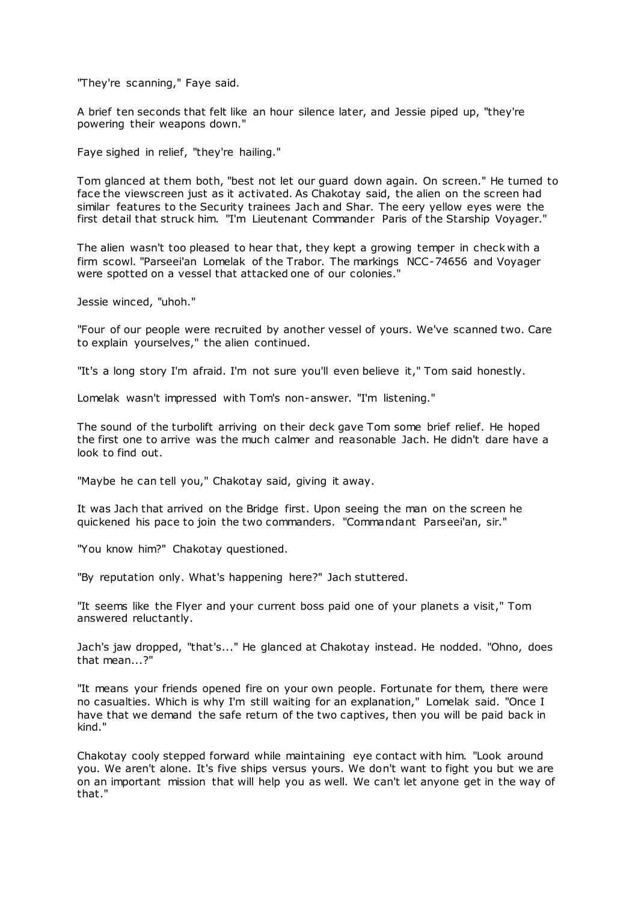"They're scanning," Faye said.

A brief ten seconds that felt like an hour silence later, and Jessie piped up, "they're powering their weapons down."

Faye sighed in relief, "they're hailing."

Tom glanced at them both, "best not let our guard down again. On screen." He turned to face the viewscreen just as it activated. As Chakotay said, the alien on the screen had similar features to the Security trainees Jach and Shar. The eery yellow eyes were the first detail that struck him. "I'm Lieutenant Commander Paris of the Starship Voyager."

The alien wasn't too pleased to hear that, they kept a growing temper in check with a firm scowl. "Parseei'an Lomelak of the Trabor. The markings NCC-74656 and Voyager were spotted on a vessel that attacked one of our colonies."

Jessie winced, "uhoh."

"Four of our people were recruited by another vessel of yours. We've scanned two. Care to explain yourselves," the alien continued.

"It's a long story I'm afraid. I'm not sure you'll even believe it," Tom said honestly.

Lomelak wasn't impressed with Tom's non-answer. "I'm listening."

The sound of the turbolift arriving on their deck gave Tom some brief relief. He hoped the first one to arrive was the much calmer and reasonable Jach. He didn't dare have a look to find out.

"Maybe he can tell you," Chakotay said, giving it away.

It was Jach that arrived on the Bridge first. Upon seeing the man on the screen he quickened his pace to join the two commanders. "Commandant Parseei'an, sir."

"You know him?" Chakotay questioned.

"By reputation only. What's happening here?" Jach stuttered.

"It seems like the Flyer and your current boss paid one of your planets a visit," Tom answered reluctantly.

Jach's jaw dropped, "that's..." He glanced at Chakotay instead. He nodded. "Ohno, does that mean...?"

"It means your friends opened fire on your own people. Fortunate for them, there were no casualties. Which is why I'm still waiting for an explanation," Lomelak said. "Once I have that we demand the safe return of the two captives, then you will be paid back in kind."

Chakotay cooly stepped forward while maintaining eye contact with him. "Look around you. We aren't alone. It's five ships versus yours. We don't want to fight you but we are on an important mission that will help you as well. We can't let anyone get in the way of that."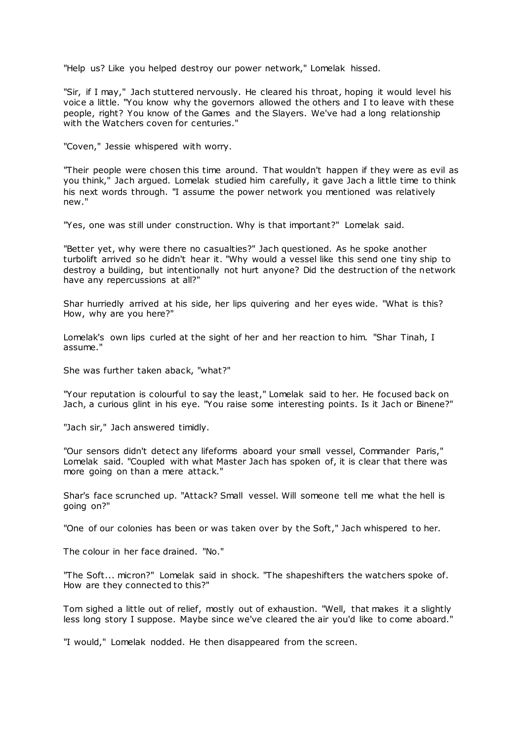"Help us? Like you helped destroy our power network," Lomelak hissed.

"Sir, if I may," Jach stuttered nervously. He cleared his throat, hoping it would level his voice a little. "You know why the governors allowed the others and I to leave with these people, right? You know of the Games and the Slayers. We've had a long relationship with the Watchers coven for centuries."

"Coven," Jessie whispered with worry.

"Their people were chosen this time around. That wouldn't happen if they were as evil as you think," Jach argued. Lomelak studied him carefully, it gave Jach a little time to think his next words through. "I assume the power network you mentioned was relatively new."

"Yes, one was still under construction. Why is that important?" Lomelak said.

"Better yet, why were there no casualties?" Jach questioned. As he spoke another turbolift arrived so he didn't hear it. "Why would a vessel like this send one tiny ship to destroy a building, but intentionally not hurt anyone? Did the destruction of the network have any repercussions at all?"

Shar hurriedly arrived at his side, her lips quivering and her eyes wide. "What is this? How, why are you here?"

Lomelak's own lips curled at the sight of her and her reaction to him. "Shar Tinah, I assume."

She was further taken aback, "what?"

"Your reputation is colourful to say the least," Lomelak said to her. He focused back on Jach, a curious glint in his eye. "You raise some interesting points. Is it Jach or Binene?"

"Jach sir," Jach answered timidly.

"Our sensors didn't detect any lifeforms aboard your small vessel, Commander Paris," Lomelak said. "Coupled with what Master Jach has spoken of, it is clear that there was more going on than a mere attack."

Shar's face scrunched up. "Attack? Small vessel. Will someone tell me what the hell is going on?"

"One of our colonies has been or was taken over by the Soft," Jach whispered to her.

The colour in her face drained. "No."

"The Soft... micron?" Lomelak said in shock. "The shapeshifters the watchers spoke of. How are they connected to this?"

Tom sighed a little out of relief, mostly out of exhaustion. "Well, that makes it a slightly less long story I suppose. Maybe since we've cleared the air you'd like to come aboard."

"I would," Lomelak nodded. He then disappeared from the screen.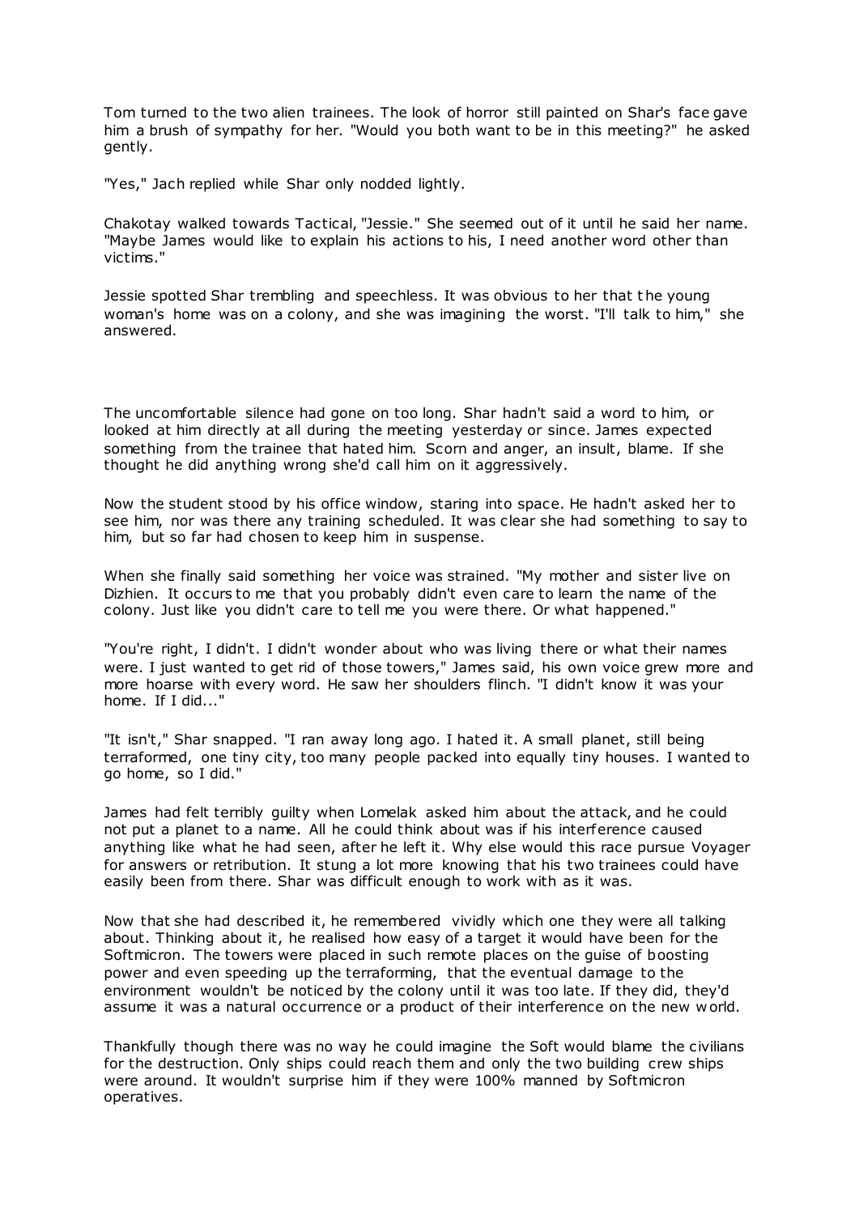Tom turned to the two alien trainees. The look of horror still painted on Shar's face gave him a brush of sympathy for her. "Would you both want to be in this meeting?" he asked gently.

"Yes," Jach replied while Shar only nodded lightly.

Chakotay walked towards Tactical, "Jessie." She seemed out of it until he said her name. "Maybe James would like to explain his actions to his, I need another word other than victims."

Jessie spotted Shar trembling and speechless. It was obvious to her that the young woman's home was on a colony, and she was imagining the worst. "I'll talk to him," she answered.

The uncomfortable silence had gone on too long. Shar hadn't said a word to him, or looked at him directly at all during the meeting yesterday or since. James expected something from the trainee that hated him. Scorn and anger, an insult, blame. If she thought he did anything wrong she'd call him on it aggressively.

Now the student stood by his office window, staring into space. He hadn't asked her to see him, nor was there any training scheduled. It was clear she had something to say to him, but so far had chosen to keep him in suspense.

When she finally said something her voice was strained. "My mother and sister live on Dizhien. It occurs to me that you probably didn't even care to learn the name of the colony. Just like you didn't care to tell me you were there. Or what happened."

"You're right, I didn't. I didn't wonder about who was living there or what their names were. I just wanted to get rid of those towers," James said, his own voice grew more and more hoarse with every word. He saw her shoulders flinch. "I didn't know it was your home. If I did..."

"It isn't," Shar snapped. "I ran away long ago. I hated it. A small planet, still being terraformed, one tiny city, too many people packed into equally tiny houses. I wanted to go home, so I did."

James had felt terribly guilty when Lomelak asked him about the attack, and he could not put a planet to a name. All he could think about was if his interference caused anything like what he had seen, after he left it. Why else would this race pursue Voyager for answers or retribution. It stung a lot more knowing that his two trainees could have easily been from there. Shar was difficult enough to work with as it was.

Now that she had described it, he remembered vividly which one they were all talking about. Thinking about it, he realised how easy of a target it would have been for the Softmicron. The towers were placed in such remote places on the guise of boosting power and even speeding up the terraforming, that the eventual damage to the environment wouldn't be noticed by the colony until it was too late. If they did, they'd assume it was a natural occurrence or a product of their interference on the new world.

Thankfully though there was no way he could imagine the Soft would blame the civilians for the destruction. Only ships could reach them and only the two building crew ships were around. It wouldn't surprise him if they were 100% manned by Softmicron operatives.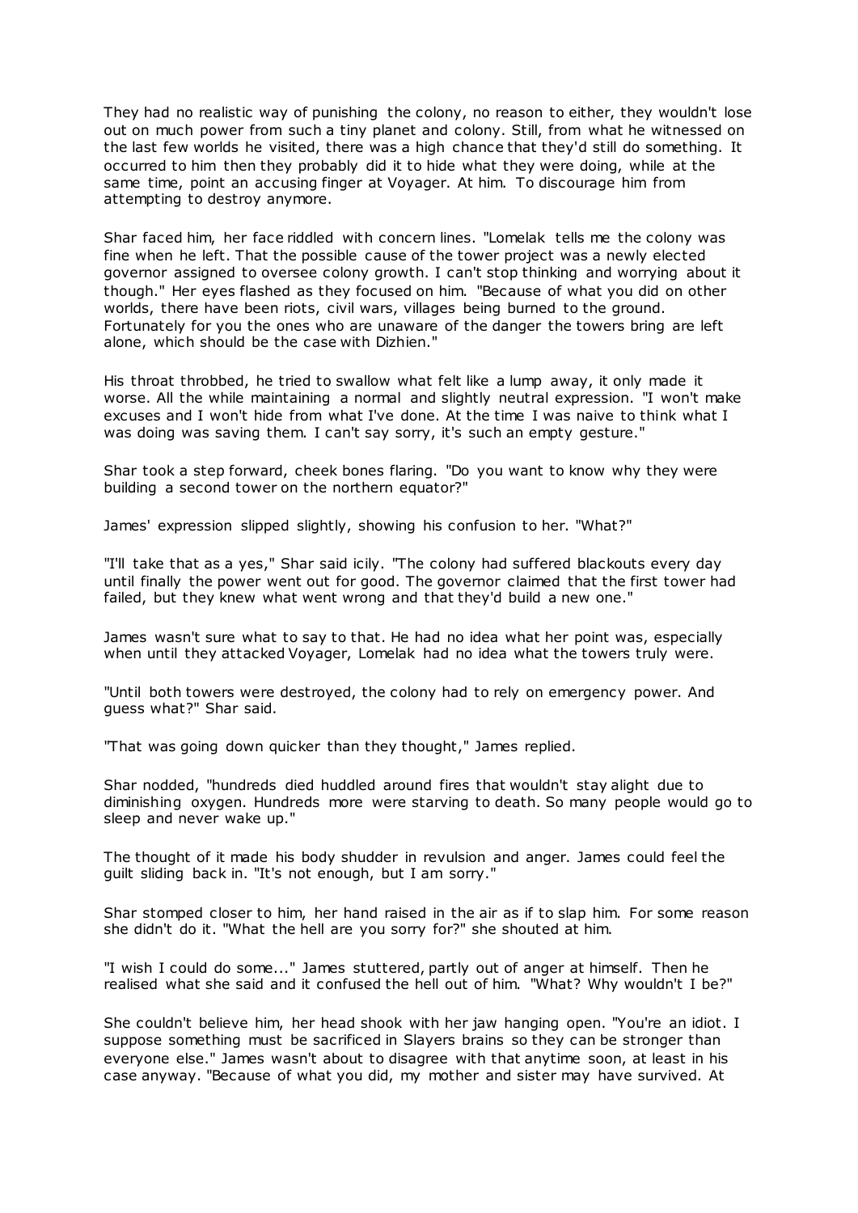They had no realistic way of punishing the colony, no reason to either, they wouldn't lose out on much power from such a tiny planet and colony. Still, from what he witnessed on the last few worlds he visited, there was a high chance that they'd still do something. It occurred to him then they probably did it to hide what they were doing, while at the same time, point an accusing finger at Voyager. At him. To discourage him from attempting to destroy anymore.

Shar faced him, her face riddled with concern lines. "Lomelak tells me the colony was fine when he left. That the possible cause of the tower project was a newly elected governor assigned to oversee colony growth. I can't stop thinking and worrying about it though." Her eyes flashed as they focused on him. "Because of what you did on other worlds, there have been riots, civil wars, villages being burned to the ground. Fortunately for you the ones who are unaware of the danger the towers bring are left alone, which should be the case with Dizhien."

His throat throbbed, he tried to swallow what felt like a lump away, it only made it worse. All the while maintaining a normal and slightly neutral expression. "I won't make excuses and I won't hide from what I've done. At the time I was naive to think what I was doing was saving them. I can't say sorry, it's such an empty gesture."

Shar took a step forward, cheek bones flaring. "Do you want to know why they were building a second tower on the northern equator?"

James' expression slipped slightly, showing his confusion to her. "What?"

"I'll take that as a yes," Shar said icily. "The colony had suffered blackouts every day until finally the power went out for good. The governor claimed that the first tower had failed, but they knew what went wrong and that they'd build a new one."

James wasn't sure what to say to that. He had no idea what her point was, especially when until they attacked Voyager, Lomelak had no idea what the towers truly were.

"Until both towers were destroyed, the colony had to rely on emergency power. And guess what?" Shar said.

"That was going down quicker than they thought," James replied.

Shar nodded, "hundreds died huddled around fires that wouldn't stay alight due to diminishing oxygen. Hundreds more were starving to death. So many people would go to sleep and never wake up."

The thought of it made his body shudder in revulsion and anger. James could feel the guilt sliding back in. "It's not enough, but I am sorry."

Shar stomped closer to him, her hand raised in the air as if to slap him. For some reason she didn't do it. "What the hell are you sorry for?" she shouted at him.

"I wish I could do some..." James stuttered, partly out of anger at himself. Then he realised what she said and it confused the hell out of him. "What? Why wouldn't I be?"

She couldn't believe him, her head shook with her jaw hanging open. "You're an idiot. I suppose something must be sacrificed in Slayers brains so they can be stronger than everyone else." James wasn't about to disagree with that anytime soon, at least in his case anyway. "Because of what you did, my mother and sister may have survived. At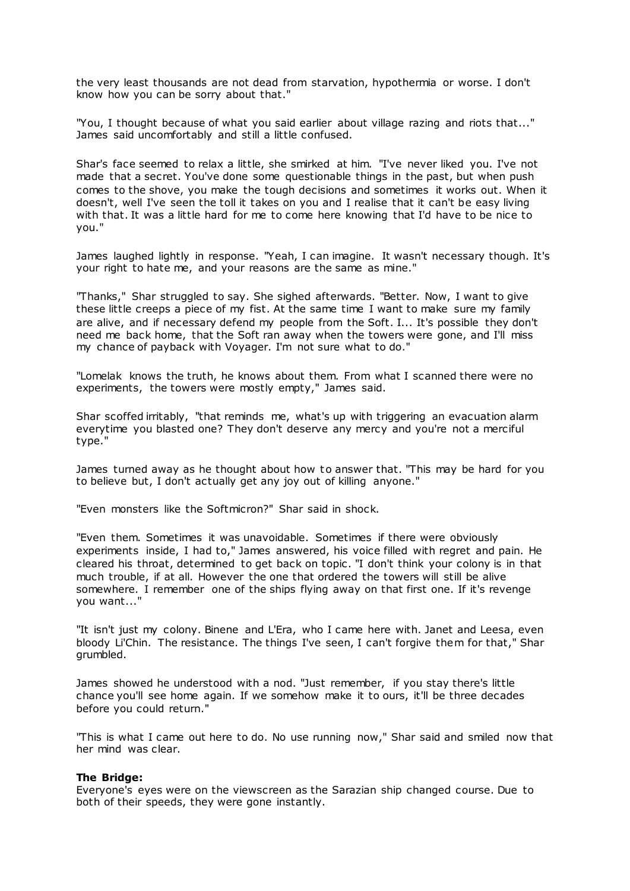the very least thousands are not dead from starvation, hypothermia or worse. I don't know how you can be sorry about that."

"You, I thought because of what you said earlier about village razing and riots that..." James said uncomfortably and still a little confused.

Shar's face seemed to relax a little, she smirked at him. "I've never liked you. I've not made that a secret. You've done some questionable things in the past, but when push comes to the shove, you make the tough decisions and sometimes it works out. When it doesn't, well I've seen the toll it takes on you and I realise that it can't be easy living with that. It was a little hard for me to come here knowing that I'd have to be nice to you."

James laughed lightly in response. "Yeah, I can imagine. It wasn't necessary though. It's your right to hate me, and your reasons are the same as mine."

"Thanks," Shar struggled to say. She sighed afterwards. "Better. Now, I want to give these little creeps a piece of my fist. At the same time I want to make sure my family are alive, and if necessary defend my people from the Soft. I... It's possible they don't need me back home, that the Soft ran away when the towers were gone, and I'll miss my chance of payback with Voyager. I'm not sure what to do."

"Lomelak knows the truth, he knows about them. From what I scanned there were no experiments, the towers were mostly empty," James said.

Shar scoffed irritably, "that reminds me, what's up with triggering an evacuation alarm everytime you blasted one? They don't deserve any mercy and you're not a merciful type."

James turned away as he thought about how to answer that. "This may be hard for you to believe but, I don't actually get any joy out of killing anyone."

"Even monsters like the Softmicron?" Shar said in shock.

"Even them. Sometimes it was unavoidable. Sometimes if there were obviously experiments inside, I had to," James answered, his voice filled with regret and pain. He cleared his throat, determined to get back on topic. "I don't think your colony is in that much trouble, if at all. However the one that ordered the towers will still be alive somewhere. I remember one of the ships flying away on that first one. If it's revenge you want..."

"It isn't just my colony. Binene and L'Era, who I came here with. Janet and Leesa, even bloody Li'Chin. The resistance. The things I've seen, I can't forgive them for that," Shar grumbled.

James showed he understood with a nod. "Just remember, if you stay there's little chance you'll see home again. If we somehow make it to ours, it'll be three decades before you could return."

"This is what I came out here to do. No use running now," Shar said and smiled now that her mind was clear.

**The Bridge:**
Everyone's eyes were on the viewscreen as the Sarazian ship changed course. Due to both of their speeds, they were gone instantly.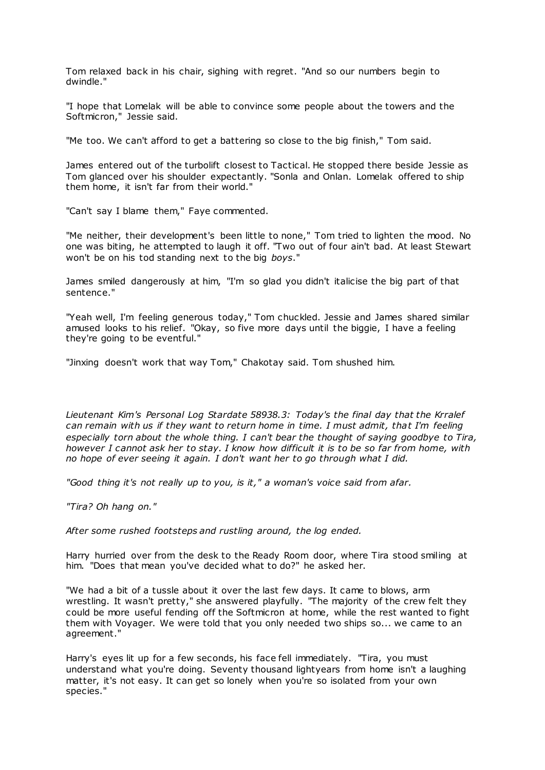Tom relaxed back in his chair, sighing with regret. "And so our numbers begin to dwindle."

"I hope that Lomelak will be able to convince some people about the towers and the Softmicron," Jessie said.

"Me too. We can't afford to get a battering so close to the big finish," Tom said.

James entered out of the turbolift closest to Tactical. He stopped there beside Jessie as Tom glanced over his shoulder expectantly. "Sonla and Onlan. Lomelak offered to ship them home, it isn't far from their world."

"Can't say I blame them," Faye commented.

"Me neither, their development's been little to none," Tom tried to lighten the mood. No one was biting, he attempted to laugh it off. "Two out of four ain't bad. At least Stewart won't be on his tod standing next to the big *boys*."

James smiled dangerously at him, "I'm so glad you didn't italicise the big part of that sentence."

"Yeah well, I'm feeling generous today," Tom chuckled. Jessie and James shared similar amused looks to his relief. "Okay, so five more days until the biggie, I have a feeling they're going to be eventful."

"Jinxing doesn't work that way Tom," Chakotay said. Tom shushed him.

*Lieutenant Kim's Personal Log Stardate 58938.3: Today's the final day that the Krralef can remain with us if they want to return home in time. I must admit, that I'm feeling especially torn about the whole thing. I can't bear the thought of saying goodbye to Tira, however I cannot ask her to stay. I know how difficult it is to be so far from home, with no hope of ever seeing it again. I don't want her to go through what I did.*

*"Good thing it's not really up to you, is it," a woman's voice said from afar.*

*"Tira? Oh hang on."*

*After some rushed footsteps and rustling around, the log ended.*

Harry hurried over from the desk to the Ready Room door, where Tira stood smiling at him. "Does that mean you've decided what to do?" he asked her.

"We had a bit of a tussle about it over the last few days. It came to blows, arm wrestling. It wasn't pretty," she answered playfully. "The majority of the crew felt they could be more useful fending off the Softmicron at home, while the rest wanted to fight them with Voyager. We were told that you only needed two ships so... we came to an agreement."

Harry's eyes lit up for a few seconds, his face fell immediately. "Tira, you must understand what you're doing. Seventy thousand lightyears from home isn't a laughing matter, it's not easy. It can get so lonely when you're so isolated from your own species."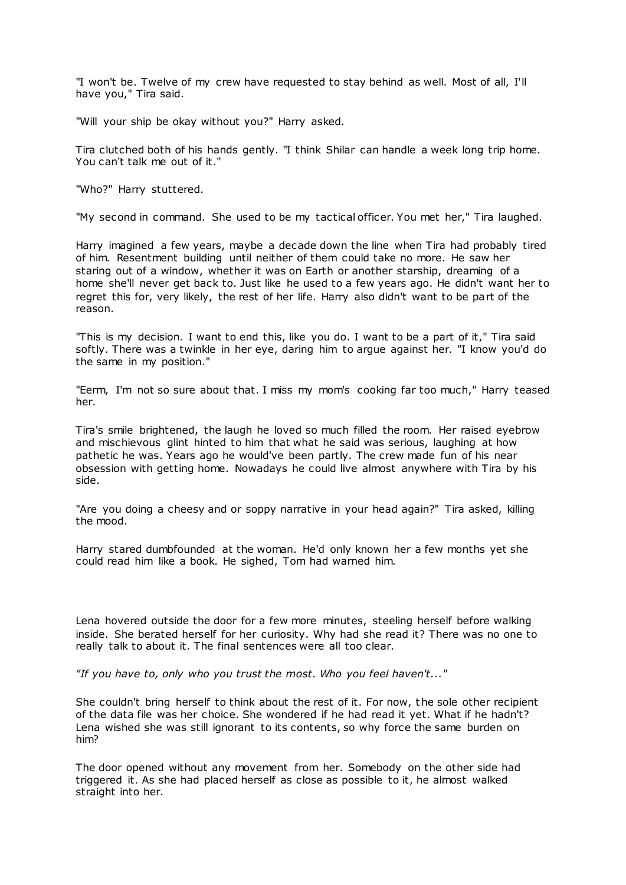"I won't be. Twelve of my crew have requested to stay behind as well. Most of all, I'll have you," Tira said.

"Will your ship be okay without you?" Harry asked.

Tira clutched both of his hands gently. "I think Shilar can handle a week long trip home. You can't talk me out of it."

"Who?" Harry stuttered.

"My second in command. She used to be my tactical officer. You met her," Tira laughed.

Harry imagined a few years, maybe a decade down the line when Tira had probably tired of him. Resentment building until neither of them could take no more. He saw her staring out of a window, whether it was on Earth or another starship, dreaming of a home she'll never get back to. Just like he used to a few years ago. He didn't want her to regret this for, very likely, the rest of her life. Harry also didn't want to be part of the reason.

"This is my decision. I want to end this, like you do. I want to be a part of it," Tira said softly. There was a twinkle in her eye, daring him to argue against her. "I know you'd do the same in my position."

"Eerm, I'm not so sure about that. I miss my mom's cooking far too much," Harry teased her.

Tira's smile brightened, the laugh he loved so much filled the room. Her raised eyebrow and mischievous glint hinted to him that what he said was serious, laughing at how pathetic he was. Years ago he would've been partly. The crew made fun of his near obsession with getting home. Nowadays he could live almost anywhere with Tira by his side.

"Are you doing a cheesy and or soppy narrative in your head again?" Tira asked, killing the mood.

Harry stared dumbfounded at the woman. He'd only known her a few months yet she could read him like a book. He sighed, Tom had warned him.

Lena hovered outside the door for a few more minutes, steeling herself before walking inside. She berated herself for her curiosity. Why had she read it? There was no one to really talk to about it. The final sentences were all too clear.

*"If you have to, only who you trust the most. Who you feel haven't..."*

She couldn't bring herself to think about the rest of it. For now, the sole other recipient of the data file was her choice. She wondered if he had read it yet. What if he hadn't? Lena wished she was still ignorant to its contents, so why force the same burden on him?

The door opened without any movement from her. Somebody on the other side had triggered it. As she had placed herself as close as possible to it, he almost walked straight into her.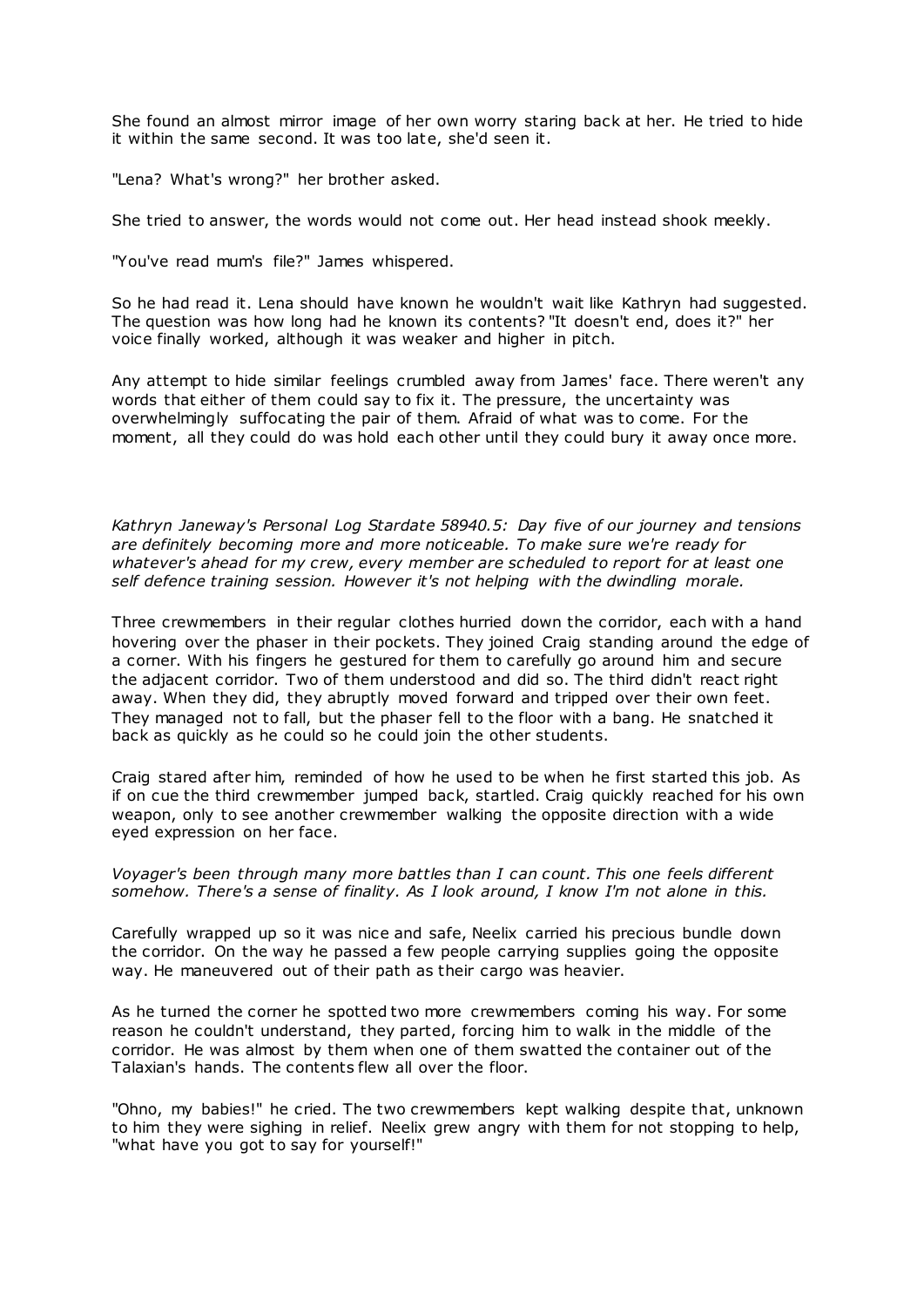She found an almost mirror image of her own worry staring back at her. He tried to hide it within the same second. It was too late, she'd seen it.

"Lena? What's wrong?" her brother asked.

She tried to answer, the words would not come out. Her head instead shook meekly.

"You've read mum's file?" James whispered.

So he had read it. Lena should have known he wouldn't wait like Kathryn had suggested. The question was how long had he known its contents? "It doesn't end, does it?" her voice finally worked, although it was weaker and higher in pitch.

Any attempt to hide similar feelings crumbled away from James' face. There weren't any words that either of them could say to fix it. The pressure, the uncertainty was overwhelmingly suffocating the pair of them. Afraid of what was to come. For the moment, all they could do was hold each other until they could bury it away once more.

*Kathryn Janeway's Personal Log Stardate 58940.5: Day five of our journey and tensions are definitely becoming more and more noticeable. To make sure we're ready for whatever's ahead for my crew, every member are scheduled to report for at least one self defence training session. However it's not helping with the dwindling morale.*

Three crewmembers in their regular clothes hurried down the corridor, each with a hand hovering over the phaser in their pockets. They joined Craig standing around the edge of a corner. With his fingers he gestured for them to carefully go around him and secure the adjacent corridor. Two of them understood and did so. The third didn't react right away. When they did, they abruptly moved forward and tripped over their own feet. They managed not to fall, but the phaser fell to the floor with a bang. He snatched it back as quickly as he could so he could join the other students.

Craig stared after him, reminded of how he used to be when he first started this job. As if on cue the third crewmember jumped back, startled. Craig quickly reached for his own weapon, only to see another crewmember walking the opposite direction with a wide eyed expression on her face.

*Voyager's been through many more battles than I can count. This one feels different somehow. There's a sense of finality. As I look around, I know I'm not alone in this.*

Carefully wrapped up so it was nice and safe, Neelix carried his precious bundle down the corridor. On the way he passed a few people carrying supplies going the opposite way. He maneuvered out of their path as their cargo was heavier.

As he turned the corner he spotted two more crewmembers coming his way. For some reason he couldn't understand, they parted, forcing him to walk in the middle of the corridor. He was almost by them when one of them swatted the container out of the Talaxian's hands. The contents flew all over the floor.

"Ohno, my babies!" he cried. The two crewmembers kept walking despite that, unknown to him they were sighing in relief. Neelix grew angry with them for not stopping to help, "what have you got to say for yourself!"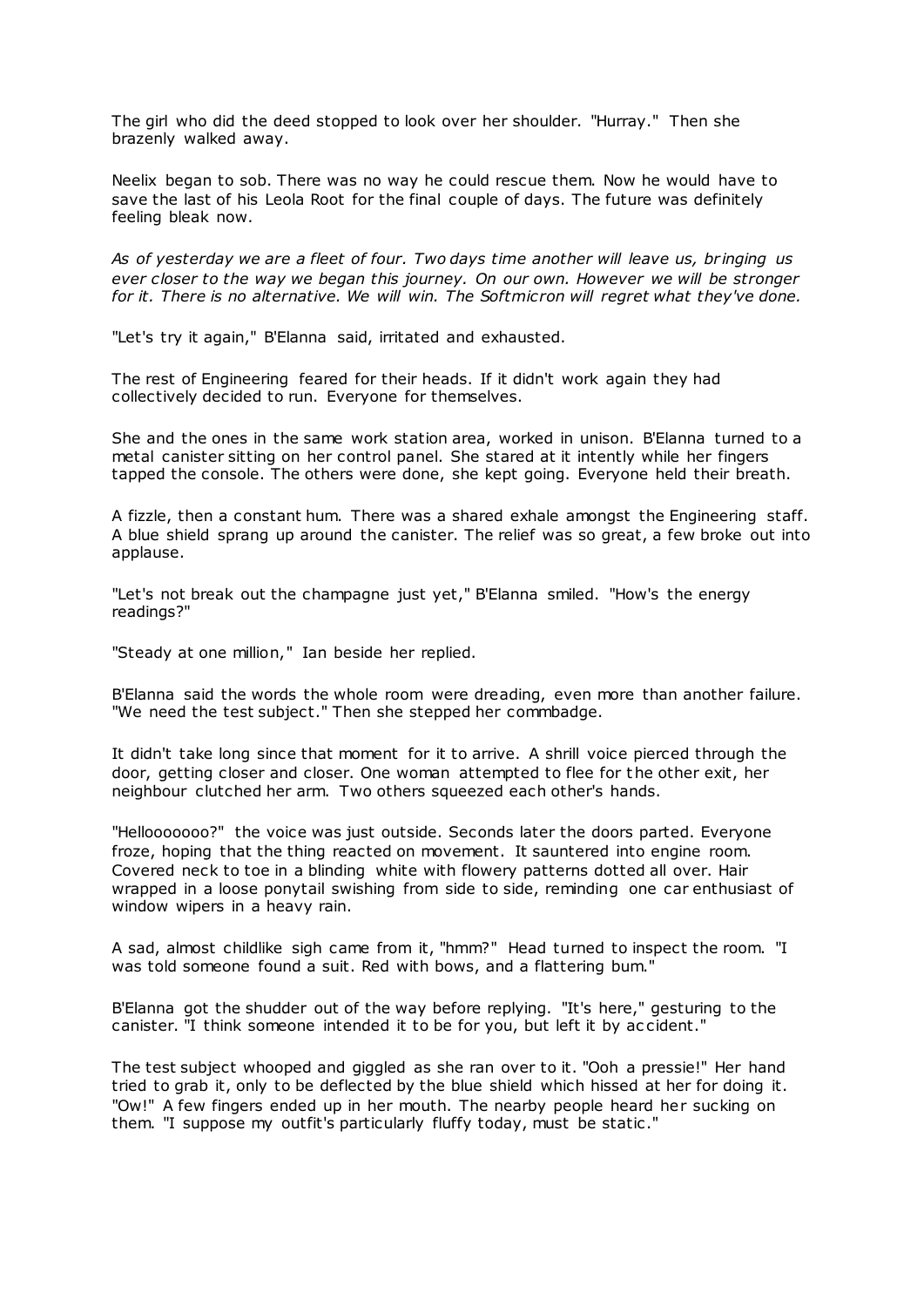The girl who did the deed stopped to look over her shoulder. "Hurray." Then she brazenly walked away.

Neelix began to sob. There was no way he could rescue them. Now he would have to save the last of his Leola Root for the final couple of days. The future was definitely feeling bleak now.

*As of yesterday we are a fleet of four. Two days time another will leave us, bringing us ever closer to the way we began this journey. On our own. However we will be stronger for it. There is no alternative. We will win. The Softmicron will regret what they've done.*

"Let's try it again," B'Elanna said, irritated and exhausted.

The rest of Engineering feared for their heads. If it didn't work again they had collectively decided to run. Everyone for themselves.

She and the ones in the same work station area, worked in unison. B'Elanna turned to a metal canister sitting on her control panel. She stared at it intently while her fingers tapped the console. The others were done, she kept going. Everyone held their breath.

A fizzle, then a constant hum. There was a shared exhale amongst the Engineering staff. A blue shield sprang up around the canister. The relief was so great, a few broke out into applause.

"Let's not break out the champagne just yet," B'Elanna smiled. "How's the energy readings?"

"Steady at one million," Ian beside her replied.

B'Elanna said the words the whole room were dreading, even more than another failure. "We need the test subject." Then she stepped her commbadge.

It didn't take long since that moment for it to arrive. A shrill voice pierced through the door, getting closer and closer. One woman attempted to flee for the other exit, her neighbour clutched her arm. Two others squeezed each other's hands.

"Hellooooooo?" the voice was just outside. Seconds later the doors parted. Everyone froze, hoping that the thing reacted on movement. It sauntered into engine room. Covered neck to toe in a blinding white with flowery patterns dotted all over. Hair wrapped in a loose ponytail swishing from side to side, reminding one car enthusiast of window wipers in a heavy rain.

A sad, almost childlike sigh came from it, "hmm?" Head turned to inspect the room. "I was told someone found a suit. Red with bows, and a flattering bum."

B'Elanna got the shudder out of the way before replying. "It's here," gesturing to the canister. "I think someone intended it to be for you, but left it by accident."

The test subject whooped and giggled as she ran over to it. "Ooh a pressie!" Her hand tried to grab it, only to be deflected by the blue shield which hissed at her for doing it. "Ow!" A few fingers ended up in her mouth. The nearby people heard her sucking on them. "I suppose my outfit's particularly fluffy today, must be static."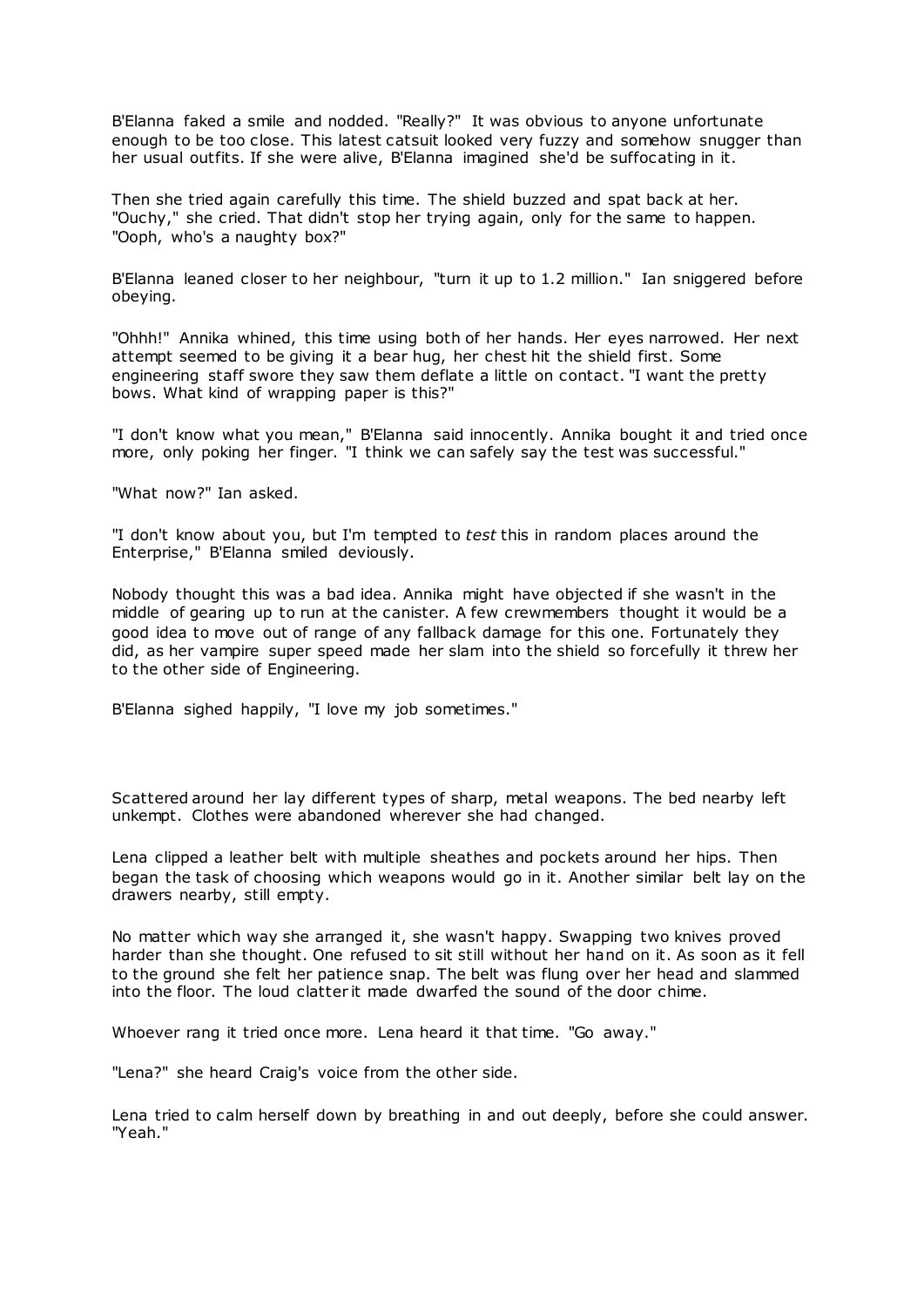B'Elanna faked a smile and nodded. "Really?" It was obvious to anyone unfortunate enough to be too close. This latest catsuit looked very fuzzy and somehow snugger than her usual outfits. If she were alive, B'Elanna imagined she'd be suffocating in it.

Then she tried again carefully this time. The shield buzzed and spat back at her. "Ouchy," she cried. That didn't stop her trying again, only for the same to happen. "Ooph, who's a naughty box?"

B'Elanna leaned closer to her neighbour, "turn it up to 1.2 million." Ian sniggered before obeying.

"Ohhh!" Annika whined, this time using both of her hands. Her eyes narrowed. Her next attempt seemed to be giving it a bear hug, her chest hit the shield first. Some engineering staff swore they saw them deflate a little on contact. "I want the pretty bows. What kind of wrapping paper is this?"

"I don't know what you mean," B'Elanna said innocently. Annika bought it and tried once more, only poking her finger. "I think we can safely say the test was successful."

"What now?" Ian asked.

"I don't know about you, but I'm tempted to *test* this in random places around the Enterprise," B'Elanna smiled deviously.

Nobody thought this was a bad idea. Annika might have objected if she wasn't in the middle of gearing up to run at the canister. A few crewmembers thought it would be a good idea to move out of range of any fallback damage for this one. Fortunately they did, as her vampire super speed made her slam into the shield so forcefully it threw her to the other side of Engineering.

B'Elanna sighed happily, "I love my job sometimes."

Scattered around her lay different types of sharp, metal weapons. The bed nearby left unkempt. Clothes were abandoned wherever she had changed.

Lena clipped a leather belt with multiple sheathes and pockets around her hips. Then began the task of choosing which weapons would go in it. Another similar belt lay on the drawers nearby, still empty.

No matter which way she arranged it, she wasn't happy. Swapping two knives proved harder than she thought. One refused to sit still without her hand on it. As soon as it fell to the ground she felt her patience snap. The belt was flung over her head and slammed into the floor. The loud clatter it made dwarfed the sound of the door chime.

Whoever rang it tried once more. Lena heard it that time. "Go away."

"Lena?" she heard Craig's voice from the other side.

Lena tried to calm herself down by breathing in and out deeply, before she could answer. "Yeah."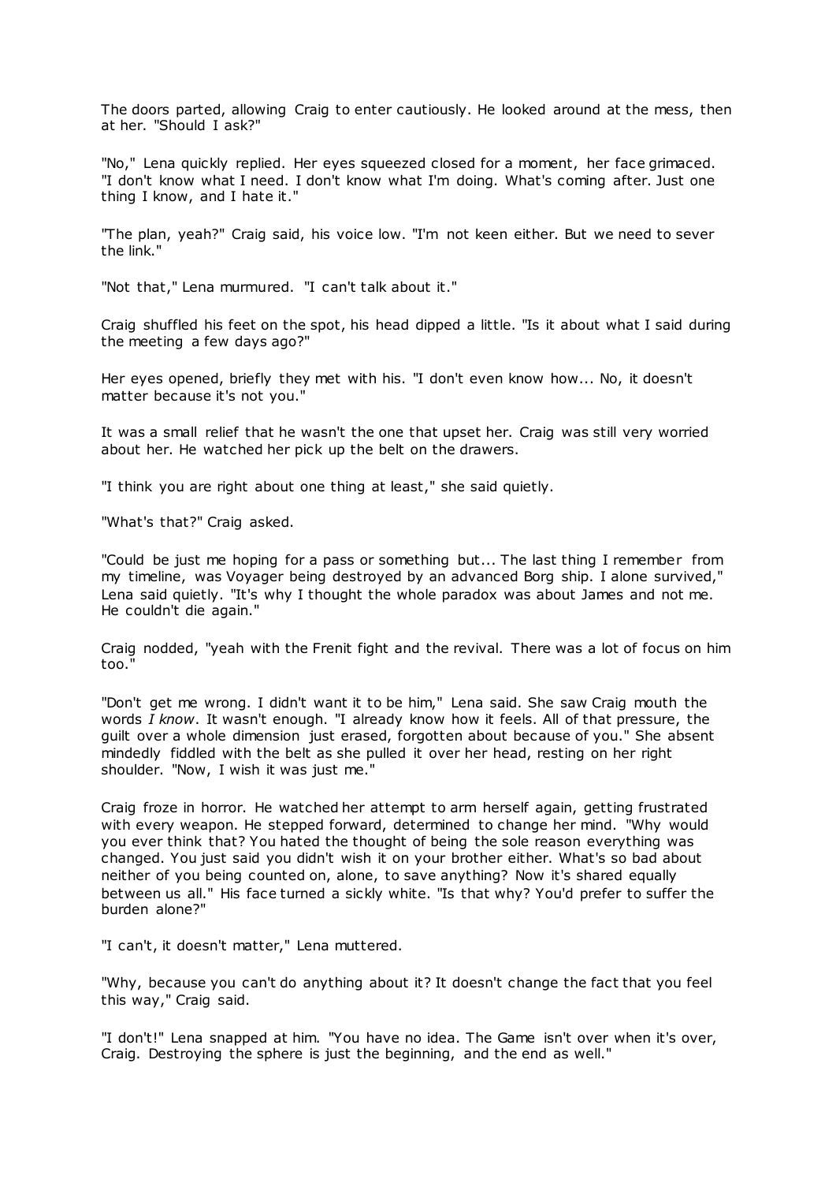The doors parted, allowing Craig to enter cautiously. He looked around at the mess, then at her. "Should I ask?"

"No," Lena quickly replied. Her eyes squeezed closed for a moment, her face grimaced. "I don't know what I need. I don't know what I'm doing. What's coming after. Just one thing I know, and I hate it."

"The plan, yeah?" Craig said, his voice low. "I'm not keen either. But we need to sever the link."

"Not that," Lena murmured. "I can't talk about it."

Craig shuffled his feet on the spot, his head dipped a little. "Is it about what I said during the meeting a few days ago?"

Her eyes opened, briefly they met with his. "I don't even know how... No, it doesn't matter because it's not you."

It was a small relief that he wasn't the one that upset her. Craig was still very worried about her. He watched her pick up the belt on the drawers.

"I think you are right about one thing at least," she said quietly.

"What's that?" Craig asked.

"Could be just me hoping for a pass or something but... The last thing I remember from my timeline, was Voyager being destroyed by an advanced Borg ship. I alone survived," Lena said quietly. "It's why I thought the whole paradox was about James and not me. He couldn't die again."

Craig nodded, "yeah with the Frenit fight and the revival. There was a lot of focus on him too."

"Don't get me wrong. I didn't want it to be him," Lena said. She saw Craig mouth the words *I know*. It wasn't enough. "I already know how it feels. All of that pressure, the guilt over a whole dimension just erased, forgotten about because of you." She absent mindedly fiddled with the belt as she pulled it over her head, resting on her right shoulder. "Now, I wish it was just me."

Craig froze in horror. He watched her attempt to arm herself again, getting frustrated with every weapon. He stepped forward, determined to change her mind. "Why would you ever think that? You hated the thought of being the sole reason everything was changed. You just said you didn't wish it on your brother either. What's so bad about neither of you being counted on, alone, to save anything? Now it's shared equally between us all." His face turned a sickly white. "Is that why? You'd prefer to suffer the burden alone?"

"I can't, it doesn't matter," Lena muttered.

"Why, because you can't do anything about it? It doesn't change the fact that you feel this way," Craig said.

"I don't!" Lena snapped at him. "You have no idea. The Game isn't over when it's over, Craig. Destroying the sphere is just the beginning, and the end as well."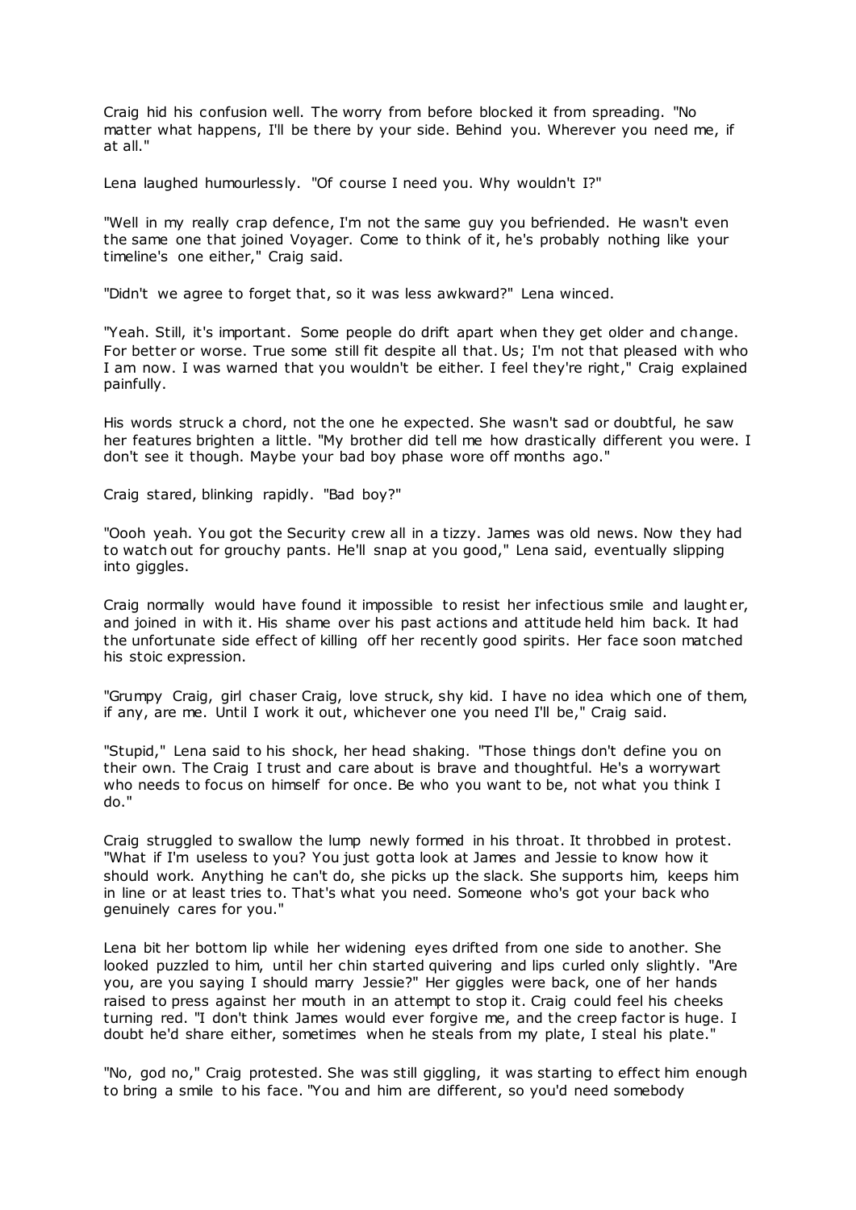Craig hid his confusion well. The worry from before blocked it from spreading. "No matter what happens, I'll be there by your side. Behind you. Wherever you need me, if at all."

Lena laughed humourlessly. "Of course I need you. Why wouldn't I?"

"Well in my really crap defence, I'm not the same guy you befriended. He wasn't even the same one that joined Voyager. Come to think of it, he's probably nothing like your timeline's one either," Craig said.

"Didn't we agree to forget that, so it was less awkward?" Lena winced.

"Yeah. Still, it's important. Some people do drift apart when they get older and change. For better or worse. True some still fit despite all that. Us; I'm not that pleased with who I am now. I was warned that you wouldn't be either. I feel they're right," Craig explained painfully.

His words struck a chord, not the one he expected. She wasn't sad or doubtful, he saw her features brighten a little. "My brother did tell me how drastically different you were. I don't see it though. Maybe your bad boy phase wore off months ago."

Craig stared, blinking rapidly. "Bad boy?"

"Oooh yeah. You got the Security crew all in a tizzy. James was old news. Now they had to watch out for grouchy pants. He'll snap at you good," Lena said, eventually slipping into giggles.

Craig normally would have found it impossible to resist her infectious smile and laughter, and joined in with it. His shame over his past actions and attitude held him back. It had the unfortunate side effect of killing off her recently good spirits. Her face soon matched his stoic expression.

"Grumpy Craig, girl chaser Craig, love struck, shy kid. I have no idea which one of them, if any, are me. Until I work it out, whichever one you need I'll be," Craig said.

"Stupid," Lena said to his shock, her head shaking. "Those things don't define you on their own. The Craig I trust and care about is brave and thoughtful. He's a worrywart who needs to focus on himself for once. Be who you want to be, not what you think I do."

Craig struggled to swallow the lump newly formed in his throat. It throbbed in protest. "What if I'm useless to you? You just gotta look at James and Jessie to know how it should work. Anything he can't do, she picks up the slack. She supports him, keeps him in line or at least tries to. That's what you need. Someone who's got your back who genuinely cares for you."

Lena bit her bottom lip while her widening eyes drifted from one side to another. She looked puzzled to him, until her chin started quivering and lips curled only slightly. "Are you, are you saying I should marry Jessie?" Her giggles were back, one of her hands raised to press against her mouth in an attempt to stop it. Craig could feel his cheeks turning red. "I don't think James would ever forgive me, and the creep factor is huge. I doubt he'd share either, sometimes when he steals from my plate, I steal his plate."

"No, god no," Craig protested. She was still giggling, it was starting to effect him enough to bring a smile to his face. "You and him are different, so you'd need somebody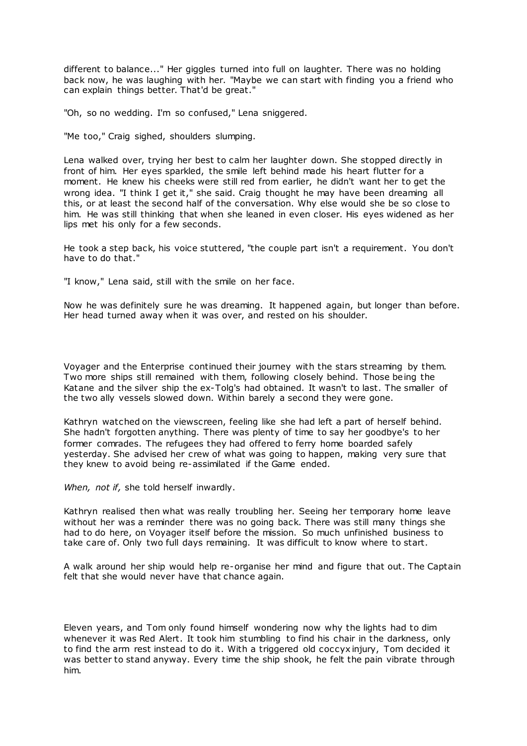different to balance..." Her giggles turned into full on laughter. There was no holding back now, he was laughing with her. "Maybe we can start with finding you a friend who can explain things better. That'd be great."

"Oh, so no wedding. I'm so confused," Lena sniggered.

"Me too," Craig sighed, shoulders slumping.

Lena walked over, trying her best to calm her laughter down. She stopped directly in front of him. Her eyes sparkled, the smile left behind made his heart flutter for a moment. He knew his cheeks were still red from earlier, he didn't want her to get the wrong idea. "I think I get it," she said. Craig thought he may have been dreaming all this, or at least the second half of the conversation. Why else would she be so close to him. He was still thinking that when she leaned in even closer. His eyes widened as her lips met his only for a few seconds.

He took a step back, his voice stuttered, "the couple part isn't a requirement. You don't have to do that."

"I know," Lena said, still with the smile on her face.

Now he was definitely sure he was dreaming. It happened again, but longer than before. Her head turned away when it was over, and rested on his shoulder.

Voyager and the Enterprise continued their journey with the stars streaming by them. Two more ships still remained with them, following closely behind. Those being the Katane and the silver ship the ex-Tolg's had obtained. It wasn't to last. The smaller of the two ally vessels slowed down. Within barely a second they were gone.

Kathryn watched on the viewscreen, feeling like she had left a part of herself behind. She hadn't forgotten anything. There was plenty of time to say her goodbye's to her former comrades. The refugees they had offered to ferry home boarded safely yesterday. She advised her crew of what was going to happen, making very sure that they knew to avoid being re-assimilated if the Game ended.

*When, not if,* she told herself inwardly.

Kathryn realised then what was really troubling her. Seeing her temporary home leave without her was a reminder there was no going back. There was still many things she had to do here, on Voyager itself before the mission. So much unfinished business to take care of. Only two full days remaining. It was difficult to know where to start.

A walk around her ship would help re-organise her mind and figure that out. The Captain felt that she would never have that chance again.

Eleven years, and Tom only found himself wondering now why the lights had to dim whenever it was Red Alert. It took him stumbling to find his chair in the darkness, only to find the arm rest instead to do it. With a triggered old coccyx injury, Tom decided it was better to stand anyway. Every time the ship shook, he felt the pain vibrate through him.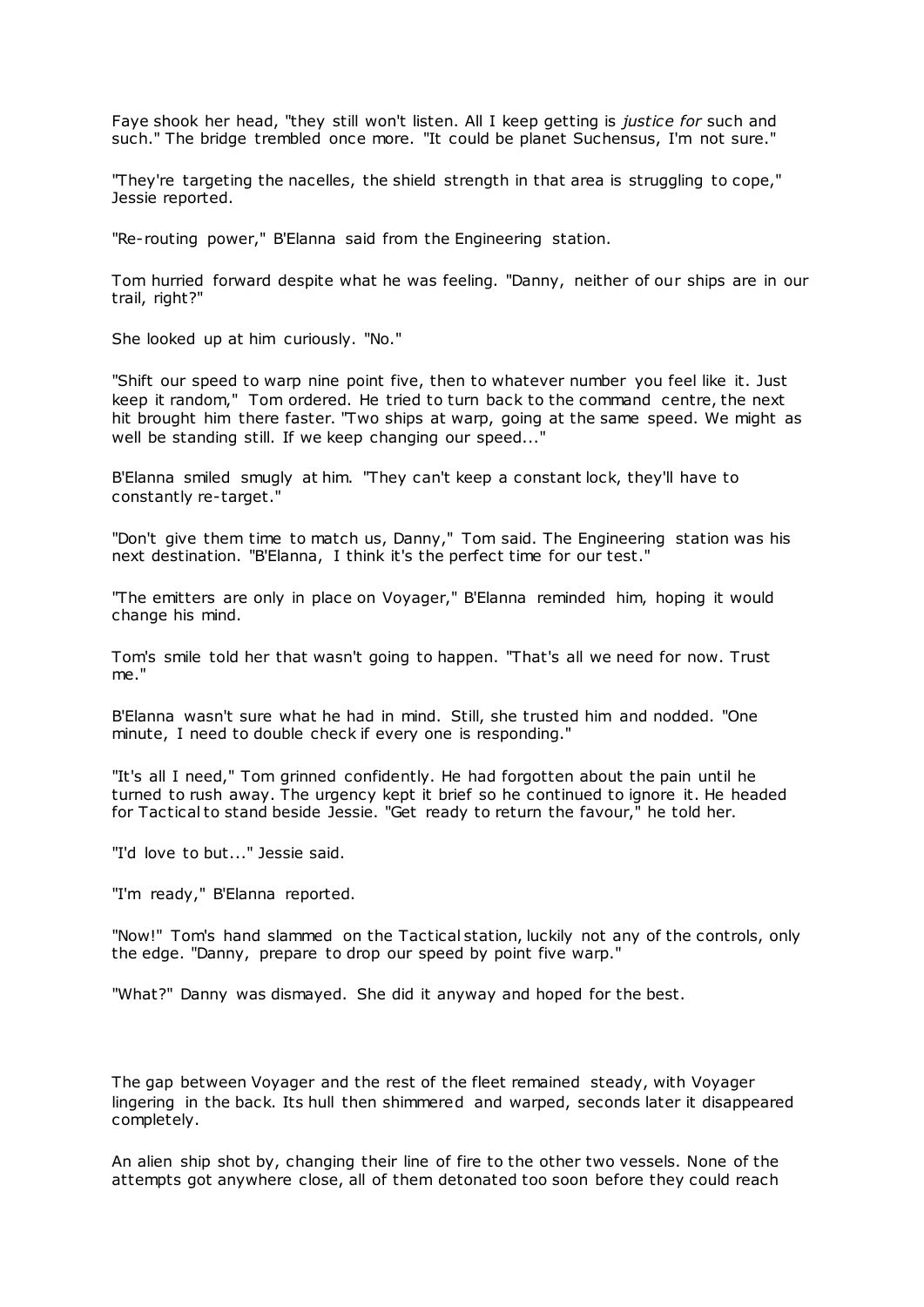Faye shook her head, "they still won't listen. All I keep getting is *justice for* such and such." The bridge trembled once more. "It could be planet Suchensus, I'm not sure."

"They're targeting the nacelles, the shield strength in that area is struggling to cope," Jessie reported.

"Re-routing power," B'Elanna said from the Engineering station.

Tom hurried forward despite what he was feeling. "Danny, neither of our ships are in our trail, right?"

She looked up at him curiously. "No."

"Shift our speed to warp nine point five, then to whatever number you feel like it. Just keep it random," Tom ordered. He tried to turn back to the command centre, the next hit brought him there faster. "Two ships at warp, going at the same speed. We might as well be standing still. If we keep changing our speed..."

B'Elanna smiled smugly at him. "They can't keep a constant lock, they'll have to constantly re-target."

"Don't give them time to match us, Danny," Tom said. The Engineering station was his next destination. "B'Elanna, I think it's the perfect time for our test."

"The emitters are only in place on Voyager," B'Elanna reminded him, hoping it would change his mind.

Tom's smile told her that wasn't going to happen. "That's all we need for now. Trust me."

B'Elanna wasn't sure what he had in mind. Still, she trusted him and nodded. "One minute, I need to double check if every one is responding."

"It's all I need," Tom grinned confidently. He had forgotten about the pain until he turned to rush away. The urgency kept it brief so he continued to ignore it. He headed for Tactical to stand beside Jessie. "Get ready to return the favour," he told her.

"I'd love to but..." Jessie said.

"I'm ready," B'Elanna reported.

"Now!" Tom's hand slammed on the Tactical station, luckily not any of the controls, only the edge. "Danny, prepare to drop our speed by point five warp."

"What?" Danny was dismayed. She did it anyway and hoped for the best.

The gap between Voyager and the rest of the fleet remained steady, with Voyager lingering in the back. Its hull then shimmered and warped, seconds later it disappeared completely.

An alien ship shot by, changing their line of fire to the other two vessels. None of the attempts got anywhere close, all of them detonated too soon before they could reach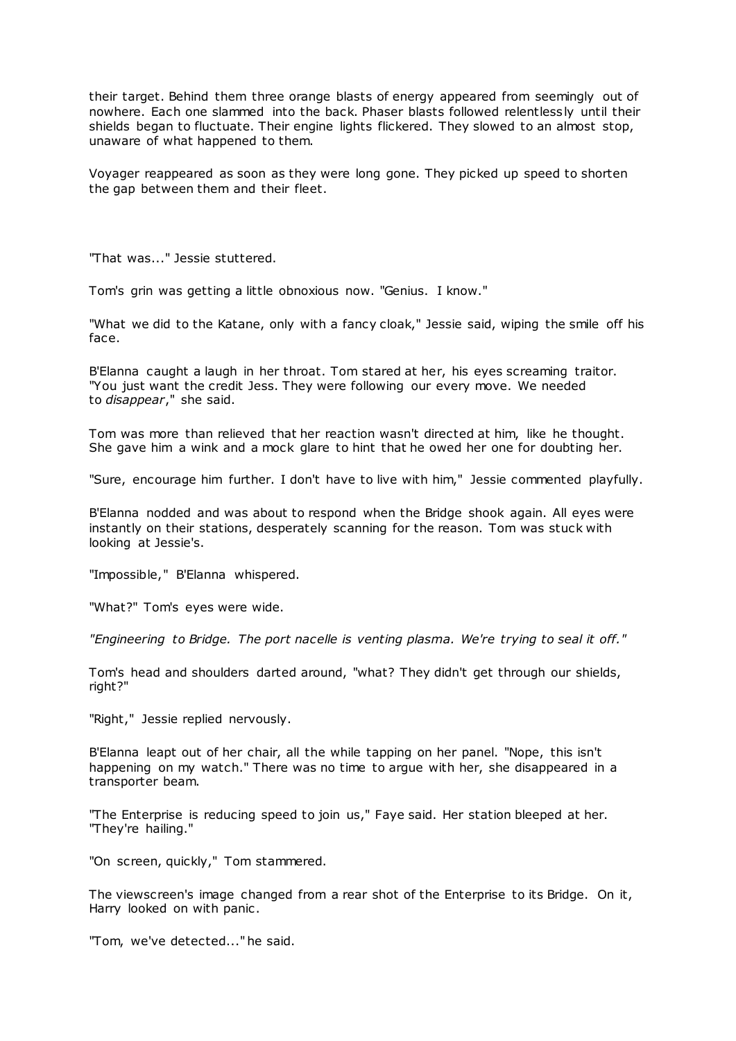their target. Behind them three orange blasts of energy appeared from seemingly out of nowhere. Each one slammed into the back. Phaser blasts followed relentlessly until their shields began to fluctuate. Their engine lights flickered. They slowed to an almost stop, unaware of what happened to them.

Voyager reappeared as soon as they were long gone. They picked up speed to shorten the gap between them and their fleet.

"That was..." Jessie stuttered.

Tom's grin was getting a little obnoxious now. "Genius. I know."

"What we did to the Katane, only with a fancy cloak," Jessie said, wiping the smile off his face.

B'Elanna caught a laugh in her throat. Tom stared at her, his eyes screaming traitor. "You just want the credit Jess. They were following our every move. We needed to *disappear*," she said.

Tom was more than relieved that her reaction wasn't directed at him, like he thought. She gave him a wink and a mock glare to hint that he owed her one for doubting her.

"Sure, encourage him further. I don't have to live with him," Jessie commented playfully.

B'Elanna nodded and was about to respond when the Bridge shook again. All eyes were instantly on their stations, desperately scanning for the reason. Tom was stuck with looking at Jessie's.

"Impossible," B'Elanna whispered.

"What?" Tom's eyes were wide.

*"Engineering to Bridge. The port nacelle is venting plasma. We're trying to seal it off."*

Tom's head and shoulders darted around, "what? They didn't get through our shields, right?"

"Right," Jessie replied nervously.

B'Elanna leapt out of her chair, all the while tapping on her panel. "Nope, this isn't happening on my watch." There was no time to argue with her, she disappeared in a transporter beam.

"The Enterprise is reducing speed to join us," Faye said. Her station bleeped at her. "They're hailing."

"On screen, quickly," Tom stammered.

The viewscreen's image changed from a rear shot of the Enterprise to its Bridge. On it, Harry looked on with panic.

"Tom, we've detected..." he said.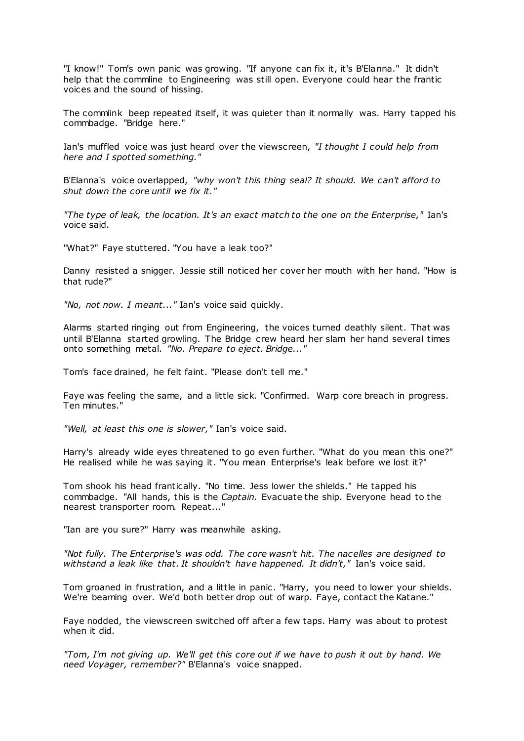"I know!" Tom's own panic was growing. "If anyone can fix it, it's B'Elanna." It didn't help that the commline to Engineering was still open. Everyone could hear the frantic voices and the sound of hissing.

The commlink beep repeated itself, it was quieter than it normally was. Harry tapped his commbadge. "Bridge here."

Ian's muffled voice was just heard over the viewscreen, *"I thought I could help from here and I spotted something."*

B'Elanna's voice overlapped, *"why won't this thing seal? It should. We can't afford to shut down the core until we fix it."*

*"The type of leak, the location. It's an exact match to the one on the Enterprise,"* Ian's voice said.

"What?" Faye stuttered. "You have a leak too?"

Danny resisted a snigger. Jessie still noticed her cover her mouth with her hand. "How is that rude?"

*"No, not now. I meant..."* Ian's voice said quickly.

Alarms started ringing out from Engineering, the voices turned deathly silent. That was until B'Elanna started growling. The Bridge crew heard her slam her hand several times onto something metal. *"No. Prepare to eject. Bridge..."*

Tom's face drained, he felt faint. "Please don't tell me."

Faye was feeling the same, and a little sick. "Confirmed. Warp core breach in progress. Ten minutes."

*"Well, at least this one is slower,"* Ian's voice said.

Harry's already wide eyes threatened to go even further. "What do you mean this one?" He realised while he was saying it. "You mean Enterprise's leak before we lost it?"

Tom shook his head frantically. "No time. Jess lower the shields." He tapped his commbadge. "All hands, this is the *Captain.* Evacuate the ship. Everyone head to the nearest transporter room. Repeat..."

"Ian are you sure?" Harry was meanwhile asking.

*"Not fully. The Enterprise's was odd. The core wasn't hit. The nacelles are designed to withstand a leak like that. It shouldn't have happened. It didn't,"* Ian's voice said.

Tom groaned in frustration, and a little in panic. "Harry, you need to lower your shields. We're beaming over. We'd both better drop out of warp. Faye, contact the Katane."

Faye nodded, the viewscreen switched off after a few taps. Harry was about to protest when it did.

*"Tom, I'm not giving up. We'll get this core out if we have to push it out by hand. We need Voyager, remember?"* B'Elanna's voice snapped.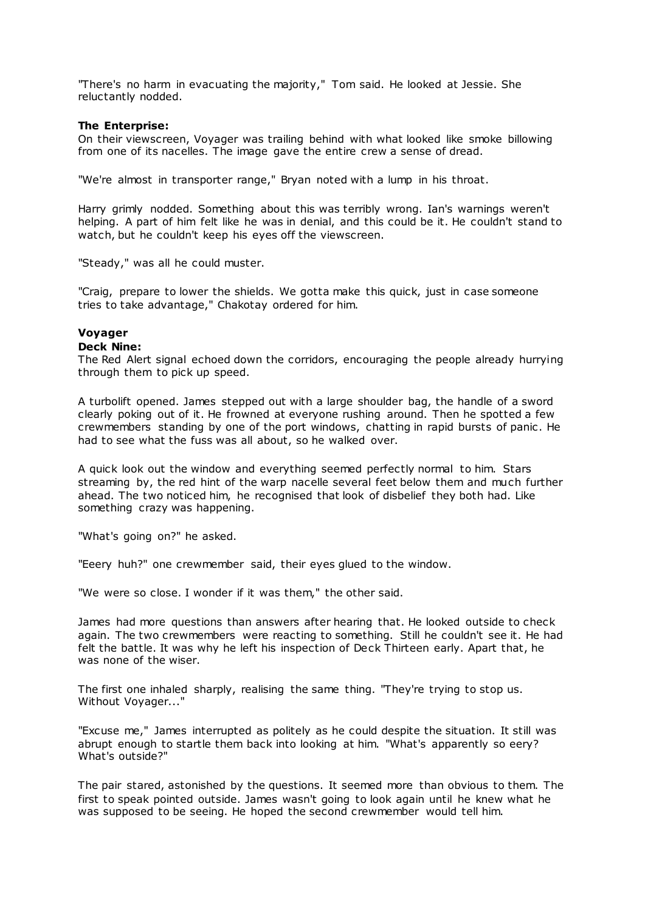"There's no harm in evacuating the majority," Tom said. He looked at Jessie. She reluctantly nodded.

**The Enterprise:**
On their viewscreen, Voyager was trailing behind with what looked like smoke billowing from one of its nacelles. The image gave the entire crew a sense of dread.

"We're almost in transporter range," Bryan noted with a lump in his throat.

Harry grimly nodded. Something about this was terribly wrong. Ian's warnings weren't helping. A part of him felt like he was in denial, and this could be it. He couldn't stand to watch, but he couldn't keep his eyes off the viewscreen.

"Steady," was all he could muster.

"Craig, prepare to lower the shields. We gotta make this quick, just in case someone tries to take advantage," Chakotay ordered for him.

**Voyager**
**Deck Nine:**
The Red Alert signal echoed down the corridors, encouraging the people already hurrying through them to pick up speed.

A turbolift opened. James stepped out with a large shoulder bag, the handle of a sword clearly poking out of it. He frowned at everyone rushing around. Then he spotted a few crewmembers standing by one of the port windows, chatting in rapid bursts of panic. He had to see what the fuss was all about, so he walked over.

A quick look out the window and everything seemed perfectly normal to him. Stars streaming by, the red hint of the warp nacelle several feet below them and much further ahead. The two noticed him, he recognised that look of disbelief they both had. Like something crazy was happening.

"What's going on?" he asked.

"Eeery huh?" one crewmember said, their eyes glued to the window.

"We were so close. I wonder if it was them," the other said.

James had more questions than answers after hearing that. He looked outside to check again. The two crewmembers were reacting to something. Still he couldn't see it. He had felt the battle. It was why he left his inspection of Deck Thirteen early. Apart that, he was none of the wiser.

The first one inhaled sharply, realising the same thing. "They're trying to stop us. Without Voyager..."

"Excuse me," James interrupted as politely as he could despite the situation. It still was abrupt enough to startle them back into looking at him. "What's apparently so eery? What's outside?"

The pair stared, astonished by the questions. It seemed more than obvious to them. The first to speak pointed outside. James wasn't going to look again until he knew what he was supposed to be seeing. He hoped the second crewmember would tell him.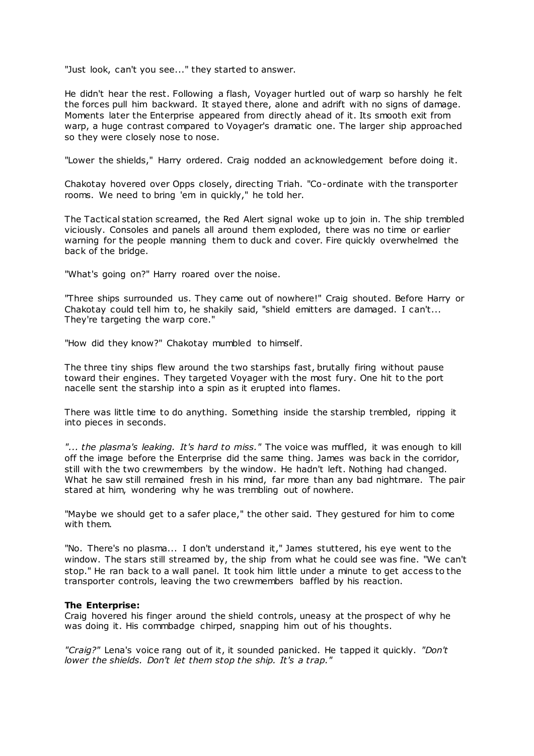"Just look, can't you see..." they started to answer.

He didn't hear the rest. Following a flash, Voyager hurtled out of warp so harshly he felt the forces pull him backward. It stayed there, alone and adrift with no signs of damage. Moments later the Enterprise appeared from directly ahead of it. Its smooth exit from warp, a huge contrast compared to Voyager's dramatic one. The larger ship approached so they were closely nose to nose.

"Lower the shields," Harry ordered. Craig nodded an acknowledgement before doing it.

Chakotay hovered over Opps closely, directing Triah. "Co-ordinate with the transporter rooms. We need to bring 'em in quickly," he told her.

The Tactical station screamed, the Red Alert signal woke up to join in. The ship trembled viciously. Consoles and panels all around them exploded, there was no time or earlier warning for the people manning them to duck and cover. Fire quickly overwhelmed the back of the bridge.

"What's going on?" Harry roared over the noise.

"Three ships surrounded us. They came out of nowhere!" Craig shouted. Before Harry or Chakotay could tell him to, he shakily said, "shield emitters are damaged. I can't... They're targeting the warp core."

"How did they know?" Chakotay mumbled to himself.

The three tiny ships flew around the two starships fast, brutally firing without pause toward their engines. They targeted Voyager with the most fury. One hit to the port nacelle sent the starship into a spin as it erupted into flames.

There was little time to do anything. Something inside the starship trembled, ripping it into pieces in seconds.

*"... the plasma's leaking. It's hard to miss."* The voice was muffled, it was enough to kill off the image before the Enterprise did the same thing. James was back in the corridor, still with the two crewmembers by the window. He hadn't left. Nothing had changed. What he saw still remained fresh in his mind, far more than any bad nightmare. The pair stared at him, wondering why he was trembling out of nowhere.

"Maybe we should get to a safer place," the other said. They gestured for him to come with them.

"No. There's no plasma... I don't understand it," James stuttered, his eye went to the window. The stars still streamed by, the ship from what he could see was fine. "We can't stop." He ran back to a wall panel. It took him little under a minute to get access to the transporter controls, leaving the two crewmembers baffled by his reaction.

**The Enterprise:**
Craig hovered his finger around the shield controls, uneasy at the prospect of why he was doing it. His commbadge chirped, snapping him out of his thoughts.

*"Craig?"* Lena's voice rang out of it, it sounded panicked. He tapped it quickly. *"Don't lower the shields. Don't let them stop the ship. It's a trap."*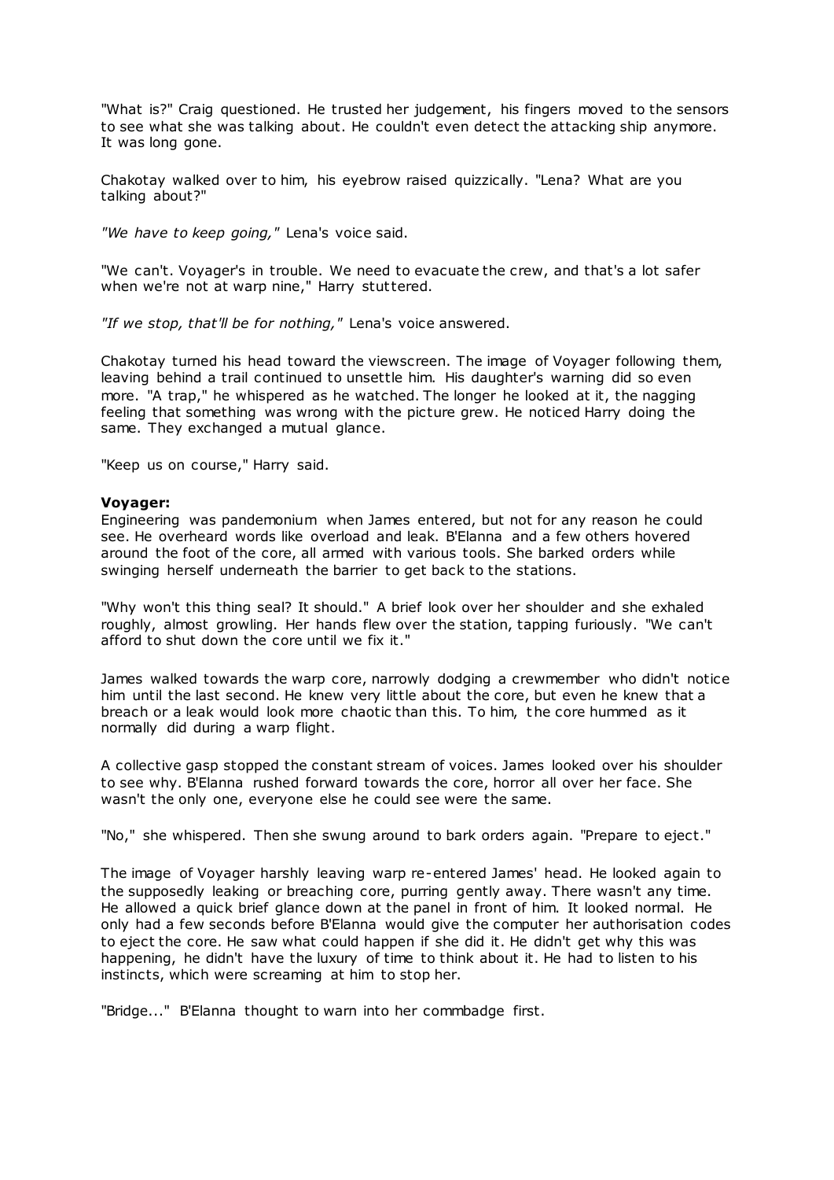"What is?" Craig questioned. He trusted her judgement, his fingers moved to the sensors to see what she was talking about. He couldn't even detect the attacking ship anymore. It was long gone.

Chakotay walked over to him, his eyebrow raised quizzically. "Lena? What are you talking about?"

*"We have to keep going,"* Lena's voice said.

"We can't. Voyager's in trouble. We need to evacuate the crew, and that's a lot safer when we're not at warp nine," Harry stuttered.

*"If we stop, that'll be for nothing,"* Lena's voice answered.

Chakotay turned his head toward the viewscreen. The image of Voyager following them, leaving behind a trail continued to unsettle him. His daughter's warning did so even more. "A trap," he whispered as he watched. The longer he looked at it, the nagging feeling that something was wrong with the picture grew. He noticed Harry doing the same. They exchanged a mutual glance.

"Keep us on course," Harry said.

**Voyager:**
Engineering was pandemonium when James entered, but not for any reason he could see. He overheard words like overload and leak. B'Elanna and a few others hovered around the foot of the core, all armed with various tools. She barked orders while swinging herself underneath the barrier to get back to the stations.

"Why won't this thing seal? It should." A brief look over her shoulder and she exhaled roughly, almost growling. Her hands flew over the station, tapping furiously. "We can't afford to shut down the core until we fix it."

James walked towards the warp core, narrowly dodging a crewmember who didn't notice him until the last second. He knew very little about the core, but even he knew that a breach or a leak would look more chaotic than this. To him, the core hummed as it normally did during a warp flight.

A collective gasp stopped the constant stream of voices. James looked over his shoulder to see why. B'Elanna rushed forward towards the core, horror all over her face. She wasn't the only one, everyone else he could see were the same.

"No," she whispered. Then she swung around to bark orders again. "Prepare to eject."

The image of Voyager harshly leaving warp re-entered James' head. He looked again to the supposedly leaking or breaching core, purring gently away. There wasn't any time. He allowed a quick brief glance down at the panel in front of him. It looked normal. He only had a few seconds before B'Elanna would give the computer her authorisation codes to eject the core. He saw what could happen if she did it. He didn't get why this was happening, he didn't have the luxury of time to think about it. He had to listen to his instincts, which were screaming at him to stop her.

"Bridge..." B'Elanna thought to warn into her commbadge first.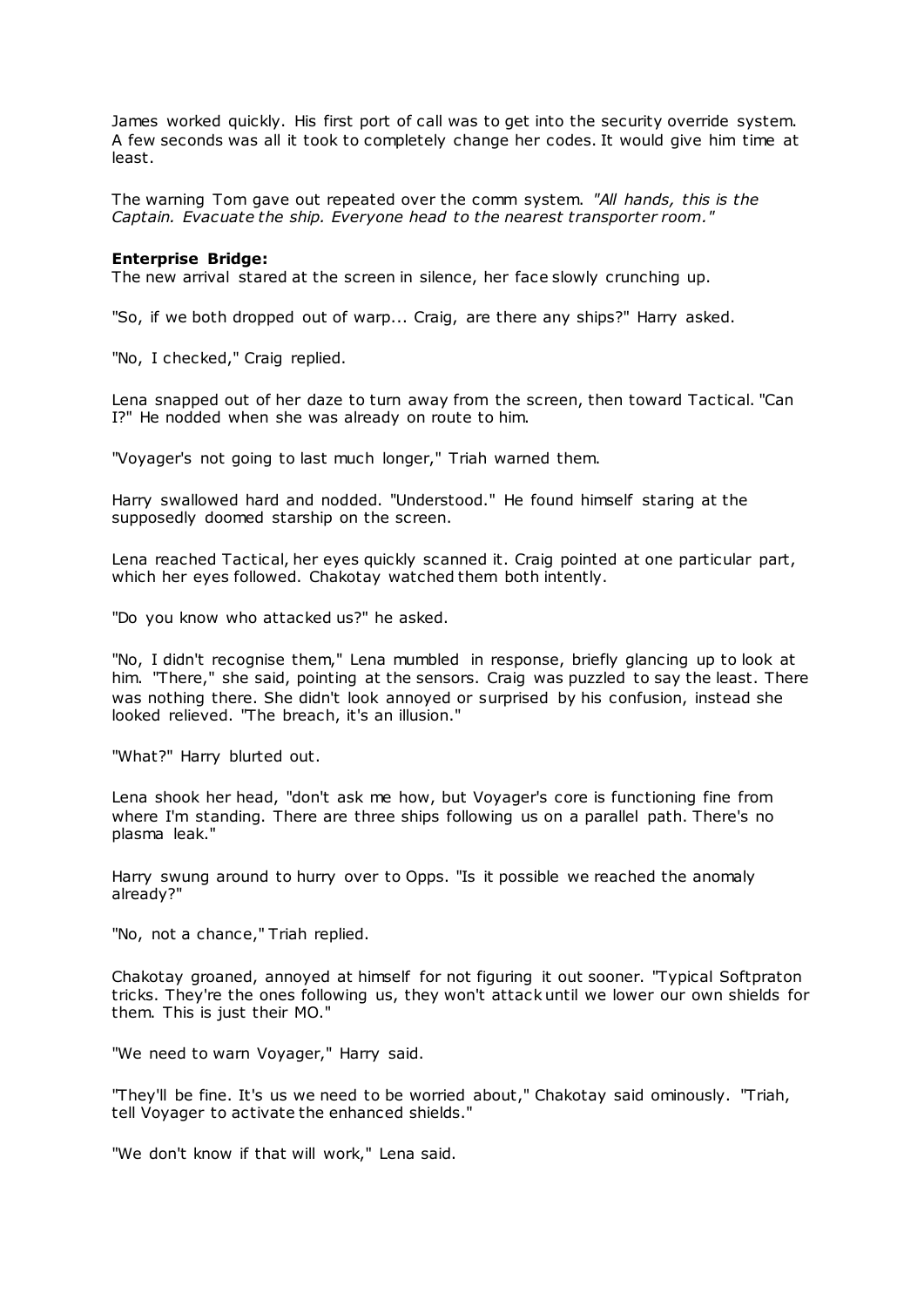James worked quickly. His first port of call was to get into the security override system. A few seconds was all it took to completely change her codes. It would give him time at least.

The warning Tom gave out repeated over the comm system. *"All hands, this is the Captain. Evacuate the ship. Everyone head to the nearest transporter room."*

**Enterprise Bridge:**
The new arrival stared at the screen in silence, her face slowly crunching up.

"So, if we both dropped out of warp... Craig, are there any ships?" Harry asked.

"No, I checked," Craig replied.

Lena snapped out of her daze to turn away from the screen, then toward Tactical. "Can I?" He nodded when she was already on route to him.

"Voyager's not going to last much longer," Triah warned them.

Harry swallowed hard and nodded. "Understood." He found himself staring at the supposedly doomed starship on the screen.

Lena reached Tactical, her eyes quickly scanned it. Craig pointed at one particular part, which her eyes followed. Chakotay watched them both intently.

"Do you know who attacked us?" he asked.

"No, I didn't recognise them," Lena mumbled in response, briefly glancing up to look at him. "There," she said, pointing at the sensors. Craig was puzzled to say the least. There was nothing there. She didn't look annoyed or surprised by his confusion, instead she looked relieved. "The breach, it's an illusion."

"What?" Harry blurted out.

Lena shook her head, "don't ask me how, but Voyager's core is functioning fine from where I'm standing. There are three ships following us on a parallel path. There's no plasma leak."

Harry swung around to hurry over to Opps. "Is it possible we reached the anomaly already?"

"No, not a chance," Triah replied.

Chakotay groaned, annoyed at himself for not figuring it out sooner. "Typical Softpraton tricks. They're the ones following us, they won't attack until we lower our own shields for them. This is just their MO."

"We need to warn Voyager," Harry said.

"They'll be fine. It's us we need to be worried about," Chakotay said ominously. "Triah, tell Voyager to activate the enhanced shields."

"We don't know if that will work," Lena said.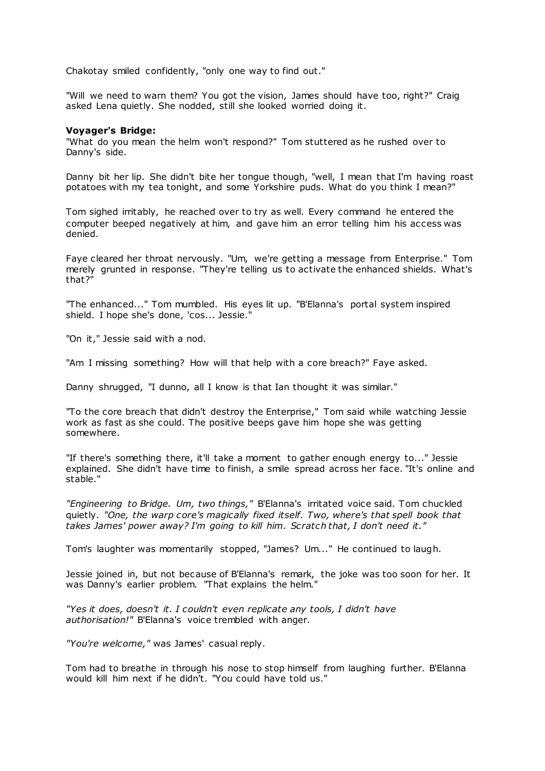Chakotay smiled confidently, "only one way to find out."

"Will we need to warn them? You got the vision, James should have too, right?" Craig asked Lena quietly. She nodded, still she looked worried doing it.

**Voyager's Bridge:**
"What do you mean the helm won't respond?" Tom stuttered as he rushed over to Danny's side.

Danny bit her lip. She didn't bite her tongue though, "well, I mean that I'm having roast potatoes with my tea tonight, and some Yorkshire puds. What do you think I mean?"

Tom sighed irritably, he reached over to try as well. Every command he entered the computer beeped negatively at him, and gave him an error telling him his access was denied.

Faye cleared her throat nervously. "Um, we're getting a message from Enterprise." Tom merely grunted in response. "They're telling us to activate the enhanced shields. What's that?"

"The enhanced..." Tom mumbled. His eyes lit up. "B'Elanna's portal system inspired shield. I hope she's done, 'cos... Jessie."

"On it," Jessie said with a nod.

"Am I missing something? How will that help with a core breach?" Faye asked.

Danny shrugged, "I dunno, all I know is that Ian thought it was similar."

"To the core breach that didn't destroy the Enterprise," Tom said while watching Jessie work as fast as she could. The positive beeps gave him hope she was getting somewhere.

"If there's something there, it'll take a moment to gather enough energy to..." Jessie explained. She didn't have time to finish, a smile spread across her face. "It's online and stable."

*"Engineering to Bridge. Um, two things,"* B'Elanna's irritated voice said. Tom chuckled quietly. *"One, the warp core's magically fixed itself. Two, where's that spell book that takes James' power away? I'm going to kill him. Scratch that, I don't need it."*

Tom's laughter was momentarily stopped, "James? Um..." He continued to laugh.

Jessie joined in, but not because of B'Elanna's remark, the joke was too soon for her. It was Danny's earlier problem. "That explains the helm."

*"Yes it does, doesn't it. I couldn't even replicate any tools, I didn't have authorisation!"* B'Elanna's voice trembled with anger.

*"You're welcome,"* was James' casual reply.

Tom had to breathe in through his nose to stop himself from laughing further. B'Elanna would kill him next if he didn't. "You could have told us."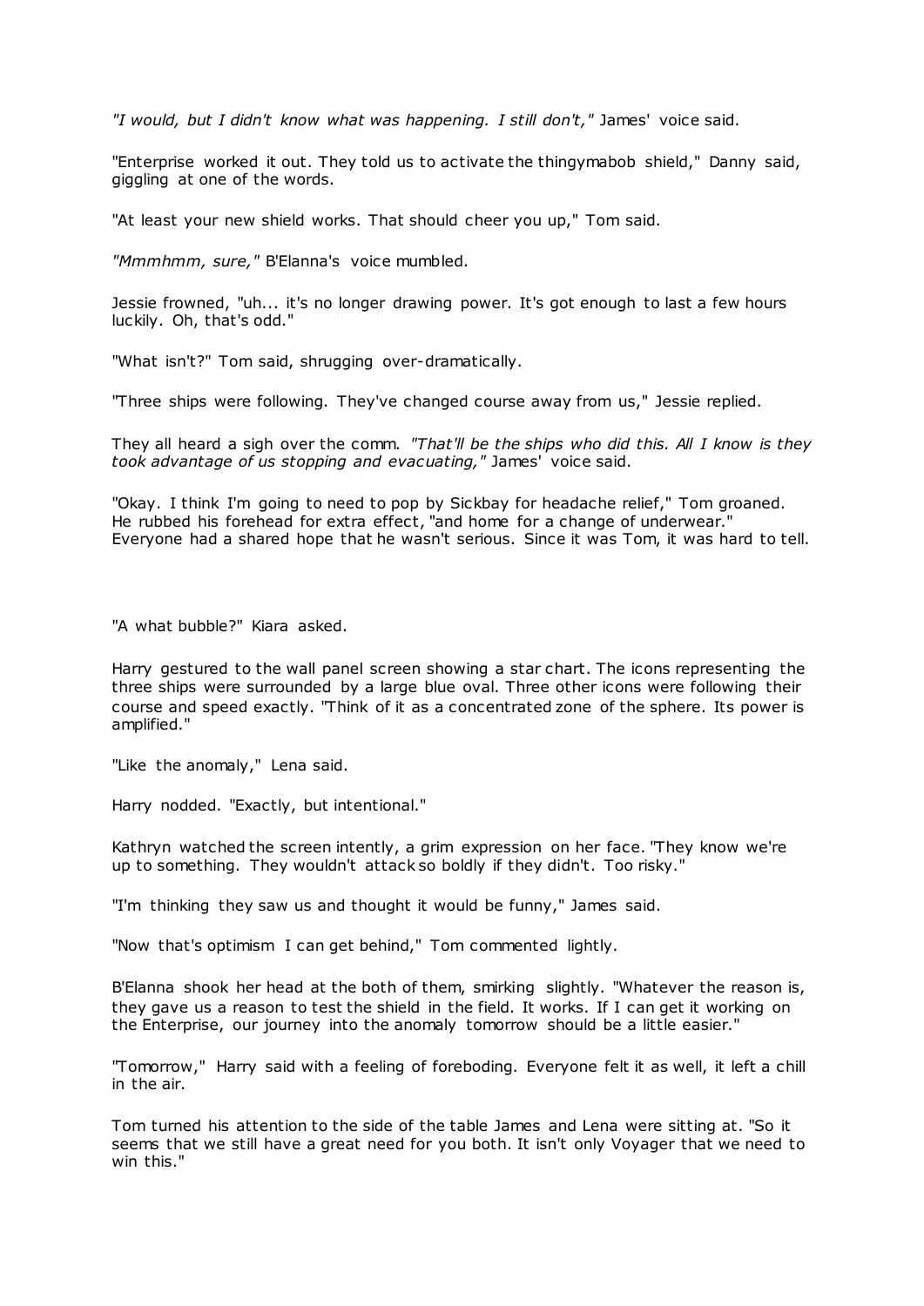*"I would, but I didn't know what was happening. I still don't,"* James' voice said.

"Enterprise worked it out. They told us to activate the thingymabob shield," Danny said, giggling at one of the words.

"At least your new shield works. That should cheer you up," Tom said.

*"Mmmhmm, sure,"* B'Elanna's voice mumbled.

Jessie frowned, "uh... it's no longer drawing power. It's got enough to last a few hours luckily. Oh, that's odd."

"What isn't?" Tom said, shrugging over-dramatically.

"Three ships were following. They've changed course away from us," Jessie replied.

They all heard a sigh over the comm. *"That'll be the ships who did this. All I know is they took advantage of us stopping and evacuating,"* James' voice said.

"Okay. I think I'm going to need to pop by Sickbay for headache relief," Tom groaned. He rubbed his forehead for extra effect, "and home for a change of underwear." Everyone had a shared hope that he wasn't serious. Since it was Tom, it was hard to tell.

"A what bubble?" Kiara asked.

Harry gestured to the wall panel screen showing a star chart. The icons representing the three ships were surrounded by a large blue oval. Three other icons were following their course and speed exactly. "Think of it as a concentrated zone of the sphere. Its power is amplified."

"Like the anomaly," Lena said.

Harry nodded. "Exactly, but intentional."

Kathryn watched the screen intently, a grim expression on her face. "They know we're up to something. They wouldn't attack so boldly if they didn't. Too risky."

"I'm thinking they saw us and thought it would be funny," James said.

"Now that's optimism I can get behind," Tom commented lightly.

B'Elanna shook her head at the both of them, smirking slightly. "Whatever the reason is, they gave us a reason to test the shield in the field. It works. If I can get it working on the Enterprise, our journey into the anomaly tomorrow should be a little easier."

"Tomorrow," Harry said with a feeling of foreboding. Everyone felt it as well, it left a chill in the air.

Tom turned his attention to the side of the table James and Lena were sitting at. "So it seems that we still have a great need for you both. It isn't only Voyager that we need to win this."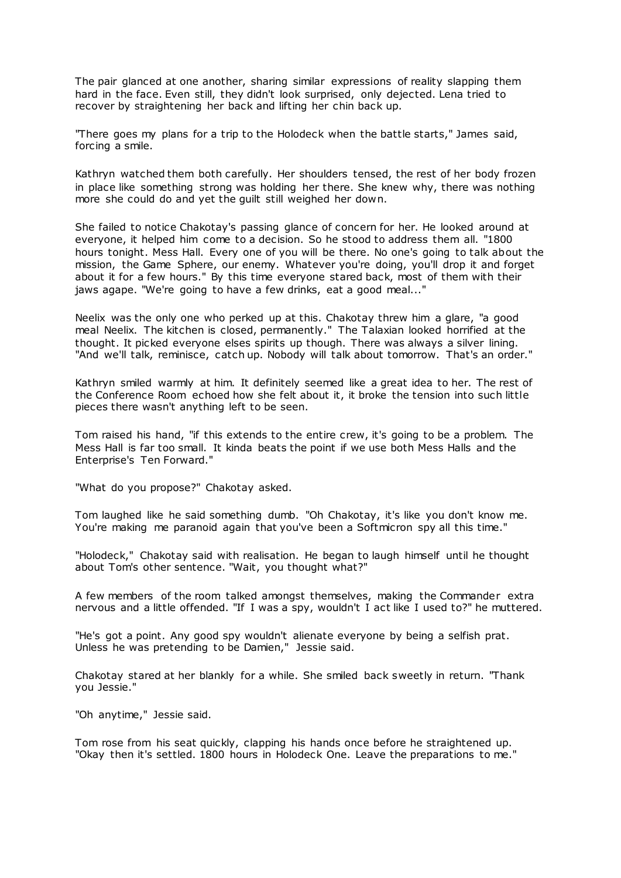The pair glanced at one another, sharing similar expressions of reality slapping them hard in the face. Even still, they didn't look surprised, only dejected. Lena tried to recover by straightening her back and lifting her chin back up.

"There goes my plans for a trip to the Holodeck when the battle starts," James said, forcing a smile.

Kathryn watched them both carefully. Her shoulders tensed, the rest of her body frozen in place like something strong was holding her there. She knew why, there was nothing more she could do and yet the guilt still weighed her down.

She failed to notice Chakotay's passing glance of concern for her. He looked around at everyone, it helped him come to a decision. So he stood to address them all. "1800 hours tonight. Mess Hall. Every one of you will be there. No one's going to talk about the mission, the Game Sphere, our enemy. Whatever you're doing, you'll drop it and forget about it for a few hours." By this time everyone stared back, most of them with their jaws agape. "We're going to have a few drinks, eat a good meal..."

Neelix was the only one who perked up at this. Chakotay threw him a glare, "a good meal Neelix. The kitchen is closed, permanently." The Talaxian looked horrified at the thought. It picked everyone elses spirits up though. There was always a silver lining. "And we'll talk, reminisce, catch up. Nobody will talk about tomorrow. That's an order."

Kathryn smiled warmly at him. It definitely seemed like a great idea to her. The rest of the Conference Room echoed how she felt about it, it broke the tension into such little pieces there wasn't anything left to be seen.

Tom raised his hand, "if this extends to the entire crew, it's going to be a problem. The Mess Hall is far too small. It kinda beats the point if we use both Mess Halls and the Enterprise's Ten Forward."

"What do you propose?" Chakotay asked.

Tom laughed like he said something dumb. "Oh Chakotay, it's like you don't know me. You're making me paranoid again that you've been a Softmicron spy all this time."

"Holodeck," Chakotay said with realisation. He began to laugh himself until he thought about Tom's other sentence. "Wait, you thought what?"

A few members of the room talked amongst themselves, making the Commander extra nervous and a little offended. "If I was a spy, wouldn't I act like I used to?" he muttered.

"He's got a point. Any good spy wouldn't alienate everyone by being a selfish prat. Unless he was pretending to be Damien," Jessie said.

Chakotay stared at her blankly for a while. She smiled back sweetly in return. "Thank you Jessie."

"Oh anytime," Jessie said.

Tom rose from his seat quickly, clapping his hands once before he straightened up. "Okay then it's settled. 1800 hours in Holodeck One. Leave the preparations to me."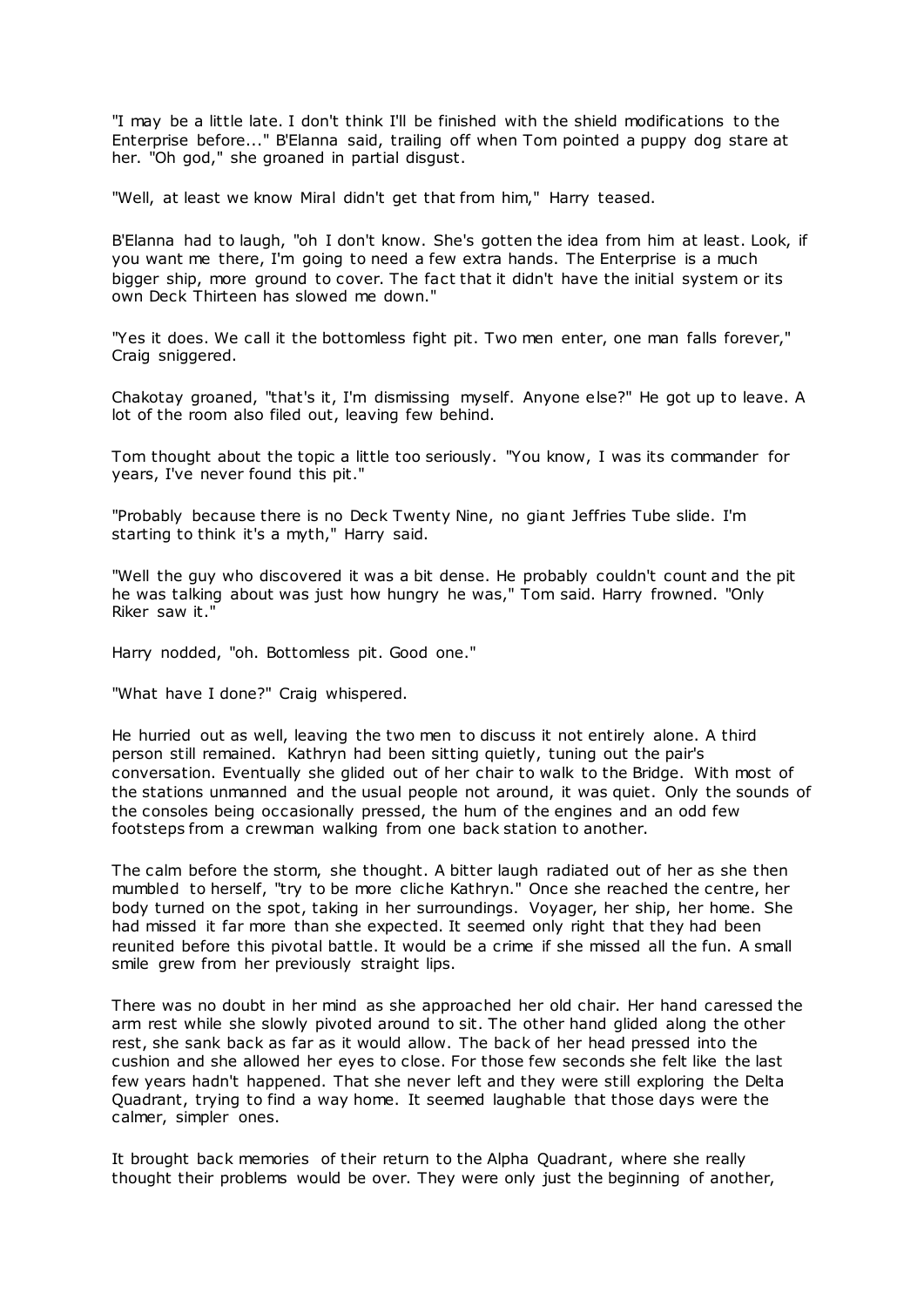"I may be a little late. I don't think I'll be finished with the shield modifications to the Enterprise before..." B'Elanna said, trailing off when Tom pointed a puppy dog stare at her. "Oh god," she groaned in partial disgust.

"Well, at least we know Miral didn't get that from him," Harry teased.

B'Elanna had to laugh, "oh I don't know. She's gotten the idea from him at least. Look, if you want me there, I'm going to need a few extra hands. The Enterprise is a much bigger ship, more ground to cover. The fact that it didn't have the initial system or its own Deck Thirteen has slowed me down."

"Yes it does. We call it the bottomless fight pit. Two men enter, one man falls forever," Craig sniggered.

Chakotay groaned, "that's it, I'm dismissing myself. Anyone else?" He got up to leave. A lot of the room also filed out, leaving few behind.

Tom thought about the topic a little too seriously. "You know, I was its commander for years, I've never found this pit."

"Probably because there is no Deck Twenty Nine, no giant Jeffries Tube slide. I'm starting to think it's a myth," Harry said.

"Well the guy who discovered it was a bit dense. He probably couldn't count and the pit he was talking about was just how hungry he was," Tom said. Harry frowned. "Only Riker saw it."

Harry nodded, "oh. Bottomless pit. Good one."

"What have I done?" Craig whispered.

He hurried out as well, leaving the two men to discuss it not entirely alone. A third person still remained. Kathryn had been sitting quietly, tuning out the pair's conversation. Eventually she glided out of her chair to walk to the Bridge. With most of the stations unmanned and the usual people not around, it was quiet. Only the sounds of the consoles being occasionally pressed, the hum of the engines and an odd few footsteps from a crewman walking from one back station to another.

The calm before the storm, she thought. A bitter laugh radiated out of her as she then mumbled to herself, "try to be more cliche Kathryn." Once she reached the centre, her body turned on the spot, taking in her surroundings. Voyager, her ship, her home. She had missed it far more than she expected. It seemed only right that they had been reunited before this pivotal battle. It would be a crime if she missed all the fun. A small smile grew from her previously straight lips.

There was no doubt in her mind as she approached her old chair. Her hand caressed the arm rest while she slowly pivoted around to sit. The other hand glided along the other rest, she sank back as far as it would allow. The back of her head pressed into the cushion and she allowed her eyes to close. For those few seconds she felt like the last few years hadn't happened. That she never left and they were still exploring the Delta Quadrant, trying to find a way home. It seemed laughable that those days were the calmer, simpler ones.

It brought back memories of their return to the Alpha Quadrant, where she really thought their problems would be over. They were only just the beginning of another,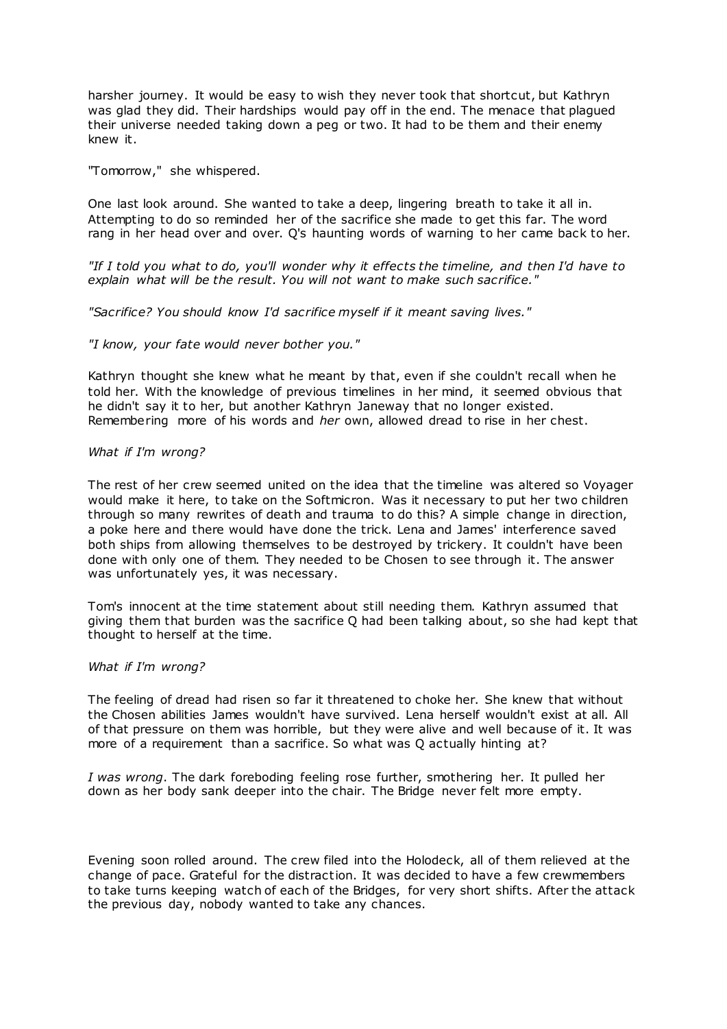harsher journey. It would be easy to wish they never took that shortcut, but Kathryn was glad they did. Their hardships would pay off in the end. The menace that plagued their universe needed taking down a peg or two. It had to be them and their enemy knew it.

"Tomorrow," she whispered.

One last look around. She wanted to take a deep, lingering breath to take it all in. Attempting to do so reminded her of the sacrifice she made to get this far. The word rang in her head over and over. Q's haunting words of warning to her came back to her.

*"If I told you what to do, you'll wonder why it effects the timeline, and then I'd have to explain what will be the result. You will not want to make such sacrifice."*

*"Sacrifice? You should know I'd sacrifice myself if it meant saving lives."*

*"I know, your fate would never bother you."*

Kathryn thought she knew what he meant by that, even if she couldn't recall when he told her. With the knowledge of previous timelines in her mind, it seemed obvious that he didn't say it to her, but another Kathryn Janeway that no longer existed. Remembering more of his words and *her* own, allowed dread to rise in her chest.

*What if I'm wrong?*

The rest of her crew seemed united on the idea that the timeline was altered so Voyager would make it here, to take on the Softmicron. Was it necessary to put her two children through so many rewrites of death and trauma to do this? A simple change in direction, a poke here and there would have done the trick. Lena and James' interference saved both ships from allowing themselves to be destroyed by trickery. It couldn't have been done with only one of them. They needed to be Chosen to see through it. The answer was unfortunately yes, it was necessary.

Tom's innocent at the time statement about still needing them. Kathryn assumed that giving them that burden was the sacrifice Q had been talking about, so she had kept that thought to herself at the time.

*What if I'm wrong?*

The feeling of dread had risen so far it threatened to choke her. She knew that without the Chosen abilities James wouldn't have survived. Lena herself wouldn't exist at all. All of that pressure on them was horrible, but they were alive and well because of it. It was more of a requirement than a sacrifice. So what was Q actually hinting at?

*I was wrong*. The dark foreboding feeling rose further, smothering her. It pulled her down as her body sank deeper into the chair. The Bridge never felt more empty.

Evening soon rolled around. The crew filed into the Holodeck, all of them relieved at the change of pace. Grateful for the distraction. It was decided to have a few crewmembers to take turns keeping watch of each of the Bridges, for very short shifts. After the attack the previous day, nobody wanted to take any chances.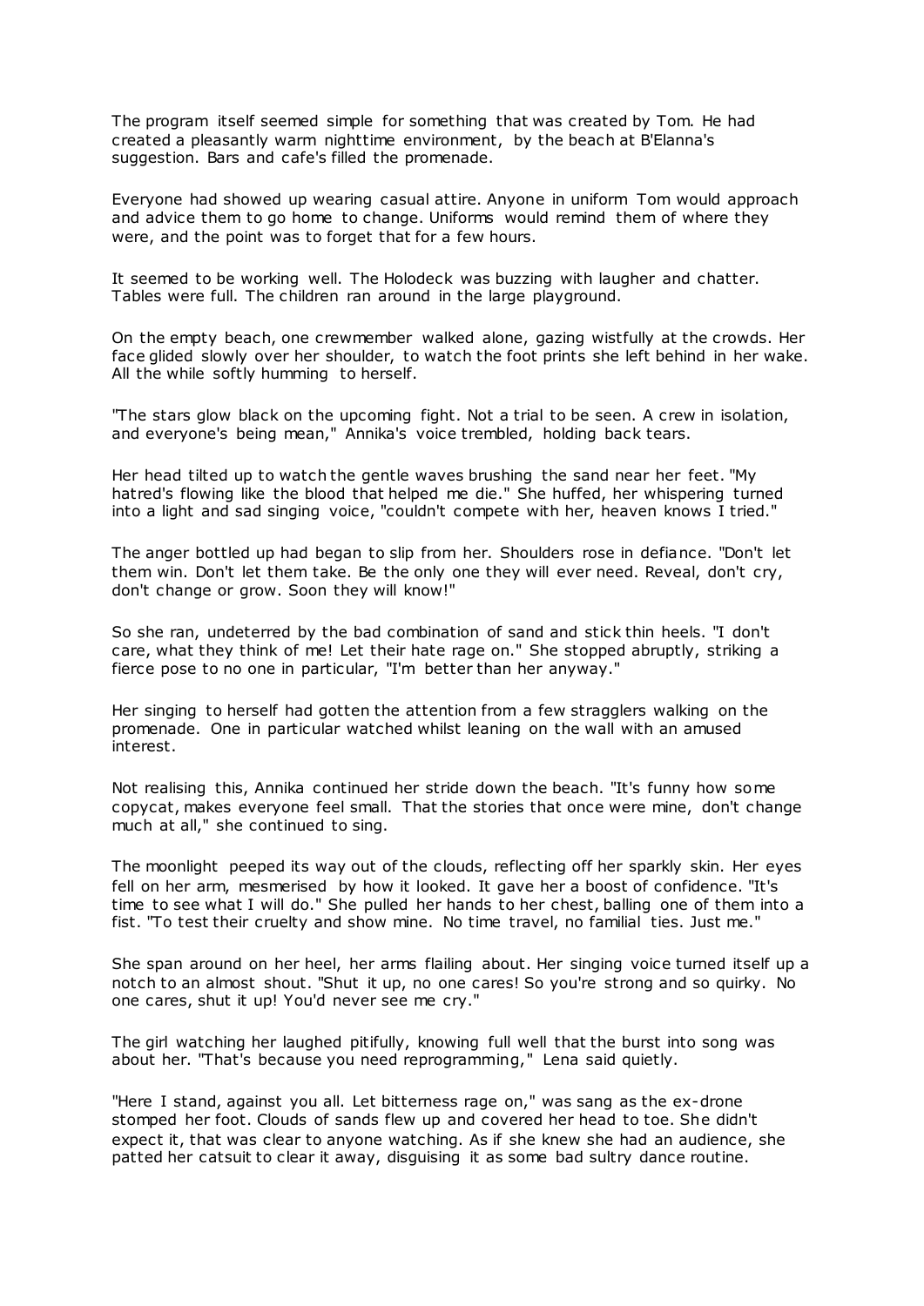The program itself seemed simple for something that was created by Tom. He had created a pleasantly warm nighttime environment, by the beach at B'Elanna's suggestion. Bars and cafe's filled the promenade.

Everyone had showed up wearing casual attire. Anyone in uniform Tom would approach and advice them to go home to change. Uniforms would remind them of where they were, and the point was to forget that for a few hours.

It seemed to be working well. The Holodeck was buzzing with laughter and chatter. Tables were full. The children ran around in the large playground.

On the empty beach, one crewmember walked alone, gazing wistfully at the crowds. Her face glided slowly over her shoulder, to watch the foot prints she left behind in her wake. All the while softly humming to herself.

"The stars glow black on the upcoming fight. Not a trial to be seen. A crew in isolation, and everyone's being mean," Annika's voice trembled, holding back tears.

Her head tilted up to watch the gentle waves brushing the sand near her feet. "My hatred's flowing like the blood that helped me die." She huffed, her whispering turned into a light and sad singing voice, "couldn't compete with her, heaven knows I tried."

The anger bottled up had began to slip from her. Shoulders rose in defiance. "Don't let them win. Don't let them take. Be the only one they will ever need. Reveal, don't cry, don't change or grow. Soon they will know!"

So she ran, undeterred by the bad combination of sand and stick thin heels. "I don't care, what they think of me! Let their hate rage on." She stopped abruptly, striking a fierce pose to no one in particular, "I'm better than her anyway."

Her singing to herself had gotten the attention from a few stragglers walking on the promenade. One in particular watched whilst leaning on the wall with an amused interest.

Not realising this, Annika continued her stride down the beach. "It's funny how some copycat, makes everyone feel small. That the stories that once were mine, don't change much at all," she continued to sing.

The moonlight peeped its way out of the clouds, reflecting off her sparkly skin. Her eyes fell on her arm, mesmerised by how it looked. It gave her a boost of confidence. "It's time to see what I will do." She pulled her hands to her chest, balling one of them into a fist. "To test their cruelty and show mine. No time travel, no familial ties. Just me."

She span around on her heel, her arms flailing about. Her singing voice turned itself up a notch to an almost shout. "Shut it up, no one cares! So you're strong and so quirky. No one cares, shut it up! You'd never see me cry."

The girl watching her laughed pitifully, knowing full well that the burst into song was about her. "That's because you need reprogramming," Lena said quietly.

"Here I stand, against you all. Let bitterness rage on," was sang as the ex-drone stomped her foot. Clouds of sands flew up and covered her head to toe. She didn't expect it, that was clear to anyone watching. As if she knew she had an audience, she patted her catsuit to clear it away, disguising it as some bad sultry dance routine.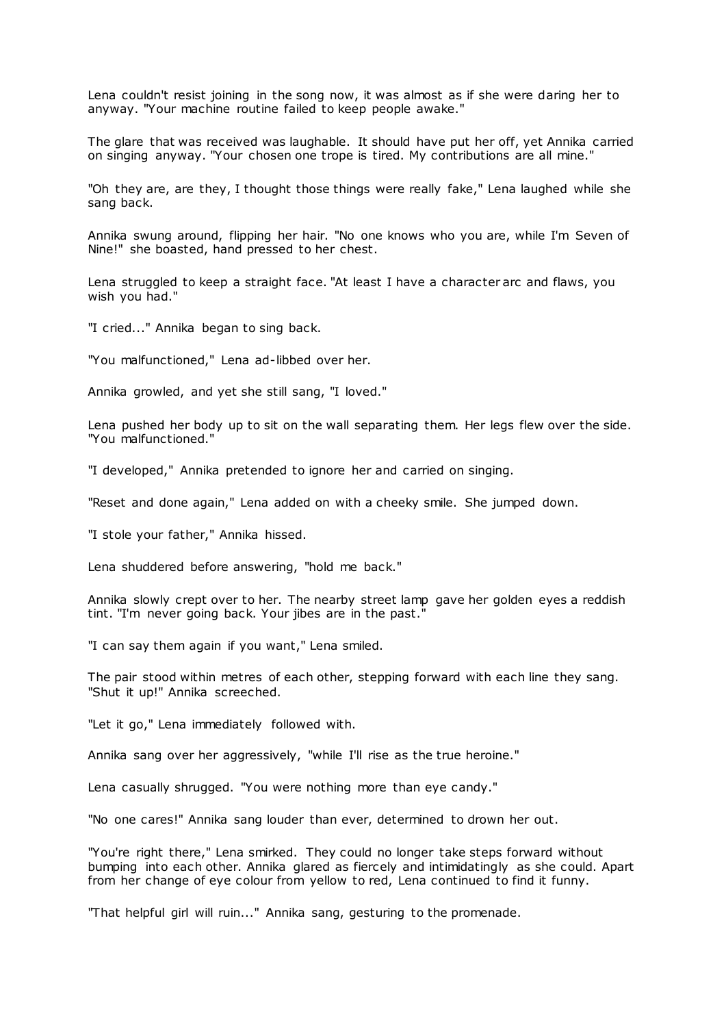Lena couldn't resist joining in the song now, it was almost as if she were daring her to anyway. "Your machine routine failed to keep people awake."

The glare that was received was laughable. It should have put her off, yet Annika carried on singing anyway. "Your chosen one trope is tired. My contributions are all mine."

"Oh they are, are they, I thought those things were really fake," Lena laughed while she sang back.

Annika swung around, flipping her hair. "No one knows who you are, while I'm Seven of Nine!" she boasted, hand pressed to her chest.

Lena struggled to keep a straight face. "At least I have a character arc and flaws, you wish you had."

"I cried..." Annika began to sing back.

"You malfunctioned," Lena ad-libbed over her.

Annika growled, and yet she still sang, "I loved."

Lena pushed her body up to sit on the wall separating them. Her legs flew over the side. "You malfunctioned."

"I developed," Annika pretended to ignore her and carried on singing.

"Reset and done again," Lena added on with a cheeky smile. She jumped down.

"I stole your father," Annika hissed.

Lena shuddered before answering, "hold me back."

Annika slowly crept over to her. The nearby street lamp gave her golden eyes a reddish tint. "I'm never going back. Your jibes are in the past."

"I can say them again if you want," Lena smiled.

The pair stood within metres of each other, stepping forward with each line they sang. "Shut it up!" Annika screeched.

"Let it go," Lena immediately followed with.

Annika sang over her aggressively, "while I'll rise as the true heroine."

Lena casually shrugged. "You were nothing more than eye candy."

"No one cares!" Annika sang louder than ever, determined to drown her out.

"You're right there," Lena smirked. They could no longer take steps forward without bumping into each other. Annika glared as fiercely and intimidatingly as she could. Apart from her change of eye colour from yellow to red, Lena continued to find it funny.

"That helpful girl will ruin..." Annika sang, gesturing to the promenade.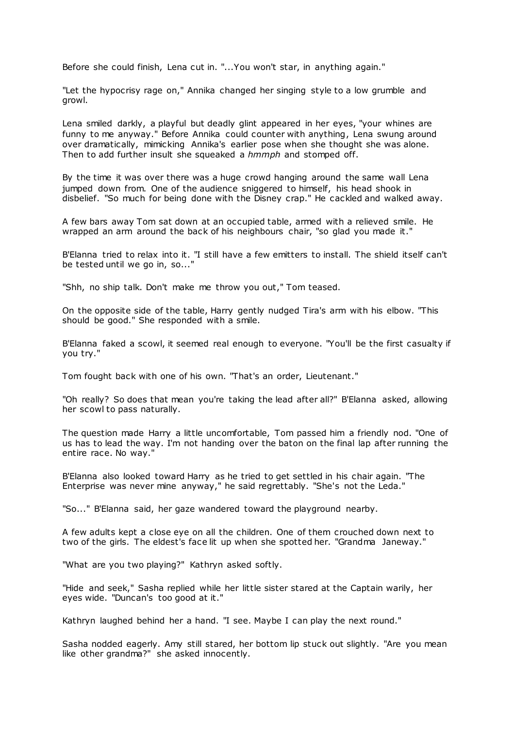Before she could finish, Lena cut in. "...You won't star, in anything again."

"Let the hypocrisy rage on," Annika changed her singing style to a low grumble and growl.

Lena smiled darkly, a playful but deadly glint appeared in her eyes, "your whines are funny to me anyway." Before Annika could counter with anything, Lena swung around over dramatically, mimicking Annika's earlier pose when she thought she was alone. Then to add further insult she squeaked a *hmmph* and stomped off.

By the time it was over there was a huge crowd hanging around the same wall Lena jumped down from. One of the audience sniggered to himself, his head shook in disbelief. "So much for being done with the Disney crap." He cackled and walked away.

A few bars away Tom sat down at an occupied table, armed with a relieved smile. He wrapped an arm around the back of his neighbours chair, "so glad you made it."

B'Elanna tried to relax into it. "I still have a few emitters to install. The shield itself can't be tested until we go in, so..."

"Shh, no ship talk. Don't make me throw you out," Tom teased.

On the opposite side of the table, Harry gently nudged Tira's arm with his elbow. "This should be good." She responded with a smile.

B'Elanna faked a scowl, it seemed real enough to everyone. "You'll be the first casualty if you try."

Tom fought back with one of his own. "That's an order, Lieutenant."

"Oh really? So does that mean you're taking the lead after all?" B'Elanna asked, allowing her scowl to pass naturally.

The question made Harry a little uncomfortable, Tom passed him a friendly nod. "One of us has to lead the way. I'm not handing over the baton on the final lap after running the entire race. No way."

B'Elanna also looked toward Harry as he tried to get settled in his chair again. "The Enterprise was never mine anyway," he said regrettably. "She's not the Leda."

"So..." B'Elanna said, her gaze wandered toward the playground nearby.

A few adults kept a close eye on all the children. One of them crouched down next to two of the girls. The eldest's face lit up when she spotted her. "Grandma Janeway."

"What are you two playing?" Kathryn asked softly.

"Hide and seek," Sasha replied while her little sister stared at the Captain warily, her eyes wide. "Duncan's too good at it."

Kathryn laughed behind her a hand. "I see. Maybe I can play the next round."

Sasha nodded eagerly. Amy still stared, her bottom lip stuck out slightly. "Are you mean like other grandma?" she asked innocently.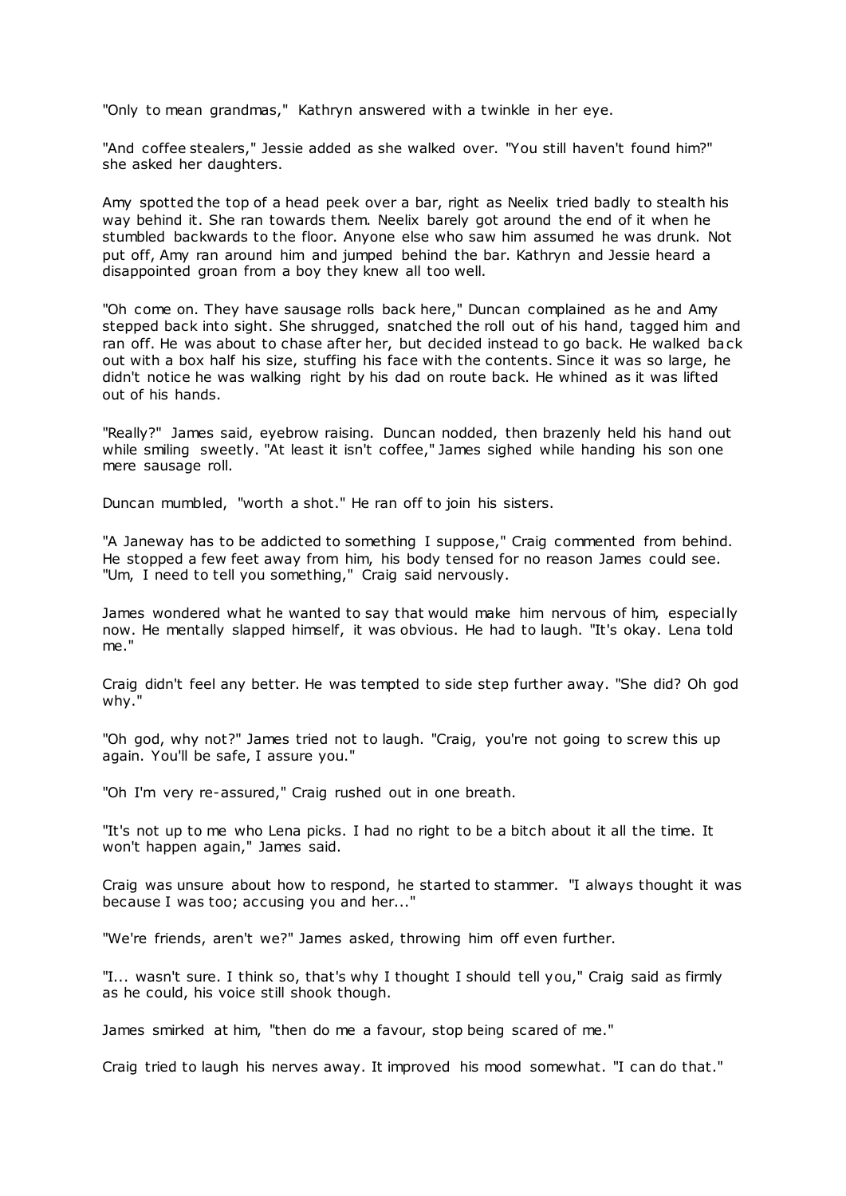"Only to mean grandmas," Kathryn answered with a twinkle in her eye.

"And coffee stealers," Jessie added as she walked over. "You still haven't found him?" she asked her daughters.

Amy spotted the top of a head peek over a bar, right as Neelix tried badly to stealth his way behind it. She ran towards them. Neelix barely got around the end of it when he stumbled backwards to the floor. Anyone else who saw him assumed he was drunk. Not put off, Amy ran around him and jumped behind the bar. Kathryn and Jessie heard a disappointed groan from a boy they knew all too well.

"Oh come on. They have sausage rolls back here," Duncan complained as he and Amy stepped back into sight. She shrugged, snatched the roll out of his hand, tagged him and ran off. He was about to chase after her, but decided instead to go back. He walked back out with a box half his size, stuffing his face with the contents. Since it was so large, he didn't notice he was walking right by his dad on route back. He whined as it was lifted out of his hands.

"Really?" James said, eyebrow raising. Duncan nodded, then brazenly held his hand out while smiling sweetly. "At least it isn't coffee," James sighed while handing his son one mere sausage roll.

Duncan mumbled, "worth a shot." He ran off to join his sisters.

"A Janeway has to be addicted to something I suppose," Craig commented from behind. He stopped a few feet away from him, his body tensed for no reason James could see. "Um, I need to tell you something," Craig said nervously.

James wondered what he wanted to say that would make him nervous of him, especially now. He mentally slapped himself, it was obvious. He had to laugh. "It's okay. Lena told me."

Craig didn't feel any better. He was tempted to side step further away. "She did? Oh god why."

"Oh god, why not?" James tried not to laugh. "Craig, you're not going to screw this up again. You'll be safe, I assure you."

"Oh I'm very re-assured," Craig rushed out in one breath.

"It's not up to me who Lena picks. I had no right to be a bitch about it all the time. It won't happen again," James said.

Craig was unsure about how to respond, he started to stammer. "I always thought it was because I was too; accusing you and her..."

"We're friends, aren't we?" James asked, throwing him off even further.

"I... wasn't sure. I think so, that's why I thought I should tell you," Craig said as firmly as he could, his voice still shook though.

James smirked at him, "then do me a favour, stop being scared of me."

Craig tried to laugh his nerves away. It improved his mood somewhat. "I can do that."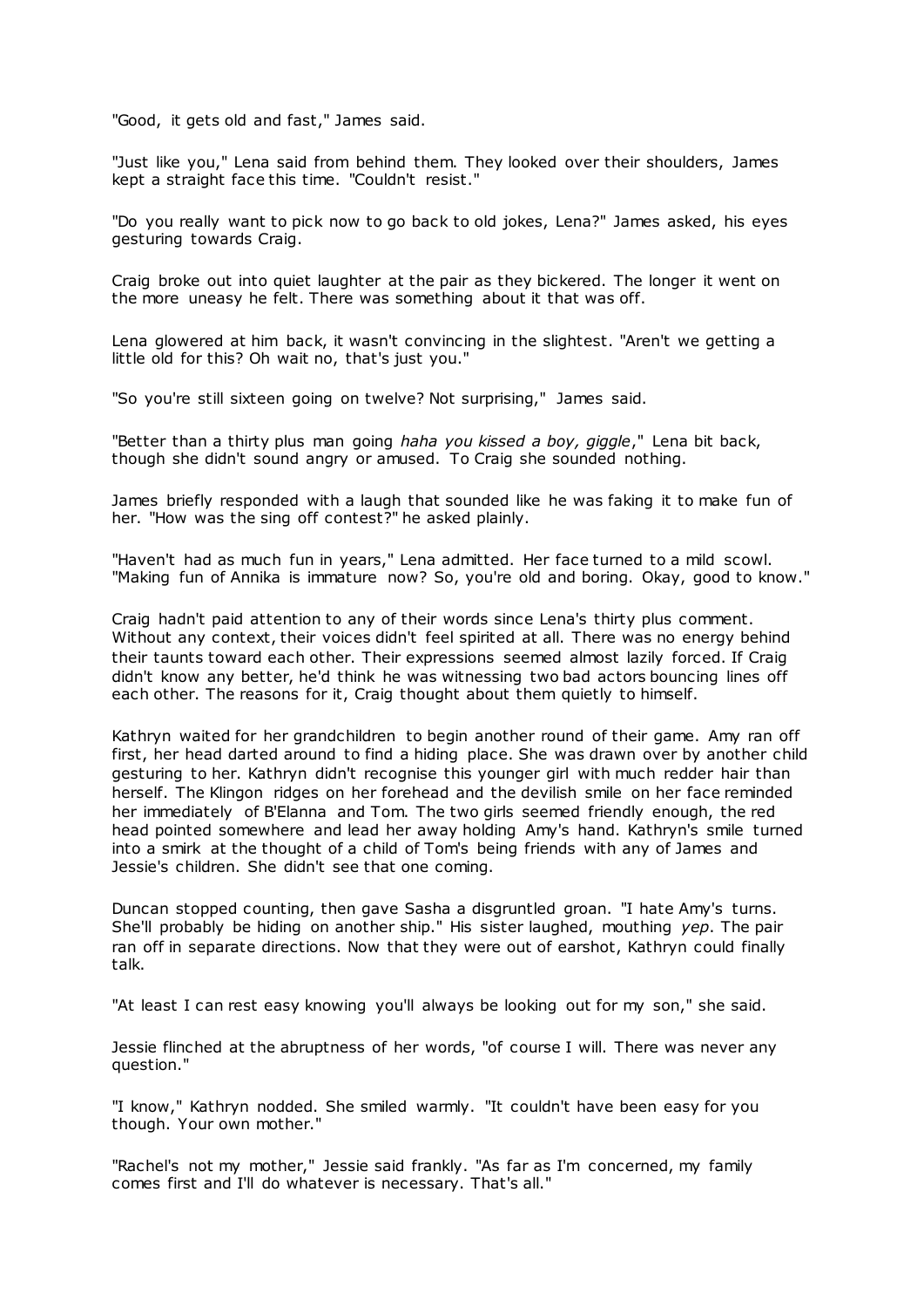"Good, it gets old and fast," James said.

"Just like you," Lena said from behind them. They looked over their shoulders, James kept a straight face this time. "Couldn't resist."

"Do you really want to pick now to go back to old jokes, Lena?" James asked, his eyes gesturing towards Craig.

Craig broke out into quiet laughter at the pair as they bickered. The longer it went on the more uneasy he felt. There was something about it that was off.

Lena glowered at him back, it wasn't convincing in the slightest. "Aren't we getting a little old for this? Oh wait no, that's just you."

"So you're still sixteen going on twelve? Not surprising," James said.

"Better than a thirty plus man going *haha you kissed a boy, giggle*," Lena bit back, though she didn't sound angry or amused. To Craig she sounded nothing.

James briefly responded with a laugh that sounded like he was faking it to make fun of her. "How was the sing off contest?" he asked plainly.

"Haven't had as much fun in years," Lena admitted. Her face turned to a mild scowl. "Making fun of Annika is immature now? So, you're old and boring. Okay, good to know."

Craig hadn't paid attention to any of their words since Lena's thirty plus comment. Without any context, their voices didn't feel spirited at all. There was no energy behind their taunts toward each other. Their expressions seemed almost lazily forced. If Craig didn't know any better, he'd think he was witnessing two bad actors bouncing lines off each other. The reasons for it, Craig thought about them quietly to himself.

Kathryn waited for her grandchildren to begin another round of their game. Amy ran off first, her head darted around to find a hiding place. She was drawn over by another child gesturing to her. Kathryn didn't recognise this younger girl with much redder hair than herself. The Klingon ridges on her forehead and the devilish smile on her face reminded her immediately of B'Elanna and Tom. The two girls seemed friendly enough, the red head pointed somewhere and lead her away holding Amy's hand. Kathryn's smile turned into a smirk at the thought of a child of Tom's being friends with any of James and Jessie's children. She didn't see that one coming.

Duncan stopped counting, then gave Sasha a disgruntled groan. "I hate Amy's turns. She'll probably be hiding on another ship." His sister laughed, mouthing *yep*. The pair ran off in separate directions. Now that they were out of earshot, Kathryn could finally talk.

"At least I can rest easy knowing you'll always be looking out for my son," she said.

Jessie flinched at the abruptness of her words, "of course I will. There was never any question."

"I know," Kathryn nodded. She smiled warmly. "It couldn't have been easy for you though. Your own mother."

"Rachel's not my mother," Jessie said frankly. "As far as I'm concerned, my family comes first and I'll do whatever is necessary. That's all."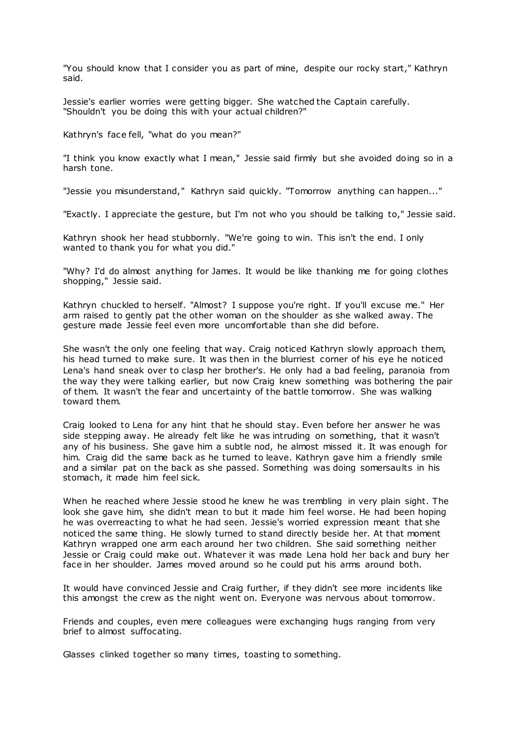"You should know that I consider you as part of mine, despite our rocky start," Kathryn said.

Jessie's earlier worries were getting bigger. She watched the Captain carefully. "Shouldn't you be doing this with your actual children?"

Kathryn's face fell, "what do you mean?"

"I think you know exactly what I mean," Jessie said firmly but she avoided doing so in a harsh tone.

"Jessie you misunderstand," Kathryn said quickly. "Tomorrow anything can happen..."

"Exactly. I appreciate the gesture, but I'm not who you should be talking to," Jessie said.

Kathryn shook her head stubbornly. "We're going to win. This isn't the end. I only wanted to thank you for what you did."

"Why? I'd do almost anything for James. It would be like thanking me for going clothes shopping," Jessie said.

Kathryn chuckled to herself. "Almost? I suppose you're right. If you'll excuse me." Her arm raised to gently pat the other woman on the shoulder as she walked away. The gesture made Jessie feel even more uncomfortable than she did before.

She wasn't the only one feeling that way. Craig noticed Kathryn slowly approach them, his head turned to make sure. It was then in the blurriest corner of his eye he noticed Lena's hand sneak over to clasp her brother's. He only had a bad feeling, paranoia from the way they were talking earlier, but now Craig knew something was bothering the pair of them. It wasn't the fear and uncertainty of the battle tomorrow. She was walking toward them.

Craig looked to Lena for any hint that he should stay. Even before her answer he was side stepping away. He already felt like he was intruding on something, that it wasn't any of his business. She gave him a subtle nod, he almost missed it. It was enough for him. Craig did the same back as he turned to leave. Kathryn gave him a friendly smile and a similar pat on the back as she passed. Something was doing somersaults in his stomach, it made him feel sick.

When he reached where Jessie stood he knew he was trembling in very plain sight. The look she gave him, she didn't mean to but it made him feel worse. He had been hoping he was overreacting to what he had seen. Jessie's worried expression meant that she noticed the same thing. He slowly turned to stand directly beside her. At that moment Kathryn wrapped one arm each around her two children. She said something neither Jessie or Craig could make out. Whatever it was made Lena hold her back and bury her face in her shoulder. James moved around so he could put his arms around both.

It would have convinced Jessie and Craig further, if they didn't see more incidents like this amongst the crew as the night went on. Everyone was nervous about tomorrow.

Friends and couples, even mere colleagues were exchanging hugs ranging from very brief to almost suffocating.

Glasses clinked together so many times, toasting to something.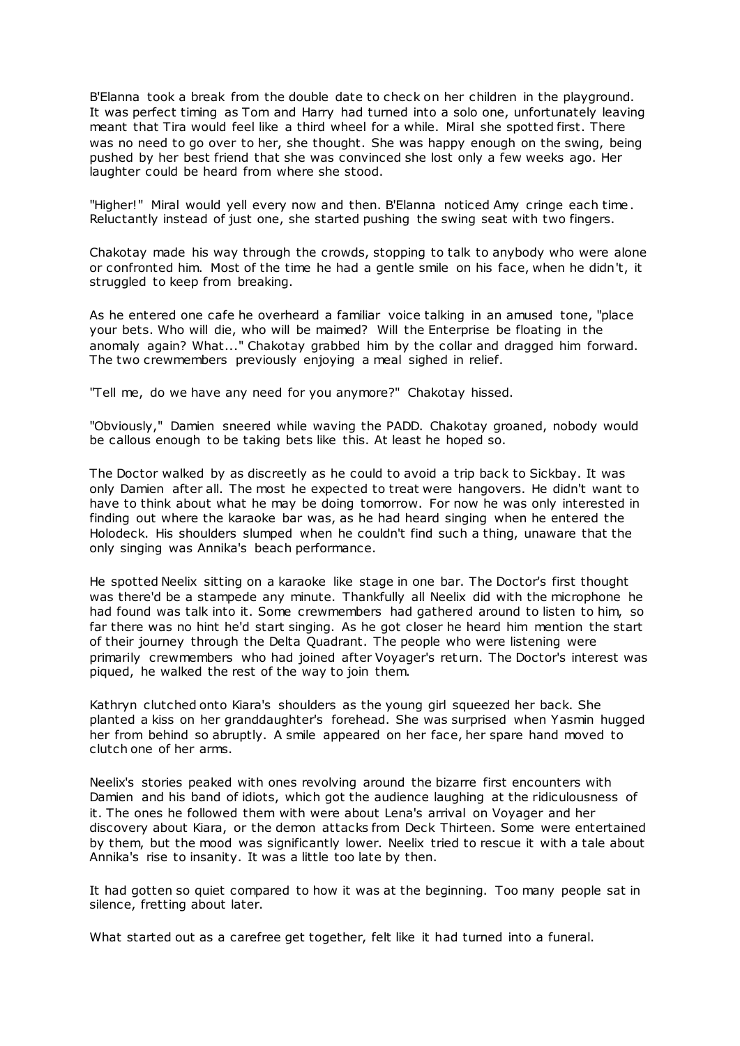B'Elanna took a break from the double date to check on her children in the playground. It was perfect timing as Tom and Harry had turned into a solo one, unfortunately leaving meant that Tira would feel like a third wheel for a while. Miral she spotted first. There was no need to go over to her, she thought. She was happy enough on the swing, being pushed by her best friend that she was convinced she lost only a few weeks ago. Her laughter could be heard from where she stood.

"Higher!" Miral would yell every now and then. B'Elanna noticed Amy cringe each time. Reluctantly instead of just one, she started pushing the swing seat with two fingers.

Chakotay made his way through the crowds, stopping to talk to anybody who were alone or confronted him. Most of the time he had a gentle smile on his face, when he didn't, it struggled to keep from breaking.

As he entered one cafe he overheard a familiar voice talking in an amused tone, "place your bets. Who will die, who will be maimed? Will the Enterprise be floating in the anomaly again? What..." Chakotay grabbed him by the collar and dragged him forward. The two crewmembers previously enjoying a meal sighed in relief.

"Tell me, do we have any need for you anymore?" Chakotay hissed.

"Obviously," Damien sneered while waving the PADD. Chakotay groaned, nobody would be callous enough to be taking bets like this. At least he hoped so.

The Doctor walked by as discreetly as he could to avoid a trip back to Sickbay. It was only Damien after all. The most he expected to treat were hangovers. He didn't want to have to think about what he may be doing tomorrow. For now he was only interested in finding out where the karaoke bar was, as he had heard singing when he entered the Holodeck. His shoulders slumped when he couldn't find such a thing, unaware that the only singing was Annika's beach performance.

He spotted Neelix sitting on a karaoke like stage in one bar. The Doctor's first thought was there'd be a stampede any minute. Thankfully all Neelix did with the microphone he had found was talk into it. Some crewmembers had gathered around to listen to him, so far there was no hint he'd start singing. As he got closer he heard him mention the start of their journey through the Delta Quadrant. The people who were listening were primarily crewmembers who had joined after Voyager's return. The Doctor's interest was piqued, he walked the rest of the way to join them.

Kathryn clutched onto Kiara's shoulders as the young girl squeezed her back. She planted a kiss on her granddaughter's forehead. She was surprised when Yasmin hugged her from behind so abruptly. A smile appeared on her face, her spare hand moved to clutch one of her arms.

Neelix's stories peaked with ones revolving around the bizarre first encounters with Damien and his band of idiots, which got the audience laughing at the ridiculousness of it. The ones he followed them with were about Lena's arrival on Voyager and her discovery about Kiara, or the demon attacks from Deck Thirteen. Some were entertained by them, but the mood was significantly lower. Neelix tried to rescue it with a tale about Annika's rise to insanity. It was a little too late by then.

It had gotten so quiet compared to how it was at the beginning. Too many people sat in silence, fretting about later.

What started out as a carefree get together, felt like it had turned into a funeral.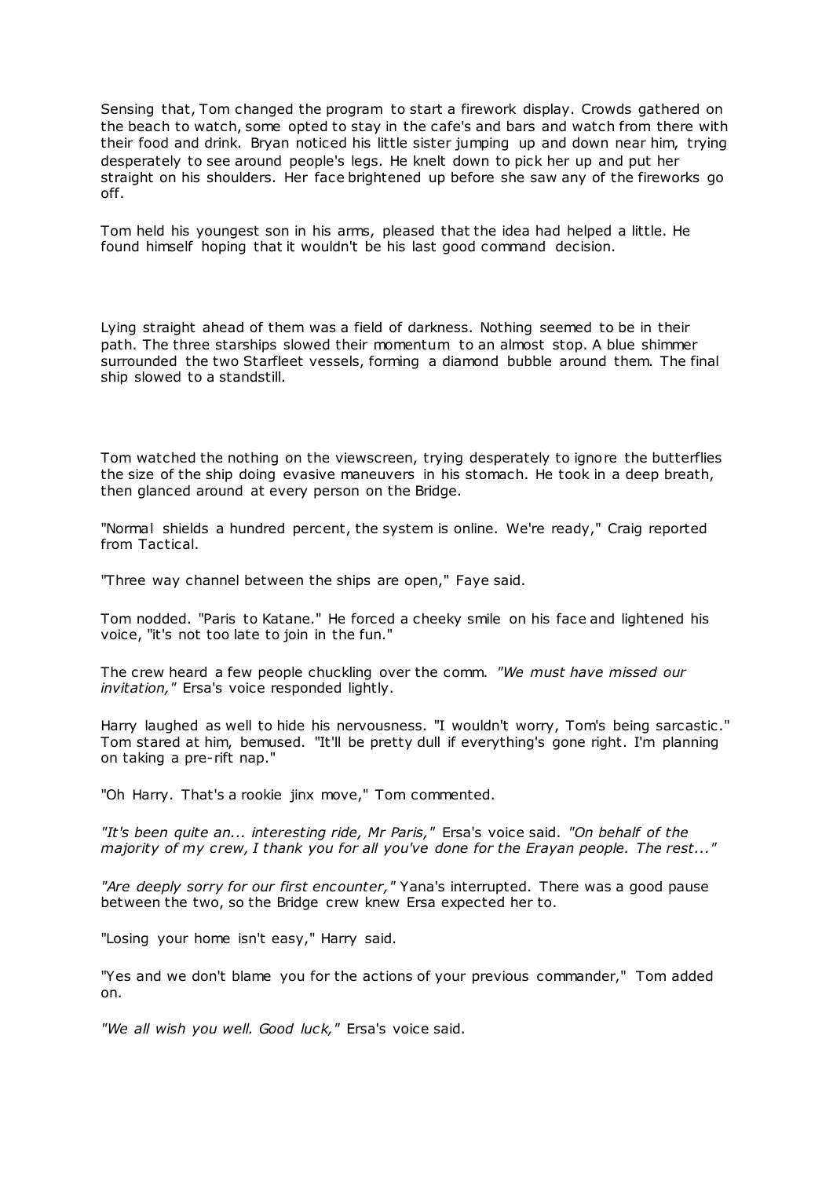Sensing that, Tom changed the program to start a firework display. Crowds gathered on the beach to watch, some opted to stay in the cafe's and bars and watch from there with their food and drink. Bryan noticed his little sister jumping up and down near him, trying desperately to see around people's legs. He knelt down to pick her up and put her straight on his shoulders. Her face brightened up before she saw any of the fireworks go off.

Tom held his youngest son in his arms, pleased that the idea had helped a little. He found himself hoping that it wouldn't be his last good command decision.

Lying straight ahead of them was a field of darkness. Nothing seemed to be in their path. The three starships slowed their momentum to an almost stop. A blue shimmer surrounded the two Starfleet vessels, forming a diamond bubble around them. The final ship slowed to a standstill.

Tom watched the nothing on the viewscreen, trying desperately to ignore the butterflies the size of the ship doing evasive maneuvers in his stomach. He took in a deep breath, then glanced around at every person on the Bridge.

"Normal shields a hundred percent, the system is online. We're ready," Craig reported from Tactical.

"Three way channel between the ships are open," Faye said.

Tom nodded. "Paris to Katane." He forced a cheeky smile on his face and lightened his voice, "it's not too late to join in the fun."

The crew heard a few people chuckling over the comm. *"We must have missed our invitation,"* Ersa's voice responded lightly.

Harry laughed as well to hide his nervousness. "I wouldn't worry, Tom's being sarcastic." Tom stared at him, bemused. "It'll be pretty dull if everything's gone right. I'm planning on taking a pre-rift nap."

"Oh Harry. That's a rookie jinx move," Tom commented.

*"It's been quite an... interesting ride, Mr Paris,"* Ersa's voice said. *"On behalf of the majority of my crew, I thank you for all you've done for the Erayan people. The rest..."*

*"Are deeply sorry for our first encounter,"* Yana's interrupted. There was a good pause between the two, so the Bridge crew knew Ersa expected her to.

"Losing your home isn't easy," Harry said.

"Yes and we don't blame you for the actions of your previous commander," Tom added on.

*"We all wish you well. Good luck,"* Ersa's voice said.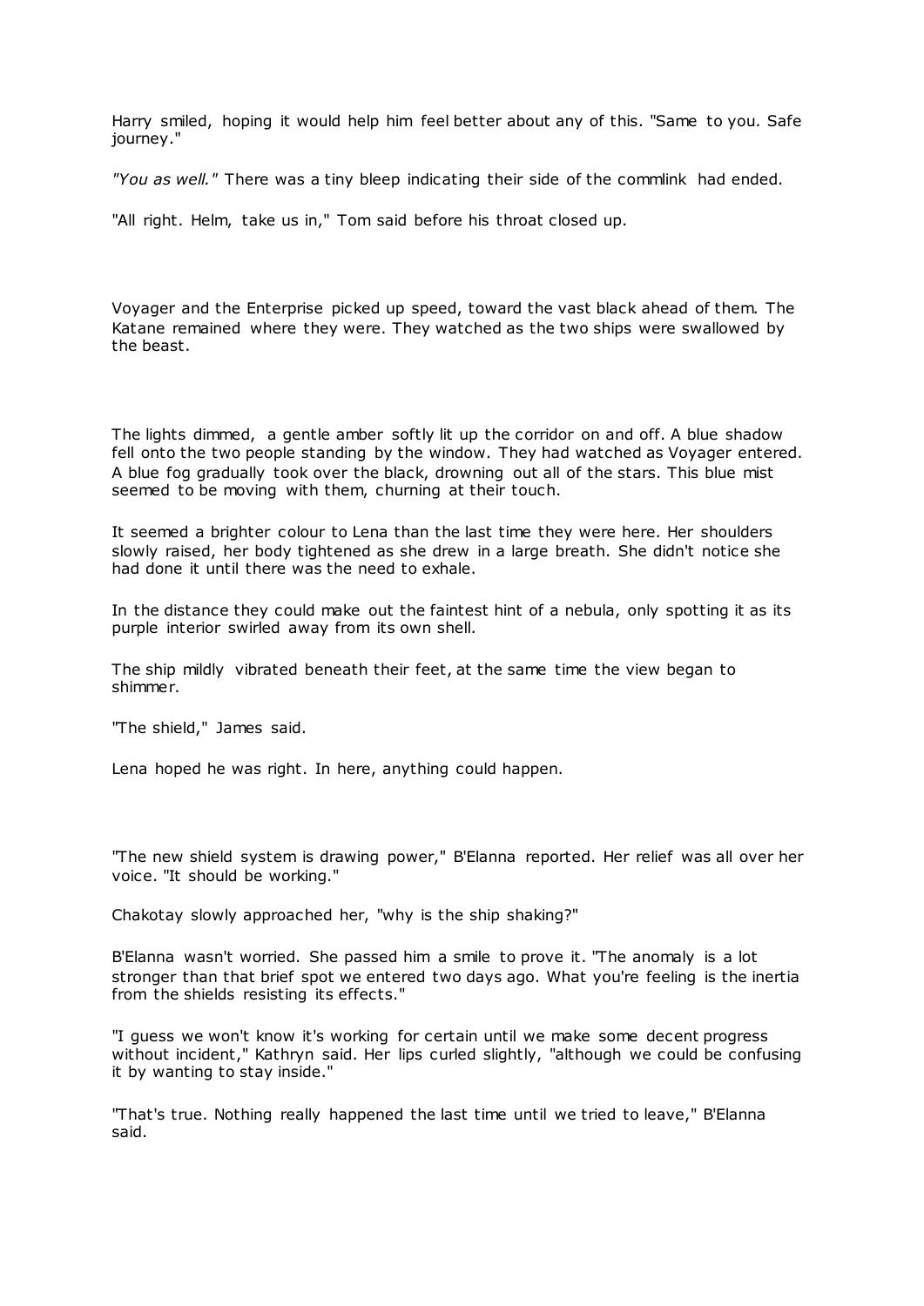Harry smiled, hoping it would help him feel better about any of this. "Same to you. Safe journey."

*"You as well."* There was a tiny bleep indicating their side of the commlink had ended.

"All right. Helm, take us in," Tom said before his throat closed up.

Voyager and the Enterprise picked up speed, toward the vast black ahead of them. The Katane remained where they were. They watched as the two ships were swallowed by the beast.

The lights dimmed, a gentle amber softly lit up the corridor on and off. A blue shadow fell onto the two people standing by the window. They had watched as Voyager entered. A blue fog gradually took over the black, drowning out all of the stars. This blue mist seemed to be moving with them, churning at their touch.

It seemed a brighter colour to Lena than the last time they were here. Her shoulders slowly raised, her body tightened as she drew in a large breath. She didn't notice she had done it until there was the need to exhale.

In the distance they could make out the faintest hint of a nebula, only spotting it as its purple interior swirled away from its own shell.

The ship mildly vibrated beneath their feet, at the same time the view began to shimmer.

"The shield," James said.

Lena hoped he was right. In here, anything could happen.

"The new shield system is drawing power," B'Elanna reported. Her relief was all over her voice. "It should be working."

Chakotay slowly approached her, "why is the ship shaking?"

B'Elanna wasn't worried. She passed him a smile to prove it. "The anomaly is a lot stronger than that brief spot we entered two days ago. What you're feeling is the inertia from the shields resisting its effects."

"I guess we won't know it's working for certain until we make some decent progress without incident," Kathryn said. Her lips curled slightly, "although we could be confusing it by wanting to stay inside."

"That's true. Nothing really happened the last time until we tried to leave," B'Elanna said.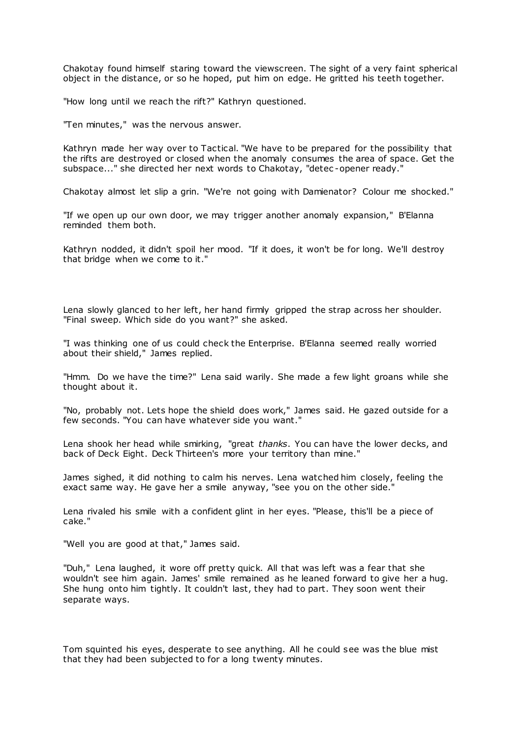Chakotay found himself staring toward the viewscreen. The sight of a very faint spherical object in the distance, or so he hoped, put him on edge. He gritted his teeth together.

"How long until we reach the rift?" Kathryn questioned.

"Ten minutes," was the nervous answer.

Kathryn made her way over to Tactical. "We have to be prepared for the possibility that the rifts are destroyed or closed when the anomaly consumes the area of space. Get the subspace..." she directed her next words to Chakotay, "detec-opener ready."

Chakotay almost let slip a grin. "We're not going with Damienator? Colour me shocked."

"If we open up our own door, we may trigger another anomaly expansion," B'Elanna reminded them both.

Kathryn nodded, it didn't spoil her mood. "If it does, it won't be for long. We'll destroy that bridge when we come to it."

Lena slowly glanced to her left, her hand firmly gripped the strap across her shoulder. "Final sweep. Which side do you want?" she asked.

"I was thinking one of us could check the Enterprise. B'Elanna seemed really worried about their shield," James replied.

"Hmm. Do we have the time?" Lena said warily. She made a few light groans while she thought about it.

"No, probably not. Lets hope the shield does work," James said. He gazed outside for a few seconds. "You can have whatever side you want."

Lena shook her head while smirking, "great *thanks*. You can have the lower decks, and back of Deck Eight. Deck Thirteen's more your territory than mine."

James sighed, it did nothing to calm his nerves. Lena watched him closely, feeling the exact same way. He gave her a smile anyway, "see you on the other side."

Lena rivaled his smile with a confident glint in her eyes. "Please, this'll be a piece of cake."

"Well you are good at that," James said.

"Duh," Lena laughed, it wore off pretty quick. All that was left was a fear that she wouldn't see him again. James' smile remained as he leaned forward to give her a hug. She hung onto him tightly. It couldn't last, they had to part. They soon went their separate ways.

Tom squinted his eyes, desperate to see anything. All he could see was the blue mist that they had been subjected to for a long twenty minutes.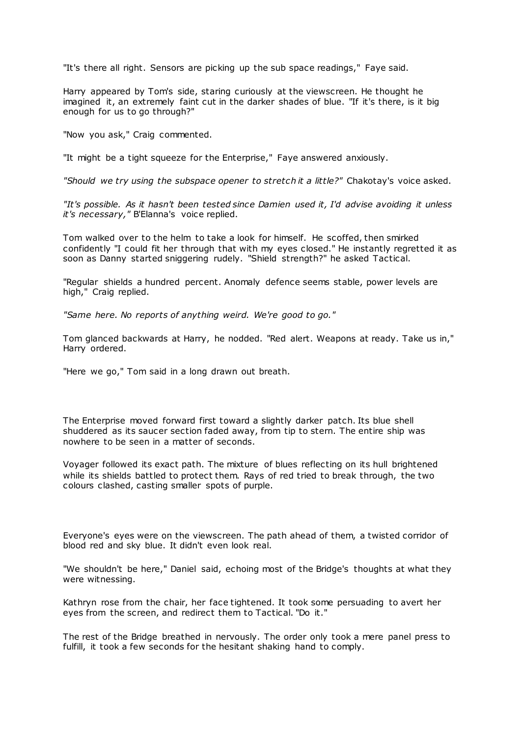"It's there all right. Sensors are picking up the sub space readings," Faye said.

Harry appeared by Tom's side, staring curiously at the viewscreen. He thought he imagined it, an extremely faint cut in the darker shades of blue. "If it's there, is it big enough for us to go through?"

"Now you ask," Craig commented.

"It might be a tight squeeze for the Enterprise," Faye answered anxiously.

*"Should we try using the subspace opener to stretch it a little?"* Chakotay's voice asked.

*"It's possible. As it hasn't been tested since Damien used it, I'd advise avoiding it unless it's necessary,"* B'Elanna's voice replied.

Tom walked over to the helm to take a look for himself. He scoffed, then smirked confidently "I could fit her through that with my eyes closed." He instantly regretted it as soon as Danny started sniggering rudely. "Shield strength?" he asked Tactical.

"Regular shields a hundred percent. Anomaly defence seems stable, power levels are high," Craig replied.

*"Same here. No reports of anything weird. We're good to go."*

Tom glanced backwards at Harry, he nodded. "Red alert. Weapons at ready. Take us in," Harry ordered.

"Here we go," Tom said in a long drawn out breath.

The Enterprise moved forward first toward a slightly darker patch. Its blue shell shuddered as its saucer section faded away, from tip to stern. The entire ship was nowhere to be seen in a matter of seconds.

Voyager followed its exact path. The mixture of blues reflecting on its hull brightened while its shields battled to protect them. Rays of red tried to break through, the two colours clashed, casting smaller spots of purple.

Everyone's eyes were on the viewscreen. The path ahead of them, a twisted corridor of blood red and sky blue. It didn't even look real.

"We shouldn't be here," Daniel said, echoing most of the Bridge's thoughts at what they were witnessing.

Kathryn rose from the chair, her face tightened. It took some persuading to avert her eyes from the screen, and redirect them to Tactical. "Do it."

The rest of the Bridge breathed in nervously. The order only took a mere panel press to fulfill, it took a few seconds for the hesitant shaking hand to comply.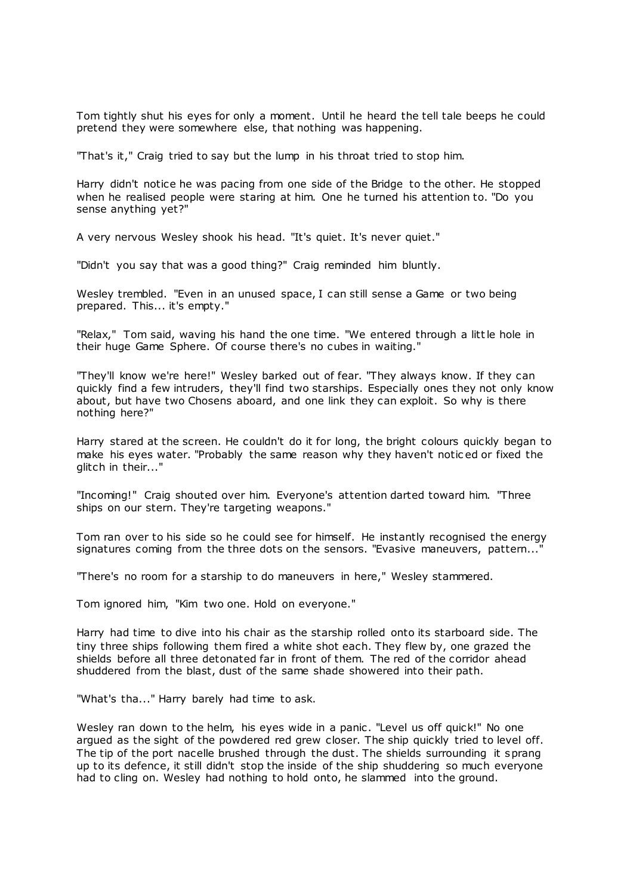Tom tightly shut his eyes for only a moment. Until he heard the tell tale beeps he could pretend they were somewhere else, that nothing was happening.

"That's it," Craig tried to say but the lump in his throat tried to stop him.

Harry didn't notice he was pacing from one side of the Bridge to the other. He stopped when he realised people were staring at him. One he turned his attention to. "Do you sense anything yet?"

A very nervous Wesley shook his head. "It's quiet. It's never quiet."

"Didn't you say that was a good thing?" Craig reminded him bluntly.

Wesley trembled. "Even in an unused space, I can still sense a Game or two being prepared. This... it's empty."

"Relax," Tom said, waving his hand the one time. "We entered through a little hole in their huge Game Sphere. Of course there's no cubes in waiting."

"They'll know we're here!" Wesley barked out of fear. "They always know. If they can quickly find a few intruders, they'll find two starships. Especially ones they not only know about, but have two Chosens aboard, and one link they can exploit. So why is there nothing here?"

Harry stared at the screen. He couldn't do it for long, the bright colours quickly began to make his eyes water. "Probably the same reason why they haven't noticed or fixed the glitch in their..."

"Incoming!" Craig shouted over him. Everyone's attention darted toward him. "Three ships on our stern. They're targeting weapons."

Tom ran over to his side so he could see for himself. He instantly recognised the energy signatures coming from the three dots on the sensors. "Evasive maneuvers, pattern..."

"There's no room for a starship to do maneuvers in here," Wesley stammered.

Tom ignored him, "Kim two one. Hold on everyone."

Harry had time to dive into his chair as the starship rolled onto its starboard side. The tiny three ships following them fired a white shot each. They flew by, one grazed the shields before all three detonated far in front of them. The red of the corridor ahead shuddered from the blast, dust of the same shade showered into their path.

"What's tha..." Harry barely had time to ask.

Wesley ran down to the helm, his eyes wide in a panic. "Level us off quick!" No one argued as the sight of the powdered red grew closer. The ship quickly tried to level off. The tip of the port nacelle brushed through the dust. The shields surrounding it sprang up to its defence, it still didn't stop the inside of the ship shuddering so much everyone had to cling on. Wesley had nothing to hold onto, he slammed into the ground.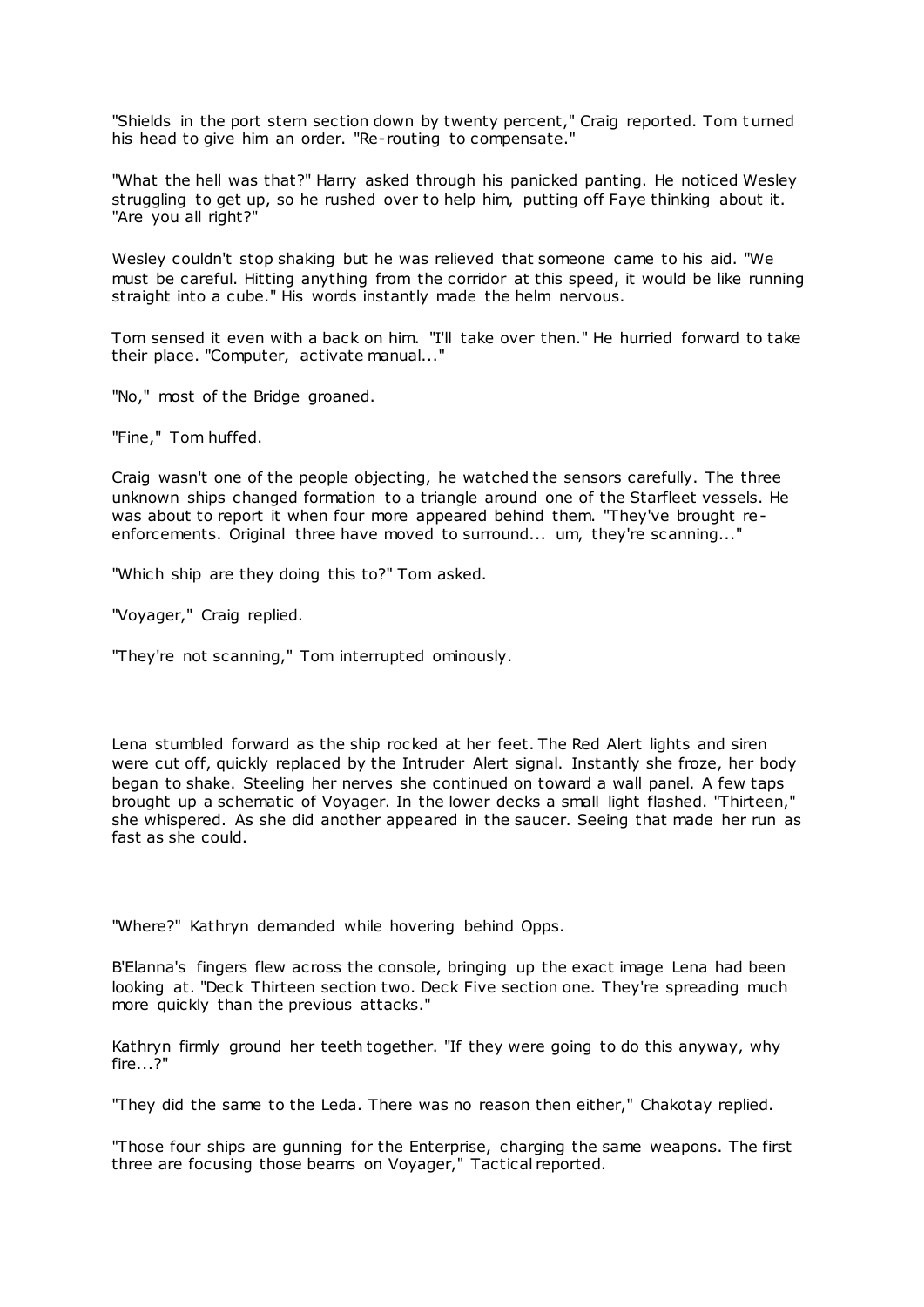"Shields in the port stern section down by twenty percent," Craig reported. Tom turned his head to give him an order. "Re-routing to compensate."

"What the hell was that?" Harry asked through his panicked panting. He noticed Wesley struggling to get up, so he rushed over to help him, putting off Faye thinking about it. "Are you all right?"

Wesley couldn't stop shaking but he was relieved that someone came to his aid. "We must be careful. Hitting anything from the corridor at this speed, it would be like running straight into a cube." His words instantly made the helm nervous.

Tom sensed it even with a back on him. "I'll take over then." He hurried forward to take their place. "Computer, activate manual..."

"No," most of the Bridge groaned.

"Fine," Tom huffed.

Craig wasn't one of the people objecting, he watched the sensors carefully. The three unknown ships changed formation to a triangle around one of the Starfleet vessels. He was about to report it when four more appeared behind them. "They've brought re-enforcements. Original three have moved to surround... um, they're scanning..."

"Which ship are they doing this to?" Tom asked.

"Voyager," Craig replied.

"They're not scanning," Tom interrupted ominously.

Lena stumbled forward as the ship rocked at her feet. The Red Alert lights and siren were cut off, quickly replaced by the Intruder Alert signal. Instantly she froze, her body began to shake. Steeling her nerves she continued on toward a wall panel. A few taps brought up a schematic of Voyager. In the lower decks a small light flashed. "Thirteen," she whispered. As she did another appeared in the saucer. Seeing that made her run as fast as she could.

"Where?" Kathryn demanded while hovering behind Opps.

B'Elanna's fingers flew across the console, bringing up the exact image Lena had been looking at. "Deck Thirteen section two. Deck Five section one. They're spreading much more quickly than the previous attacks."

Kathryn firmly ground her teeth together. "If they were going to do this anyway, why fire...?"

"They did the same to the Leda. There was no reason then either," Chakotay replied.

"Those four ships are gunning for the Enterprise, charging the same weapons. The first three are focusing those beams on Voyager," Tactical reported.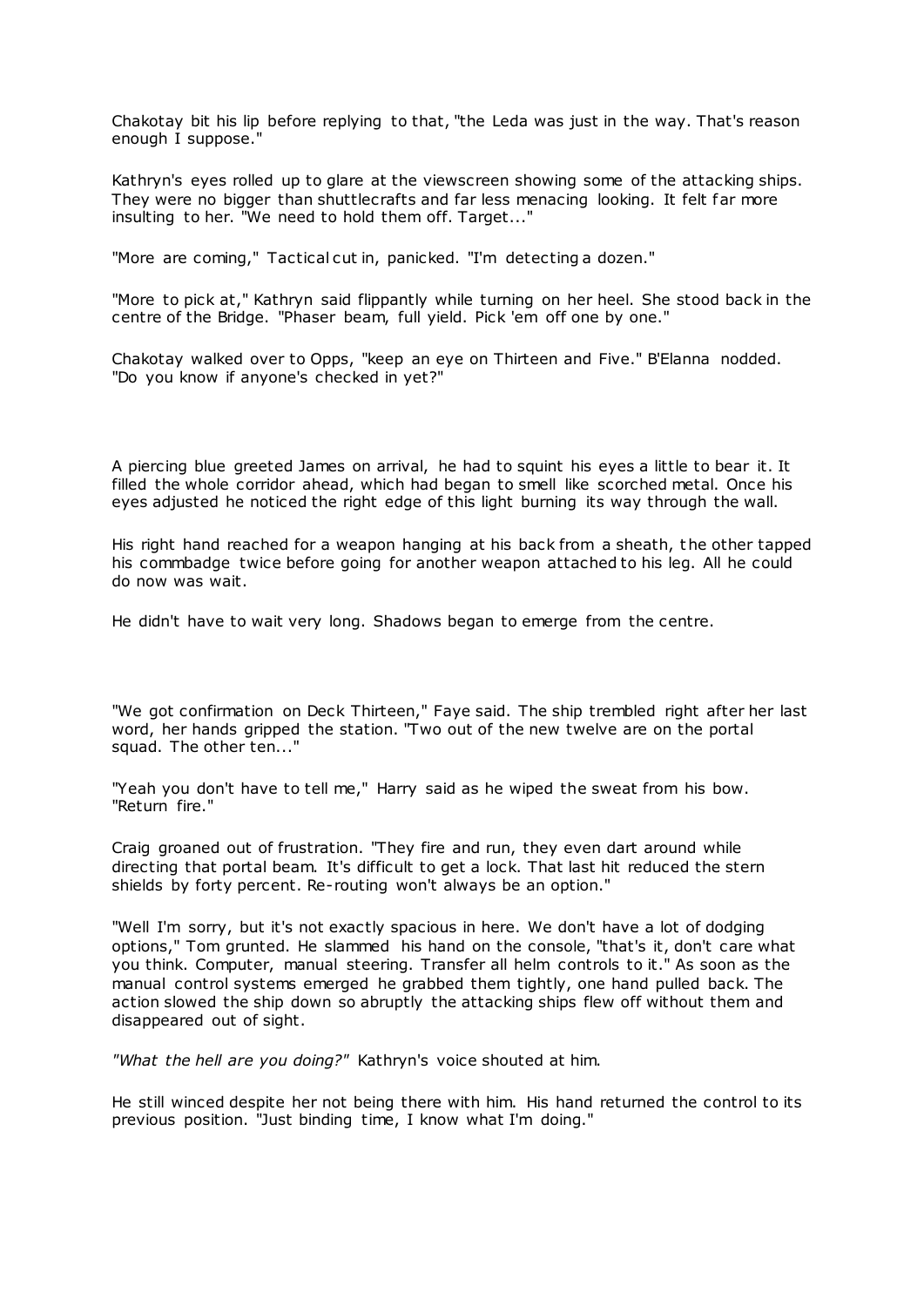Chakotay bit his lip before replying to that, "the Leda was just in the way. That's reason enough I suppose."

Kathryn's eyes rolled up to glare at the viewscreen showing some of the attacking ships. They were no bigger than shuttlecrafts and far less menacing looking. It felt far more insulting to her. "We need to hold them off. Target..."

"More are coming," Tactical cut in, panicked. "I'm detecting a dozen."

"More to pick at," Kathryn said flippantly while turning on her heel. She stood back in the centre of the Bridge. "Phaser beam, full yield. Pick 'em off one by one."

Chakotay walked over to Opps, "keep an eye on Thirteen and Five." B'Elanna nodded. "Do you know if anyone's checked in yet?"

A piercing blue greeted James on arrival, he had to squint his eyes a little to bear it. It filled the whole corridor ahead, which had began to smell like scorched metal. Once his eyes adjusted he noticed the right edge of this light burning its way through the wall.

His right hand reached for a weapon hanging at his back from a sheath, the other tapped his commbadge twice before going for another weapon attached to his leg. All he could do now was wait.

He didn't have to wait very long. Shadows began to emerge from the centre.

"We got confirmation on Deck Thirteen," Faye said. The ship trembled right after her last word, her hands gripped the station. "Two out of the new twelve are on the portal squad. The other ten..."

"Yeah you don't have to tell me," Harry said as he wiped the sweat from his bow. "Return fire."

Craig groaned out of frustration. "They fire and run, they even dart around while directing that portal beam. It's difficult to get a lock. That last hit reduced the stern shields by forty percent. Re-routing won't always be an option."

"Well I'm sorry, but it's not exactly spacious in here. We don't have a lot of dodging options," Tom grunted. He slammed his hand on the console, "that's it, don't care what you think. Computer, manual steering. Transfer all helm controls to it." As soon as the manual control systems emerged he grabbed them tightly, one hand pulled back. The action slowed the ship down so abruptly the attacking ships flew off without them and disappeared out of sight.

*"What the hell are you doing?"* Kathryn's voice shouted at him.

He still winced despite her not being there with him. His hand returned the control to its previous position. "Just binding time, I know what I'm doing."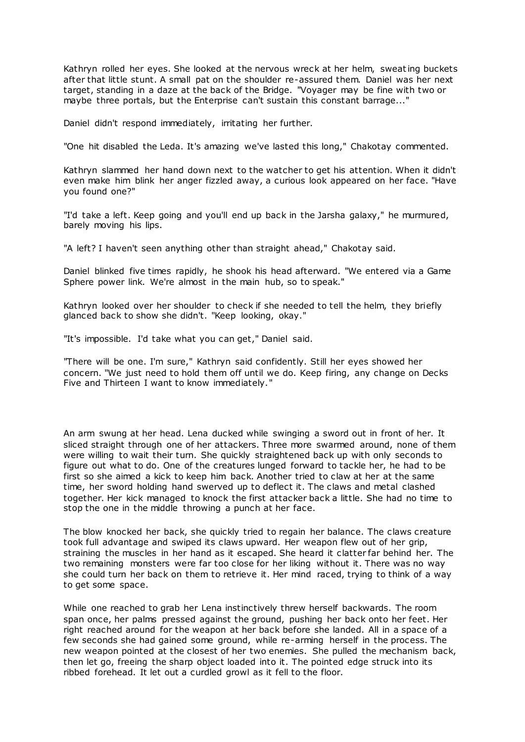Kathryn rolled her eyes. She looked at the nervous wreck at her helm, sweating buckets after that little stunt. A small pat on the shoulder re-assured them. Daniel was her next target, standing in a daze at the back of the Bridge. "Voyager may be fine with two or maybe three portals, but the Enterprise can't sustain this constant barrage..."

Daniel didn't respond immediately, irritating her further.

"One hit disabled the Leda. It's amazing we've lasted this long," Chakotay commented.

Kathryn slammed her hand down next to the watcher to get his attention. When it didn't even make him blink her anger fizzled away, a curious look appeared on her face. "Have you found one?"

"I'd take a left. Keep going and you'll end up back in the Jarsha galaxy," he murmured, barely moving his lips.

"A left? I haven't seen anything other than straight ahead," Chakotay said.

Daniel blinked five times rapidly, he shook his head afterward. "We entered via a Game Sphere power link. We're almost in the main hub, so to speak."

Kathryn looked over her shoulder to check if she needed to tell the helm, they briefly glanced back to show she didn't. "Keep looking, okay."

"It's impossible. I'd take what you can get," Daniel said.

"There will be one. I'm sure," Kathryn said confidently. Still her eyes showed her concern. "We just need to hold them off until we do. Keep firing, any change on Decks Five and Thirteen I want to know immediately."

An arm swung at her head. Lena ducked while swinging a sword out in front of her. It sliced straight through one of her attackers. Three more swarmed around, none of them were willing to wait their turn. She quickly straightened back up with only seconds to figure out what to do. One of the creatures lunged forward to tackle her, he had to be first so she aimed a kick to keep him back. Another tried to claw at her at the same time, her sword holding hand swerved up to deflect it. The claws and metal clashed together. Her kick managed to knock the first attacker back a little. She had no time to stop the one in the middle throwing a punch at her face.

The blow knocked her back, she quickly tried to regain her balance. The claws creature took full advantage and swiped its claws upward. Her weapon flew out of her grip, straining the muscles in her hand as it escaped. She heard it clatter far behind her. The two remaining monsters were far too close for her liking without it. There was no way she could turn her back on them to retrieve it. Her mind raced, trying to think of a way to get some space.

While one reached to grab her Lena instinctively threw herself backwards. The room span once, her palms pressed against the ground, pushing her back onto her feet. Her right reached around for the weapon at her back before she landed. All in a space of a few seconds she had gained some ground, while re-arming herself in the process. The new weapon pointed at the closest of her two enemies. She pulled the mechanism back, then let go, freeing the sharp object loaded into it. The pointed edge struck into its ribbed forehead. It let out a curdled growl as it fell to the floor.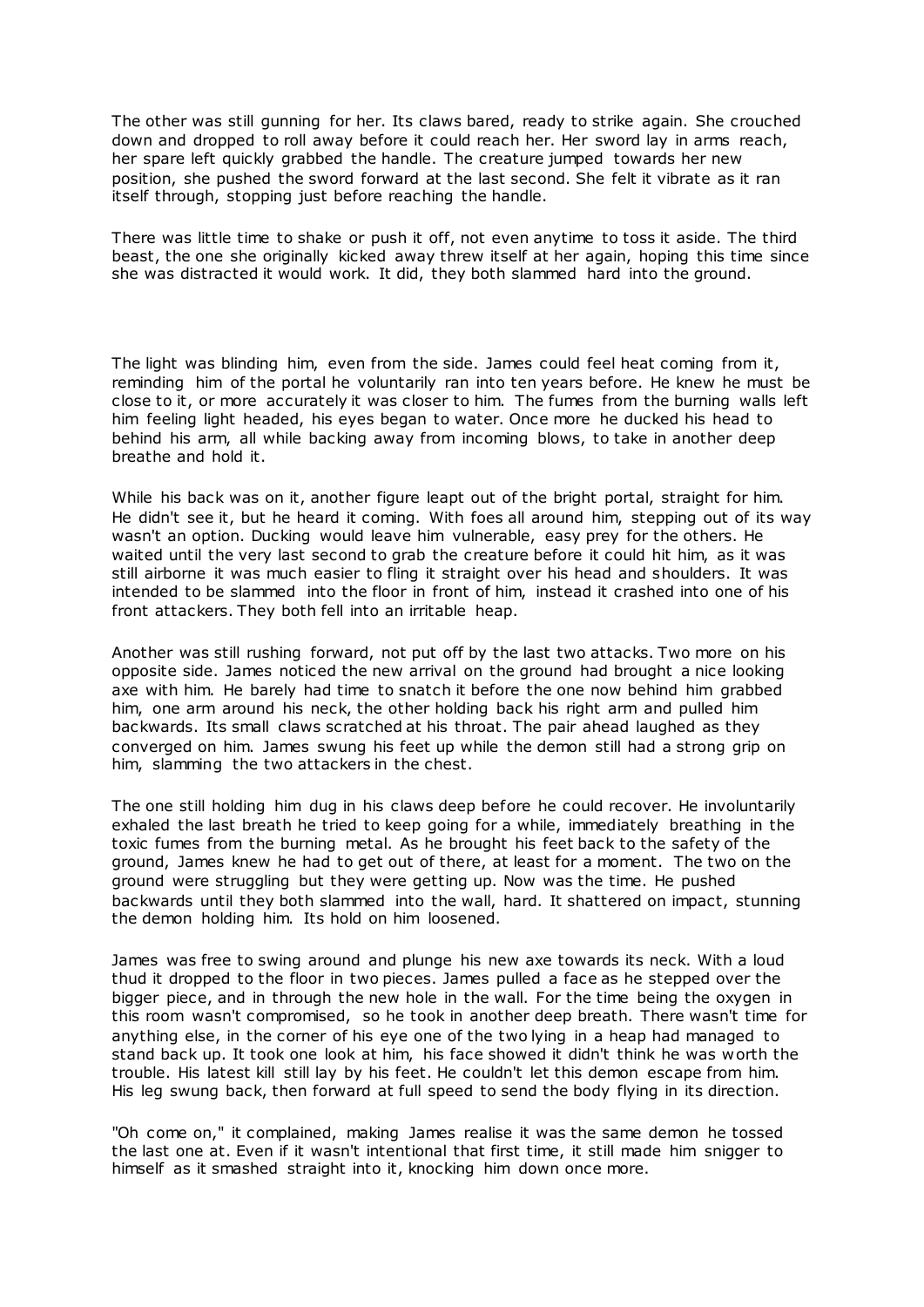The other was still gunning for her. Its claws bared, ready to strike again. She crouched down and dropped to roll away before it could reach her. Her sword lay in arms reach, her spare left quickly grabbed the handle. The creature jumped towards her new position, she pushed the sword forward at the last second. She felt it vibrate as it ran itself through, stopping just before reaching the handle.

There was little time to shake or push it off, not even anytime to toss it aside. The third beast, the one she originally kicked away threw itself at her again, hoping this time since she was distracted it would work. It did, they both slammed hard into the ground.

The light was blinding him, even from the side. James could feel heat coming from it, reminding him of the portal he voluntarily ran into ten years before. He knew he must be close to it, or more accurately it was closer to him. The fumes from the burning walls left him feeling light headed, his eyes began to water. Once more he ducked his head to behind his arm, all while backing away from incoming blows, to take in another deep breathe and hold it.

While his back was on it, another figure leapt out of the bright portal, straight for him. He didn't see it, but he heard it coming. With foes all around him, stepping out of its way wasn't an option. Ducking would leave him vulnerable, easy prey for the others. He waited until the very last second to grab the creature before it could hit him, as it was still airborne it was much easier to fling it straight over his head and shoulders. It was intended to be slammed into the floor in front of him, instead it crashed into one of his front attackers. They both fell into an irritable heap.

Another was still rushing forward, not put off by the last two attacks. Two more on his opposite side. James noticed the new arrival on the ground had brought a nice looking axe with him. He barely had time to snatch it before the one now behind him grabbed him, one arm around his neck, the other holding back his right arm and pulled him backwards. Its small claws scratched at his throat. The pair ahead laughed as they converged on him. James swung his feet up while the demon still had a strong grip on him, slamming the two attackers in the chest.

The one still holding him dug in his claws deep before he could recover. He involuntarily exhaled the last breath he tried to keep going for a while, immediately breathing in the toxic fumes from the burning metal. As he brought his feet back to the safety of the ground, James knew he had to get out of there, at least for a moment. The two on the ground were struggling but they were getting up. Now was the time. He pushed backwards until they both slammed into the wall, hard. It shattered on impact, stunning the demon holding him. Its hold on him loosened.

James was free to swing around and plunge his new axe towards its neck. With a loud thud it dropped to the floor in two pieces. James pulled a face as he stepped over the bigger piece, and in through the new hole in the wall. For the time being the oxygen in this room wasn't compromised, so he took in another deep breath. There wasn't time for anything else, in the corner of his eye one of the two lying in a heap had managed to stand back up. It took one look at him, his face showed it didn't think he was worth the trouble. His latest kill still lay by his feet. He couldn't let this demon escape from him. His leg swung back, then forward at full speed to send the body flying in its direction.

"Oh come on," it complained, making James realise it was the same demon he tossed the last one at. Even if it wasn't intentional that first time, it still made him snigger to himself as it smashed straight into it, knocking him down once more.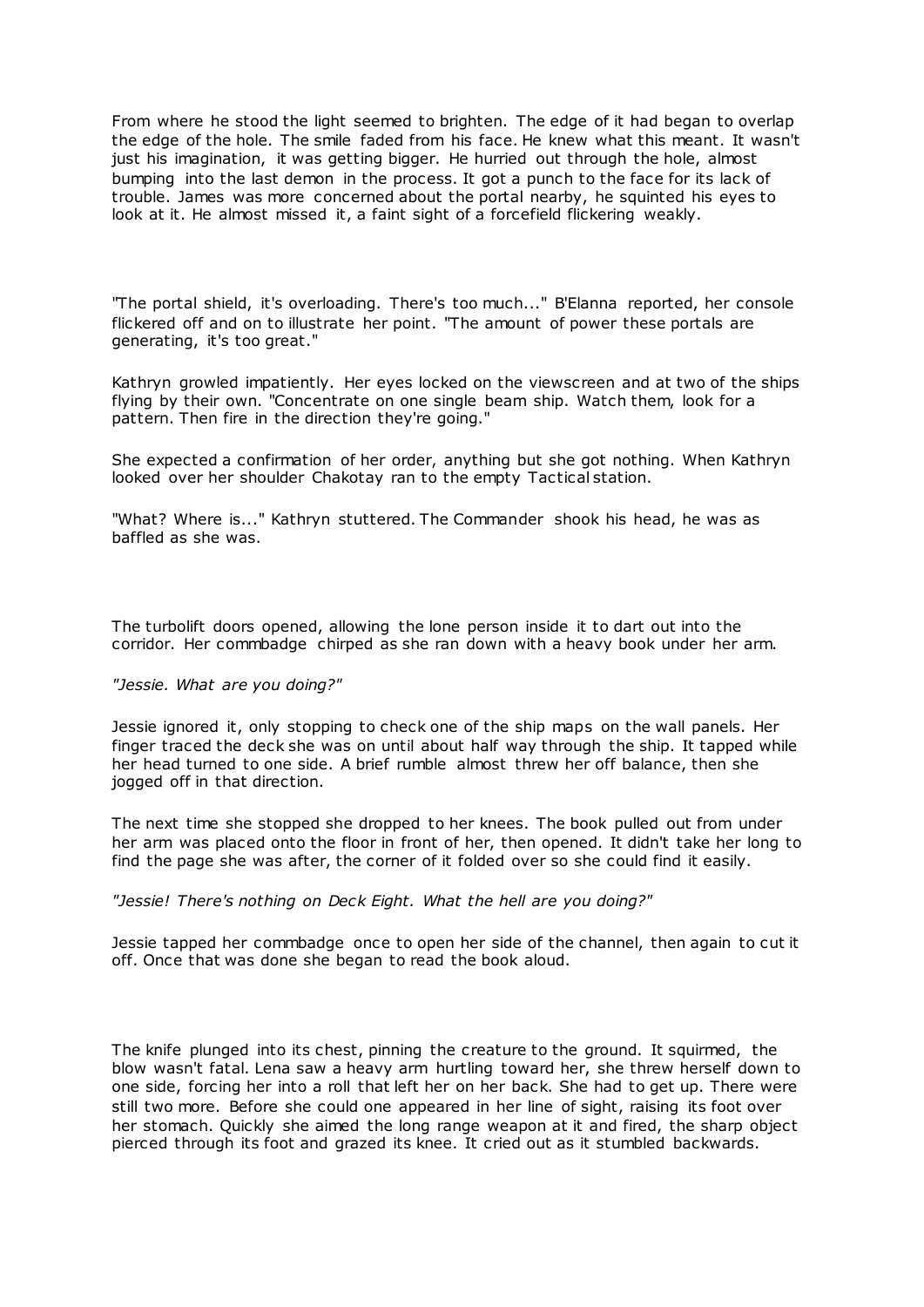From where he stood the light seemed to brighten. The edge of it had began to overlap the edge of the hole. The smile faded from his face. He knew what this meant. It wasn't just his imagination, it was getting bigger. He hurried out through the hole, almost bumping into the last demon in the process. It got a punch to the face for its lack of trouble. James was more concerned about the portal nearby, he squinted his eyes to look at it. He almost missed it, a faint sight of a forcefield flickering weakly.

"The portal shield, it's overloading. There's too much..." B'Elanna reported, her console flickered off and on to illustrate her point. "The amount of power these portals are generating, it's too great."

Kathryn growled impatiently. Her eyes locked on the viewscreen and at two of the ships flying by their own. "Concentrate on one single beam ship. Watch them, look for a pattern. Then fire in the direction they're going."

She expected a confirmation of her order, anything but she got nothing. When Kathryn looked over her shoulder Chakotay ran to the empty Tactical station.

"What? Where is..." Kathryn stuttered. The Commander shook his head, he was as baffled as she was.

The turbolift doors opened, allowing the lone person inside it to dart out into the corridor. Her commbadge chirped as she ran down with a heavy book under her arm.

*"Jessie. What are you doing?"*

Jessie ignored it, only stopping to check one of the ship maps on the wall panels. Her finger traced the deck she was on until about half way through the ship. It tapped while her head turned to one side. A brief rumble almost threw her off balance, then she jogged off in that direction.

The next time she stopped she dropped to her knees. The book pulled out from under her arm was placed onto the floor in front of her, then opened. It didn't take her long to find the page she was after, the corner of it folded over so she could find it easily.

*"Jessie! There's nothing on Deck Eight. What the hell are you doing?"*

Jessie tapped her commbadge once to open her side of the channel, then again to cut it off. Once that was done she began to read the book aloud.

The knife plunged into its chest, pinning the creature to the ground. It squirmed, the blow wasn't fatal. Lena saw a heavy arm hurtling toward her, she threw herself down to one side, forcing her into a roll that left her on her back. She had to get up. There were still two more. Before she could one appeared in her line of sight, raising its foot over her stomach. Quickly she aimed the long range weapon at it and fired, the sharp object pierced through its foot and grazed its knee. It cried out as it stumbled backwards.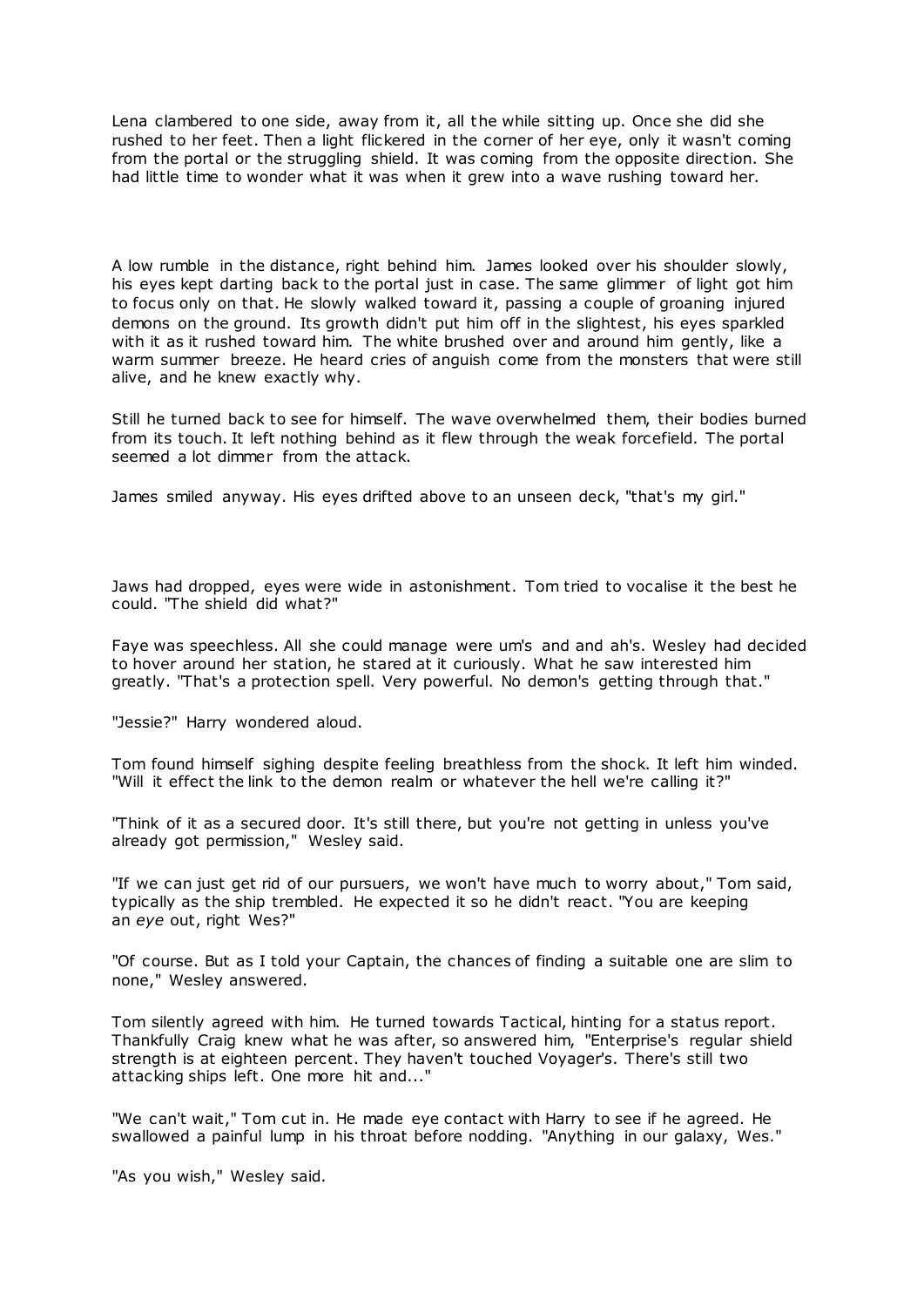Lena clambered to one side, away from it, all the while sitting up. Once she did she rushed to her feet. Then a light flickered in the corner of her eye, only it wasn't coming from the portal or the struggling shield. It was coming from the opposite direction. She had little time to wonder what it was when it grew into a wave rushing toward her.

A low rumble in the distance, right behind him. James looked over his shoulder slowly, his eyes kept darting back to the portal just in case. The same glimmer of light got him to focus only on that. He slowly walked toward it, passing a couple of groaning injured demons on the ground. Its growth didn't put him off in the slightest, his eyes sparkled with it as it rushed toward him. The white brushed over and around him gently, like a warm summer breeze. He heard cries of anguish come from the monsters that were still alive, and he knew exactly why.

Still he turned back to see for himself. The wave overwhelmed them, their bodies burned from its touch. It left nothing behind as it flew through the weak forcefield. The portal seemed a lot dimmer from the attack.

James smiled anyway. His eyes drifted above to an unseen deck, "that's my girl."

Jaws had dropped, eyes were wide in astonishment. Tom tried to vocalise it the best he could. "The shield did what?"

Faye was speechless. All she could manage were um's and and ah's. Wesley had decided to hover around her station, he stared at it curiously. What he saw interested him greatly. "That's a protection spell. Very powerful. No demon's getting through that."

"Jessie?" Harry wondered aloud.

Tom found himself sighing despite feeling breathless from the shock. It left him winded. "Will it effect the link to the demon realm or whatever the hell we're calling it?"

"Think of it as a secured door. It's still there, but you're not getting in unless you've already got permission," Wesley said.

"If we can just get rid of our pursuers, we won't have much to worry about," Tom said, typically as the ship trembled. He expected it so he didn't react. "You are keeping an *eye* out, right Wes?"

"Of course. But as I told your Captain, the chances of finding a suitable one are slim to none," Wesley answered.

Tom silently agreed with him. He turned towards Tactical, hinting for a status report. Thankfully Craig knew what he was after, so answered him, "Enterprise's regular shield strength is at eighteen percent. They haven't touched Voyager's. There's still two attacking ships left. One more hit and..."

"We can't wait," Tom cut in. He made eye contact with Harry to see if he agreed. He swallowed a painful lump in his throat before nodding. "Anything in our galaxy, Wes."

"As you wish," Wesley said.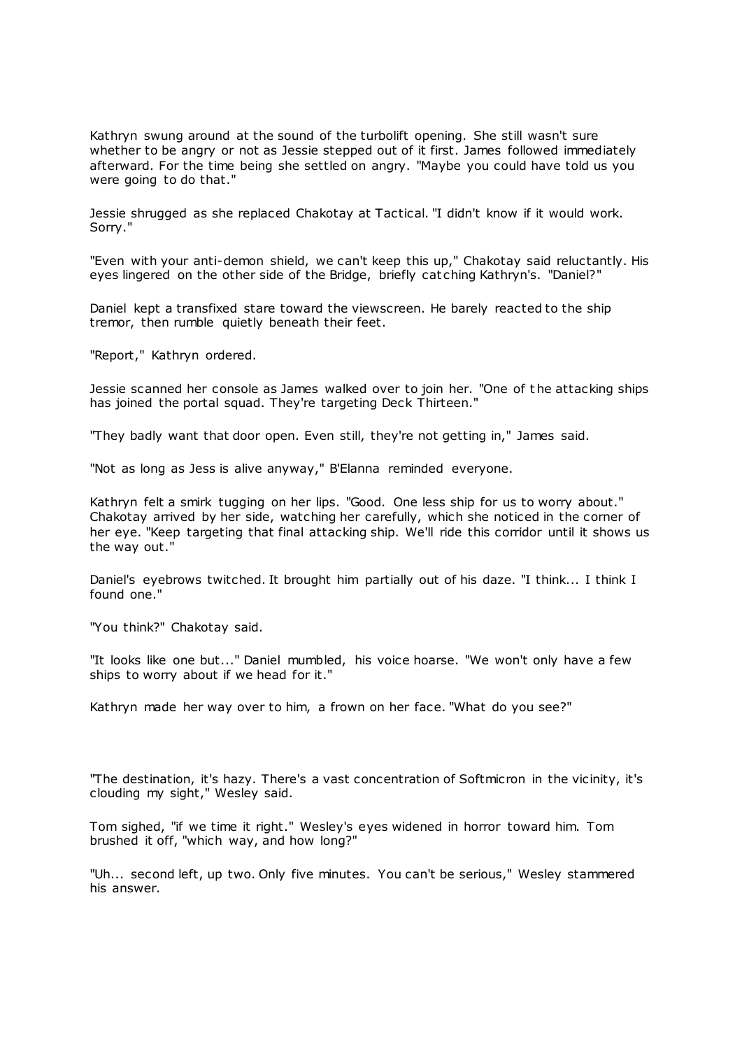Kathryn swung around at the sound of the turbolift opening. She still wasn't sure whether to be angry or not as Jessie stepped out of it first. James followed immediately afterward. For the time being she settled on angry. "Maybe you could have told us you were going to do that."

Jessie shrugged as she replaced Chakotay at Tactical. "I didn't know if it would work. Sorry."

"Even with your anti-demon shield, we can't keep this up," Chakotay said reluctantly. His eyes lingered on the other side of the Bridge, briefly catching Kathryn's. "Daniel?"

Daniel kept a transfixed stare toward the viewscreen. He barely reacted to the ship tremor, then rumble quietly beneath their feet.

"Report," Kathryn ordered.

Jessie scanned her console as James walked over to join her. "One of the attacking ships has joined the portal squad. They're targeting Deck Thirteen."

"They badly want that door open. Even still, they're not getting in," James said.

"Not as long as Jess is alive anyway," B'Elanna reminded everyone.

Kathryn felt a smirk tugging on her lips. "Good. One less ship for us to worry about." Chakotay arrived by her side, watching her carefully, which she noticed in the corner of her eye. "Keep targeting that final attacking ship. We'll ride this corridor until it shows us the way out."

Daniel's eyebrows twitched. It brought him partially out of his daze. "I think... I think I found one."

"You think?" Chakotay said.

"It looks like one but..." Daniel mumbled, his voice hoarse. "We won't only have a few ships to worry about if we head for it."

Kathryn made her way over to him, a frown on her face. "What do you see?"

"The destination, it's hazy. There's a vast concentration of Softmicron in the vicinity, it's clouding my sight," Wesley said.

Tom sighed, "if we time it right." Wesley's eyes widened in horror toward him. Tom brushed it off, "which way, and how long?"

"Uh... second left, up two. Only five minutes. You can't be serious," Wesley stammered his answer.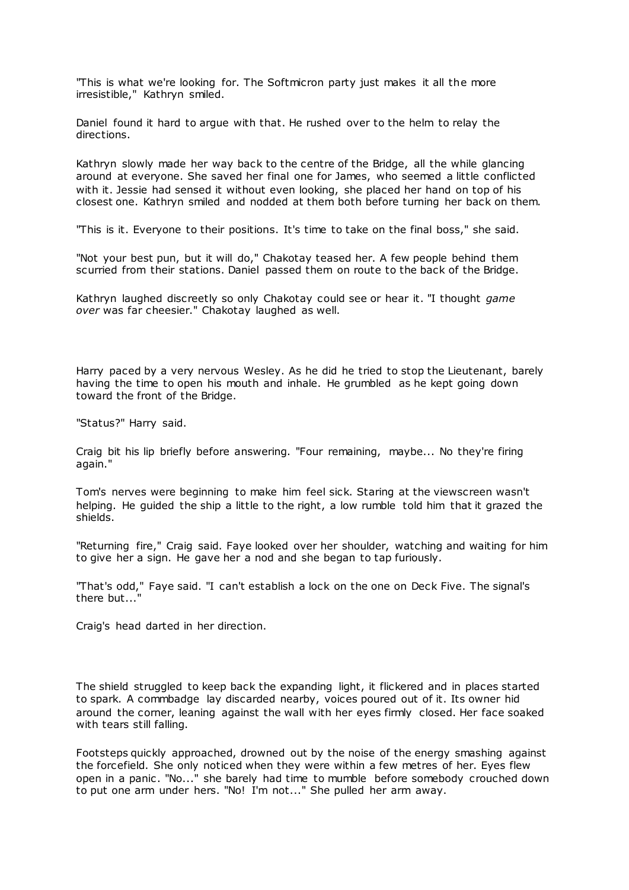"This is what we're looking for. The Softmicron party just makes it all the more irresistible," Kathryn smiled.

Daniel found it hard to argue with that. He rushed over to the helm to relay the directions.

Kathryn slowly made her way back to the centre of the Bridge, all the while glancing around at everyone. She saved her final one for James, who seemed a little conflicted with it. Jessie had sensed it without even looking, she placed her hand on top of his closest one. Kathryn smiled and nodded at them both before turning her back on them.

"This is it. Everyone to their positions. It's time to take on the final boss," she said.

"Not your best pun, but it will do," Chakotay teased her. A few people behind them scurried from their stations. Daniel passed them on route to the back of the Bridge.

Kathryn laughed discreetly so only Chakotay could see or hear it. "I thought *game over* was far cheesier." Chakotay laughed as well.

Harry paced by a very nervous Wesley. As he did he tried to stop the Lieutenant, barely having the time to open his mouth and inhale. He grumbled as he kept going down toward the front of the Bridge.

"Status?" Harry said.

Craig bit his lip briefly before answering. "Four remaining, maybe... No they're firing again."

Tom's nerves were beginning to make him feel sick. Staring at the viewscreen wasn't helping. He guided the ship a little to the right, a low rumble told him that it grazed the shields.

"Returning fire," Craig said. Faye looked over her shoulder, watching and waiting for him to give her a sign. He gave her a nod and she began to tap furiously.

"That's odd," Faye said. "I can't establish a lock on the one on Deck Five. The signal's there but..."

Craig's head darted in her direction.

The shield struggled to keep back the expanding light, it flickered and in places started to spark. A commbadge lay discarded nearby, voices poured out of it. Its owner hid around the corner, leaning against the wall with her eyes firmly closed. Her face soaked with tears still falling.

Footsteps quickly approached, drowned out by the noise of the energy smashing against the forcefield. She only noticed when they were within a few metres of her. Eyes flew open in a panic. "No..." she barely had time to mumble before somebody crouched down to put one arm under hers. "No! I'm not..." She pulled her arm away.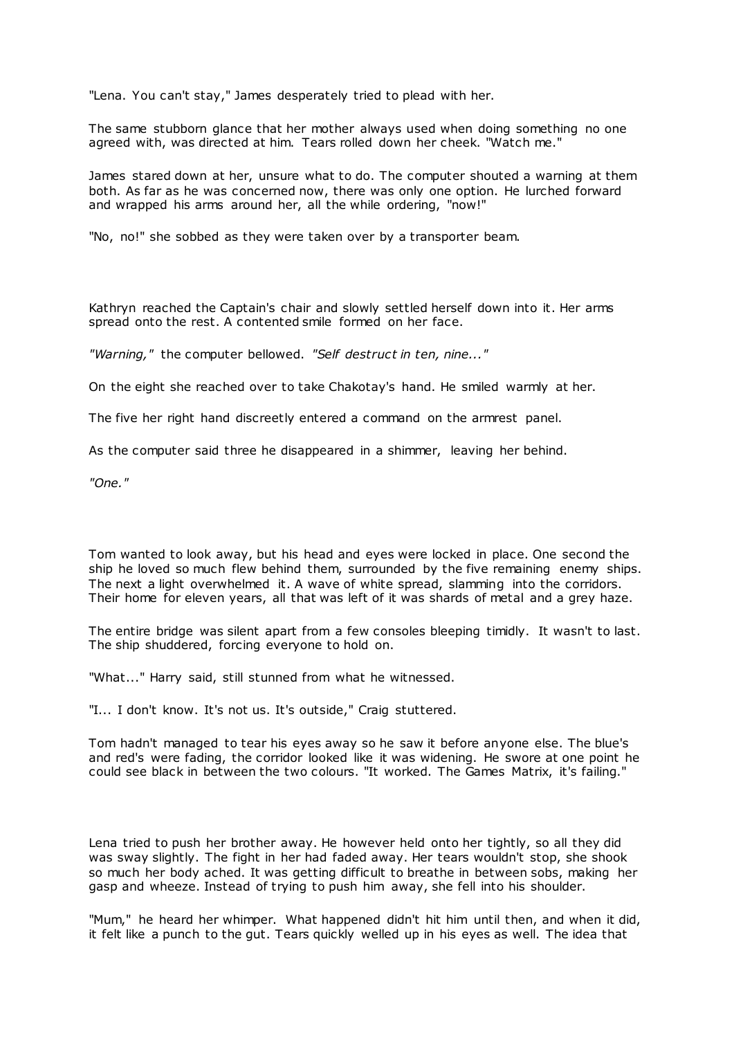"Lena. You can't stay," James desperately tried to plead with her.

The same stubborn glance that her mother always used when doing something no one agreed with, was directed at him. Tears rolled down her cheek. "Watch me."

James stared down at her, unsure what to do. The computer shouted a warning at them both. As far as he was concerned now, there was only one option. He lurched forward and wrapped his arms around her, all the while ordering, "now!"

"No, no!" she sobbed as they were taken over by a transporter beam.

Kathryn reached the Captain's chair and slowly settled herself down into it. Her arms spread onto the rest. A contented smile formed on her face.

*"Warning,"* the computer bellowed. *"Self destruct in ten, nine..."*

On the eight she reached over to take Chakotay's hand. He smiled warmly at her.

The five her right hand discreetly entered a command on the armrest panel.

As the computer said three he disappeared in a shimmer, leaving her behind.

*"One."*

Tom wanted to look away, but his head and eyes were locked in place. One second the ship he loved so much flew behind them, surrounded by the five remaining enemy ships. The next a light overwhelmed it. A wave of white spread, slamming into the corridors. Their home for eleven years, all that was left of it was shards of metal and a grey haze.

The entire bridge was silent apart from a few consoles bleeping timidly. It wasn't to last. The ship shuddered, forcing everyone to hold on.

"What..." Harry said, still stunned from what he witnessed.

"I... I don't know. It's not us. It's outside," Craig stuttered.

Tom hadn't managed to tear his eyes away so he saw it before anyone else. The blue's and red's were fading, the corridor looked like it was widening. He swore at one point he could see black in between the two colours. "It worked. The Games Matrix, it's failing."

Lena tried to push her brother away. He however held onto her tightly, so all they did was sway slightly. The fight in her had faded away. Her tears wouldn't stop, she shook so much her body ached. It was getting difficult to breathe in between sobs, making her gasp and wheeze. Instead of trying to push him away, she fell into his shoulder.

"Mum," he heard her whimper. What happened didn't hit him until then, and when it did, it felt like a punch to the gut. Tears quickly welled up in his eyes as well. The idea that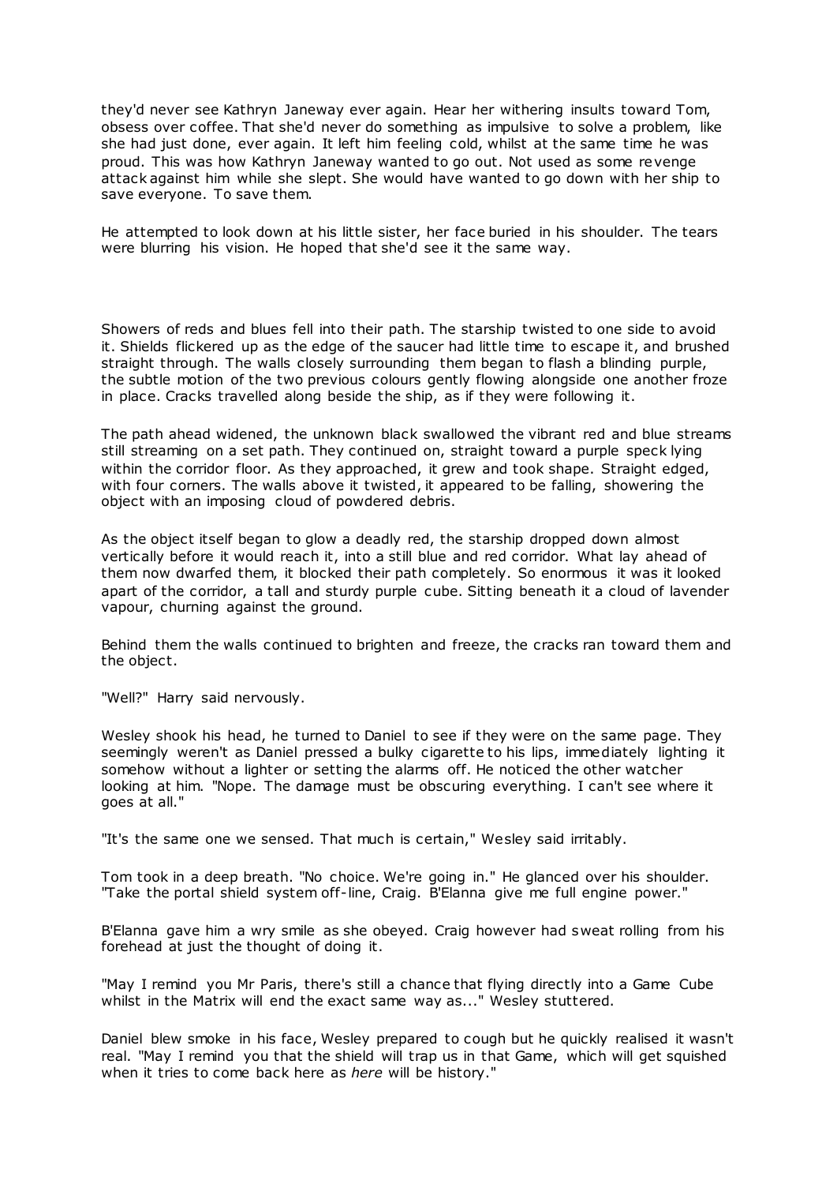they'd never see Kathryn Janeway ever again. Hear her withering insults toward Tom, obsess over coffee. That she'd never do something as impulsive to solve a problem, like she had just done, ever again. It left him feeling cold, whilst at the same time he was proud. This was how Kathryn Janeway wanted to go out. Not used as some revenge attack against him while she slept. She would have wanted to go down with her ship to save everyone. To save them.

He attempted to look down at his little sister, her face buried in his shoulder. The tears were blurring his vision. He hoped that she'd see it the same way.

Showers of reds and blues fell into their path. The starship twisted to one side to avoid it. Shields flickered up as the edge of the saucer had little time to escape it, and brushed straight through. The walls closely surrounding them began to flash a blinding purple, the subtle motion of the two previous colours gently flowing alongside one another froze in place. Cracks travelled along beside the ship, as if they were following it.

The path ahead widened, the unknown black swallowed the vibrant red and blue streams still streaming on a set path. They continued on, straight toward a purple speck lying within the corridor floor. As they approached, it grew and took shape. Straight edged, with four corners. The walls above it twisted, it appeared to be falling, showering the object with an imposing cloud of powdered debris.

As the object itself began to glow a deadly red, the starship dropped down almost vertically before it would reach it, into a still blue and red corridor. What lay ahead of them now dwarfed them, it blocked their path completely. So enormous it was it looked apart of the corridor, a tall and sturdy purple cube. Sitting beneath it a cloud of lavender vapour, churning against the ground.

Behind them the walls continued to brighten and freeze, the cracks ran toward them and the object.

"Well?" Harry said nervously.

Wesley shook his head, he turned to Daniel to see if they were on the same page. They seemingly weren't as Daniel pressed a bulky cigarette to his lips, immediately lighting it somehow without a lighter or setting the alarms off. He noticed the other watcher looking at him. "Nope. The damage must be obscuring everything. I can't see where it goes at all."

"It's the same one we sensed. That much is certain," Wesley said irritably.

Tom took in a deep breath. "No choice. We're going in." He glanced over his shoulder. "Take the portal shield system off-line, Craig. B'Elanna give me full engine power."

B'Elanna gave him a wry smile as she obeyed. Craig however had sweat rolling from his forehead at just the thought of doing it.

"May I remind you Mr Paris, there's still a chance that flying directly into a Game Cube whilst in the Matrix will end the exact same way as..." Wesley stuttered.

Daniel blew smoke in his face, Wesley prepared to cough but he quickly realised it wasn't real. "May I remind you that the shield will trap us in that Game, which will get squished when it tries to come back here as *here* will be history."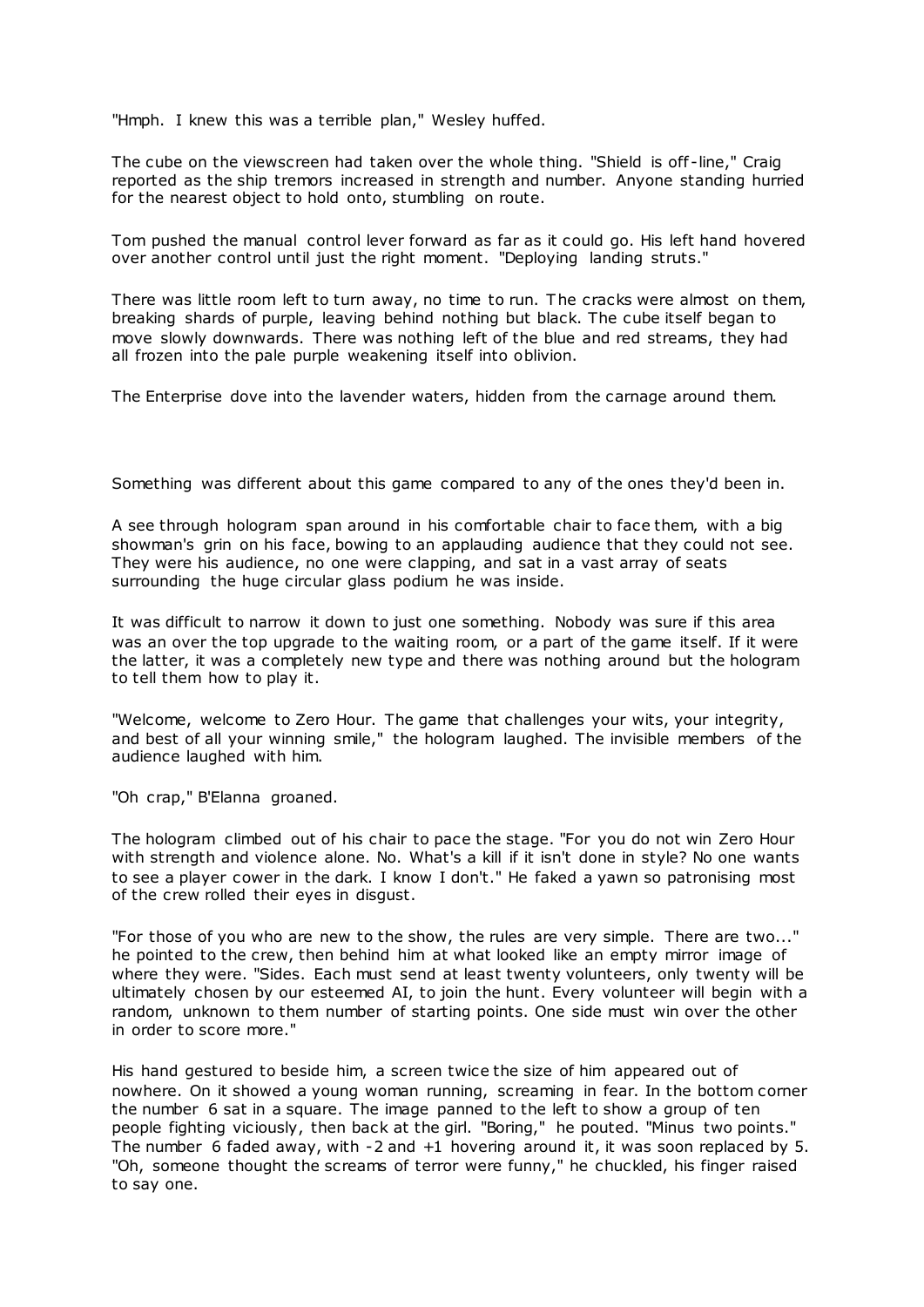"Hmph. I knew this was a terrible plan," Wesley huffed.

The cube on the viewscreen had taken over the whole thing. "Shield is off-line," Craig reported as the ship tremors increased in strength and number. Anyone standing hurried for the nearest object to hold onto, stumbling on route.

Tom pushed the manual control lever forward as far as it could go. His left hand hovered over another control until just the right moment. "Deploying landing struts."

There was little room left to turn away, no time to run. The cracks were almost on them, breaking shards of purple, leaving behind nothing but black. The cube itself began to move slowly downwards. There was nothing left of the blue and red streams, they had all frozen into the pale purple weakening itself into oblivion.

The Enterprise dove into the lavender waters, hidden from the carnage around them.

Something was different about this game compared to any of the ones they'd been in.

A see through hologram span around in his comfortable chair to face them, with a big showman's grin on his face, bowing to an applauding audience that they could not see. They were his audience, no one were clapping, and sat in a vast array of seats surrounding the huge circular glass podium he was inside.

It was difficult to narrow it down to just one something. Nobody was sure if this area was an over the top upgrade to the waiting room, or a part of the game itself. If it were the latter, it was a completely new type and there was nothing around but the hologram to tell them how to play it.

"Welcome, welcome to Zero Hour. The game that challenges your wits, your integrity, and best of all your winning smile," the hologram laughed. The invisible members of the audience laughed with him.

"Oh crap," B'Elanna groaned.

The hologram climbed out of his chair to pace the stage. "For you do not win Zero Hour with strength and violence alone. No. What's a kill if it isn't done in style? No one wants to see a player cower in the dark. I know I don't." He faked a yawn so patronising most of the crew rolled their eyes in disgust.

"For those of you who are new to the show, the rules are very simple. There are two..." he pointed to the crew, then behind him at what looked like an empty mirror image of where they were. "Sides. Each must send at least twenty volunteers, only twenty will be ultimately chosen by our esteemed AI, to join the hunt. Every volunteer will begin with a random, unknown to them number of starting points. One side must win over the other in order to score more."

His hand gestured to beside him, a screen twice the size of him appeared out of nowhere. On it showed a young woman running, screaming in fear. In the bottom corner the number 6 sat in a square. The image panned to the left to show a group of ten people fighting viciously, then back at the girl. "Boring," he pouted. "Minus two points." The number 6 faded away, with -2 and +1 hovering around it, it was soon replaced by 5. "Oh, someone thought the screams of terror were funny," he chuckled, his finger raised to say one.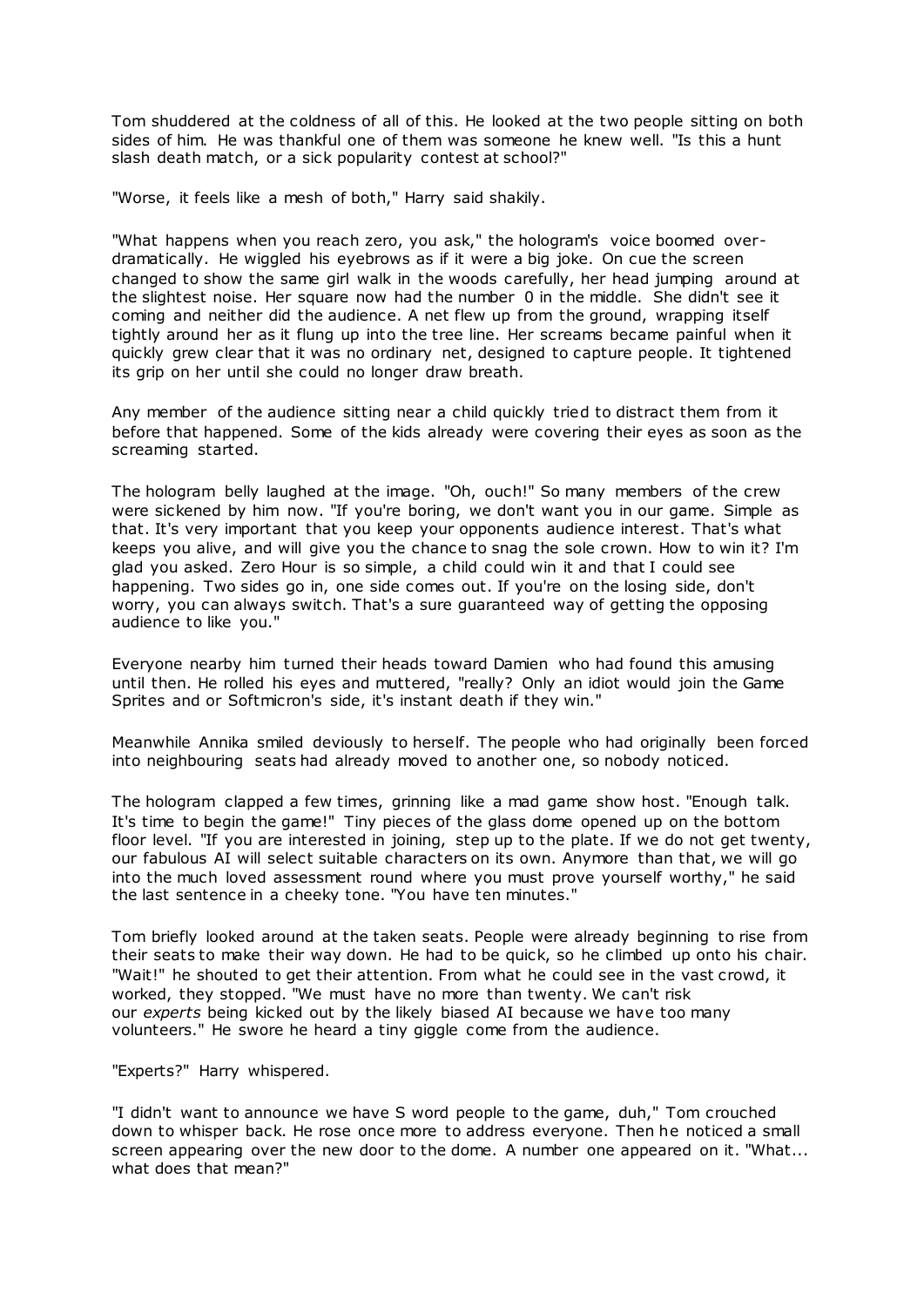Tom shuddered at the coldness of all of this. He looked at the two people sitting on both sides of him. He was thankful one of them was someone he knew well. "Is this a hunt slash death match, or a sick popularity contest at school?"

"Worse, it feels like a mesh of both," Harry said shakily.

"What happens when you reach zero, you ask," the hologram's voice boomed over-dramatically. He wiggled his eyebrows as if it were a big joke. On cue the screen changed to show the same girl walk in the woods carefully, her head jumping around at the slightest noise. Her square now had the number 0 in the middle. She didn't see it coming and neither did the audience. A net flew up from the ground, wrapping itself tightly around her as it flung up into the tree line. Her screams became painful when it quickly grew clear that it was no ordinary net, designed to capture people. It tightened its grip on her until she could no longer draw breath.

Any member of the audience sitting near a child quickly tried to distract them from it before that happened. Some of the kids already were covering their eyes as soon as the screaming started.

The hologram belly laughed at the image. "Oh, ouch!" So many members of the crew were sickened by him now. "If you're boring, we don't want you in our game. Simple as that. It's very important that you keep your opponents audience interest. That's what keeps you alive, and will give you the chance to snag the sole crown. How to win it? I'm glad you asked. Zero Hour is so simple, a child could win it and that I could see happening. Two sides go in, one side comes out. If you're on the losing side, don't worry, you can always switch. That's a sure guaranteed way of getting the opposing audience to like you."

Everyone nearby him turned their heads toward Damien who had found this amusing until then. He rolled his eyes and muttered, "really? Only an idiot would join the Game Sprites and or Softmicron's side, it's instant death if they win."

Meanwhile Annika smiled deviously to herself. The people who had originally been forced into neighbouring seats had already moved to another one, so nobody noticed.

The hologram clapped a few times, grinning like a mad game show host. "Enough talk. It's time to begin the game!" Tiny pieces of the glass dome opened up on the bottom floor level. "If you are interested in joining, step up to the plate. If we do not get twenty, our fabulous AI will select suitable characters on its own. Anymore than that, we will go into the much loved assessment round where you must prove yourself worthy," he said the last sentence in a cheeky tone. "You have ten minutes."

Tom briefly looked around at the taken seats. People were already beginning to rise from their seats to make their way down. He had to be quick, so he climbed up onto his chair. "Wait!" he shouted to get their attention. From what he could see in the vast crowd, it worked, they stopped. "We must have no more than twenty. We can't risk our *experts* being kicked out by the likely biased AI because we have too many volunteers." He swore he heard a tiny giggle come from the audience.

"Experts?" Harry whispered.

"I didn't want to announce we have S word people to the game, duh," Tom crouched down to whisper back. He rose once more to address everyone. Then he noticed a small screen appearing over the new door to the dome. A number one appeared on it. "What... what does that mean?"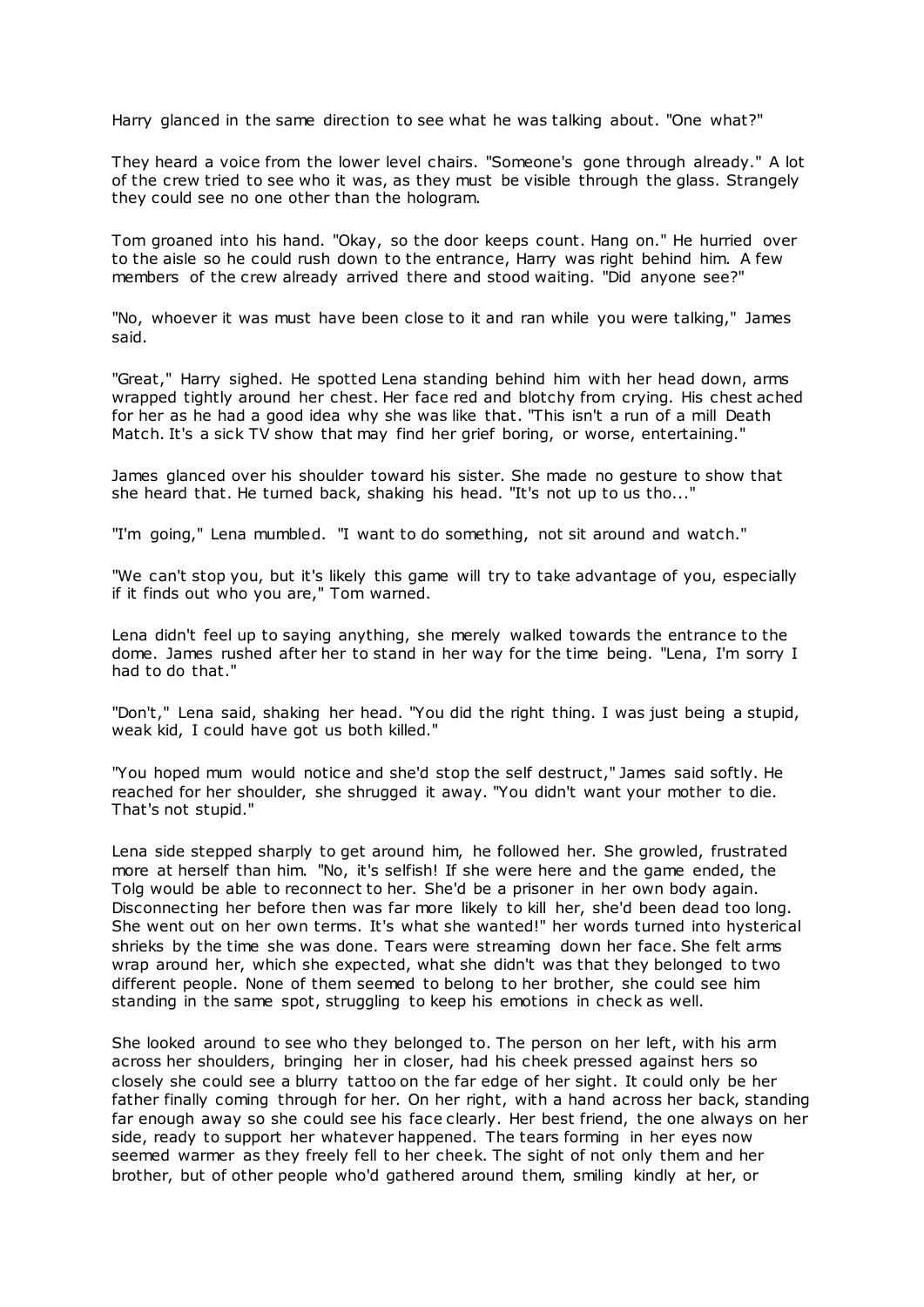Harry glanced in the same direction to see what he was talking about. "One what?"

They heard a voice from the lower level chairs. "Someone's gone through already." A lot of the crew tried to see who it was, as they must be visible through the glass. Strangely they could see no one other than the hologram.

Tom groaned into his hand. "Okay, so the door keeps count. Hang on." He hurried over to the aisle so he could rush down to the entrance, Harry was right behind him. A few members of the crew already arrived there and stood waiting. "Did anyone see?"

"No, whoever it was must have been close to it and ran while you were talking," James said.

"Great," Harry sighed. He spotted Lena standing behind him with her head down, arms wrapped tightly around her chest. Her face red and blotchy from crying. His chest ached for her as he had a good idea why she was like that. "This isn't a run of a mill Death Match. It's a sick TV show that may find her grief boring, or worse, entertaining."

James glanced over his shoulder toward his sister. She made no gesture to show that she heard that. He turned back, shaking his head. "It's not up to us tho..."

"I'm going," Lena mumbled. "I want to do something, not sit around and watch."

"We can't stop you, but it's likely this game will try to take advantage of you, especially if it finds out who you are," Tom warned.

Lena didn't feel up to saying anything, she merely walked towards the entrance to the dome. James rushed after her to stand in her way for the time being. "Lena, I'm sorry I had to do that."

"Don't," Lena said, shaking her head. "You did the right thing. I was just being a stupid, weak kid, I could have got us both killed."

"You hoped mum would notice and she'd stop the self destruct," James said softly. He reached for her shoulder, she shrugged it away. "You didn't want your mother to die. That's not stupid."

Lena side stepped sharply to get around him, he followed her. She growled, frustrated more at herself than him. "No, it's selfish! If she were here and the game ended, the Tolg would be able to reconnect to her. She'd be a prisoner in her own body again. Disconnecting her before then was far more likely to kill her, she'd been dead too long. She went out on her own terms. It's what she wanted!" her words turned into hysterical shrieks by the time she was done. Tears were streaming down her face. She felt arms wrap around her, which she expected, what she didn't was that they belonged to two different people. None of them seemed to belong to her brother, she could see him standing in the same spot, struggling to keep his emotions in check as well.

She looked around to see who they belonged to. The person on her left, with his arm across her shoulders, bringing her in closer, had his cheek pressed against hers so closely she could see a blurry tattoo on the far edge of her sight. It could only be her father finally coming through for her. On her right, with a hand across her back, standing far enough away so she could see his face clearly. Her best friend, the one always on her side, ready to support her whatever happened. The tears forming in her eyes now seemed warmer as they freely fell to her cheek. The sight of not only them and her brother, but of other people who'd gathered around them, smiling kindly at her, or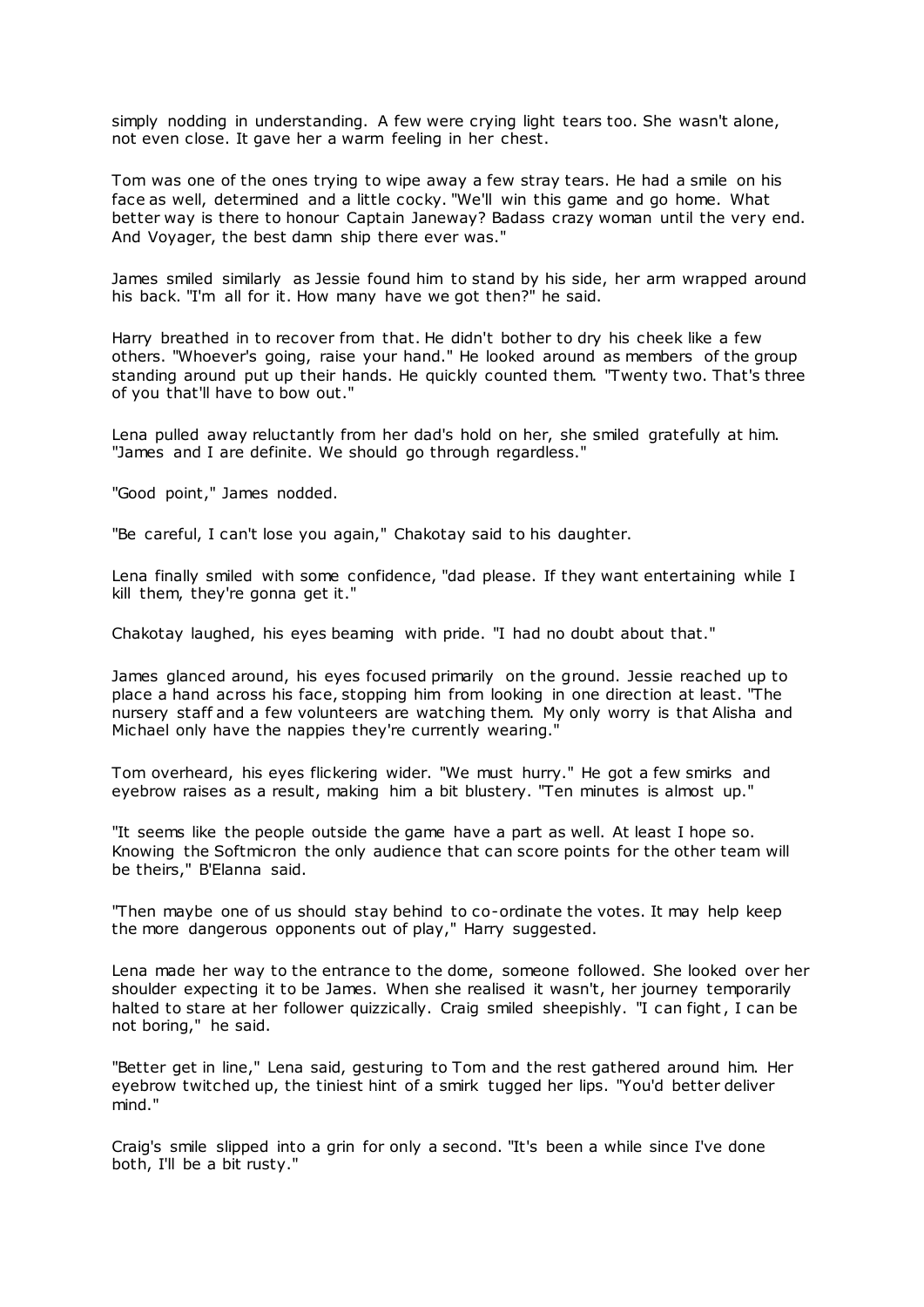simply nodding in understanding. A few were crying light tears too. She wasn't alone, not even close. It gave her a warm feeling in her chest.

Tom was one of the ones trying to wipe away a few stray tears. He had a smile on his face as well, determined and a little cocky. "We'll win this game and go home. What better way is there to honour Captain Janeway? Badass crazy woman until the very end. And Voyager, the best damn ship there ever was."

James smiled similarly as Jessie found him to stand by his side, her arm wrapped around his back. "I'm all for it. How many have we got then?" he said.

Harry breathed in to recover from that. He didn't bother to dry his cheek like a few others. "Whoever's going, raise your hand." He looked around as members of the group standing around put up their hands. He quickly counted them. "Twenty two. That's three of you that'll have to bow out."

Lena pulled away reluctantly from her dad's hold on her, she smiled gratefully at him. "James and I are definite. We should go through regardless."

"Good point," James nodded.

"Be careful, I can't lose you again," Chakotay said to his daughter.

Lena finally smiled with some confidence, "dad please. If they want entertaining while I kill them, they're gonna get it."

Chakotay laughed, his eyes beaming with pride. "I had no doubt about that."

James glanced around, his eyes focused primarily on the ground. Jessie reached up to place a hand across his face, stopping him from looking in one direction at least. "The nursery staff and a few volunteers are watching them. My only worry is that Alisha and Michael only have the nappies they're currently wearing."

Tom overheard, his eyes flickering wider. "We must hurry." He got a few smirks and eyebrow raises as a result, making him a bit blustery. "Ten minutes is almost up."

"It seems like the people outside the game have a part as well. At least I hope so. Knowing the Softmicron the only audience that can score points for the other team will be theirs," B'Elanna said.

"Then maybe one of us should stay behind to co-ordinate the votes. It may help keep the more dangerous opponents out of play," Harry suggested.

Lena made her way to the entrance to the dome, someone followed. She looked over her shoulder expecting it to be James. When she realised it wasn't, her journey temporarily halted to stare at her follower quizzically. Craig smiled sheepishly. "I can fight, I can be not boring," he said.

"Better get in line," Lena said, gesturing to Tom and the rest gathered around him. Her eyebrow twitched up, the tiniest hint of a smirk tugged her lips. "You'd better deliver mind."

Craig's smile slipped into a grin for only a second. "It's been a while since I've done both, I'll be a bit rusty."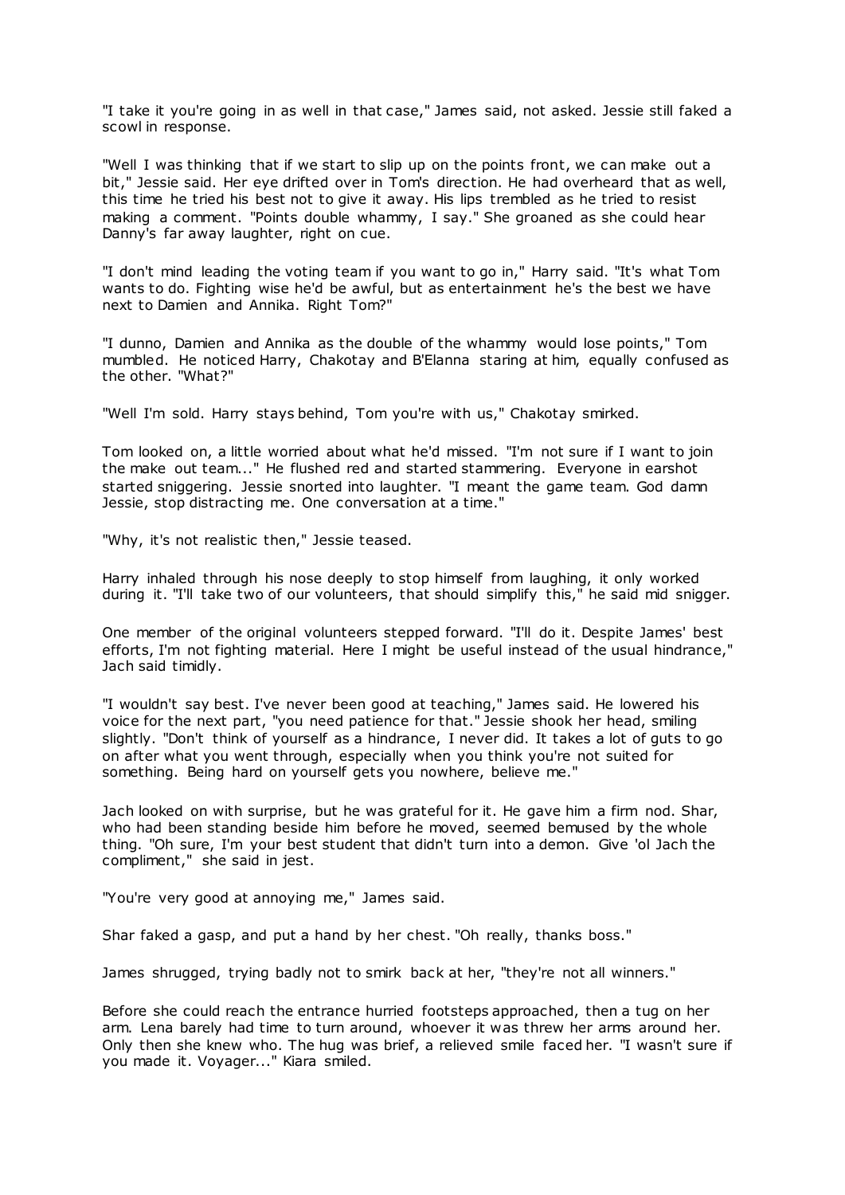"I take it you're going in as well in that case," James said, not asked. Jessie still faked a scowl in response.

"Well I was thinking that if we start to slip up on the points front, we can make out a bit," Jessie said. Her eye drifted over in Tom's direction. He had overheard that as well, this time he tried his best not to give it away. His lips trembled as he tried to resist making a comment. "Points double whammy, I say." She groaned as she could hear Danny's far away laughter, right on cue.

"I don't mind leading the voting team if you want to go in," Harry said. "It's what Tom wants to do. Fighting wise he'd be awful, but as entertainment he's the best we have next to Damien and Annika. Right Tom?"

"I dunno, Damien and Annika as the double of the whammy would lose points," Tom mumbled. He noticed Harry, Chakotay and B'Elanna staring at him, equally confused as the other. "What?"

"Well I'm sold. Harry stays behind, Tom you're with us," Chakotay smirked.

Tom looked on, a little worried about what he'd missed. "I'm not sure if I want to join the make out team..." He flushed red and started stammering. Everyone in earshot started sniggering. Jessie snorted into laughter. "I meant the game team. God damn Jessie, stop distracting me. One conversation at a time."

"Why, it's not realistic then," Jessie teased.

Harry inhaled through his nose deeply to stop himself from laughing, it only worked during it. "I'll take two of our volunteers, that should simplify this," he said mid snigger.

One member of the original volunteers stepped forward. "I'll do it. Despite James' best efforts, I'm not fighting material. Here I might be useful instead of the usual hindrance," Jach said timidly.

"I wouldn't say best. I've never been good at teaching," James said. He lowered his voice for the next part, "you need patience for that." Jessie shook her head, smiling slightly. "Don't think of yourself as a hindrance, I never did. It takes a lot of guts to go on after what you went through, especially when you think you're not suited for something. Being hard on yourself gets you nowhere, believe me."

Jach looked on with surprise, but he was grateful for it. He gave him a firm nod. Shar, who had been standing beside him before he moved, seemed bemused by the whole thing. "Oh sure, I'm your best student that didn't turn into a demon. Give 'ol Jach the compliment," she said in jest.

"You're very good at annoying me," James said.

Shar faked a gasp, and put a hand by her chest. "Oh really, thanks boss."

James shrugged, trying badly not to smirk back at her, "they're not all winners."

Before she could reach the entrance hurried footsteps approached, then a tug on her arm. Lena barely had time to turn around, whoever it was threw her arms around her. Only then she knew who. The hug was brief, a relieved smile faced her. "I wasn't sure if you made it. Voyager..." Kiara smiled.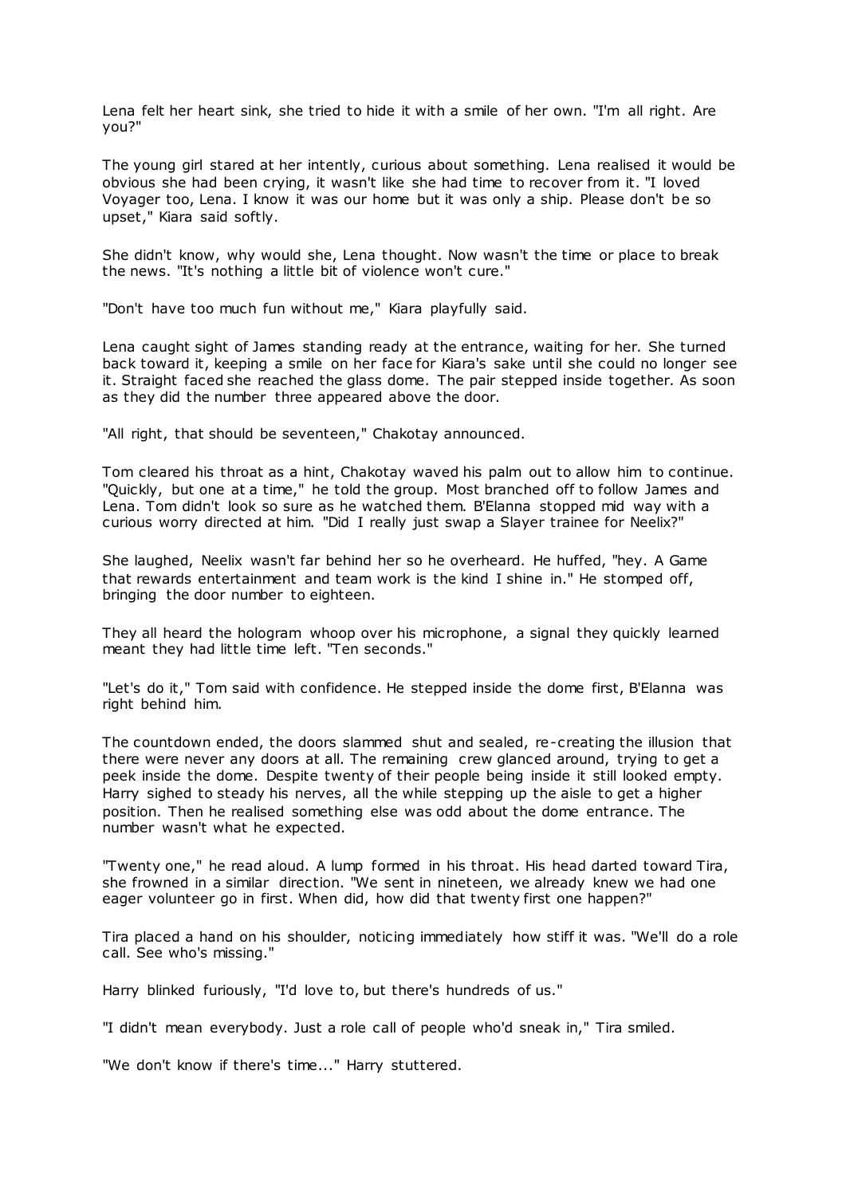Lena felt her heart sink, she tried to hide it with a smile of her own. "I'm all right. Are you?"

The young girl stared at her intently, curious about something. Lena realised it would be obvious she had been crying, it wasn't like she had time to recover from it. "I loved Voyager too, Lena. I know it was our home but it was only a ship. Please don't be so upset," Kiara said softly.

She didn't know, why would she, Lena thought. Now wasn't the time or place to break the news. "It's nothing a little bit of violence won't cure."

"Don't have too much fun without me," Kiara playfully said.

Lena caught sight of James standing ready at the entrance, waiting for her. She turned back toward it, keeping a smile on her face for Kiara's sake until she could no longer see it. Straight faced she reached the glass dome. The pair stepped inside together. As soon as they did the number three appeared above the door.

"All right, that should be seventeen," Chakotay announced.

Tom cleared his throat as a hint, Chakotay waved his palm out to allow him to continue. "Quickly, but one at a time," he told the group. Most branched off to follow James and Lena. Tom didn't look so sure as he watched them. B'Elanna stopped mid way with a curious worry directed at him. "Did I really just swap a Slayer trainee for Neelix?"

She laughed, Neelix wasn't far behind her so he overheard. He huffed, "hey. A Game that rewards entertainment and team work is the kind I shine in." He stomped off, bringing the door number to eighteen.

They all heard the hologram whoop over his microphone, a signal they quickly learned meant they had little time left. "Ten seconds."

"Let's do it," Tom said with confidence. He stepped inside the dome first, B'Elanna was right behind him.

The countdown ended, the doors slammed shut and sealed, re-creating the illusion that there were never any doors at all. The remaining crew glanced around, trying to get a peek inside the dome. Despite twenty of their people being inside it still looked empty. Harry sighed to steady his nerves, all the while stepping up the aisle to get a higher position. Then he realised something else was odd about the dome entrance. The number wasn't what he expected.

"Twenty one," he read aloud. A lump formed in his throat. His head darted toward Tira, she frowned in a similar direction. "We sent in nineteen, we already knew we had one eager volunteer go in first. When did, how did that twenty first one happen?"

Tira placed a hand on his shoulder, noticing immediately how stiff it was. "We'll do a role call. See who's missing."

Harry blinked furiously, "I'd love to, but there's hundreds of us."

"I didn't mean everybody. Just a role call of people who'd sneak in," Tira smiled.

"We don't know if there's time..." Harry stuttered.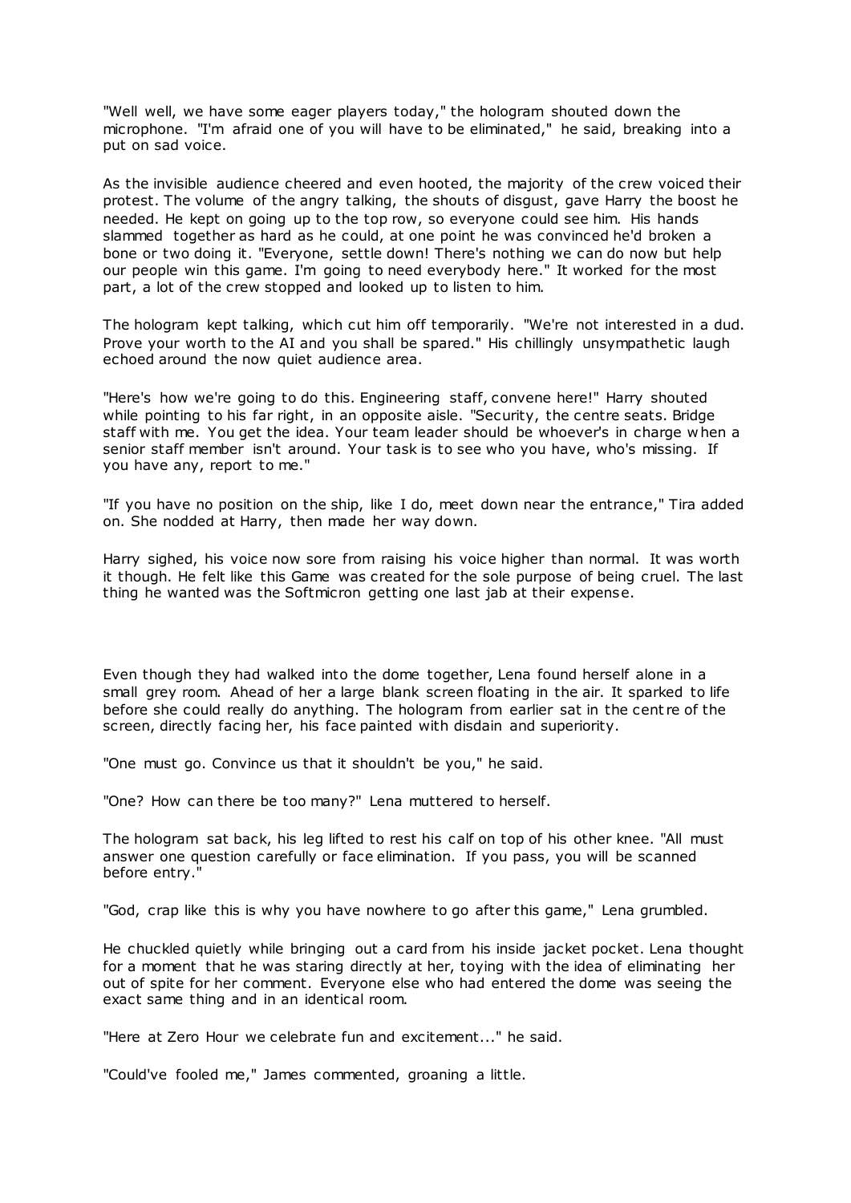"Well well, we have some eager players today," the hologram shouted down the microphone. "I'm afraid one of you will have to be eliminated," he said, breaking into a put on sad voice.

As the invisible audience cheered and even hooted, the majority of the crew voiced their protest. The volume of the angry talking, the shouts of disgust, gave Harry the boost he needed. He kept on going up to the top row, so everyone could see him. His hands slammed together as hard as he could, at one point he was convinced he'd broken a bone or two doing it. "Everyone, settle down! There's nothing we can do now but help our people win this game. I'm going to need everybody here." It worked for the most part, a lot of the crew stopped and looked up to listen to him.

The hologram kept talking, which cut him off temporarily. "We're not interested in a dud. Prove your worth to the AI and you shall be spared." His chillingly unsympathetic laugh echoed around the now quiet audience area.

"Here's how we're going to do this. Engineering staff, convene here!" Harry shouted while pointing to his far right, in an opposite aisle. "Security, the centre seats. Bridge staff with me. You get the idea. Your team leader should be whoever's in charge when a senior staff member isn't around. Your task is to see who you have, who's missing. If you have any, report to me."

"If you have no position on the ship, like I do, meet down near the entrance," Tira added on. She nodded at Harry, then made her way down.

Harry sighed, his voice now sore from raising his voice higher than normal. It was worth it though. He felt like this Game was created for the sole purpose of being cruel. The last thing he wanted was the Softmicron getting one last jab at their expense.

Even though they had walked into the dome together, Lena found herself alone in a small grey room. Ahead of her a large blank screen floating in the air. It sparked to life before she could really do anything. The hologram from earlier sat in the centre of the screen, directly facing her, his face painted with disdain and superiority.

"One must go. Convince us that it shouldn't be you," he said.

"One? How can there be too many?" Lena muttered to herself.

The hologram sat back, his leg lifted to rest his calf on top of his other knee. "All must answer one question carefully or face elimination. If you pass, you will be scanned before entry."

"God, crap like this is why you have nowhere to go after this game," Lena grumbled.

He chuckled quietly while bringing out a card from his inside jacket pocket. Lena thought for a moment that he was staring directly at her, toying with the idea of eliminating her out of spite for her comment. Everyone else who had entered the dome was seeing the exact same thing and in an identical room.

"Here at Zero Hour we celebrate fun and excitement..." he said.

"Could've fooled me," James commented, groaning a little.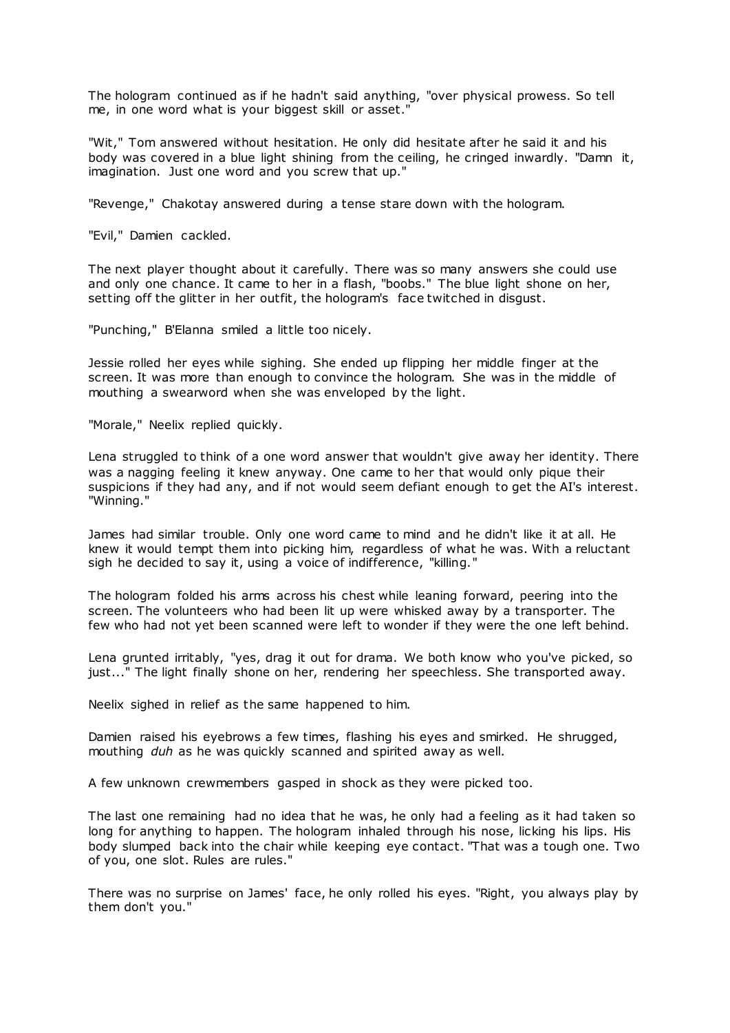The hologram continued as if he hadn't said anything, "over physical prowess. So tell me, in one word what is your biggest skill or asset."

"Wit," Tom answered without hesitation. He only did hesitate after he said it and his body was covered in a blue light shining from the ceiling, he cringed inwardly. "Damn it, imagination. Just one word and you screw that up."

"Revenge," Chakotay answered during a tense stare down with the hologram.

"Evil," Damien cackled.

The next player thought about it carefully. There was so many answers she could use and only one chance. It came to her in a flash, "boobs." The blue light shone on her, setting off the glitter in her outfit, the hologram's face twitched in disgust.

"Punching," B'Elanna smiled a little too nicely.

Jessie rolled her eyes while sighing. She ended up flipping her middle finger at the screen. It was more than enough to convince the hologram. She was in the middle of mouthing a swearword when she was enveloped by the light.

"Morale," Neelix replied quickly.

Lena struggled to think of a one word answer that wouldn't give away her identity. There was a nagging feeling it knew anyway. One came to her that would only pique their suspicions if they had any, and if not would seem defiant enough to get the AI's interest. "Winning."

James had similar trouble. Only one word came to mind and he didn't like it at all. He knew it would tempt them into picking him, regardless of what he was. With a reluctant sigh he decided to say it, using a voice of indifference, "killing."

The hologram folded his arms across his chest while leaning forward, peering into the screen. The volunteers who had been lit up were whisked away by a transporter. The few who had not yet been scanned were left to wonder if they were the one left behind.

Lena grunted irritably, "yes, drag it out for drama. We both know who you've picked, so just..." The light finally shone on her, rendering her speechless. She transported away.

Neelix sighed in relief as the same happened to him.

Damien raised his eyebrows a few times, flashing his eyes and smirked. He shrugged, mouthing *duh* as he was quickly scanned and spirited away as well.

A few unknown crewmembers gasped in shock as they were picked too.

The last one remaining had no idea that he was, he only had a feeling as it had taken so long for anything to happen. The hologram inhaled through his nose, licking his lips. His body slumped back into the chair while keeping eye contact. "That was a tough one. Two of you, one slot. Rules are rules."

There was no surprise on James' face, he only rolled his eyes. "Right, you always play by them don't you."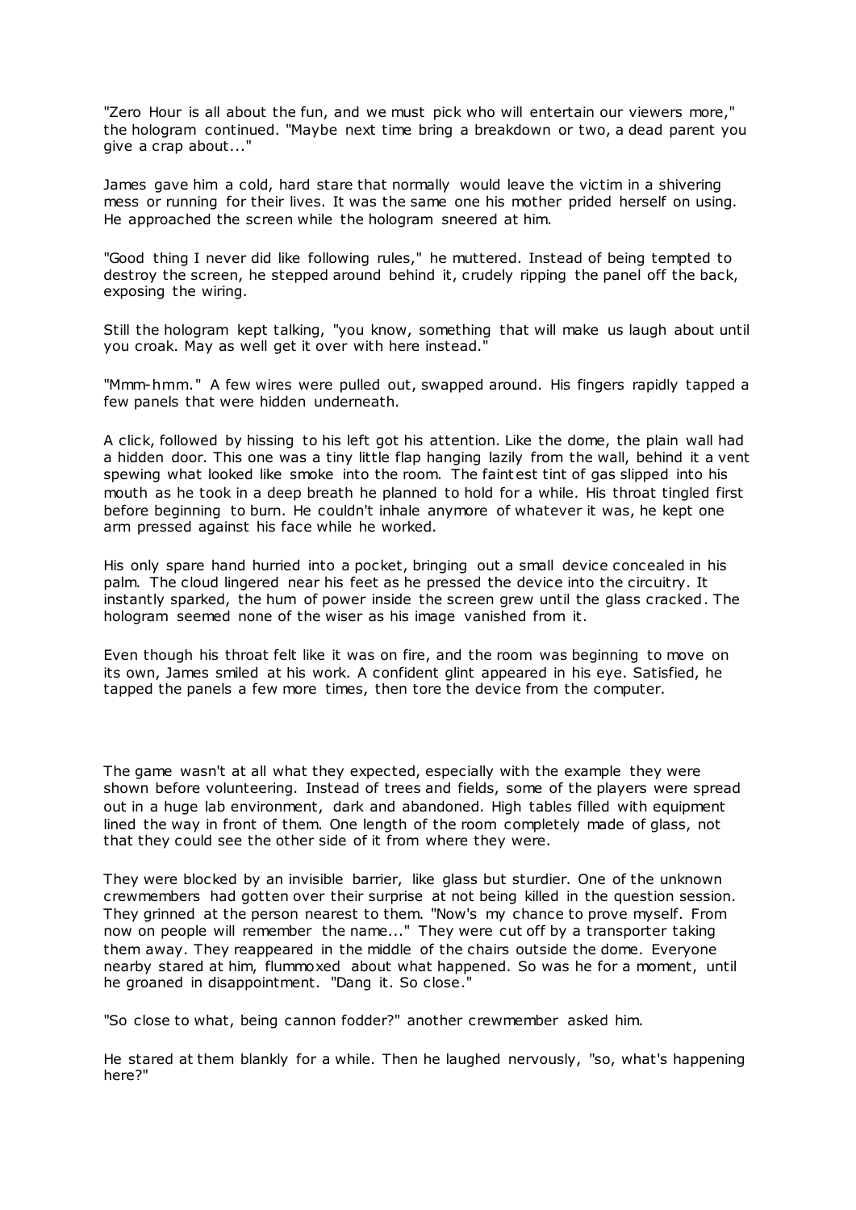"Zero Hour is all about the fun, and we must pick who will entertain our viewers more," the hologram continued. "Maybe next time bring a breakdown or two, a dead parent you give a crap about..."

James gave him a cold, hard stare that normally would leave the victim in a shivering mess or running for their lives. It was the same one his mother prided herself on using. He approached the screen while the hologram sneered at him.

"Good thing I never did like following rules," he muttered. Instead of being tempted to destroy the screen, he stepped around behind it, crudely ripping the panel off the back, exposing the wiring.

Still the hologram kept talking, "you know, something that will make us laugh about until you croak. May as well get it over with here instead."

"Mmm-hmm." A few wires were pulled out, swapped around. His fingers rapidly tapped a few panels that were hidden underneath.

A click, followed by hissing to his left got his attention. Like the dome, the plain wall had a hidden door. This one was a tiny little flap hanging lazily from the wall, behind it a vent spewing what looked like smoke into the room. The faintest tint of gas slipped into his mouth as he took in a deep breath he planned to hold for a while. His throat tingled first before beginning to burn. He couldn't inhale anymore of whatever it was, he kept one arm pressed against his face while he worked.

His only spare hand hurried into a pocket, bringing out a small device concealed in his palm. The cloud lingered near his feet as he pressed the device into the circuitry. It instantly sparked, the hum of power inside the screen grew until the glass cracked. The hologram seemed none of the wiser as his image vanished from it.

Even though his throat felt like it was on fire, and the room was beginning to move on its own, James smiled at his work. A confident glint appeared in his eye. Satisfied, he tapped the panels a few more times, then tore the device from the computer.

The game wasn't at all what they expected, especially with the example they were shown before volunteering. Instead of trees and fields, some of the players were spread out in a huge lab environment, dark and abandoned. High tables filled with equipment lined the way in front of them. One length of the room completely made of glass, not that they could see the other side of it from where they were.

They were blocked by an invisible barrier, like glass but sturdier. One of the unknown crewmembers had gotten over their surprise at not being killed in the question session. They grinned at the person nearest to them. "Now's my chance to prove myself. From now on people will remember the name..." They were cut off by a transporter taking them away. They reappeared in the middle of the chairs outside the dome. Everyone nearby stared at him, flummoxed about what happened. So was he for a moment, until he groaned in disappointment. "Dang it. So close."

"So close to what, being cannon fodder?" another crewmember asked him.

He stared at them blankly for a while. Then he laughed nervously, "so, what's happening here?"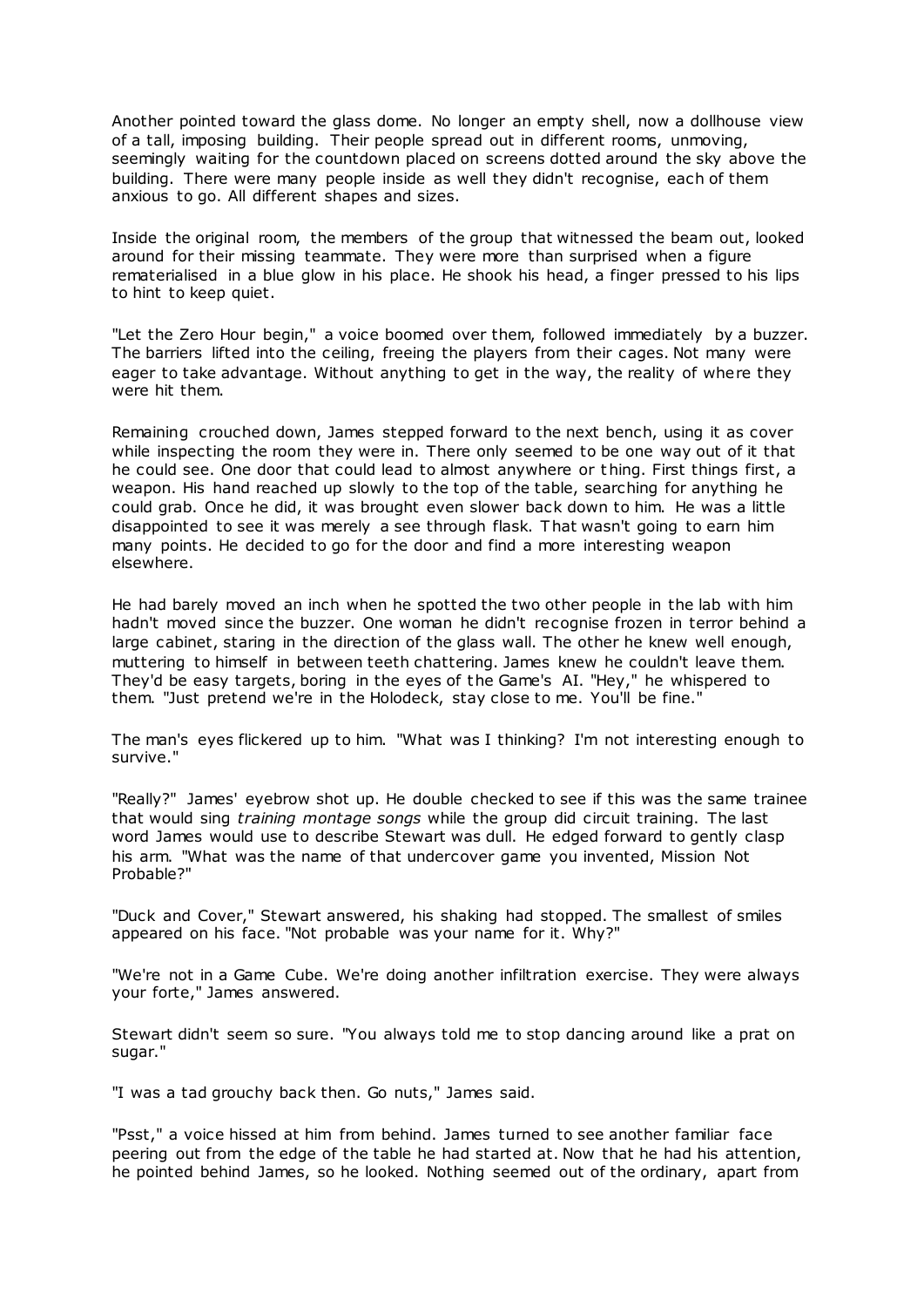Another pointed toward the glass dome. No longer an empty shell, now a dollhouse view of a tall, imposing building. Their people spread out in different rooms, unmoving, seemingly waiting for the countdown placed on screens dotted around the sky above the building. There were many people inside as well they didn't recognise, each of them anxious to go. All different shapes and sizes.

Inside the original room, the members of the group that witnessed the beam out, looked around for their missing teammate. They were more than surprised when a figure rematerialised in a blue glow in his place. He shook his head, a finger pressed to his lips to hint to keep quiet.

"Let the Zero Hour begin," a voice boomed over them, followed immediately by a buzzer. The barriers lifted into the ceiling, freeing the players from their cages. Not many were eager to take advantage. Without anything to get in the way, the reality of where they were hit them.

Remaining crouched down, James stepped forward to the next bench, using it as cover while inspecting the room they were in. There only seemed to be one way out of it that he could see. One door that could lead to almost anywhere or thing. First things first, a weapon. His hand reached up slowly to the top of the table, searching for anything he could grab. Once he did, it was brought even slower back down to him. He was a little disappointed to see it was merely a see through flask. That wasn't going to earn him many points. He decided to go for the door and find a more interesting weapon elsewhere.

He had barely moved an inch when he spotted the two other people in the lab with him hadn't moved since the buzzer. One woman he didn't recognise frozen in terror behind a large cabinet, staring in the direction of the glass wall. The other he knew well enough, muttering to himself in between teeth chattering. James knew he couldn't leave them. They'd be easy targets, boring in the eyes of the Game's AI. "Hey," he whispered to them. "Just pretend we're in the Holodeck, stay close to me. You'll be fine."

The man's eyes flickered up to him. "What was I thinking? I'm not interesting enough to survive."

"Really?" James' eyebrow shot up. He double checked to see if this was the same trainee that would sing *training montage songs* while the group did circuit training. The last word James would use to describe Stewart was dull. He edged forward to gently clasp his arm. "What was the name of that undercover game you invented, Mission Not Probable?"

"Duck and Cover," Stewart answered, his shaking had stopped. The smallest of smiles appeared on his face. "Not probable was your name for it. Why?"

"We're not in a Game Cube. We're doing another infiltration exercise. They were always your forte," James answered.

Stewart didn't seem so sure. "You always told me to stop dancing around like a prat on sugar."

"I was a tad grouchy back then. Go nuts," James said.

"Psst," a voice hissed at him from behind. James turned to see another familiar face peering out from the edge of the table he had started at. Now that he had his attention, he pointed behind James, so he looked. Nothing seemed out of the ordinary, apart from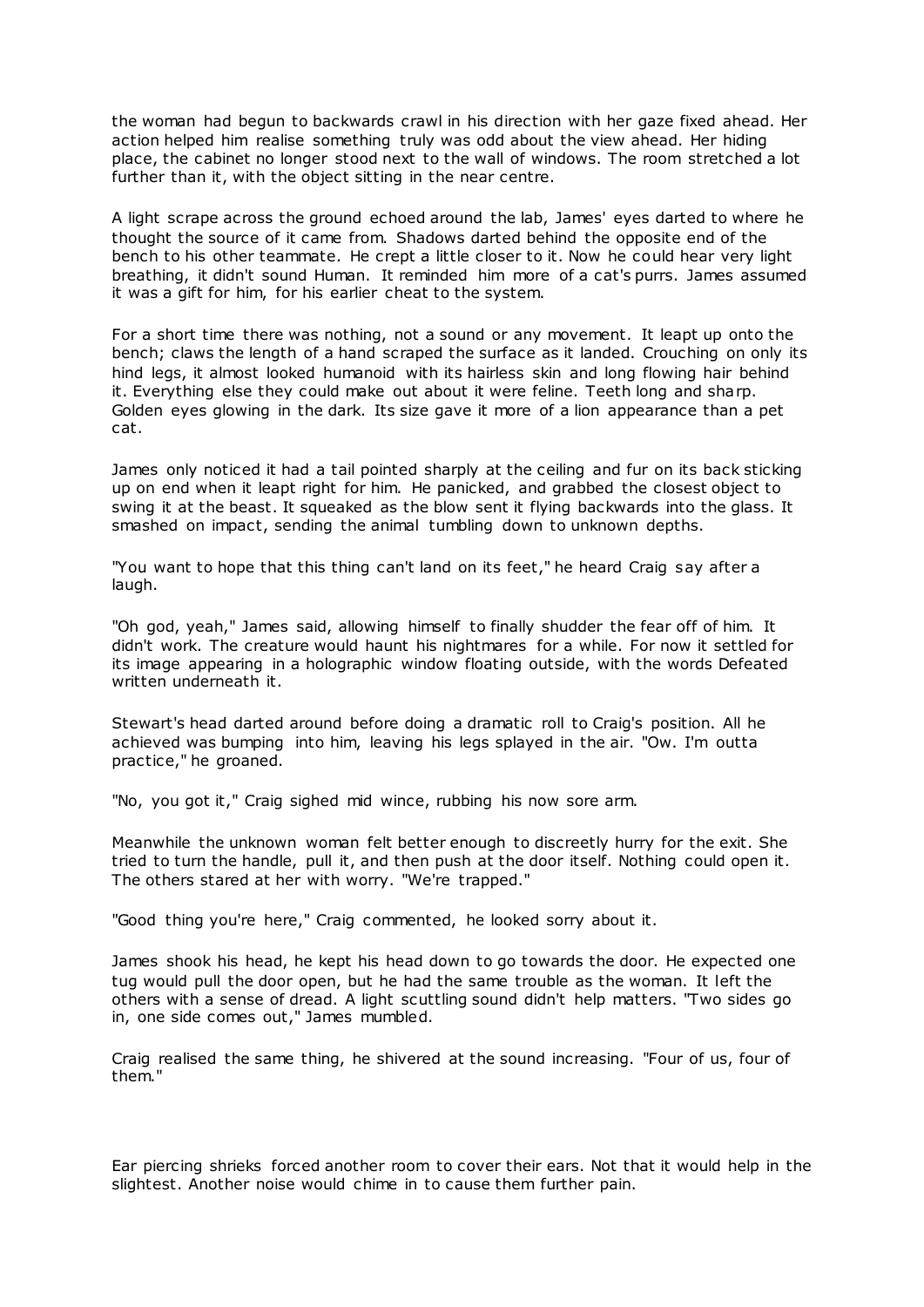the woman had begun to backwards crawl in his direction with her gaze fixed ahead. Her action helped him realise something truly was odd about the view ahead. Her hiding place, the cabinet no longer stood next to the wall of windows. The room stretched a lot further than it, with the object sitting in the near centre.

A light scrape across the ground echoed around the lab, James' eyes darted to where he thought the source of it came from. Shadows darted behind the opposite end of the bench to his other teammate. He crept a little closer to it. Now he could hear very light breathing, it didn't sound Human. It reminded him more of a cat's purrs. James assumed it was a gift for him, for his earlier cheat to the system.

For a short time there was nothing, not a sound or any movement. It leapt up onto the bench; claws the length of a hand scraped the surface as it landed. Crouching on only its hind legs, it almost looked humanoid with its hairless skin and long flowing hair behind it. Everything else they could make out about it were feline. Teeth long and sharp. Golden eyes glowing in the dark. Its size gave it more of a lion appearance than a pet cat.

James only noticed it had a tail pointed sharply at the ceiling and fur on its back sticking up on end when it leapt right for him. He panicked, and grabbed the closest object to swing it at the beast. It squeaked as the blow sent it flying backwards into the glass. It smashed on impact, sending the animal tumbling down to unknown depths.

"You want to hope that this thing can't land on its feet," he heard Craig say after a laugh.

"Oh god, yeah," James said, allowing himself to finally shudder the fear off of him. It didn't work. The creature would haunt his nightmares for a while. For now it settled for its image appearing in a holographic window floating outside, with the words Defeated written underneath it.

Stewart's head darted around before doing a dramatic roll to Craig's position. All he achieved was bumping into him, leaving his legs splayed in the air. "Ow. I'm outta practice," he groaned.

"No, you got it," Craig sighed mid wince, rubbing his now sore arm.

Meanwhile the unknown woman felt better enough to discreetly hurry for the exit. She tried to turn the handle, pull it, and then push at the door itself. Nothing could open it. The others stared at her with worry. "We're trapped."

"Good thing you're here," Craig commented, he looked sorry about it.

James shook his head, he kept his head down to go towards the door. He expected one tug would pull the door open, but he had the same trouble as the woman. It left the others with a sense of dread. A light scuttling sound didn't help matters. "Two sides go in, one side comes out," James mumbled.

Craig realised the same thing, he shivered at the sound increasing. "Four of us, four of them."

Ear piercing shrieks forced another room to cover their ears. Not that it would help in the slightest. Another noise would chime in to cause them further pain.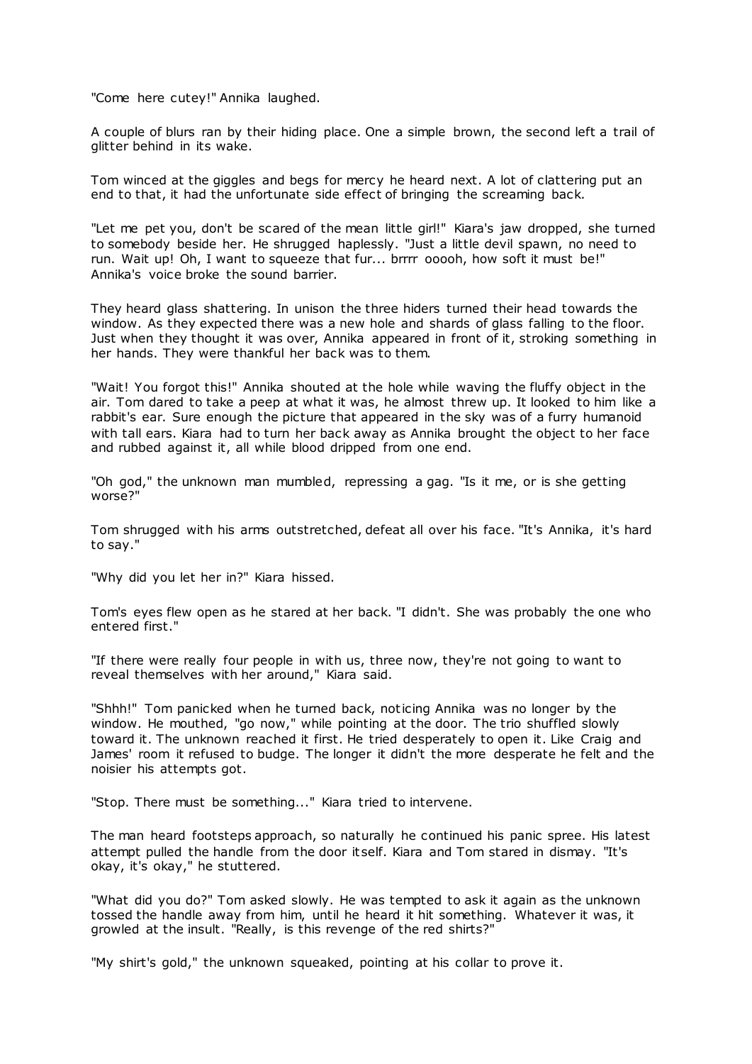"Come here cutey!" Annika laughed.

A couple of blurs ran by their hiding place. One a simple brown, the second left a trail of glitter behind in its wake.

Tom winced at the giggles and begs for mercy he heard next. A lot of clattering put an end to that, it had the unfortunate side effect of bringing the screaming back.

"Let me pet you, don't be scared of the mean little girl!" Kiara's jaw dropped, she turned to somebody beside her. He shrugged haplessly. "Just a little devil spawn, no need to run. Wait up! Oh, I want to squeeze that fur... brrrr ooooh, how soft it must be!" Annika's voice broke the sound barrier.

They heard glass shattering. In unison the three hiders turned their head towards the window. As they expected there was a new hole and shards of glass falling to the floor. Just when they thought it was over, Annika appeared in front of it, stroking something in her hands. They were thankful her back was to them.

"Wait! You forgot this!" Annika shouted at the hole while waving the fluffy object in the air. Tom dared to take a peep at what it was, he almost threw up. It looked to him like a rabbit's ear. Sure enough the picture that appeared in the sky was of a furry humanoid with tall ears. Kiara had to turn her back away as Annika brought the object to her face and rubbed against it, all while blood dripped from one end.

"Oh god," the unknown man mumbled, repressing a gag. "Is it me, or is she getting worse?"

Tom shrugged with his arms outstretched, defeat all over his face. "It's Annika, it's hard to say."

"Why did you let her in?" Kiara hissed.

Tom's eyes flew open as he stared at her back. "I didn't. She was probably the one who entered first."

"If there were really four people in with us, three now, they're not going to want to reveal themselves with her around," Kiara said.

"Shhh!" Tom panicked when he turned back, noticing Annika was no longer by the window. He mouthed, "go now," while pointing at the door. The trio shuffled slowly toward it. The unknown reached it first. He tried desperately to open it. Like Craig and James' room it refused to budge. The longer it didn't the more desperate he felt and the noisier his attempts got.

"Stop. There must be something..." Kiara tried to intervene.

The man heard footsteps approach, so naturally he continued his panic spree. His latest attempt pulled the handle from the door itself. Kiara and Tom stared in dismay. "It's okay, it's okay," he stuttered.

"What did you do?" Tom asked slowly. He was tempted to ask it again as the unknown tossed the handle away from him, until he heard it hit something. Whatever it was, it growled at the insult. "Really, is this revenge of the red shirts?"

"My shirt's gold," the unknown squeaked, pointing at his collar to prove it.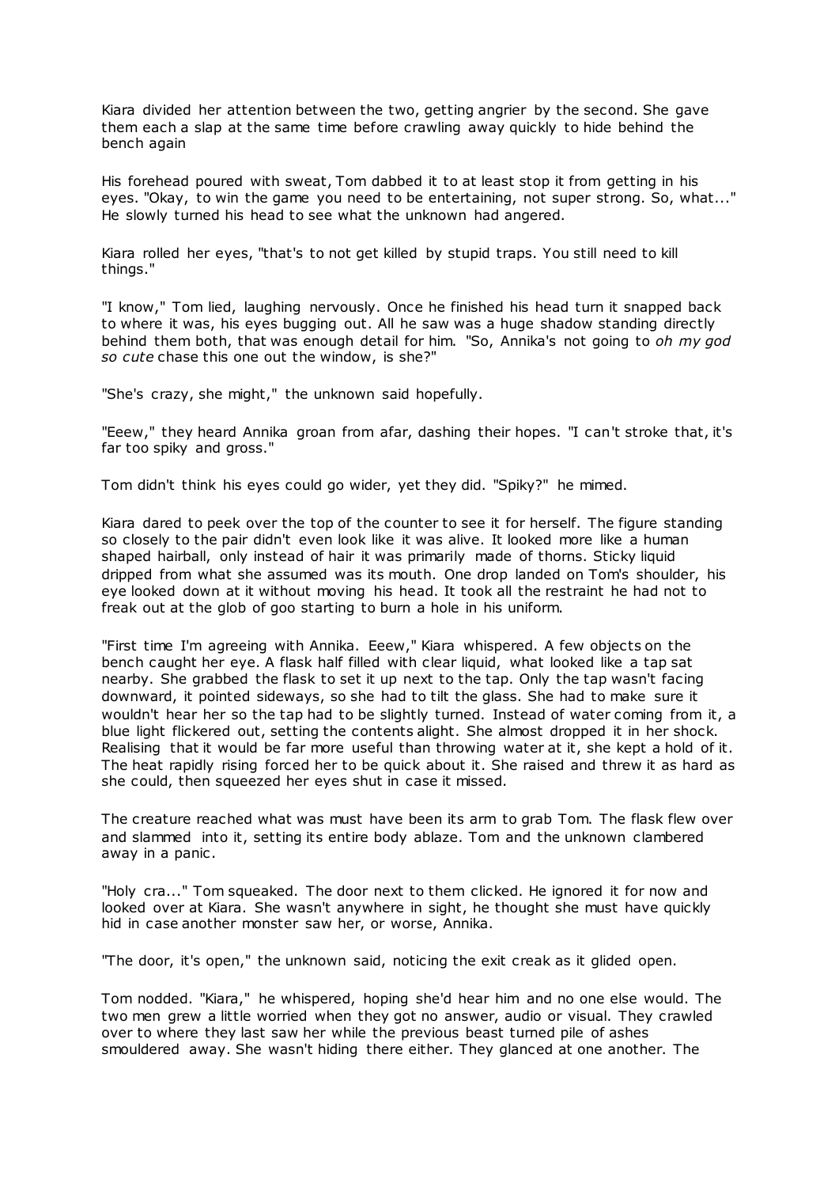Kiara divided her attention between the two, getting angrier by the second. She gave them each a slap at the same time before crawling away quickly to hide behind the bench again

His forehead poured with sweat, Tom dabbed it to at least stop it from getting in his eyes. "Okay, to win the game you need to be entertaining, not super strong. So, what..." He slowly turned his head to see what the unknown had angered.

Kiara rolled her eyes, "that's to not get killed by stupid traps. You still need to kill things."

"I know," Tom lied, laughing nervously. Once he finished his head turn it snapped back to where it was, his eyes bugging out. All he saw was a huge shadow standing directly behind them both, that was enough detail for him. "So, Annika's not going to *oh my god so cute* chase this one out the window, is she?"

"She's crazy, she might," the unknown said hopefully.

"Eeew," they heard Annika groan from afar, dashing their hopes. "I can't stroke that, it's far too spiky and gross."

Tom didn't think his eyes could go wider, yet they did. "Spiky?" he mimed.

Kiara dared to peek over the top of the counter to see it for herself. The figure standing so closely to the pair didn't even look like it was alive. It looked more like a human shaped hairball, only instead of hair it was primarily made of thorns. Sticky liquid dripped from what she assumed was its mouth. One drop landed on Tom's shoulder, his eye looked down at it without moving his head. It took all the restraint he had not to freak out at the glob of goo starting to burn a hole in his uniform.

"First time I'm agreeing with Annika. Eeew," Kiara whispered. A few objects on the bench caught her eye. A flask half filled with clear liquid, what looked like a tap sat nearby. She grabbed the flask to set it up next to the tap. Only the tap wasn't facing downward, it pointed sideways, so she had to tilt the glass. She had to make sure it wouldn't hear her so the tap had to be slightly turned. Instead of water coming from it, a blue light flickered out, setting the contents alight. She almost dropped it in her shock. Realising that it would be far more useful than throwing water at it, she kept a hold of it. The heat rapidly rising forced her to be quick about it. She raised and threw it as hard as she could, then squeezed her eyes shut in case it missed.

The creature reached what was must have been its arm to grab Tom. The flask flew over and slammed into it, setting its entire body ablaze. Tom and the unknown clambered away in a panic.

"Holy cra..." Tom squeaked. The door next to them clicked. He ignored it for now and looked over at Kiara. She wasn't anywhere in sight, he thought she must have quickly hid in case another monster saw her, or worse, Annika.

"The door, it's open," the unknown said, noticing the exit creak as it glided open.

Tom nodded. "Kiara," he whispered, hoping she'd hear him and no one else would. The two men grew a little worried when they got no answer, audio or visual. They crawled over to where they last saw her while the previous beast turned pile of ashes smouldered away. She wasn't hiding there either. They glanced at one another. The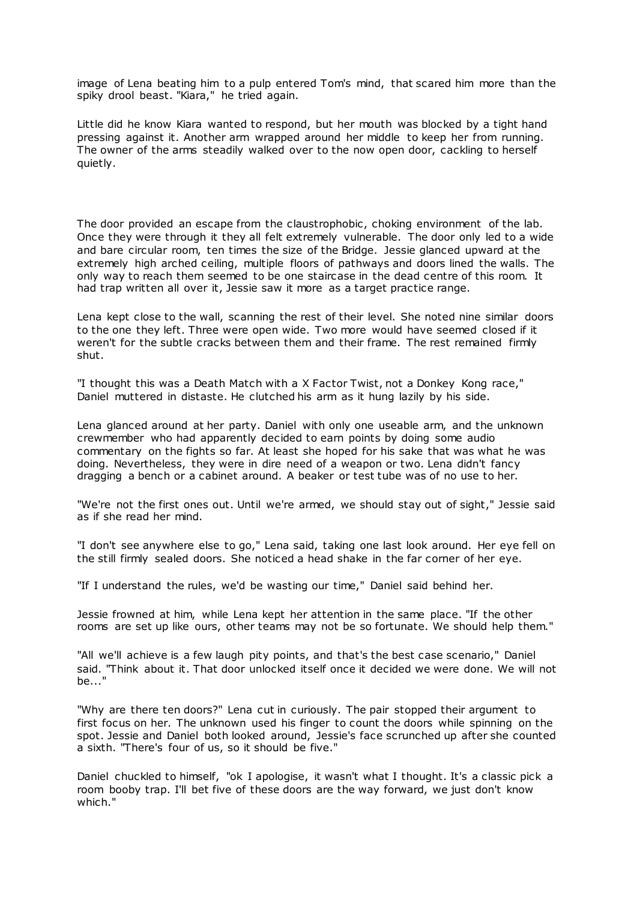image of Lena beating him to a pulp entered Tom's mind, that scared him more than the spiky drool beast. "Kiara," he tried again.

Little did he know Kiara wanted to respond, but her mouth was blocked by a tight hand pressing against it. Another arm wrapped around her middle to keep her from running. The owner of the arms steadily walked over to the now open door, cackling to herself quietly.

The door provided an escape from the claustrophobic, choking environment of the lab. Once they were through it they all felt extremely vulnerable. The door only led to a wide and bare circular room, ten times the size of the Bridge. Jessie glanced upward at the extremely high arched ceiling, multiple floors of pathways and doors lined the walls. The only way to reach them seemed to be one staircase in the dead centre of this room. It had trap written all over it, Jessie saw it more as a target practice range.

Lena kept close to the wall, scanning the rest of their level. She noted nine similar doors to the one they left. Three were open wide. Two more would have seemed closed if it weren't for the subtle cracks between them and their frame. The rest remained firmly shut.

"I thought this was a Death Match with a X Factor Twist, not a Donkey Kong race," Daniel muttered in distaste. He clutched his arm as it hung lazily by his side.

Lena glanced around at her party. Daniel with only one useable arm, and the unknown crewmember who had apparently decided to earn points by doing some audio commentary on the fights so far. At least she hoped for his sake that was what he was doing. Nevertheless, they were in dire need of a weapon or two. Lena didn't fancy dragging a bench or a cabinet around. A beaker or test tube was of no use to her.

"We're not the first ones out. Until we're armed, we should stay out of sight," Jessie said as if she read her mind.

"I don't see anywhere else to go," Lena said, taking one last look around. Her eye fell on the still firmly sealed doors. She noticed a head shake in the far corner of her eye.

"If I understand the rules, we'd be wasting our time," Daniel said behind her.

Jessie frowned at him, while Lena kept her attention in the same place. "If the other rooms are set up like ours, other teams may not be so fortunate. We should help them."

"All we'll achieve is a few laugh pity points, and that's the best case scenario," Daniel said. "Think about it. That door unlocked itself once it decided we were done. We will not be..."

"Why are there ten doors?" Lena cut in curiously. The pair stopped their argument to first focus on her. The unknown used his finger to count the doors while spinning on the spot. Jessie and Daniel both looked around, Jessie's face scrunched up after she counted a sixth. "There's four of us, so it should be five."

Daniel chuckled to himself, "ok I apologise, it wasn't what I thought. It's a classic pick a room booby trap. I'll bet five of these doors are the way forward, we just don't know which."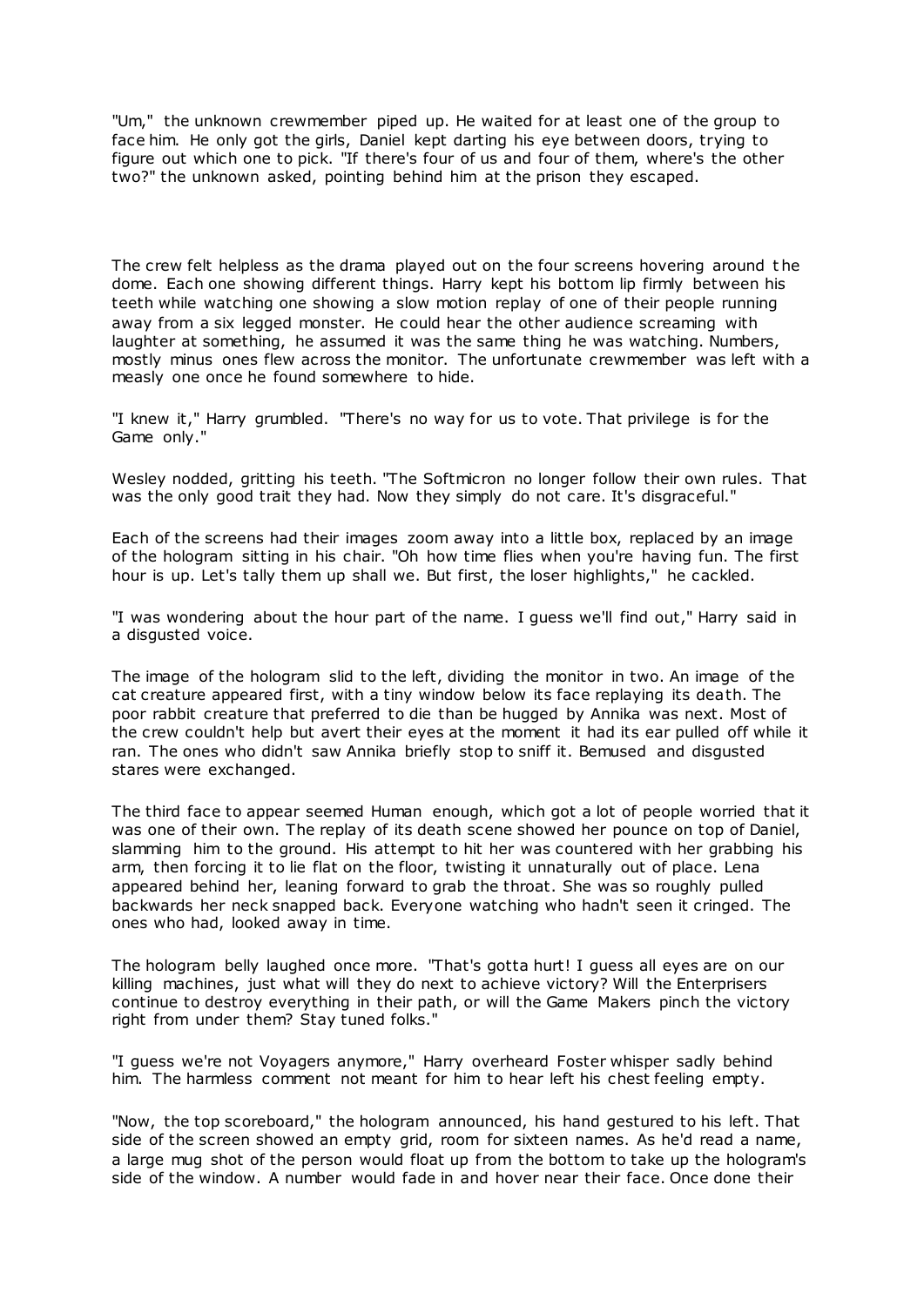"Um," the unknown crewmember piped up. He waited for at least one of the group to face him. He only got the girls, Daniel kept darting his eye between doors, trying to figure out which one to pick. "If there's four of us and four of them, where's the other two?" the unknown asked, pointing behind him at the prison they escaped.

The crew felt helpless as the drama played out on the four screens hovering around the dome. Each one showing different things. Harry kept his bottom lip firmly between his teeth while watching one showing a slow motion replay of one of their people running away from a six legged monster. He could hear the other audience screaming with laughter at something, he assumed it was the same thing he was watching. Numbers, mostly minus ones flew across the monitor. The unfortunate crewmember was left with a measly one once he found somewhere to hide.

"I knew it," Harry grumbled. "There's no way for us to vote. That privilege is for the Game only."

Wesley nodded, gritting his teeth. "The Softmicron no longer follow their own rules. That was the only good trait they had. Now they simply do not care. It's disgraceful."

Each of the screens had their images zoom away into a little box, replaced by an image of the hologram sitting in his chair. "Oh how time flies when you're having fun. The first hour is up. Let's tally them up shall we. But first, the loser highlights," he cackled.

"I was wondering about the hour part of the name. I guess we'll find out," Harry said in a disgusted voice.

The image of the hologram slid to the left, dividing the monitor in two. An image of the cat creature appeared first, with a tiny window below its face replaying its death. The poor rabbit creature that preferred to die than be hugged by Annika was next. Most of the crew couldn't help but avert their eyes at the moment it had its ear pulled off while it ran. The ones who didn't saw Annika briefly stop to sniff it. Bemused and disgusted stares were exchanged.

The third face to appear seemed Human enough, which got a lot of people worried that it was one of their own. The replay of its death scene showed her pounce on top of Daniel, slamming him to the ground. His attempt to hit her was countered with her grabbing his arm, then forcing it to lie flat on the floor, twisting it unnaturally out of place. Lena appeared behind her, leaning forward to grab the throat. She was so roughly pulled backwards her neck snapped back. Everyone watching who hadn't seen it cringed. The ones who had, looked away in time.

The hologram belly laughed once more. "That's gotta hurt! I guess all eyes are on our killing machines, just what will they do next to achieve victory? Will the Enterprisers continue to destroy everything in their path, or will the Game Makers pinch the victory right from under them? Stay tuned folks."

"I guess we're not Voyagers anymore," Harry overheard Foster whisper sadly behind him. The harmless comment not meant for him to hear left his chest feeling empty.

"Now, the top scoreboard," the hologram announced, his hand gestured to his left. That side of the screen showed an empty grid, room for sixteen names. As he'd read a name, a large mug shot of the person would float up from the bottom to take up the hologram's side of the window. A number would fade in and hover near their face. Once done their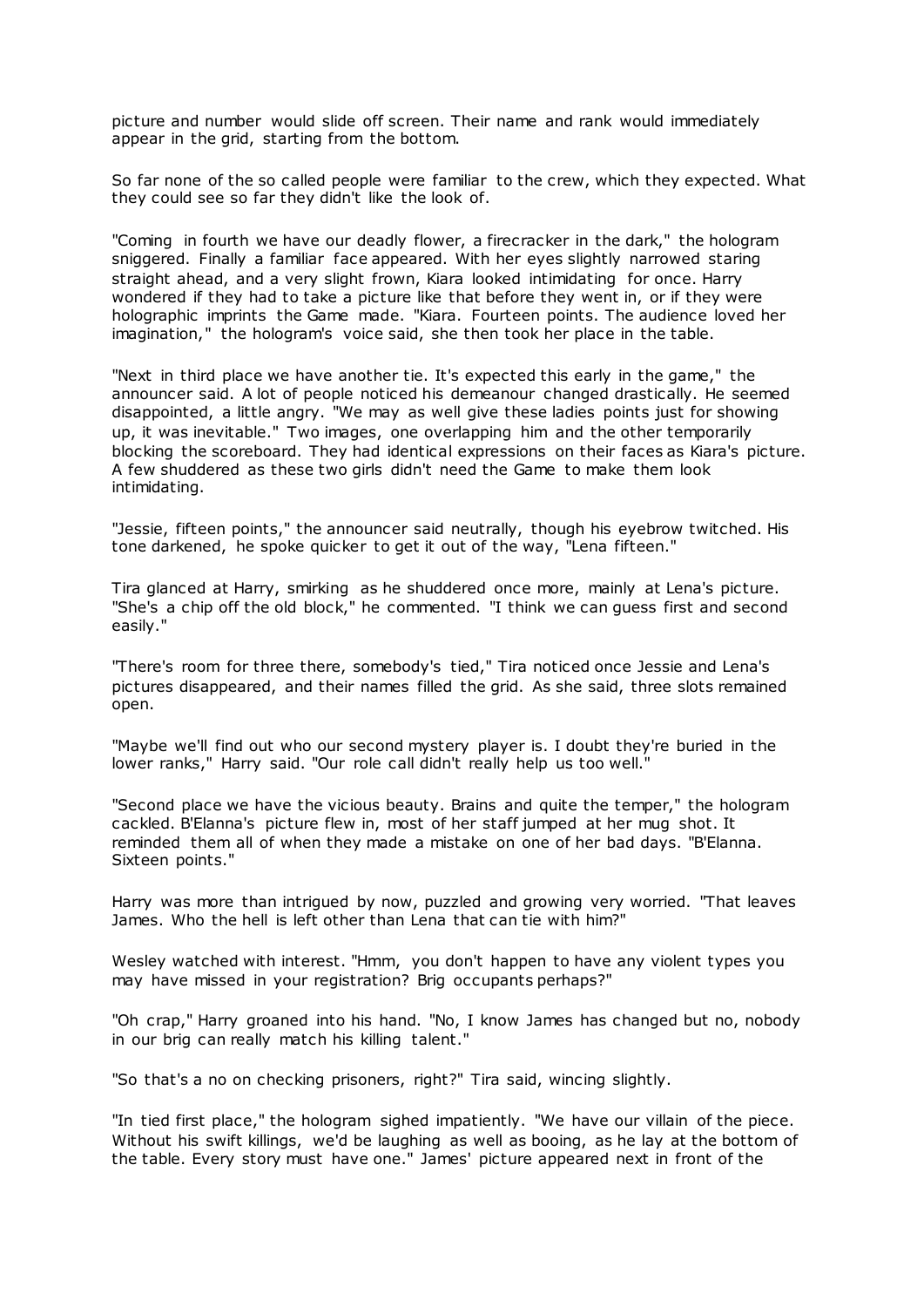picture and number would slide off screen. Their name and rank would immediately appear in the grid, starting from the bottom.

So far none of the so called people were familiar to the crew, which they expected. What they could see so far they didn't like the look of.

"Coming in fourth we have our deadly flower, a firecracker in the dark," the hologram sniggered. Finally a familiar face appeared. With her eyes slightly narrowed staring straight ahead, and a very slight frown, Kiara looked intimidating for once. Harry wondered if they had to take a picture like that before they went in, or if they were holographic imprints the Game made. "Kiara. Fourteen points. The audience loved her imagination," the hologram's voice said, she then took her place in the table.

"Next in third place we have another tie. It's expected this early in the game," the announcer said. A lot of people noticed his demeanour changed drastically. He seemed disappointed, a little angry. "We may as well give these ladies points just for showing up, it was inevitable." Two images, one overlapping him and the other temporarily blocking the scoreboard. They had identical expressions on their faces as Kiara's picture. A few shuddered as these two girls didn't need the Game to make them look intimidating.

"Jessie, fifteen points," the announcer said neutrally, though his eyebrow twitched. His tone darkened, he spoke quicker to get it out of the way, "Lena fifteen."

Tira glanced at Harry, smirking as he shuddered once more, mainly at Lena's picture. "She's a chip off the old block," he commented. "I think we can guess first and second easily."

"There's room for three there, somebody's tied," Tira noticed once Jessie and Lena's pictures disappeared, and their names filled the grid. As she said, three slots remained open.

"Maybe we'll find out who our second mystery player is. I doubt they're buried in the lower ranks," Harry said. "Our role call didn't really help us too well."

"Second place we have the vicious beauty. Brains and quite the temper," the hologram cackled. B'Elanna's picture flew in, most of her staff jumped at her mug shot. It reminded them all of when they made a mistake on one of her bad days. "B'Elanna. Sixteen points."

Harry was more than intrigued by now, puzzled and growing very worried. "That leaves James. Who the hell is left other than Lena that can tie with him?"

Wesley watched with interest. "Hmm, you don't happen to have any violent types you may have missed in your registration? Brig occupants perhaps?"

"Oh crap," Harry groaned into his hand. "No, I know James has changed but no, nobody in our brig can really match his killing talent."

"So that's a no on checking prisoners, right?" Tira said, wincing slightly.

"In tied first place," the hologram sighed impatiently. "We have our villain of the piece. Without his swift killings, we'd be laughing as well as booing, as he lay at the bottom of the table. Every story must have one." James' picture appeared next in front of the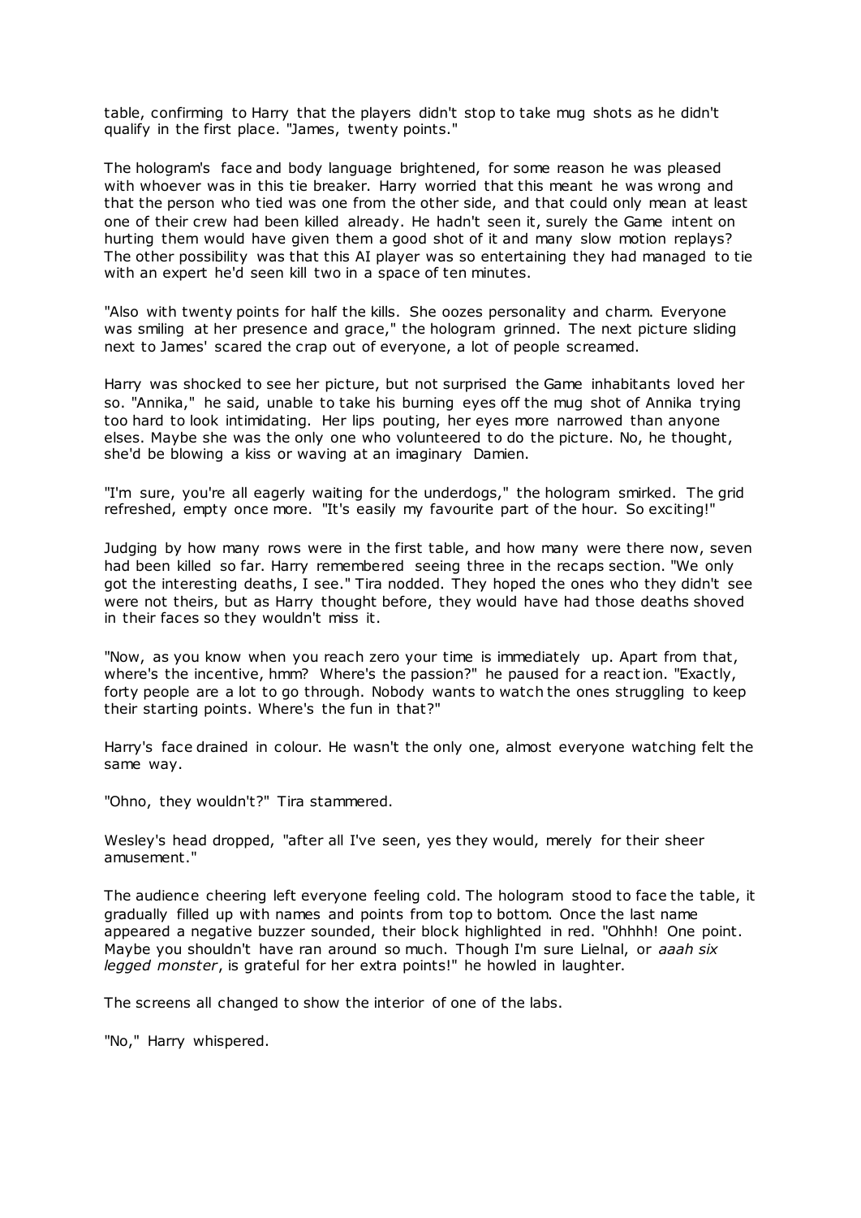table, confirming to Harry that the players didn't stop to take mug shots as he didn't qualify in the first place. "James, twenty points."

The hologram's face and body language brightened, for some reason he was pleased with whoever was in this tie breaker. Harry worried that this meant he was wrong and that the person who tied was one from the other side, and that could only mean at least one of their crew had been killed already. He hadn't seen it, surely the Game intent on hurting them would have given them a good shot of it and many slow motion replays? The other possibility was that this AI player was so entertaining they had managed to tie with an expert he'd seen kill two in a space of ten minutes.

"Also with twenty points for half the kills. She oozes personality and charm. Everyone was smiling at her presence and grace," the hologram grinned. The next picture sliding next to James' scared the crap out of everyone, a lot of people screamed.

Harry was shocked to see her picture, but not surprised the Game inhabitants loved her so. "Annika," he said, unable to take his burning eyes off the mug shot of Annika trying too hard to look intimidating. Her lips pouting, her eyes more narrowed than anyone elses. Maybe she was the only one who volunteered to do the picture. No, he thought, she'd be blowing a kiss or waving at an imaginary Damien.

"I'm sure, you're all eagerly waiting for the underdogs," the hologram smirked. The grid refreshed, empty once more. "It's easily my favourite part of the hour. So exciting!"

Judging by how many rows were in the first table, and how many were there now, seven had been killed so far. Harry remembered seeing three in the recaps section. "We only got the interesting deaths, I see." Tira nodded. They hoped the ones who they didn't see were not theirs, but as Harry thought before, they would have had those deaths shoved in their faces so they wouldn't miss it.

"Now, as you know when you reach zero your time is immediately up. Apart from that, where's the incentive, hmm? Where's the passion?" he paused for a reaction. "Exactly, forty people are a lot to go through. Nobody wants to watch the ones struggling to keep their starting points. Where's the fun in that?"

Harry's face drained in colour. He wasn't the only one, almost everyone watching felt the same way.

"Ohno, they wouldn't?" Tira stammered.

Wesley's head dropped, "after all I've seen, yes they would, merely for their sheer amusement."

The audience cheering left everyone feeling cold. The hologram stood to face the table, it gradually filled up with names and points from top to bottom. Once the last name appeared a negative buzzer sounded, their block highlighted in red. "Ohhhh! One point. Maybe you shouldn't have ran around so much. Though I'm sure Lielnal, or *aaah six legged monster*, is grateful for her extra points!" he howled in laughter.

The screens all changed to show the interior of one of the labs.

"No," Harry whispered.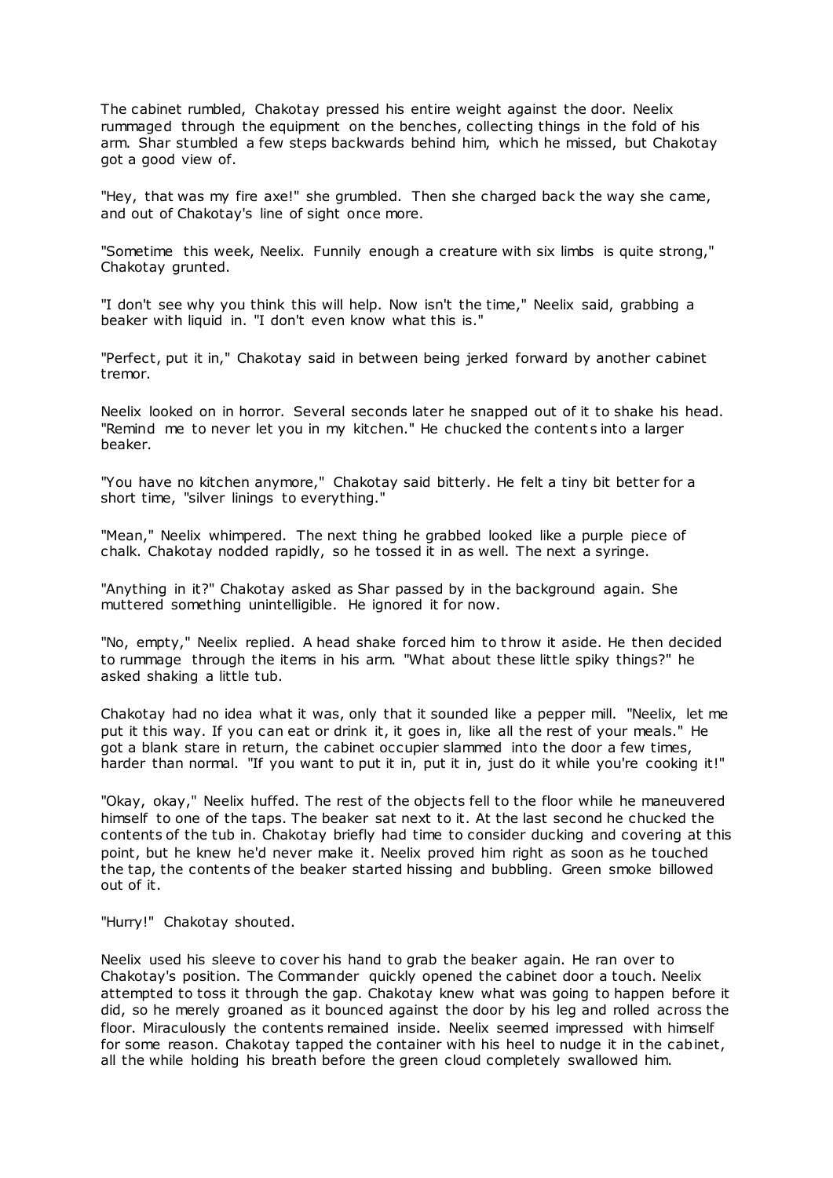The cabinet rumbled, Chakotay pressed his entire weight against the door. Neelix rummaged through the equipment on the benches, collecting things in the fold of his arm. Shar stumbled a few steps backwards behind him, which he missed, but Chakotay got a good view of.

"Hey, that was my fire axe!" she grumbled. Then she charged back the way she came, and out of Chakotay's line of sight once more.

"Sometime this week, Neelix. Funnily enough a creature with six limbs is quite strong," Chakotay grunted.

"I don't see why you think this will help. Now isn't the time," Neelix said, grabbing a beaker with liquid in. "I don't even know what this is."

"Perfect, put it in," Chakotay said in between being jerked forward by another cabinet tremor.

Neelix looked on in horror. Several seconds later he snapped out of it to shake his head. "Remind me to never let you in my kitchen." He chucked the contents into a larger beaker.

"You have no kitchen anymore," Chakotay said bitterly. He felt a tiny bit better for a short time, "silver linings to everything."

"Mean," Neelix whimpered. The next thing he grabbed looked like a purple piece of chalk. Chakotay nodded rapidly, so he tossed it in as well. The next a syringe.

"Anything in it?" Chakotay asked as Shar passed by in the background again. She muttered something unintelligible. He ignored it for now.

"No, empty," Neelix replied. A head shake forced him to throw it aside. He then decided to rummage through the items in his arm. "What about these little spiky things?" he asked shaking a little tub.

Chakotay had no idea what it was, only that it sounded like a pepper mill. "Neelix, let me put it this way. If you can eat or drink it, it goes in, like all the rest of your meals." He got a blank stare in return, the cabinet occupier slammed into the door a few times, harder than normal. "If you want to put it in, put it in, just do it while you're cooking it!"

"Okay, okay," Neelix huffed. The rest of the objects fell to the floor while he maneuvered himself to one of the taps. The beaker sat next to it. At the last second he chucked the contents of the tub in. Chakotay briefly had time to consider ducking and covering at this point, but he knew he'd never make it. Neelix proved him right as soon as he touched the tap, the contents of the beaker started hissing and bubbling. Green smoke billowed out of it.

"Hurry!" Chakotay shouted.

Neelix used his sleeve to cover his hand to grab the beaker again. He ran over to Chakotay's position. The Commander quickly opened the cabinet door a touch. Neelix attempted to toss it through the gap. Chakotay knew what was going to happen before it did, so he merely groaned as it bounced against the door by his leg and rolled across the floor. Miraculously the contents remained inside. Neelix seemed impressed with himself for some reason. Chakotay tapped the container with his heel to nudge it in the cabinet, all the while holding his breath before the green cloud completely swallowed him.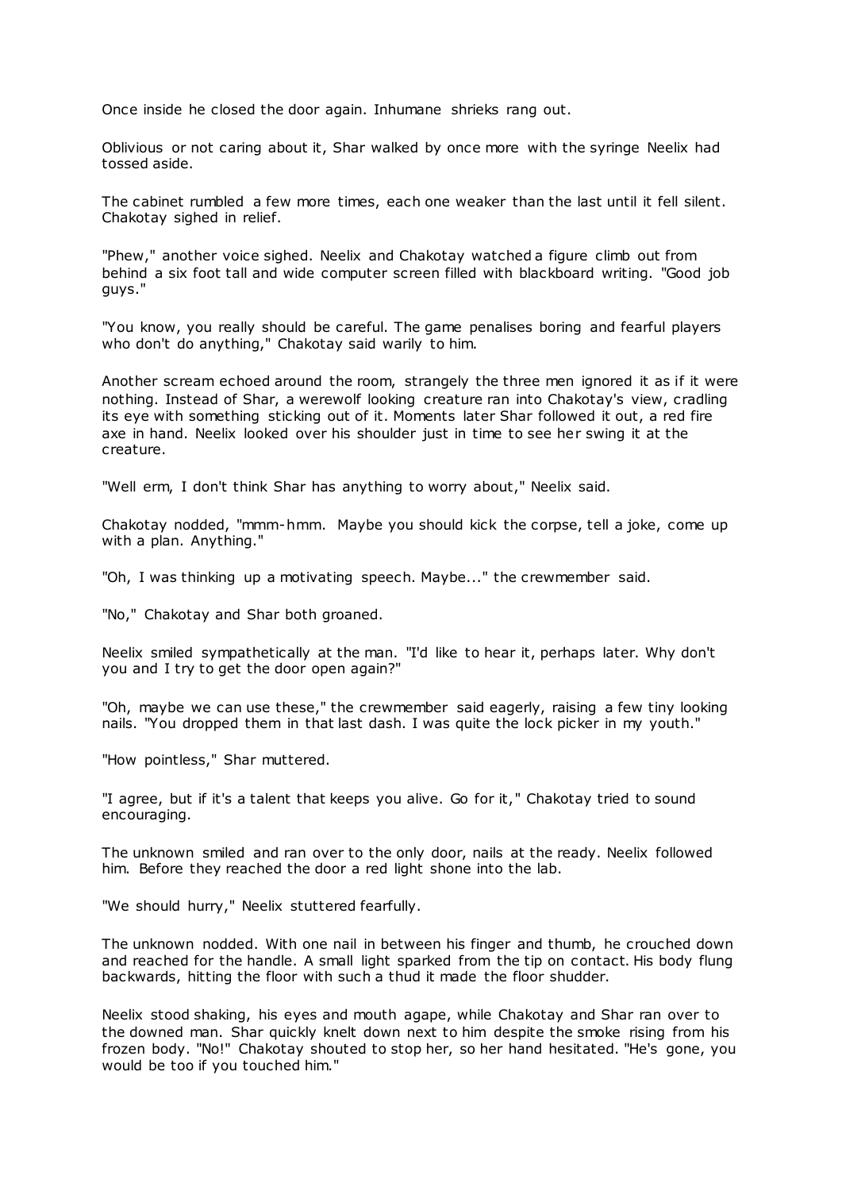Once inside he closed the door again. Inhumane shrieks rang out.

Oblivious or not caring about it, Shar walked by once more with the syringe Neelix had tossed aside.

The cabinet rumbled a few more times, each one weaker than the last until it fell silent. Chakotay sighed in relief.

"Phew," another voice sighed. Neelix and Chakotay watched a figure climb out from behind a six foot tall and wide computer screen filled with blackboard writing. "Good job guys."

"You know, you really should be careful. The game penalises boring and fearful players who don't do anything," Chakotay said warily to him.

Another scream echoed around the room, strangely the three men ignored it as if it were nothing. Instead of Shar, a werewolf looking creature ran into Chakotay's view, cradling its eye with something sticking out of it. Moments later Shar followed it out, a red fire axe in hand. Neelix looked over his shoulder just in time to see her swing it at the creature.

"Well erm, I don't think Shar has anything to worry about," Neelix said.

Chakotay nodded, "mmm-hmm. Maybe you should kick the corpse, tell a joke, come up with a plan. Anything."

"Oh, I was thinking up a motivating speech. Maybe..." the crewmember said.

"No," Chakotay and Shar both groaned.

Neelix smiled sympathetically at the man. "I'd like to hear it, perhaps later. Why don't you and I try to get the door open again?"

"Oh, maybe we can use these," the crewmember said eagerly, raising a few tiny looking nails. "You dropped them in that last dash. I was quite the lock picker in my youth."

"How pointless," Shar muttered.

"I agree, but if it's a talent that keeps you alive. Go for it," Chakotay tried to sound encouraging.

The unknown smiled and ran over to the only door, nails at the ready. Neelix followed him. Before they reached the door a red light shone into the lab.

"We should hurry," Neelix stuttered fearfully.

The unknown nodded. With one nail in between his finger and thumb, he crouched down and reached for the handle. A small light sparked from the tip on contact. His body flung backwards, hitting the floor with such a thud it made the floor shudder.

Neelix stood shaking, his eyes and mouth agape, while Chakotay and Shar ran over to the downed man. Shar quickly knelt down next to him despite the smoke rising from his frozen body. "No!" Chakotay shouted to stop her, so her hand hesitated. "He's gone, you would be too if you touched him."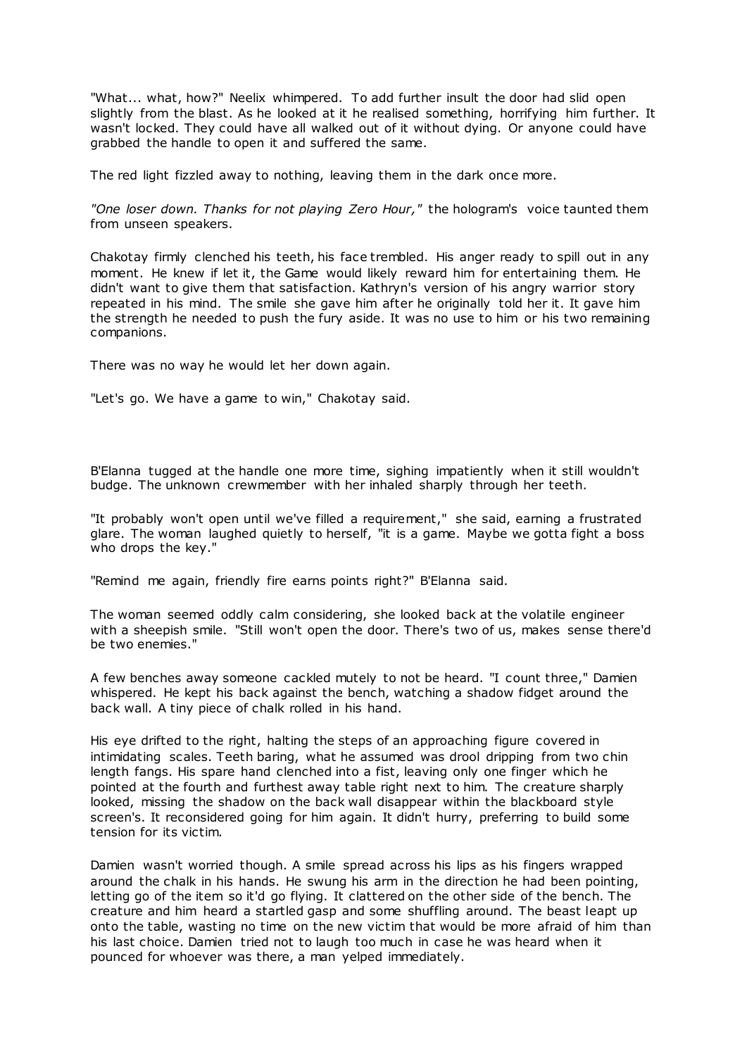"What... what, how?" Neelix whimpered. To add further insult the door had slid open slightly from the blast. As he looked at it he realised something, horrifying him further. It wasn't locked. They could have all walked out of it without dying. Or anyone could have grabbed the handle to open it and suffered the same.

The red light fizzled away to nothing, leaving them in the dark once more.

*"One loser down. Thanks for not playing Zero Hour,"* the hologram's voice taunted them from unseen speakers.

Chakotay firmly clenched his teeth, his face trembled. His anger ready to spill out in any moment. He knew if let it, the Game would likely reward him for entertaining them. He didn't want to give them that satisfaction. Kathryn's version of his angry warrior story repeated in his mind. The smile she gave him after he originally told her it. It gave him the strength he needed to push the fury aside. It was no use to him or his two remaining companions.

There was no way he would let her down again.

"Let's go. We have a game to win," Chakotay said.

B'Elanna tugged at the handle one more time, sighing impatiently when it still wouldn't budge. The unknown crewmember with her inhaled sharply through her teeth.

"It probably won't open until we've filled a requirement," she said, earning a frustrated glare. The woman laughed quietly to herself, "it is a game. Maybe we gotta fight a boss who drops the key."

"Remind me again, friendly fire earns points right?" B'Elanna said.

The woman seemed oddly calm considering, she looked back at the volatile engineer with a sheepish smile. "Still won't open the door. There's two of us, makes sense there'd be two enemies."

A few benches away someone cackled mutely to not be heard. "I count three," Damien whispered. He kept his back against the bench, watching a shadow fidget around the back wall. A tiny piece of chalk rolled in his hand.

His eye drifted to the right, halting the steps of an approaching figure covered in intimidating scales. Teeth baring, what he assumed was drool dripping from two chin length fangs. His spare hand clenched into a fist, leaving only one finger which he pointed at the fourth and furthest away table right next to him. The creature sharply looked, missing the shadow on the back wall disappear within the blackboard style screen's. It reconsidered going for him again. It didn't hurry, preferring to build some tension for its victim.

Damien wasn't worried though. A smile spread across his lips as his fingers wrapped around the chalk in his hands. He swung his arm in the direction he had been pointing, letting go of the item so it'd go flying. It clattered on the other side of the bench. The creature and him heard a startled gasp and some shuffling around. The beast leapt up onto the table, wasting no time on the new victim that would be more afraid of him than his last choice. Damien tried not to laugh too much in case he was heard when it pounced for whoever was there, a man yelped immediately.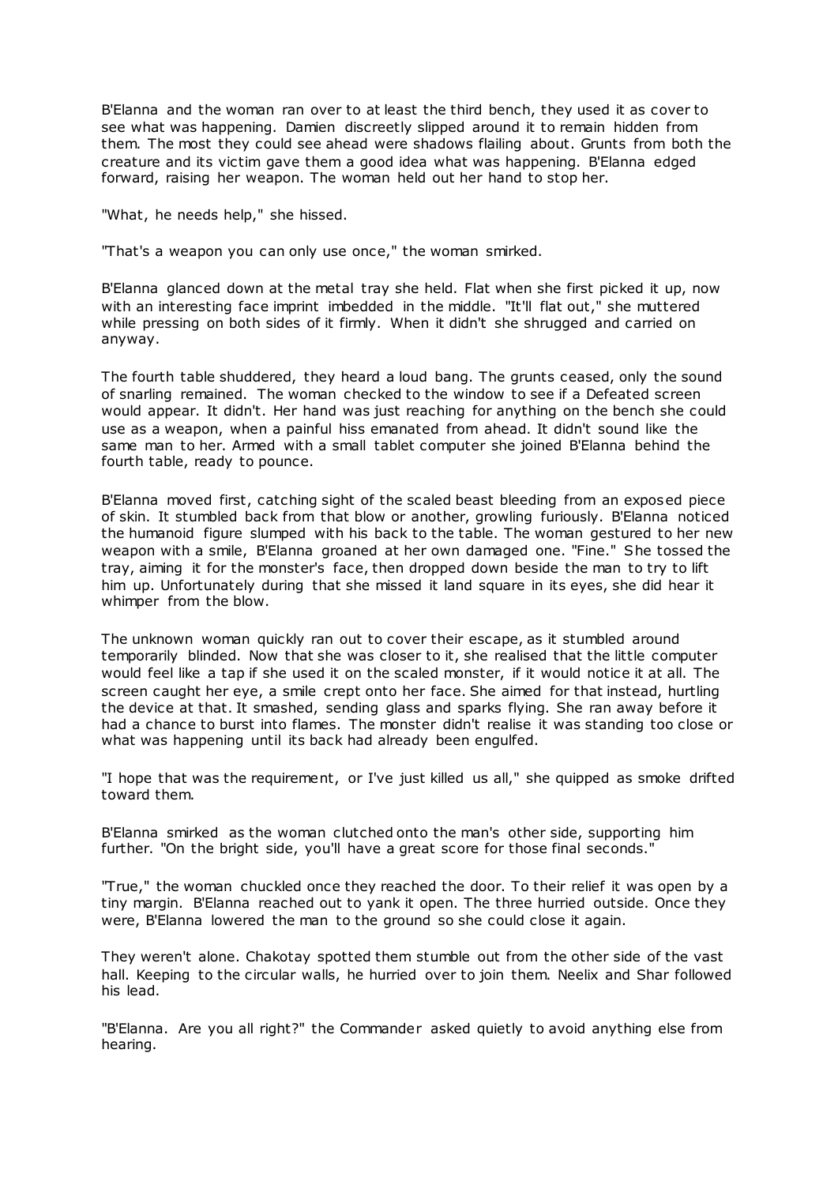B'Elanna and the woman ran over to at least the third bench, they used it as cover to see what was happening. Damien discreetly slipped around it to remain hidden from them. The most they could see ahead were shadows flailing about. Grunts from both the creature and its victim gave them a good idea what was happening. B'Elanna edged forward, raising her weapon. The woman held out her hand to stop her.

"What, he needs help," she hissed.

"That's a weapon you can only use once," the woman smirked.

B'Elanna glanced down at the metal tray she held. Flat when she first picked it up, now with an interesting face imprint imbedded in the middle. "It'll flat out," she muttered while pressing on both sides of it firmly. When it didn't she shrugged and carried on anyway.

The fourth table shuddered, they heard a loud bang. The grunts ceased, only the sound of snarling remained. The woman checked to the window to see if a Defeated screen would appear. It didn't. Her hand was just reaching for anything on the bench she could use as a weapon, when a painful hiss emanated from ahead. It didn't sound like the same man to her. Armed with a small tablet computer she joined B'Elanna behind the fourth table, ready to pounce.

B'Elanna moved first, catching sight of the scaled beast bleeding from an exposed piece of skin. It stumbled back from that blow or another, growling furiously. B'Elanna noticed the humanoid figure slumped with his back to the table. The woman gestured to her new weapon with a smile, B'Elanna groaned at her own damaged one. "Fine." She tossed the tray, aiming it for the monster's face, then dropped down beside the man to try to lift him up. Unfortunately during that she missed it land square in its eyes, she did hear it whimper from the blow.

The unknown woman quickly ran out to cover their escape, as it stumbled around temporarily blinded. Now that she was closer to it, she realised that the little computer would feel like a tap if she used it on the scaled monster, if it would notice it at all. The screen caught her eye, a smile crept onto her face. She aimed for that instead, hurtling the device at that. It smashed, sending glass and sparks flying. She ran away before it had a chance to burst into flames. The monster didn't realise it was standing too close or what was happening until its back had already been engulfed.

"I hope that was the requirement, or I've just killed us all," she quipped as smoke drifted toward them.

B'Elanna smirked as the woman clutched onto the man's other side, supporting him further. "On the bright side, you'll have a great score for those final seconds."

"True," the woman chuckled once they reached the door. To their relief it was open by a tiny margin. B'Elanna reached out to yank it open. The three hurried outside. Once they were, B'Elanna lowered the man to the ground so she could close it again.

They weren't alone. Chakotay spotted them stumble out from the other side of the vast hall. Keeping to the circular walls, he hurried over to join them. Neelix and Shar followed his lead.

"B'Elanna. Are you all right?" the Commander asked quietly to avoid anything else from hearing.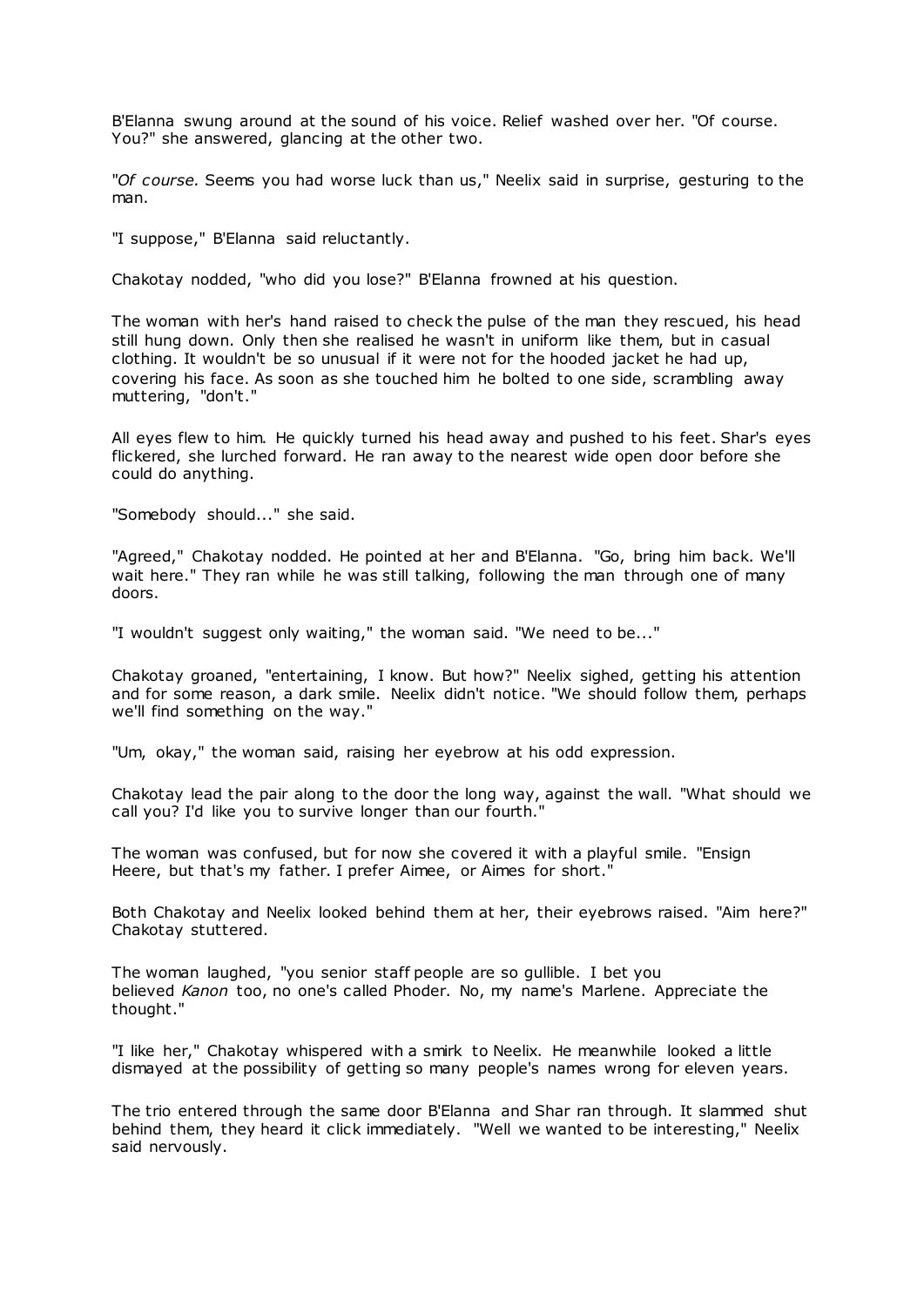B'Elanna swung around at the sound of his voice. Relief washed over her. "Of course. You?" she answered, glancing at the other two.

"*Of course.* Seems you had worse luck than us," Neelix said in surprise, gesturing to the man.

"I suppose," B'Elanna said reluctantly.

Chakotay nodded, "who did you lose?" B'Elanna frowned at his question.

The woman with her's hand raised to check the pulse of the man they rescued, his head still hung down. Only then she realised he wasn't in uniform like them, but in casual clothing. It wouldn't be so unusual if it were not for the hooded jacket he had up, covering his face. As soon as she touched him he bolted to one side, scrambling away muttering, "don't."

All eyes flew to him. He quickly turned his head away and pushed to his feet. Shar's eyes flickered, she lurched forward. He ran away to the nearest wide open door before she could do anything.

"Somebody should..." she said.

"Agreed," Chakotay nodded. He pointed at her and B'Elanna. "Go, bring him back. We'll wait here." They ran while he was still talking, following the man through one of many doors.

"I wouldn't suggest only waiting," the woman said. "We need to be..."

Chakotay groaned, "entertaining, I know. But how?" Neelix sighed, getting his attention and for some reason, a dark smile. Neelix didn't notice. "We should follow them, perhaps we'll find something on the way."

"Um, okay," the woman said, raising her eyebrow at his odd expression.

Chakotay lead the pair along to the door the long way, against the wall. "What should we call you? I'd like you to survive longer than our fourth."

The woman was confused, but for now she covered it with a playful smile. "Ensign Heere, but that's my father. I prefer Aimee, or Aimes for short."

Both Chakotay and Neelix looked behind them at her, their eyebrows raised. "Aim here?" Chakotay stuttered.

The woman laughed, "you senior staff people are so gullible. I bet you believed *Kanon* too, no one's called Phoder. No, my name's Marlene. Appreciate the thought."

"I like her," Chakotay whispered with a smirk to Neelix. He meanwhile looked a little dismayed at the possibility of getting so many people's names wrong for eleven years.

The trio entered through the same door B'Elanna and Shar ran through. It slammed shut behind them, they heard it click immediately. "Well we wanted to be interesting," Neelix said nervously.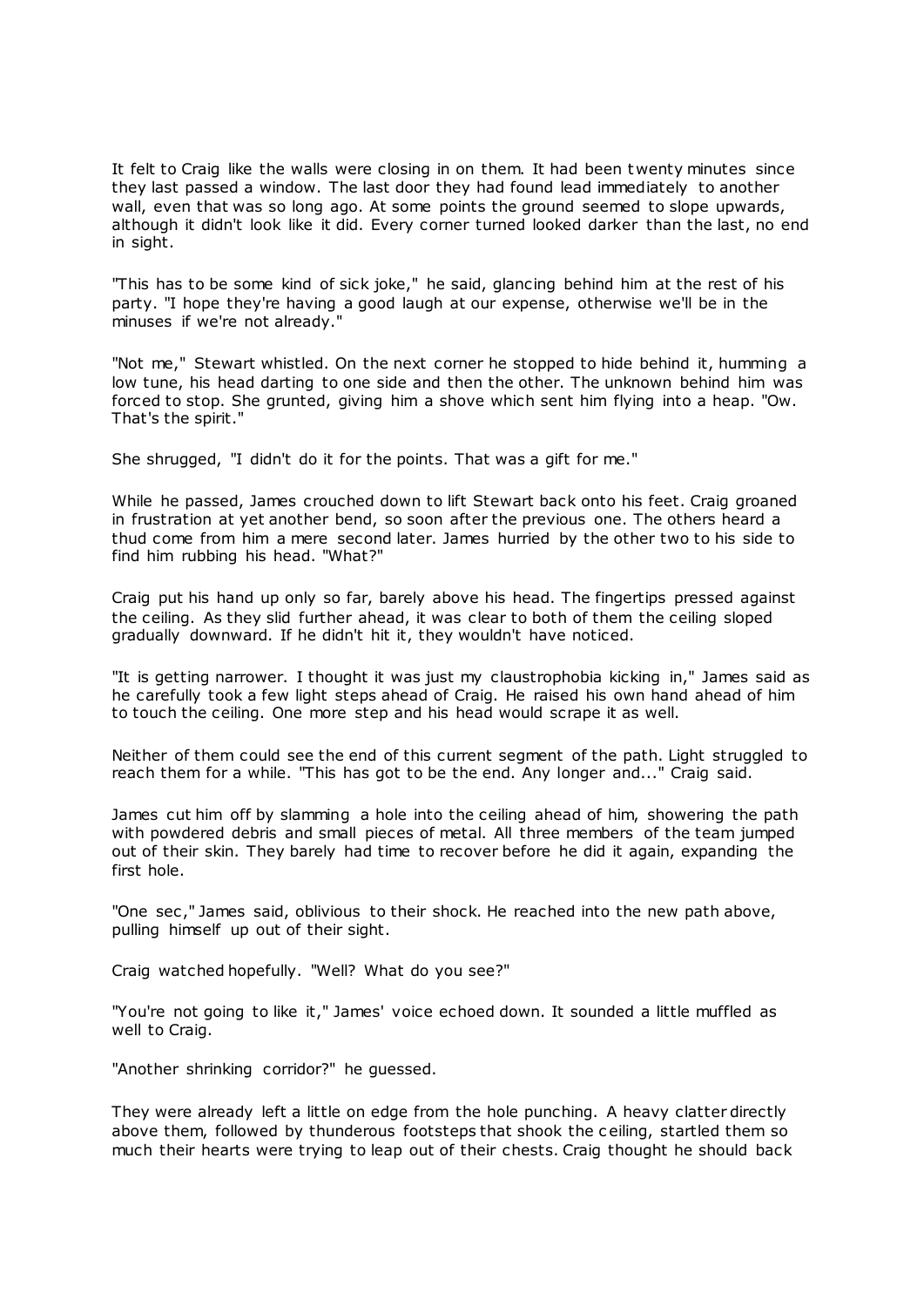It felt to Craig like the walls were closing in on them. It had been twenty minutes since they last passed a window. The last door they had found lead immediately to another wall, even that was so long ago. At some points the ground seemed to slope upwards, although it didn't look like it did. Every corner turned looked darker than the last, no end in sight.

"This has to be some kind of sick joke," he said, glancing behind him at the rest of his party. "I hope they're having a good laugh at our expense, otherwise we'll be in the minuses if we're not already."

"Not me," Stewart whistled. On the next corner he stopped to hide behind it, humming a low tune, his head darting to one side and then the other. The unknown behind him was forced to stop. She grunted, giving him a shove which sent him flying into a heap. "Ow. That's the spirit."

She shrugged, "I didn't do it for the points. That was a gift for me."

While he passed, James crouched down to lift Stewart back onto his feet. Craig groaned in frustration at yet another bend, so soon after the previous one. The others heard a thud come from him a mere second later. James hurried by the other two to his side to find him rubbing his head. "What?"

Craig put his hand up only so far, barely above his head. The fingertips pressed against the ceiling. As they slid further ahead, it was clear to both of them the ceiling sloped gradually downward. If he didn't hit it, they wouldn't have noticed.

"It is getting narrower. I thought it was just my claustrophobia kicking in," James said as he carefully took a few light steps ahead of Craig. He raised his own hand ahead of him to touch the ceiling. One more step and his head would scrape it as well.

Neither of them could see the end of this current segment of the path. Light struggled to reach them for a while. "This has got to be the end. Any longer and..." Craig said.

James cut him off by slamming a hole into the ceiling ahead of him, showering the path with powdered debris and small pieces of metal. All three members of the team jumped out of their skin. They barely had time to recover before he did it again, expanding the first hole.

"One sec," James said, oblivious to their shock. He reached into the new path above, pulling himself up out of their sight.

Craig watched hopefully. "Well? What do you see?"

"You're not going to like it," James' voice echoed down. It sounded a little muffled as well to Craig.

"Another shrinking corridor?" he guessed.

They were already left a little on edge from the hole punching. A heavy clatter directly above them, followed by thunderous footsteps that shook the ceiling, startled them so much their hearts were trying to leap out of their chests. Craig thought he should back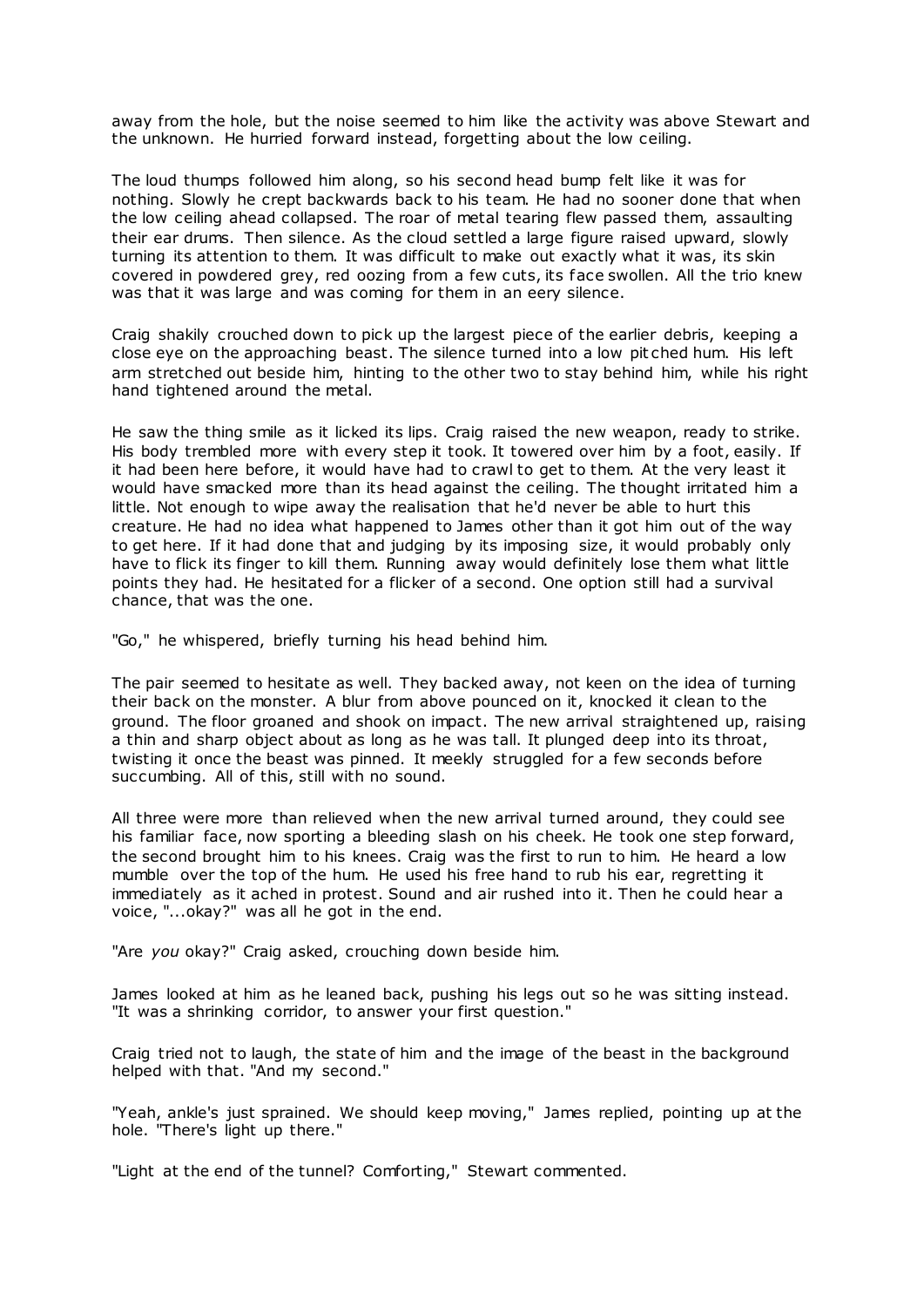away from the hole, but the noise seemed to him like the activity was above Stewart and the unknown. He hurried forward instead, forgetting about the low ceiling.

The loud thumps followed him along, so his second head bump felt like it was for nothing. Slowly he crept backwards back to his team. He had no sooner done that when the low ceiling ahead collapsed. The roar of metal tearing flew passed them, assaulting their ear drums. Then silence. As the cloud settled a large figure raised upward, slowly turning its attention to them. It was difficult to make out exactly what it was, its skin covered in powdered grey, red oozing from a few cuts, its face swollen. All the trio knew was that it was large and was coming for them in an eery silence.

Craig shakily crouched down to pick up the largest piece of the earlier debris, keeping a close eye on the approaching beast. The silence turned into a low pitched hum. His left arm stretched out beside him, hinting to the other two to stay behind him, while his right hand tightened around the metal.

He saw the thing smile as it licked its lips. Craig raised the new weapon, ready to strike. His body trembled more with every step it took. It towered over him by a foot, easily. If it had been here before, it would have had to crawl to get to them. At the very least it would have smacked more than its head against the ceiling. The thought irritated him a little. Not enough to wipe away the realisation that he'd never be able to hurt this creature. He had no idea what happened to James other than it got him out of the way to get here. If it had done that and judging by its imposing size, it would probably only have to flick its finger to kill them. Running away would definitely lose them what little points they had. He hesitated for a flicker of a second. One option still had a survival chance, that was the one.

"Go," he whispered, briefly turning his head behind him.

The pair seemed to hesitate as well. They backed away, not keen on the idea of turning their back on the monster. A blur from above pounced on it, knocked it clean to the ground. The floor groaned and shook on impact. The new arrival straightened up, raising a thin and sharp object about as long as he was tall. It plunged deep into its throat, twisting it once the beast was pinned. It meekly struggled for a few seconds before succumbing. All of this, still with no sound.

All three were more than relieved when the new arrival turned around, they could see his familiar face, now sporting a bleeding slash on his cheek. He took one step forward, the second brought him to his knees. Craig was the first to run to him. He heard a low mumble over the top of the hum. He used his free hand to rub his ear, regretting it immediately as it ached in protest. Sound and air rushed into it. Then he could hear a voice, "...okay?" was all he got in the end.

"Are *you* okay?" Craig asked, crouching down beside him.

James looked at him as he leaned back, pushing his legs out so he was sitting instead. "It was a shrinking corridor, to answer your first question."

Craig tried not to laugh, the state of him and the image of the beast in the background helped with that. "And my second."

"Yeah, ankle's just sprained. We should keep moving," James replied, pointing up at the hole. "There's light up there."

"Light at the end of the tunnel? Comforting," Stewart commented.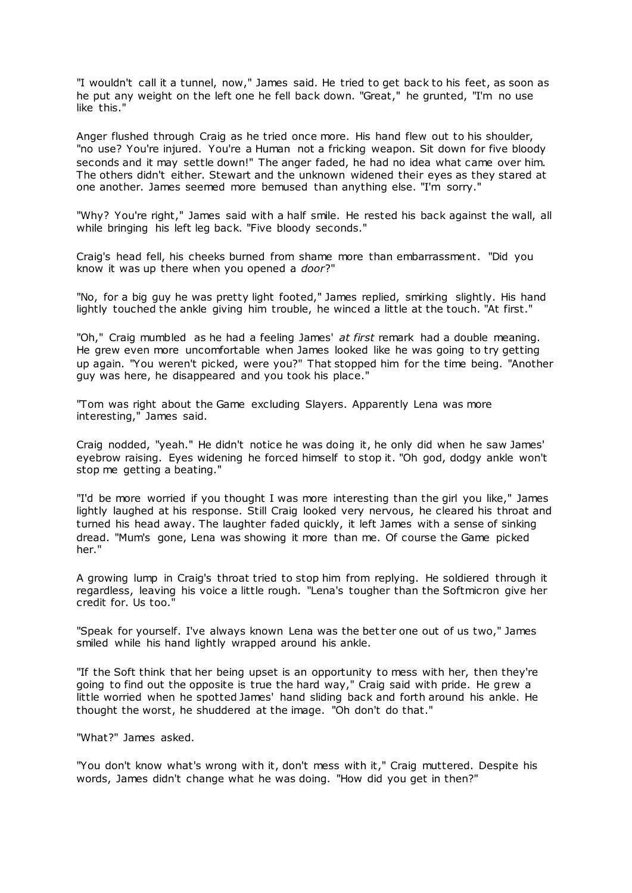"I wouldn't call it a tunnel, now," James said. He tried to get back to his feet, as soon as he put any weight on the left one he fell back down. "Great," he grunted, "I'm no use like this."

Anger flushed through Craig as he tried once more. His hand flew out to his shoulder, "no use? You're injured. You're a Human not a fricking weapon. Sit down for five bloody seconds and it may settle down!" The anger faded, he had no idea what came over him. The others didn't either. Stewart and the unknown widened their eyes as they stared at one another. James seemed more bemused than anything else. "I'm sorry."

"Why? You're right," James said with a half smile. He rested his back against the wall, all while bringing his left leg back. "Five bloody seconds."

Craig's head fell, his cheeks burned from shame more than embarrassment. "Did you know it was up there when you opened a *door*?"

"No, for a big guy he was pretty light footed," James replied, smirking slightly. His hand lightly touched the ankle giving him trouble, he winced a little at the touch. "At first."

"Oh," Craig mumbled as he had a feeling James' *at first* remark had a double meaning. He grew even more uncomfortable when James looked like he was going to try getting up again. "You weren't picked, were you?" That stopped him for the time being. "Another guy was here, he disappeared and you took his place."

"Tom was right about the Game excluding Slayers. Apparently Lena was more interesting," James said.

Craig nodded, "yeah." He didn't notice he was doing it, he only did when he saw James' eyebrow raising. Eyes widening he forced himself to stop it. "Oh god, dodgy ankle won't stop me getting a beating."

"I'd be more worried if you thought I was more interesting than the girl you like," James lightly laughed at his response. Still Craig looked very nervous, he cleared his throat and turned his head away. The laughter faded quickly, it left James with a sense of sinking dread. "Mum's gone, Lena was showing it more than me. Of course the Game picked her."

A growing lump in Craig's throat tried to stop him from replying. He soldiered through it regardless, leaving his voice a little rough. "Lena's tougher than the Softmicron give her credit for. Us too."

"Speak for yourself. I've always known Lena was the better one out of us two," James smiled while his hand lightly wrapped around his ankle.

"If the Soft think that her being upset is an opportunity to mess with her, then they're going to find out the opposite is true the hard way," Craig said with pride. He grew a little worried when he spotted James' hand sliding back and forth around his ankle. He thought the worst, he shuddered at the image. "Oh don't do that."

"What?" James asked.

"You don't know what's wrong with it, don't mess with it," Craig muttered. Despite his words, James didn't change what he was doing. "How did you get in then?"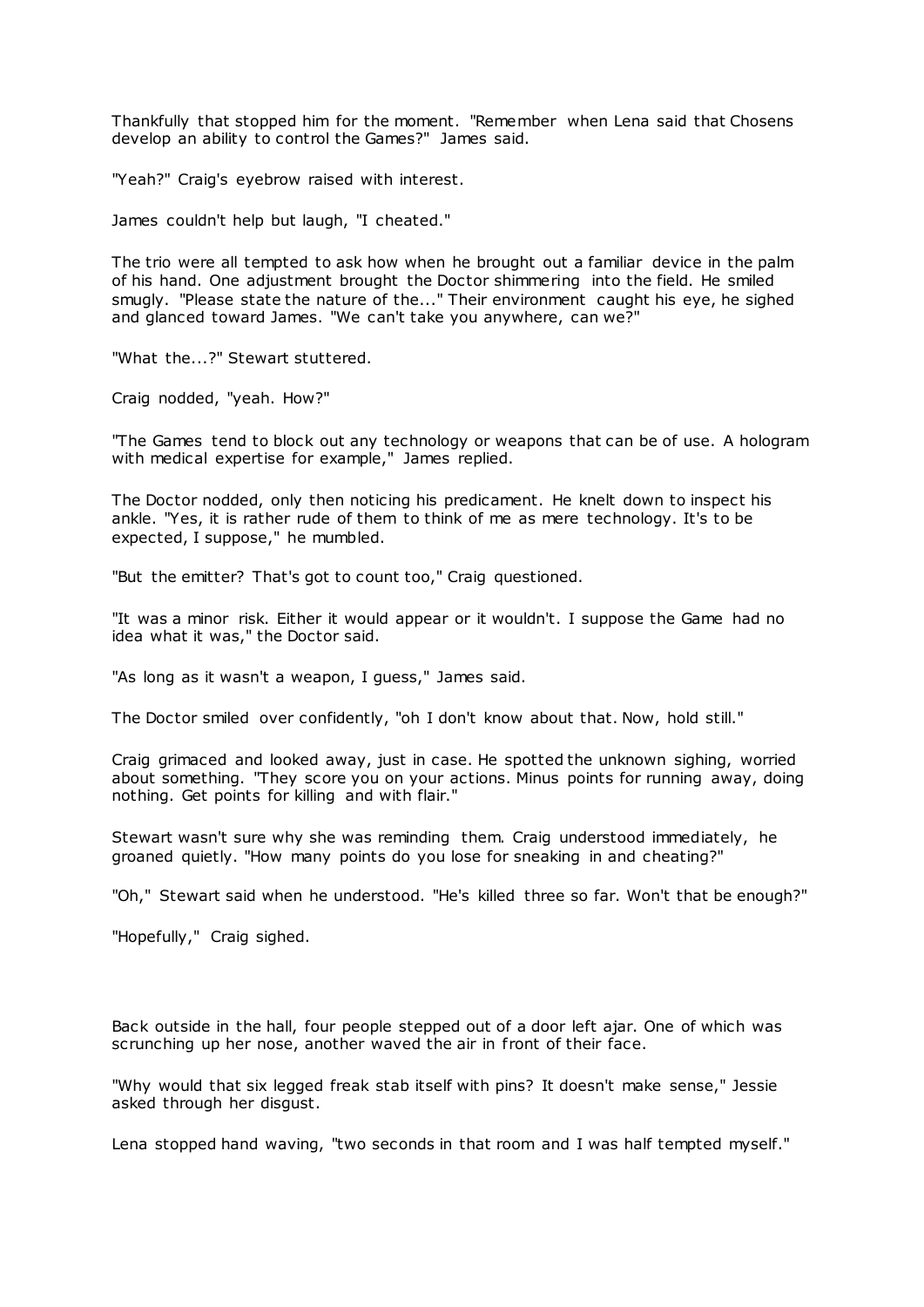Thankfully that stopped him for the moment. "Remember when Lena said that Chosens develop an ability to control the Games?" James said.

"Yeah?" Craig's eyebrow raised with interest.

James couldn't help but laugh, "I cheated."

The trio were all tempted to ask how when he brought out a familiar device in the palm of his hand. One adjustment brought the Doctor shimmering into the field. He smiled smugly. "Please state the nature of the..." Their environment caught his eye, he sighed and glanced toward James. "We can't take you anywhere, can we?"

"What the...?" Stewart stuttered.

Craig nodded, "yeah. How?"

"The Games tend to block out any technology or weapons that can be of use. A hologram with medical expertise for example," James replied.

The Doctor nodded, only then noticing his predicament. He knelt down to inspect his ankle. "Yes, it is rather rude of them to think of me as mere technology. It's to be expected, I suppose," he mumbled.

"But the emitter? That's got to count too," Craig questioned.

"It was a minor risk. Either it would appear or it wouldn't. I suppose the Game had no idea what it was," the Doctor said.

"As long as it wasn't a weapon, I guess," James said.

The Doctor smiled over confidently, "oh I don't know about that. Now, hold still."

Craig grimaced and looked away, just in case. He spotted the unknown sighing, worried about something. "They score you on your actions. Minus points for running away, doing nothing. Get points for killing and with flair."

Stewart wasn't sure why she was reminding them. Craig understood immediately, he groaned quietly. "How many points do you lose for sneaking in and cheating?"

"Oh," Stewart said when he understood. "He's killed three so far. Won't that be enough?"

"Hopefully," Craig sighed.

Back outside in the hall, four people stepped out of a door left ajar. One of which was scrunching up her nose, another waved the air in front of their face.

"Why would that six legged freak stab itself with pins? It doesn't make sense," Jessie asked through her disgust.

Lena stopped hand waving, "two seconds in that room and I was half tempted myself."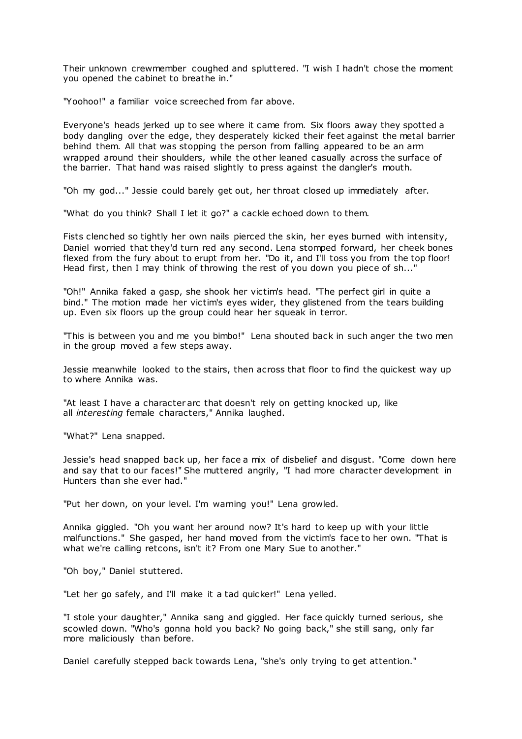Their unknown crewmember coughed and spluttered. "I wish I hadn't chose the moment you opened the cabinet to breathe in."

"Yoohoo!" a familiar voice screeched from far above.

Everyone's heads jerked up to see where it came from. Six floors away they spotted a body dangling over the edge, they desperately kicked their feet against the metal barrier behind them. All that was stopping the person from falling appeared to be an arm wrapped around their shoulders, while the other leaned casually across the surface of the barrier. That hand was raised slightly to press against the dangler's mouth.

"Oh my god..." Jessie could barely get out, her throat closed up immediately after.

"What do you think? Shall I let it go?" a cackle echoed down to them.

Fists clenched so tightly her own nails pierced the skin, her eyes burned with intensity, Daniel worried that they'd turn red any second. Lena stomped forward, her cheek bones flexed from the fury about to erupt from her. "Do it, and I'll toss you from the top floor! Head first, then I may think of throwing the rest of you down you piece of sh..."

"Oh!" Annika faked a gasp, she shook her victim's head. "The perfect girl in quite a bind." The motion made her victim's eyes wider, they glistened from the tears building up. Even six floors up the group could hear her squeak in terror.

"This is between you and me you bimbo!" Lena shouted back in such anger the two men in the group moved a few steps away.

Jessie meanwhile looked to the stairs, then across that floor to find the quickest way up to where Annika was.

"At least I have a character arc that doesn't rely on getting knocked up, like all *interesting* female characters," Annika laughed.

"What?" Lena snapped.

Jessie's head snapped back up, her face a mix of disbelief and disgust. "Come down here and say that to our faces!" She muttered angrily, "I had more character development in Hunters than she ever had."

"Put her down, on your level. I'm warning you!" Lena growled.

Annika giggled. "Oh you want her around now? It's hard to keep up with your little malfunctions." She gasped, her hand moved from the victim's face to her own. "That is what we're calling retcons, isn't it? From one Mary Sue to another."

"Oh boy," Daniel stuttered.

"Let her go safely, and I'll make it a tad quicker!" Lena yelled.

"I stole your daughter," Annika sang and giggled. Her face quickly turned serious, she scowled down. "Who's gonna hold you back? No going back," she still sang, only far more maliciously than before.

Daniel carefully stepped back towards Lena, "she's only trying to get attention."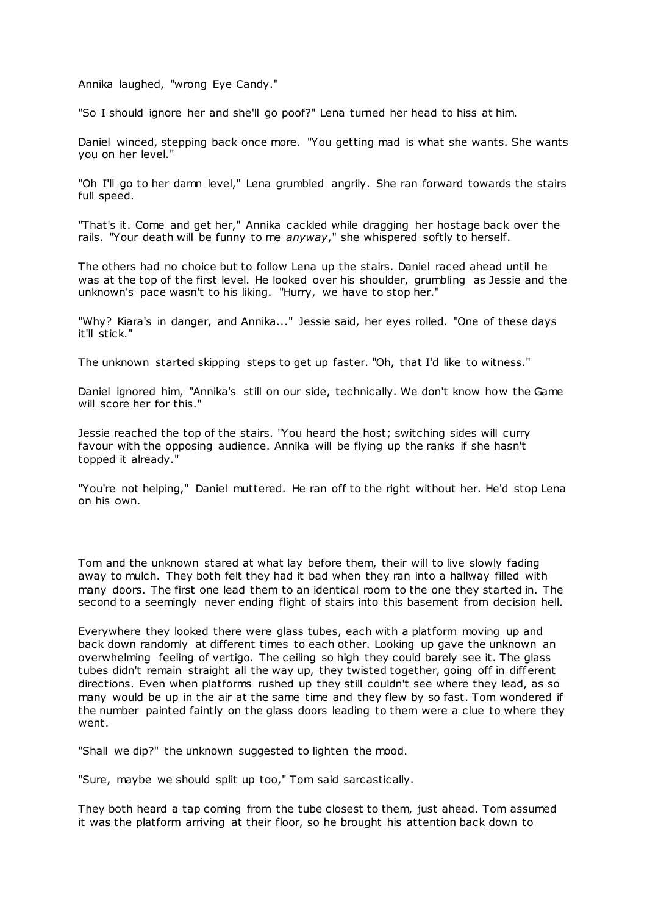Annika laughed, "wrong Eye Candy."

"So I should ignore her and she'll go poof?" Lena turned her head to hiss at him.

Daniel winced, stepping back once more. "You getting mad is what she wants. She wants you on her level."

"Oh I'll go to her damn level," Lena grumbled angrily. She ran forward towards the stairs full speed.

"That's it. Come and get her," Annika cackled while dragging her hostage back over the rails. "Your death will be funny to me *anyway*," she whispered softly to herself.

The others had no choice but to follow Lena up the stairs. Daniel raced ahead until he was at the top of the first level. He looked over his shoulder, grumbling as Jessie and the unknown's pace wasn't to his liking. "Hurry, we have to stop her."

"Why? Kiara's in danger, and Annika..." Jessie said, her eyes rolled. "One of these days it'll stick."

The unknown started skipping steps to get up faster. "Oh, that I'd like to witness."

Daniel ignored him, "Annika's still on our side, technically. We don't know how the Game will score her for this."

Jessie reached the top of the stairs. "You heard the host; switching sides will curry favour with the opposing audience. Annika will be flying up the ranks if she hasn't topped it already."

"You're not helping," Daniel muttered. He ran off to the right without her. He'd stop Lena on his own.

Tom and the unknown stared at what lay before them, their will to live slowly fading away to mulch. They both felt they had it bad when they ran into a hallway filled with many doors. The first one lead them to an identical room to the one they started in. The second to a seemingly never ending flight of stairs into this basement from decision hell.

Everywhere they looked there were glass tubes, each with a platform moving up and back down randomly at different times to each other. Looking up gave the unknown an overwhelming feeling of vertigo. The ceiling so high they could barely see it. The glass tubes didn't remain straight all the way up, they twisted together, going off in different directions. Even when platforms rushed up they still couldn't see where they lead, as so many would be up in the air at the same time and they flew by so fast. Tom wondered if the number painted faintly on the glass doors leading to them were a clue to where they went.

"Shall we dip?" the unknown suggested to lighten the mood.

"Sure, maybe we should split up too," Tom said sarcastically.

They both heard a tap coming from the tube closest to them, just ahead. Tom assumed it was the platform arriving at their floor, so he brought his attention back down to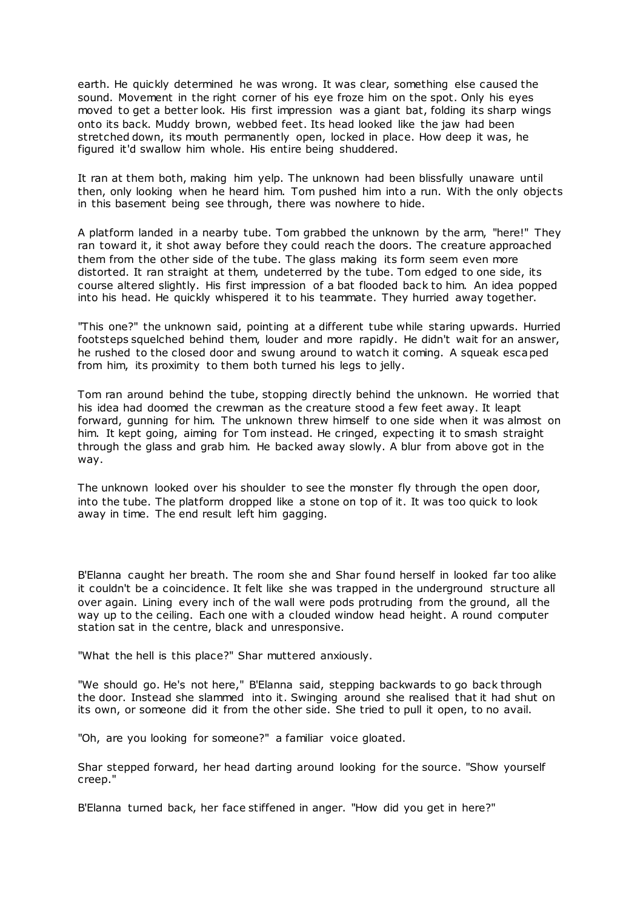earth. He quickly determined he was wrong. It was clear, something else caused the sound. Movement in the right corner of his eye froze him on the spot. Only his eyes moved to get a better look. His first impression was a giant bat, folding its sharp wings onto its back. Muddy brown, webbed feet. Its head looked like the jaw had been stretched down, its mouth permanently open, locked in place. How deep it was, he figured it'd swallow him whole. His entire being shuddered.

It ran at them both, making him yelp. The unknown had been blissfully unaware until then, only looking when he heard him. Tom pushed him into a run. With the only objects in this basement being see through, there was nowhere to hide.

A platform landed in a nearby tube. Tom grabbed the unknown by the arm, "here!" They ran toward it, it shot away before they could reach the doors. The creature approached them from the other side of the tube. The glass making its form seem even more distorted. It ran straight at them, undeterred by the tube. Tom edged to one side, its course altered slightly. His first impression of a bat flooded back to him. An idea popped into his head. He quickly whispered it to his teammate. They hurried away together.

"This one?" the unknown said, pointing at a different tube while staring upwards. Hurried footsteps squelched behind them, louder and more rapidly. He didn't wait for an answer, he rushed to the closed door and swung around to watch it coming. A squeak escaped from him, its proximity to them both turned his legs to jelly.

Tom ran around behind the tube, stopping directly behind the unknown. He worried that his idea had doomed the crewman as the creature stood a few feet away. It leapt forward, gunning for him. The unknown threw himself to one side when it was almost on him. It kept going, aiming for Tom instead. He cringed, expecting it to smash straight through the glass and grab him. He backed away slowly. A blur from above got in the way.

The unknown looked over his shoulder to see the monster fly through the open door, into the tube. The platform dropped like a stone on top of it. It was too quick to look away in time. The end result left him gagging.

B'Elanna caught her breath. The room she and Shar found herself in looked far too alike it couldn't be a coincidence. It felt like she was trapped in the underground structure all over again. Lining every inch of the wall were pods protruding from the ground, all the way up to the ceiling. Each one with a clouded window head height. A round computer station sat in the centre, black and unresponsive.

"What the hell is this place?" Shar muttered anxiously.

"We should go. He's not here," B'Elanna said, stepping backwards to go back through the door. Instead she slammed into it. Swinging around she realised that it had shut on its own, or someone did it from the other side. She tried to pull it open, to no avail.

"Oh, are you looking for someone?" a familiar voice gloated.

Shar stepped forward, her head darting around looking for the source. "Show yourself creep."

B'Elanna turned back, her face stiffened in anger. "How did you get in here?"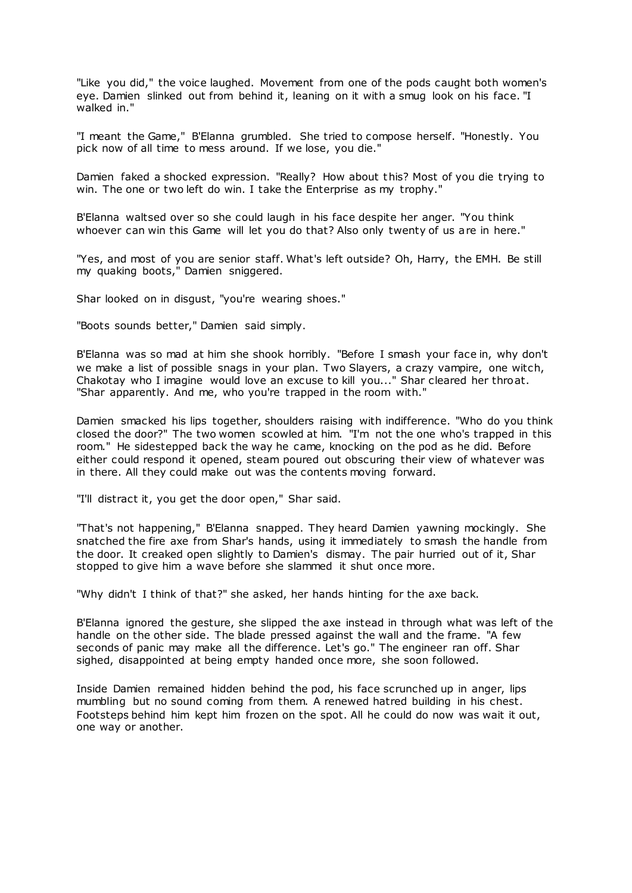"Like you did," the voice laughed. Movement from one of the pods caught both women's eye. Damien slinked out from behind it, leaning on it with a smug look on his face. "I walked in."

"I meant the Game," B'Elanna grumbled. She tried to compose herself. "Honestly. You pick now of all time to mess around. If we lose, you die."

Damien faked a shocked expression. "Really? How about this? Most of you die trying to win. The one or two left do win. I take the Enterprise as my trophy."

B'Elanna waltsed over so she could laugh in his face despite her anger. "You think whoever can win this Game will let you do that? Also only twenty of us are in here."

"Yes, and most of you are senior staff. What's left outside? Oh, Harry, the EMH. Be still my quaking boots," Damien sniggered.

Shar looked on in disgust, "you're wearing shoes."

"Boots sounds better," Damien said simply.

B'Elanna was so mad at him she shook horribly. "Before I smash your face in, why don't we make a list of possible snags in your plan. Two Slayers, a crazy vampire, one witch, Chakotay who I imagine would love an excuse to kill you..." Shar cleared her throat. "Shar apparently. And me, who you're trapped in the room with."

Damien smacked his lips together, shoulders raising with indifference. "Who do you think closed the door?" The two women scowled at him. "I'm not the one who's trapped in this room." He sidestepped back the way he came, knocking on the pod as he did. Before either could respond it opened, steam poured out obscuring their view of whatever was in there. All they could make out was the contents moving forward.

"I'll distract it, you get the door open," Shar said.

"That's not happening," B'Elanna snapped. They heard Damien yawning mockingly. She snatched the fire axe from Shar's hands, using it immediately to smash the handle from the door. It creaked open slightly to Damien's dismay. The pair hurried out of it, Shar stopped to give him a wave before she slammed it shut once more.

"Why didn't I think of that?" she asked, her hands hinting for the axe back.

B'Elanna ignored the gesture, she slipped the axe instead in through what was left of the handle on the other side. The blade pressed against the wall and the frame. "A few seconds of panic may make all the difference. Let's go." The engineer ran off. Shar sighed, disappointed at being empty handed once more, she soon followed.

Inside Damien remained hidden behind the pod, his face scrunched up in anger, lips mumbling but no sound coming from them. A renewed hatred building in his chest. Footsteps behind him kept him frozen on the spot. All he could do now was wait it out, one way or another.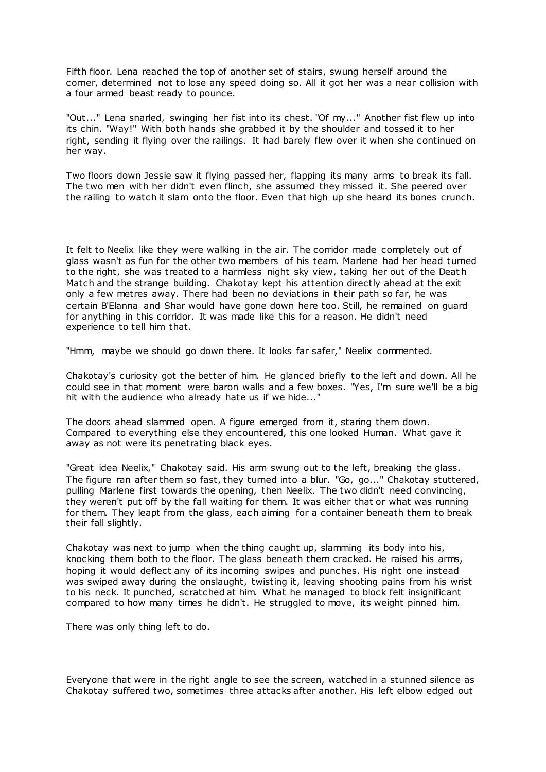Fifth floor. Lena reached the top of another set of stairs, swung herself around the corner, determined not to lose any speed doing so. All it got her was a near collision with a four armed beast ready to pounce.

"Out..." Lena snarled, swinging her fist into its chest. "Of my..." Another fist flew up into its chin. "Way!" With both hands she grabbed it by the shoulder and tossed it to her right, sending it flying over the railings. It had barely flew over it when she continued on her way.

Two floors down Jessie saw it flying passed her, flapping its many arms to break its fall. The two men with her didn't even flinch, she assumed they missed it. She peered over the railing to watch it slam onto the floor. Even that high up she heard its bones crunch.

It felt to Neelix like they were walking in the air. The corridor made completely out of glass wasn't as fun for the other two members of his team. Marlene had her head turned to the right, she was treated to a harmless night sky view, taking her out of the Death Match and the strange building. Chakotay kept his attention directly ahead at the exit only a few metres away. There had been no deviations in their path so far, he was certain B'Elanna and Shar would have gone down here too. Still, he remained on guard for anything in this corridor. It was made like this for a reason. He didn't need experience to tell him that.

"Hmm, maybe we should go down there. It looks far safer," Neelix commented.

Chakotay's curiosity got the better of him. He glanced briefly to the left and down. All he could see in that moment were baron walls and a few boxes. "Yes, I'm sure we'll be a big hit with the audience who already hate us if we hide..."

The doors ahead slammed open. A figure emerged from it, staring them down. Compared to everything else they encountered, this one looked Human. What gave it away as not were its penetrating black eyes.

"Great idea Neelix," Chakotay said. His arm swung out to the left, breaking the glass. The figure ran after them so fast, they turned into a blur. "Go, go..." Chakotay stuttered, pulling Marlene first towards the opening, then Neelix. The two didn't need convincing, they weren't put off by the fall waiting for them. It was either that or what was running for them. They leapt from the glass, each aiming for a container beneath them to break their fall slightly.

Chakotay was next to jump when the thing caught up, slamming its body into his, knocking them both to the floor. The glass beneath them cracked. He raised his arms, hoping it would deflect any of its incoming swipes and punches. His right one instead was swiped away during the onslaught, twisting it, leaving shooting pains from his wrist to his neck. It punched, scratched at him. What he managed to block felt insignificant compared to how many times he didn't. He struggled to move, its weight pinned him.

There was only thing left to do.

Everyone that were in the right angle to see the screen, watched in a stunned silence as Chakotay suffered two, sometimes three attacks after another. His left elbow edged out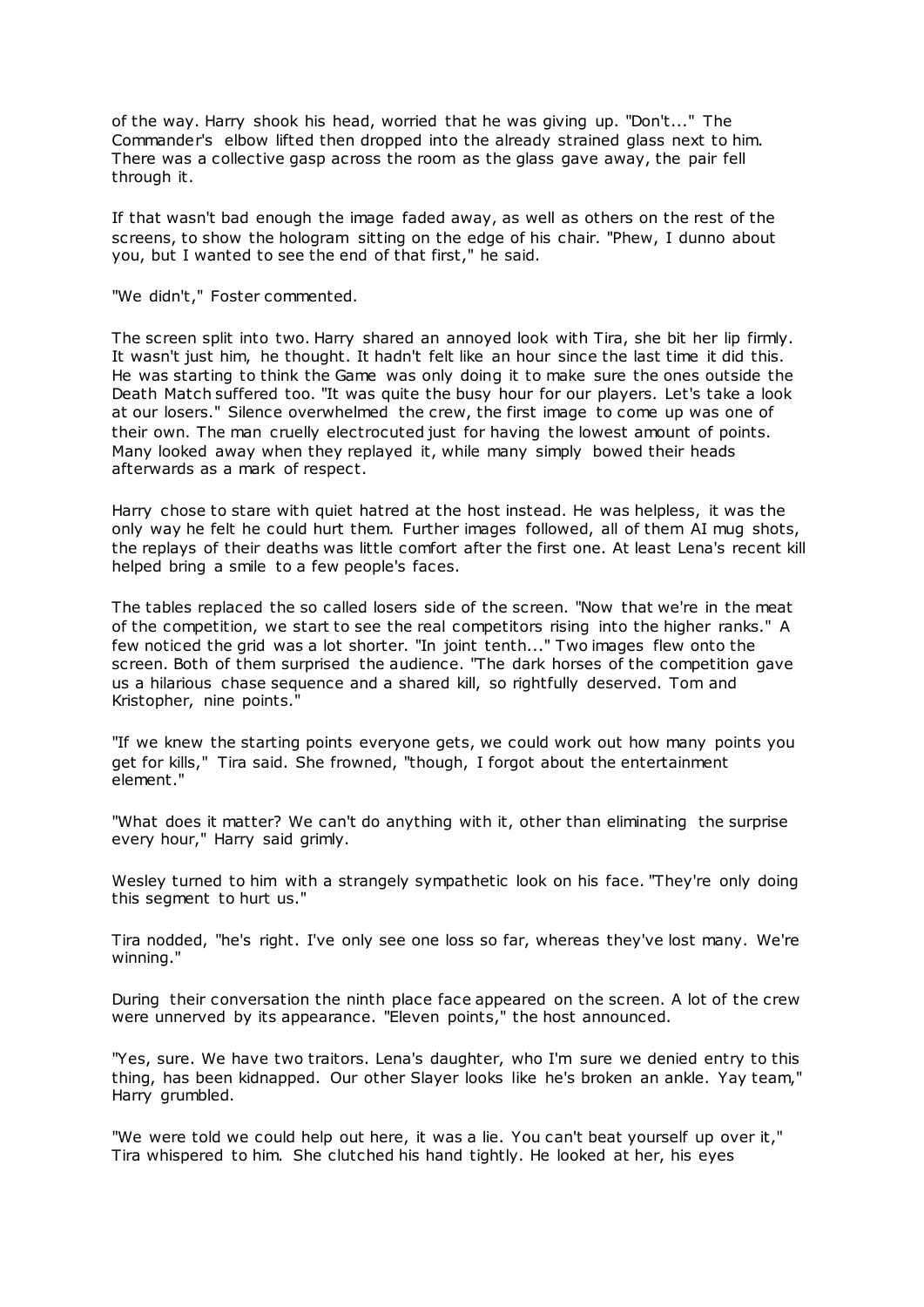of the way. Harry shook his head, worried that he was giving up. "Don't..." The Commander's elbow lifted then dropped into the already strained glass next to him. There was a collective gasp across the room as the glass gave away, the pair fell through it.

If that wasn't bad enough the image faded away, as well as others on the rest of the screens, to show the hologram sitting on the edge of his chair. "Phew, I dunno about you, but I wanted to see the end of that first," he said.

"We didn't," Foster commented.

The screen split into two. Harry shared an annoyed look with Tira, she bit her lip firmly. It wasn't just him, he thought. It hadn't felt like an hour since the last time it did this. He was starting to think the Game was only doing it to make sure the ones outside the Death Match suffered too. "It was quite the busy hour for our players. Let's take a look at our losers." Silence overwhelmed the crew, the first image to come up was one of their own. The man cruelly electrocuted just for having the lowest amount of points. Many looked away when they replayed it, while many simply bowed their heads afterwards as a mark of respect.

Harry chose to stare with quiet hatred at the host instead. He was helpless, it was the only way he felt he could hurt them. Further images followed, all of them AI mug shots, the replays of their deaths was little comfort after the first one. At least Lena's recent kill helped bring a smile to a few people's faces.

The tables replaced the so called losers side of the screen. "Now that we're in the meat of the competition, we start to see the real competitors rising into the higher ranks." A few noticed the grid was a lot shorter. "In joint tenth..." Two images flew onto the screen. Both of them surprised the audience. "The dark horses of the competition gave us a hilarious chase sequence and a shared kill, so rightfully deserved. Tom and Kristopher, nine points."

"If we knew the starting points everyone gets, we could work out how many points you get for kills," Tira said. She frowned, "though, I forgot about the entertainment element."

"What does it matter? We can't do anything with it, other than eliminating the surprise every hour," Harry said grimly.

Wesley turned to him with a strangely sympathetic look on his face. "They're only doing this segment to hurt us."

Tira nodded, "he's right. I've only see one loss so far, whereas they've lost many. We're winning."

During their conversation the ninth place face appeared on the screen. A lot of the crew were unnerved by its appearance. "Eleven points," the host announced.

"Yes, sure. We have two traitors. Lena's daughter, who I'm sure we denied entry to this thing, has been kidnapped. Our other Slayer looks like he's broken an ankle. Yay team," Harry grumbled.

"We were told we could help out here, it was a lie. You can't beat yourself up over it," Tira whispered to him. She clutched his hand tightly. He looked at her, his eyes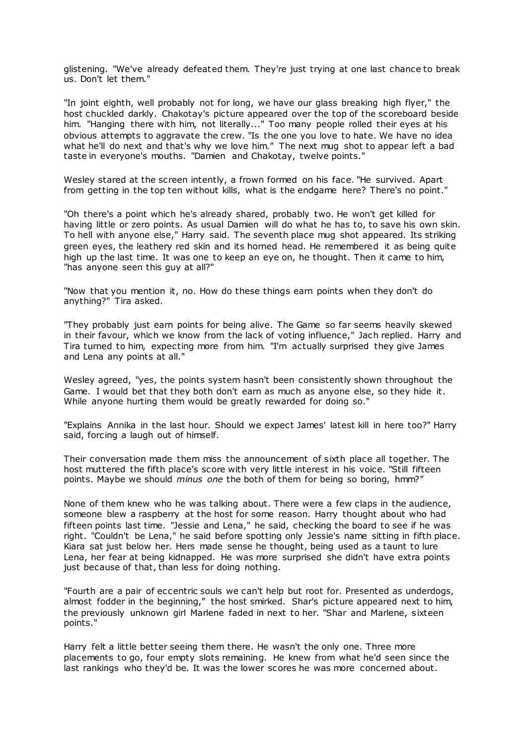glistening. "We've already defeated them. They're just trying at one last chance to break us. Don't let them."

"In joint eighth, well probably not for long, we have our glass breaking high flyer," the host chuckled darkly. Chakotay's picture appeared over the top of the scoreboard beside him. "Hanging there with him, not literally..." Too many people rolled their eyes at his obvious attempts to aggravate the crew. "Is the one you love to hate. We have no idea what he'll do next and that's why we love him." The next mug shot to appear left a bad taste in everyone's mouths. "Damien and Chakotay, twelve points."

Wesley stared at the screen intently, a frown formed on his face. "He survived. Apart from getting in the top ten without kills, what is the endgame here? There's no point."

"Oh there's a point which he's already shared, probably two. He won't get killed for having little or zero points. As usual Damien will do what he has to, to save his own skin. To hell with anyone else," Harry said. The seventh place mug shot appeared. Its striking green eyes, the leathery red skin and its horned head. He remembered it as being quite high up the last time. It was one to keep an eye on, he thought. Then it came to him, "has anyone seen this guy at all?"

"Now that you mention it, no. How do these things earn points when they don't do anything?" Tira asked.

"They probably just earn points for being alive. The Game so far seems heavily skewed in their favour, which we know from the lack of voting influence," Jach replied. Harry and Tira turned to him, expecting more from him. "I'm actually surprised they give James and Lena any points at all."

Wesley agreed, "yes, the points system hasn't been consistently shown throughout the Game. I would bet that they both don't earn as much as anyone else, so they hide it. While anyone hurting them would be greatly rewarded for doing so."

"Explains Annika in the last hour. Should we expect James' latest kill in here too?" Harry said, forcing a laugh out of himself.

Their conversation made them miss the announcement of sixth place all together. The host muttered the fifth place's score with very little interest in his voice. "Still fifteen points. Maybe we should *minus one* the both of them for being so boring, hmm?"

None of them knew who he was talking about. There were a few claps in the audience, someone blew a raspberry at the host for some reason. Harry thought about who had fifteen points last time. "Jessie and Lena," he said, checking the board to see if he was right. "Couldn't be Lena," he said before spotting only Jessie's name sitting in fifth place. Kiara sat just below her. Hers made sense he thought, being used as a taunt to lure Lena, her fear at being kidnapped. He was more surprised she didn't have extra points just because of that, than less for doing nothing.

"Fourth are a pair of eccentric souls we can't help but root for. Presented as underdogs, almost fodder in the beginning," the host smirked. Shar's picture appeared next to him, the previously unknown girl Marlene faded in next to her. "Shar and Marlene, sixteen points."

Harry felt a little better seeing them there. He wasn't the only one. Three more placements to go, four empty slots remaining. He knew from what he'd seen since the last rankings who they'd be. It was the lower scores he was more concerned about.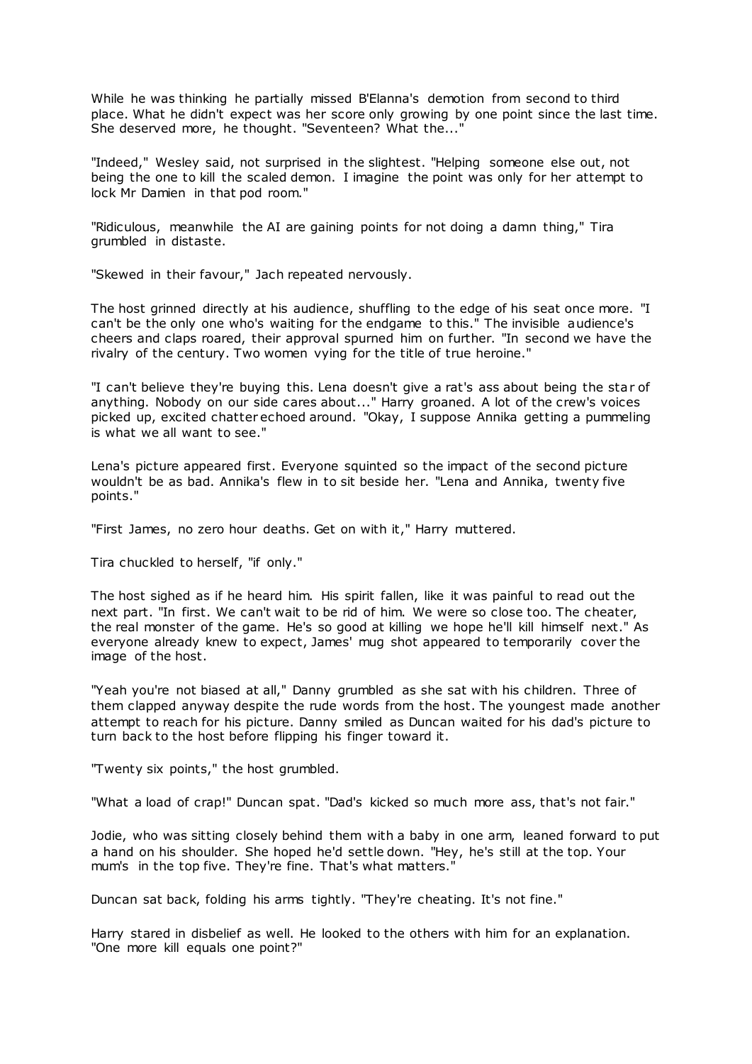While he was thinking he partially missed B'Elanna's demotion from second to third place. What he didn't expect was her score only growing by one point since the last time. She deserved more, he thought. "Seventeen? What the..."

"Indeed," Wesley said, not surprised in the slightest. "Helping someone else out, not being the one to kill the scaled demon. I imagine the point was only for her attempt to lock Mr Damien in that pod room."

"Ridiculous, meanwhile the AI are gaining points for not doing a damn thing," Tira grumbled in distaste.

"Skewed in their favour," Jach repeated nervously.

The host grinned directly at his audience, shuffling to the edge of his seat once more. "I can't be the only one who's waiting for the endgame to this." The invisible audience's cheers and claps roared, their approval spurned him on further. "In second we have the rivalry of the century. Two women vying for the title of true heroine."

"I can't believe they're buying this. Lena doesn't give a rat's ass about being the star of anything. Nobody on our side cares about..." Harry groaned. A lot of the crew's voices picked up, excited chatter echoed around. "Okay, I suppose Annika getting a pummeling is what we all want to see."

Lena's picture appeared first. Everyone squinted so the impact of the second picture wouldn't be as bad. Annika's flew in to sit beside her. "Lena and Annika, twenty five points."

"First James, no zero hour deaths. Get on with it," Harry muttered.

Tira chuckled to herself, "if only."

The host sighed as if he heard him. His spirit fallen, like it was painful to read out the next part. "In first. We can't wait to be rid of him. We were so close too. The cheater, the real monster of the game. He's so good at killing we hope he'll kill himself next." As everyone already knew to expect, James' mug shot appeared to temporarily cover the image of the host.

"Yeah you're not biased at all," Danny grumbled as she sat with his children. Three of them clapped anyway despite the rude words from the host. The youngest made another attempt to reach for his picture. Danny smiled as Duncan waited for his dad's picture to turn back to the host before flipping his finger toward it.

"Twenty six points," the host grumbled.

"What a load of crap!" Duncan spat. "Dad's kicked so much more ass, that's not fair."

Jodie, who was sitting closely behind them with a baby in one arm, leaned forward to put a hand on his shoulder. She hoped he'd settle down. "Hey, he's still at the top. Your mum's in the top five. They're fine. That's what matters."

Duncan sat back, folding his arms tightly. "They're cheating. It's not fine."

Harry stared in disbelief as well. He looked to the others with him for an explanation. "One more kill equals one point?"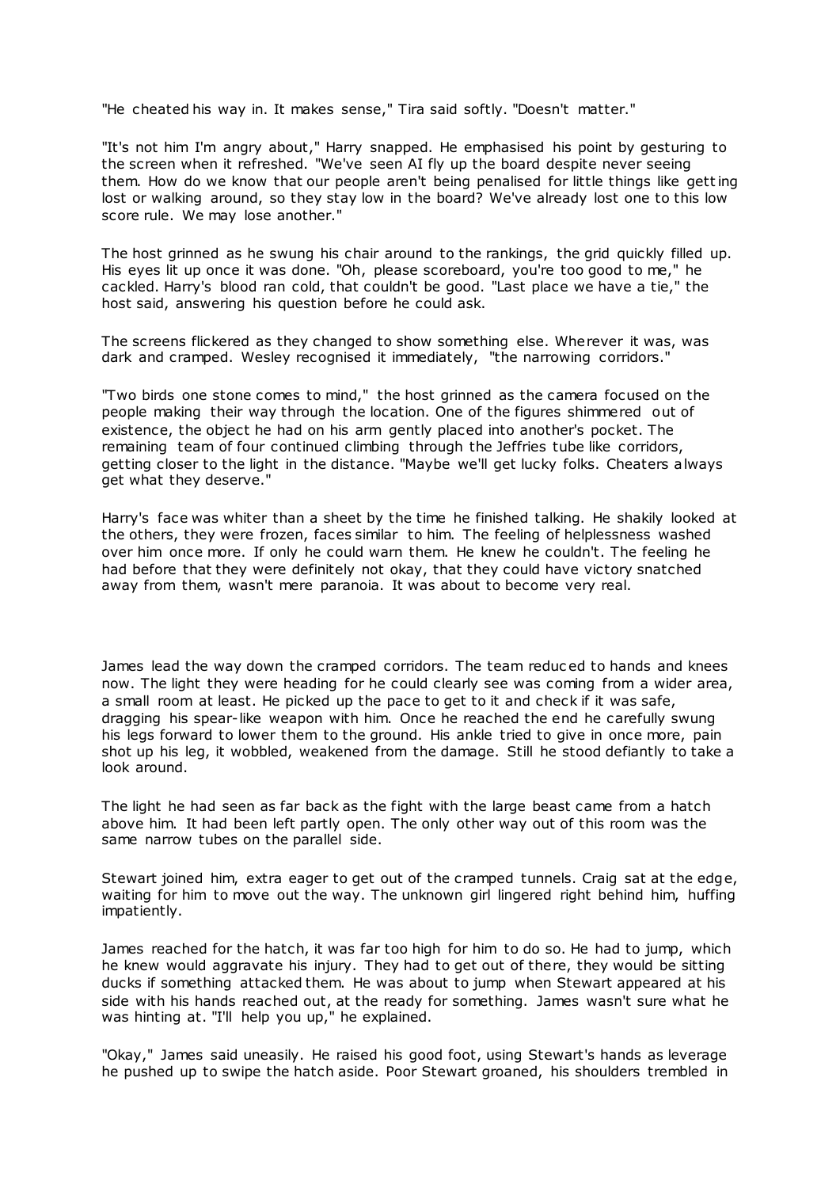"He cheated his way in. It makes sense," Tira said softly. "Doesn't matter."

"It's not him I'm angry about," Harry snapped. He emphasised his point by gesturing to the screen when it refreshed. "We've seen AI fly up the board despite never seeing them. How do we know that our people aren't being penalised for little things like getting lost or walking around, so they stay low in the board? We've already lost one to this low score rule. We may lose another."

The host grinned as he swung his chair around to the rankings, the grid quickly filled up. His eyes lit up once it was done. "Oh, please scoreboard, you're too good to me," he cackled. Harry's blood ran cold, that couldn't be good. "Last place we have a tie," the host said, answering his question before he could ask.

The screens flickered as they changed to show something else. Wherever it was, was dark and cramped. Wesley recognised it immediately, "the narrowing corridors."

"Two birds one stone comes to mind," the host grinned as the camera focused on the people making their way through the location. One of the figures shimmered out of existence, the object he had on his arm gently placed into another's pocket. The remaining team of four continued climbing through the Jeffries tube like corridors, getting closer to the light in the distance. "Maybe we'll get lucky folks. Cheaters always get what they deserve."

Harry's face was whiter than a sheet by the time he finished talking. He shakily looked at the others, they were frozen, faces similar to him. The feeling of helplessness washed over him once more. If only he could warn them. He knew he couldn't. The feeling he had before that they were definitely not okay, that they could have victory snatched away from them, wasn't mere paranoia. It was about to become very real.

James lead the way down the cramped corridors. The team reduced to hands and knees now. The light they were heading for he could clearly see was coming from a wider area, a small room at least. He picked up the pace to get to it and check if it was safe, dragging his spear-like weapon with him. Once he reached the end he carefully swung his legs forward to lower them to the ground. His ankle tried to give in once more, pain shot up his leg, it wobbled, weakened from the damage. Still he stood defiantly to take a look around.

The light he had seen as far back as the fight with the large beast came from a hatch above him. It had been left partly open. The only other way out of this room was the same narrow tubes on the parallel side.

Stewart joined him, extra eager to get out of the cramped tunnels. Craig sat at the edge, waiting for him to move out the way. The unknown girl lingered right behind him, huffing impatiently.

James reached for the hatch, it was far too high for him to do so. He had to jump, which he knew would aggravate his injury. They had to get out of there, they would be sitting ducks if something attacked them. He was about to jump when Stewart appeared at his side with his hands reached out, at the ready for something. James wasn't sure what he was hinting at. "I'll help you up," he explained.

"Okay," James said uneasily. He raised his good foot, using Stewart's hands as leverage he pushed up to swipe the hatch aside. Poor Stewart groaned, his shoulders trembled in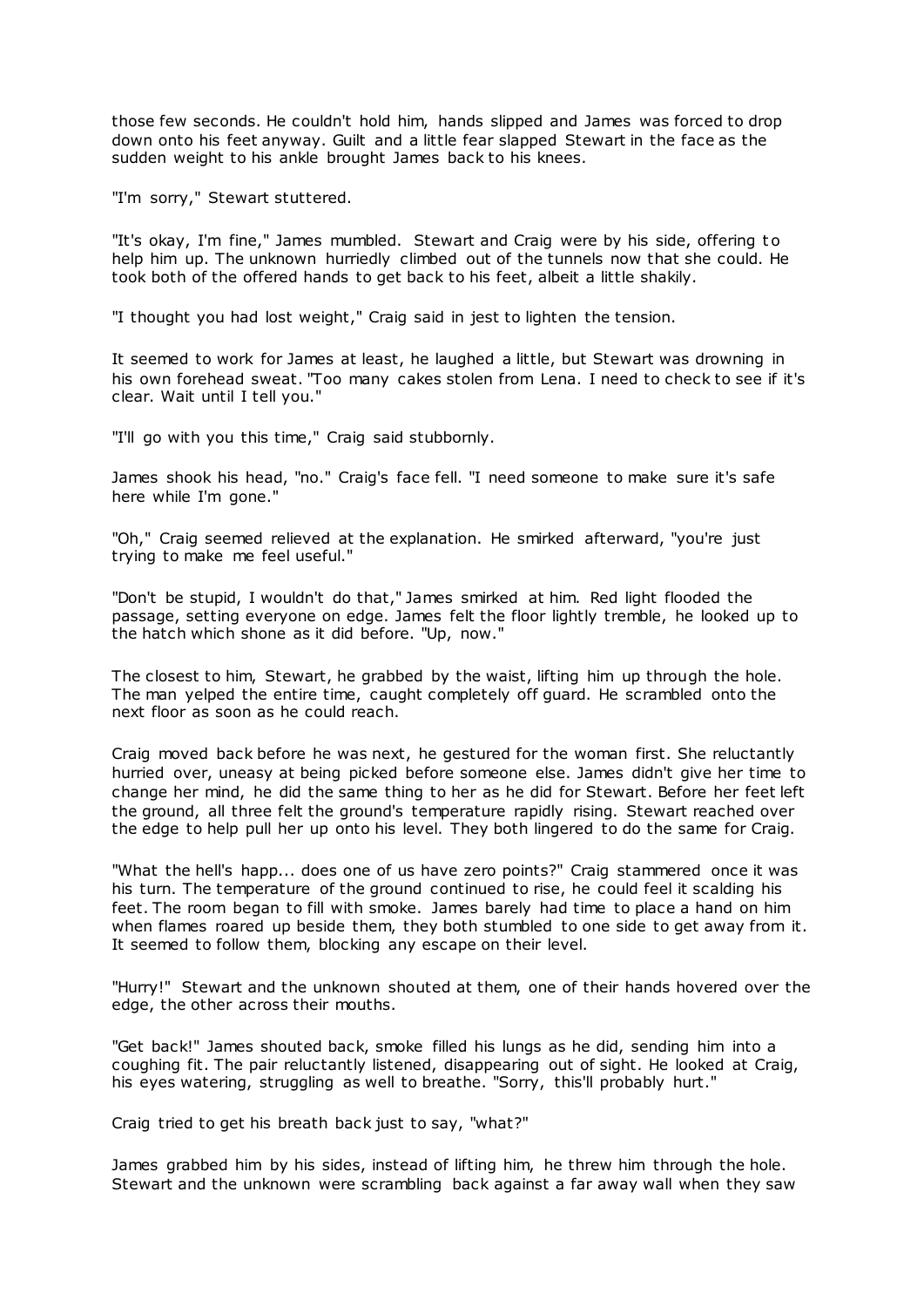those few seconds. He couldn't hold him, hands slipped and James was forced to drop down onto his feet anyway. Guilt and a little fear slapped Stewart in the face as the sudden weight to his ankle brought James back to his knees.

"I'm sorry," Stewart stuttered.

"It's okay, I'm fine," James mumbled. Stewart and Craig were by his side, offering to help him up. The unknown hurriedly climbed out of the tunnels now that she could. He took both of the offered hands to get back to his feet, albeit a little shakily.

"I thought you had lost weight," Craig said in jest to lighten the tension.

It seemed to work for James at least, he laughed a little, but Stewart was drowning in his own forehead sweat. "Too many cakes stolen from Lena. I need to check to see if it's clear. Wait until I tell you."

"I'll go with you this time," Craig said stubbornly.

James shook his head, "no." Craig's face fell. "I need someone to make sure it's safe here while I'm gone."

"Oh," Craig seemed relieved at the explanation. He smirked afterward, "you're just trying to make me feel useful."

"Don't be stupid, I wouldn't do that," James smirked at him. Red light flooded the passage, setting everyone on edge. James felt the floor lightly tremble, he looked up to the hatch which shone as it did before. "Up, now."

The closest to him, Stewart, he grabbed by the waist, lifting him up through the hole. The man yelped the entire time, caught completely off guard. He scrambled onto the next floor as soon as he could reach.

Craig moved back before he was next, he gestured for the woman first. She reluctantly hurried over, uneasy at being picked before someone else. James didn't give her time to change her mind, he did the same thing to her as he did for Stewart. Before her feet left the ground, all three felt the ground's temperature rapidly rising. Stewart reached over the edge to help pull her up onto his level. They both lingered to do the same for Craig.

"What the hell's happ... does one of us have zero points?" Craig stammered once it was his turn. The temperature of the ground continued to rise, he could feel it scalding his feet. The room began to fill with smoke. James barely had time to place a hand on him when flames roared up beside them, they both stumbled to one side to get away from it. It seemed to follow them, blocking any escape on their level.

"Hurry!" Stewart and the unknown shouted at them, one of their hands hovered over the edge, the other across their mouths.

"Get back!" James shouted back, smoke filled his lungs as he did, sending him into a coughing fit. The pair reluctantly listened, disappearing out of sight. He looked at Craig, his eyes watering, struggling as well to breathe. "Sorry, this'll probably hurt."

Craig tried to get his breath back just to say, "what?"

James grabbed him by his sides, instead of lifting him, he threw him through the hole. Stewart and the unknown were scrambling back against a far away wall when they saw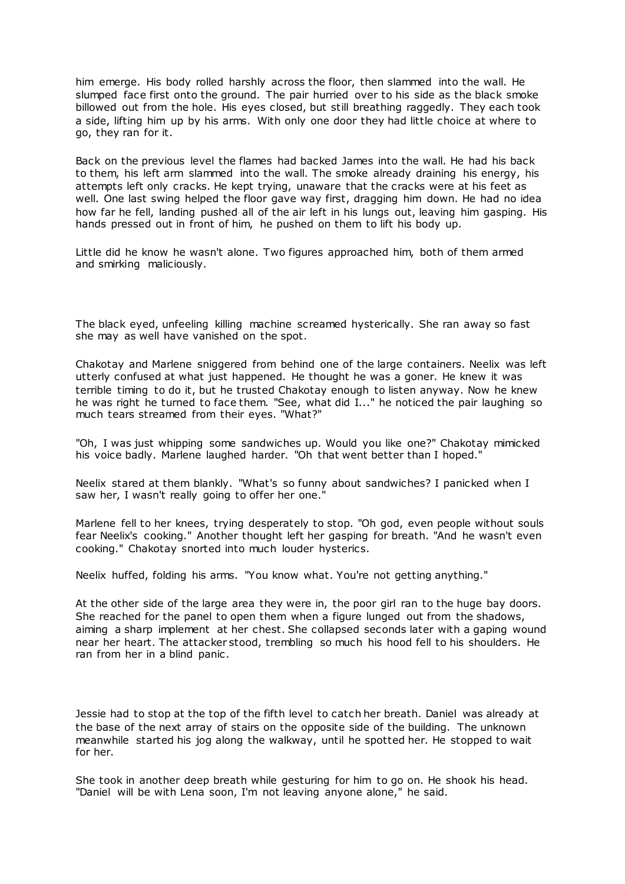him emerge. His body rolled harshly across the floor, then slammed into the wall. He slumped face first onto the ground. The pair hurried over to his side as the black smoke billowed out from the hole. His eyes closed, but still breathing raggedly. They each took a side, lifting him up by his arms. With only one door they had little choice at where to go, they ran for it.

Back on the previous level the flames had backed James into the wall. He had his back to them, his left arm slammed into the wall. The smoke already draining his energy, his attempts left only cracks. He kept trying, unaware that the cracks were at his feet as well. One last swing helped the floor gave way first, dragging him down. He had no idea how far he fell, landing pushed all of the air left in his lungs out, leaving him gasping. His hands pressed out in front of him, he pushed on them to lift his body up.

Little did he know he wasn't alone. Two figures approached him, both of them armed and smirking maliciously.

The black eyed, unfeeling killing machine screamed hysterically. She ran away so fast she may as well have vanished on the spot.

Chakotay and Marlene sniggered from behind one of the large containers. Neelix was left utterly confused at what just happened. He thought he was a goner. He knew it was terrible timing to do it, but he trusted Chakotay enough to listen anyway. Now he knew he was right he turned to face them. "See, what did I..." he noticed the pair laughing so much tears streamed from their eyes. "What?"

"Oh, I was just whipping some sandwiches up. Would you like one?" Chakotay mimicked his voice badly. Marlene laughed harder. "Oh that went better than I hoped."

Neelix stared at them blankly. "What's so funny about sandwiches? I panicked when I saw her, I wasn't really going to offer her one."

Marlene fell to her knees, trying desperately to stop. "Oh god, even people without souls fear Neelix's cooking." Another thought left her gasping for breath. "And he wasn't even cooking." Chakotay snorted into much louder hysterics.

Neelix huffed, folding his arms. "You know what. You're not getting anything."

At the other side of the large area they were in, the poor girl ran to the huge bay doors. She reached for the panel to open them when a figure lunged out from the shadows, aiming a sharp implement at her chest. She collapsed seconds later with a gaping wound near her heart. The attacker stood, trembling so much his hood fell to his shoulders. He ran from her in a blind panic.

Jessie had to stop at the top of the fifth level to catch her breath. Daniel was already at the base of the next array of stairs on the opposite side of the building. The unknown meanwhile started his jog along the walkway, until he spotted her. He stopped to wait for her.

She took in another deep breath while gesturing for him to go on. He shook his head. "Daniel will be with Lena soon, I'm not leaving anyone alone," he said.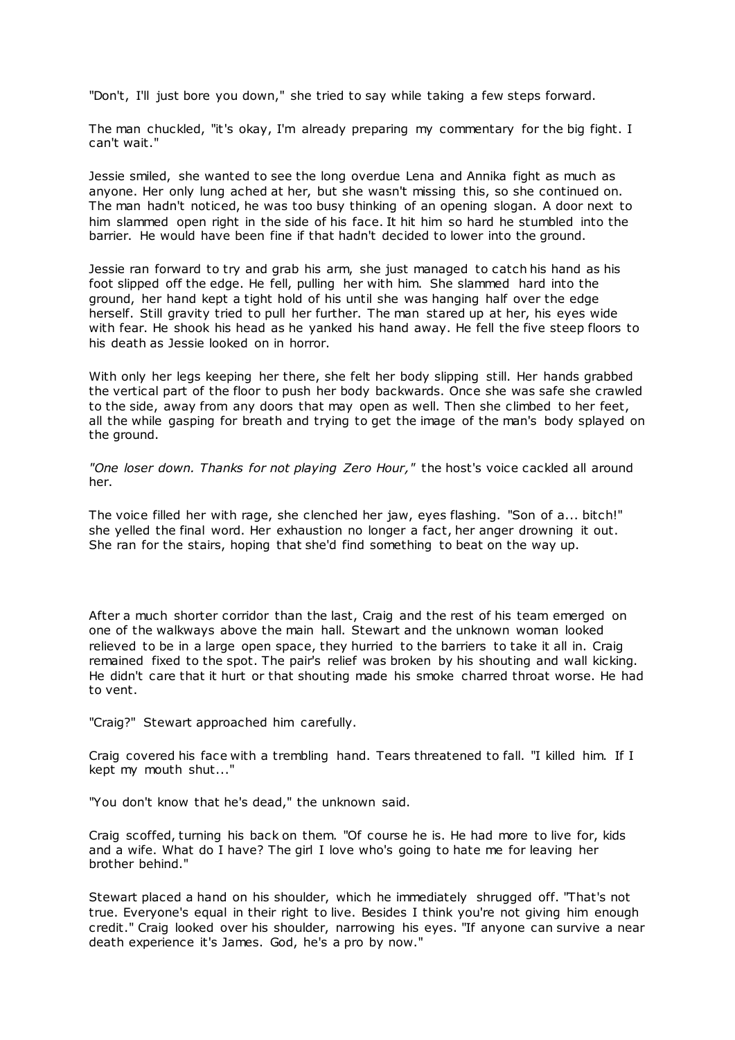"Don't, I'll just bore you down," she tried to say while taking a few steps forward.

The man chuckled, "it's okay, I'm already preparing my commentary for the big fight. I can't wait."

Jessie smiled, she wanted to see the long overdue Lena and Annika fight as much as anyone. Her only lung ached at her, but she wasn't missing this, so she continued on. The man hadn't noticed, he was too busy thinking of an opening slogan. A door next to him slammed open right in the side of his face. It hit him so hard he stumbled into the barrier. He would have been fine if that hadn't decided to lower into the ground.

Jessie ran forward to try and grab his arm, she just managed to catch his hand as his foot slipped off the edge. He fell, pulling her with him. She slammed hard into the ground, her hand kept a tight hold of his until she was hanging half over the edge herself. Still gravity tried to pull her further. The man stared up at her, his eyes wide with fear. He shook his head as he yanked his hand away. He fell the five steep floors to his death as Jessie looked on in horror.

With only her legs keeping her there, she felt her body slipping still. Her hands grabbed the vertical part of the floor to push her body backwards. Once she was safe she crawled to the side, away from any doors that may open as well. Then she climbed to her feet, all the while gasping for breath and trying to get the image of the man's body splayed on the ground.

*"One loser down. Thanks for not playing Zero Hour,"* the host's voice cackled all around her.

The voice filled her with rage, she clenched her jaw, eyes flashing. "Son of a... bitch!" she yelled the final word. Her exhaustion no longer a fact, her anger drowning it out. She ran for the stairs, hoping that she'd find something to beat on the way up.

After a much shorter corridor than the last, Craig and the rest of his team emerged on one of the walkways above the main hall. Stewart and the unknown woman looked relieved to be in a large open space, they hurried to the barriers to take it all in. Craig remained fixed to the spot. The pair's relief was broken by his shouting and wall kicking. He didn't care that it hurt or that shouting made his smoke charred throat worse. He had to vent.

"Craig?" Stewart approached him carefully.

Craig covered his face with a trembling hand. Tears threatened to fall. "I killed him. If I kept my mouth shut..."

"You don't know that he's dead," the unknown said.

Craig scoffed, turning his back on them. "Of course he is. He had more to live for, kids and a wife. What do I have? The girl I love who's going to hate me for leaving her brother behind."

Stewart placed a hand on his shoulder, which he immediately shrugged off. "That's not true. Everyone's equal in their right to live. Besides I think you're not giving him enough credit." Craig looked over his shoulder, narrowing his eyes. "If anyone can survive a near death experience it's James. God, he's a pro by now."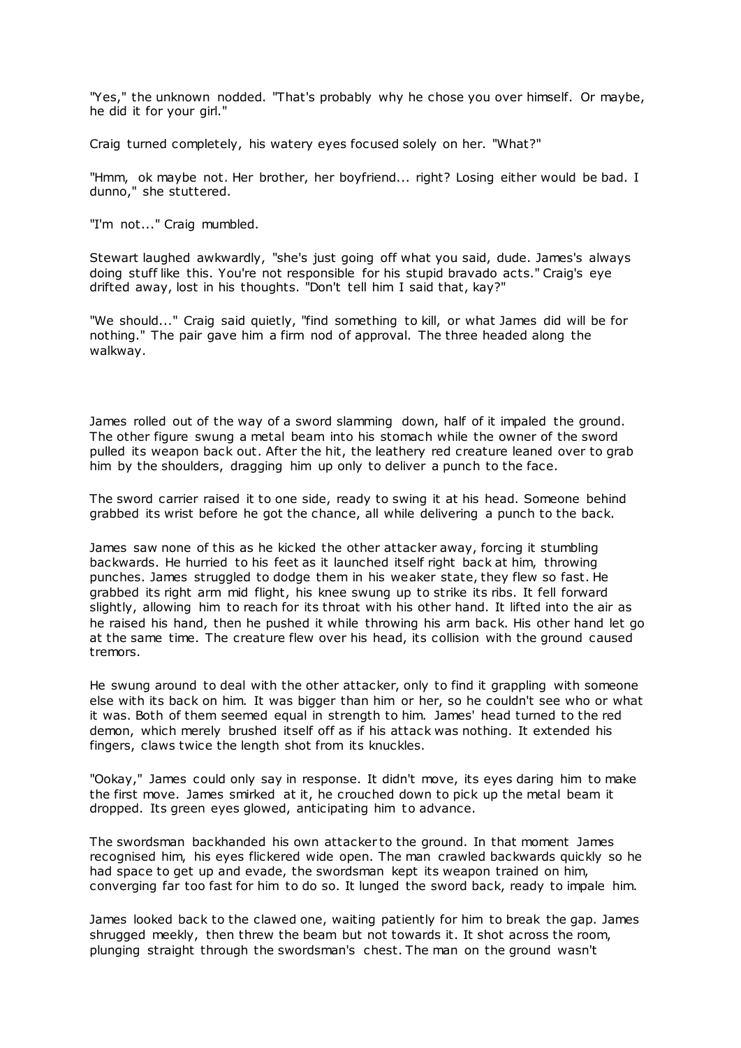"Yes," the unknown nodded. "That's probably why he chose you over himself. Or maybe, he did it for your girl."

Craig turned completely, his watery eyes focused solely on her. "What?"

"Hmm, ok maybe not. Her brother, her boyfriend... right? Losing either would be bad. I dunno," she stuttered.

"I'm not..." Craig mumbled.

Stewart laughed awkwardly, "she's just going off what you said, dude. James's always doing stuff like this. You're not responsible for his stupid bravado acts." Craig's eye drifted away, lost in his thoughts. "Don't tell him I said that, kay?"

"We should..." Craig said quietly, "find something to kill, or what James did will be for nothing." The pair gave him a firm nod of approval. The three headed along the walkway.

James rolled out of the way of a sword slamming down, half of it impaled the ground. The other figure swung a metal beam into his stomach while the owner of the sword pulled its weapon back out. After the hit, the leathery red creature leaned over to grab him by the shoulders, dragging him up only to deliver a punch to the face.

The sword carrier raised it to one side, ready to swing it at his head. Someone behind grabbed its wrist before he got the chance, all while delivering a punch to the back.

James saw none of this as he kicked the other attacker away, forcing it stumbling backwards. He hurried to his feet as it launched itself right back at him, throwing punches. James struggled to dodge them in his weaker state, they flew so fast. He grabbed its right arm mid flight, his knee swung up to strike its ribs. It fell forward slightly, allowing him to reach for its throat with his other hand. It lifted into the air as he raised his hand, then he pushed it while throwing his arm back. His other hand let go at the same time. The creature flew over his head, its collision with the ground caused tremors.

He swung around to deal with the other attacker, only to find it grappling with someone else with its back on him. It was bigger than him or her, so he couldn't see who or what it was. Both of them seemed equal in strength to him. James' head turned to the red demon, which merely brushed itself off as if his attack was nothing. It extended his fingers, claws twice the length shot from its knuckles.

"Ookay," James could only say in response. It didn't move, its eyes daring him to make the first move. James smirked at it, he crouched down to pick up the metal beam it dropped. Its green eyes glowed, anticipating him to advance.

The swordsman backhanded his own attacker to the ground. In that moment James recognised him, his eyes flickered wide open. The man crawled backwards quickly so he had space to get up and evade, the swordsman kept its weapon trained on him, converging far too fast for him to do so. It lunged the sword back, ready to impale him.

James looked back to the clawed one, waiting patiently for him to break the gap. James shrugged meekly, then threw the beam but not towards it. It shot across the room, plunging straight through the swordsman's chest. The man on the ground wasn't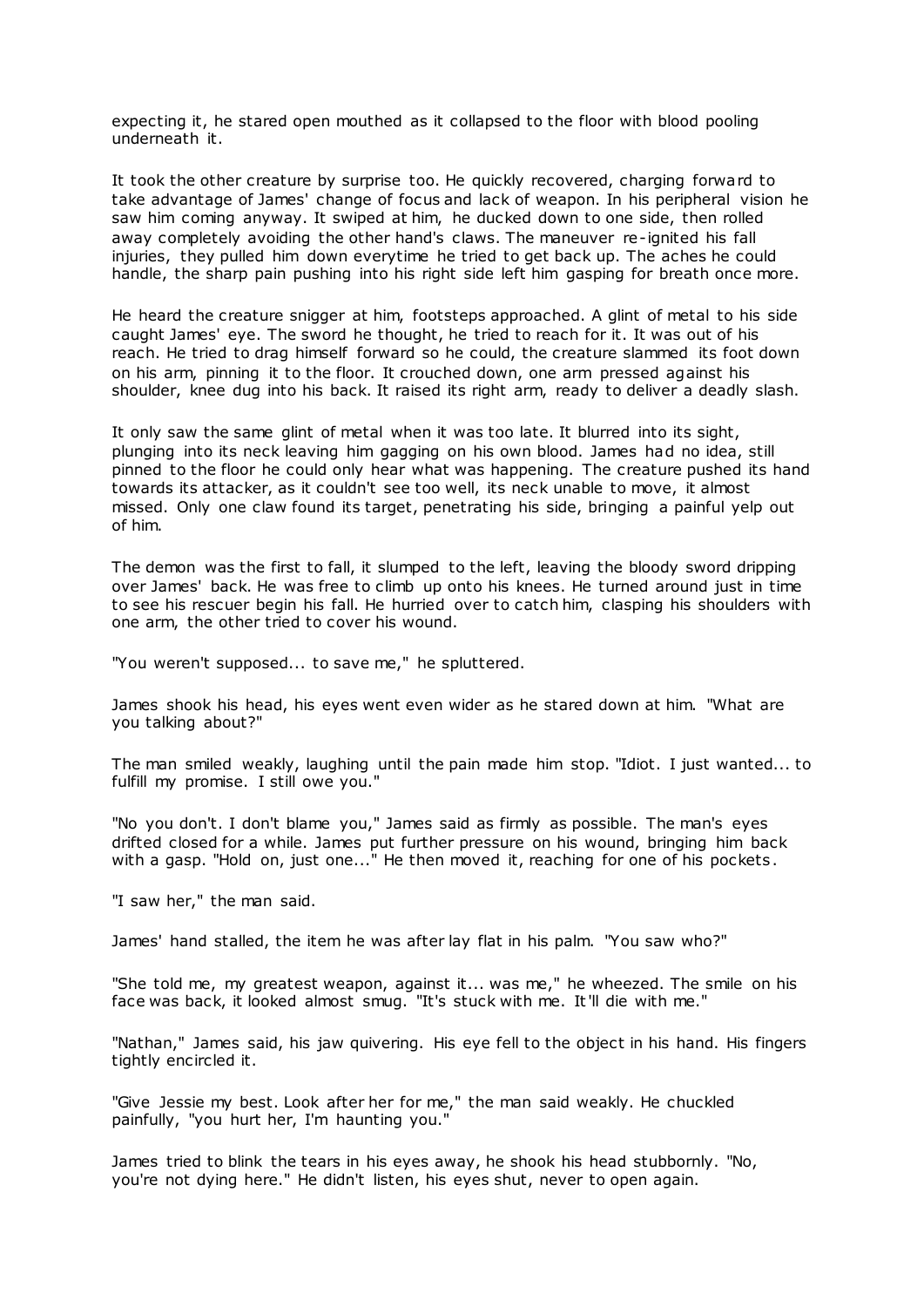expecting it, he stared open mouthed as it collapsed to the floor with blood pooling underneath it.

It took the other creature by surprise too. He quickly recovered, charging forward to take advantage of James' change of focus and lack of weapon. In his peripheral vision he saw him coming anyway. It swiped at him, he ducked down to one side, then rolled away completely avoiding the other hand's claws. The maneuver re-ignited his fall injuries, they pulled him down everytime he tried to get back up. The aches he could handle, the sharp pain pushing into his right side left him gasping for breath once more.

He heard the creature snigger at him, footsteps approached. A glint of metal to his side caught James' eye. The sword he thought, he tried to reach for it. It was out of his reach. He tried to drag himself forward so he could, the creature slammed its foot down on his arm, pinning it to the floor. It crouched down, one arm pressed against his shoulder, knee dug into his back. It raised its right arm, ready to deliver a deadly slash.

It only saw the same glint of metal when it was too late. It blurred into its sight, plunging into its neck leaving him gagging on his own blood. James had no idea, still pinned to the floor he could only hear what was happening. The creature pushed its hand towards its attacker, as it couldn't see too well, its neck unable to move, it almost missed. Only one claw found its target, penetrating his side, bringing a painful yelp out of him.

The demon was the first to fall, it slumped to the left, leaving the bloody sword dripping over James' back. He was free to climb up onto his knees. He turned around just in time to see his rescuer begin his fall. He hurried over to catch him, clasping his shoulders with one arm, the other tried to cover his wound.

"You weren't supposed... to save me," he spluttered.

James shook his head, his eyes went even wider as he stared down at him. "What are you talking about?"

The man smiled weakly, laughing until the pain made him stop. "Idiot. I just wanted... to fulfill my promise. I still owe you."

"No you don't. I don't blame you," James said as firmly as possible. The man's eyes drifted closed for a while. James put further pressure on his wound, bringing him back with a gasp. "Hold on, just one..." He then moved it, reaching for one of his pockets.

"I saw her," the man said.

James' hand stalled, the item he was after lay flat in his palm. "You saw who?"

"She told me, my greatest weapon, against it... was me," he wheezed. The smile on his face was back, it looked almost smug. "It's stuck with me. It'll die with me."

"Nathan," James said, his jaw quivering. His eye fell to the object in his hand. His fingers tightly encircled it.

"Give Jessie my best. Look after her for me," the man said weakly. He chuckled painfully, "you hurt her, I'm haunting you."

James tried to blink the tears in his eyes away, he shook his head stubbornly. "No, you're not dying here." He didn't listen, his eyes shut, never to open again.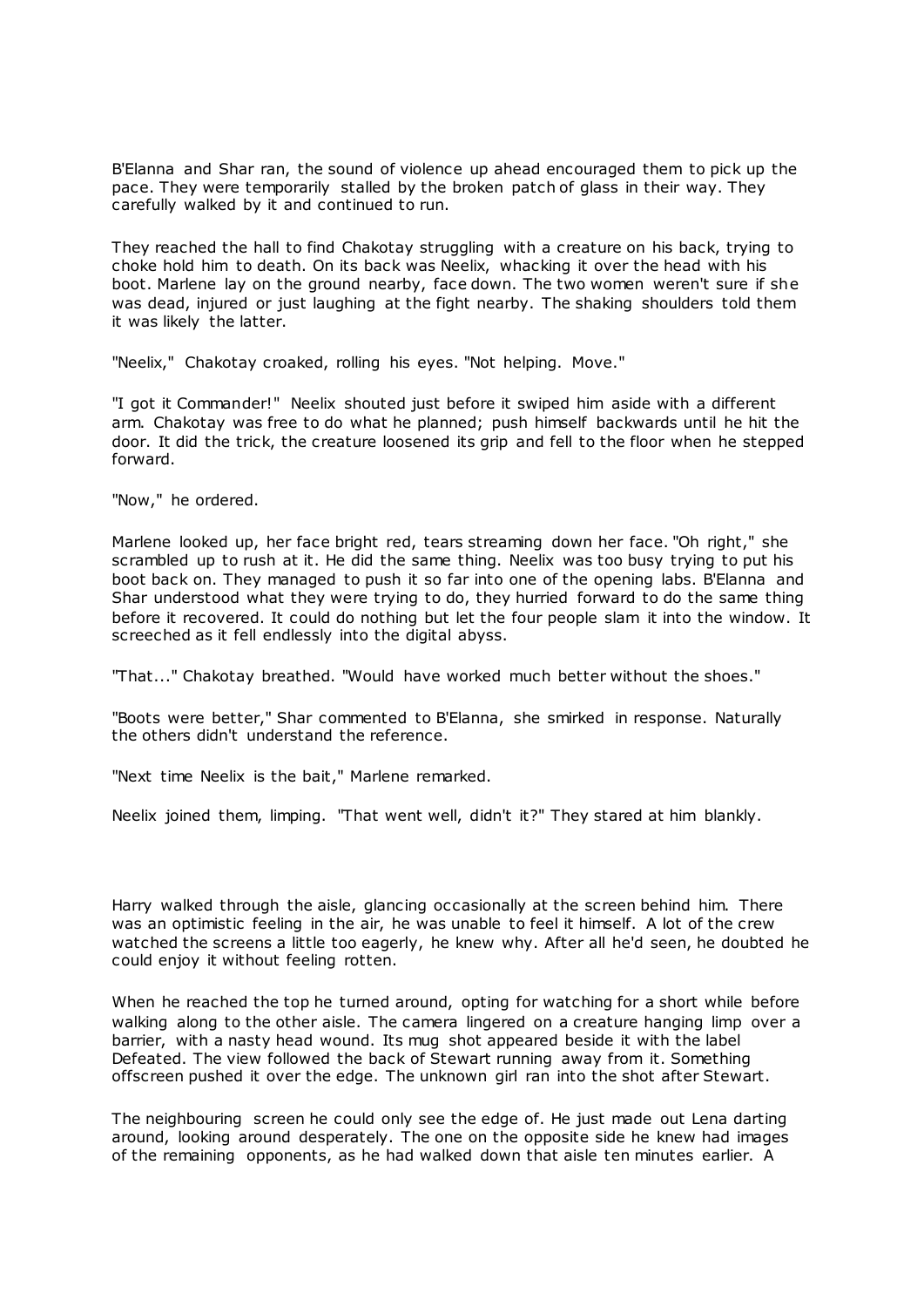B'Elanna and Shar ran, the sound of violence up ahead encouraged them to pick up the pace. They were temporarily stalled by the broken patch of glass in their way. They carefully walked by it and continued to run.

They reached the hall to find Chakotay struggling with a creature on his back, trying to choke hold him to death. On its back was Neelix, whacking it over the head with his boot. Marlene lay on the ground nearby, face down. The two women weren't sure if she was dead, injured or just laughing at the fight nearby. The shaking shoulders told them it was likely the latter.

"Neelix," Chakotay croaked, rolling his eyes. "Not helping. Move."

"I got it Commander!" Neelix shouted just before it swiped him aside with a different arm. Chakotay was free to do what he planned; push himself backwards until he hit the door. It did the trick, the creature loosened its grip and fell to the floor when he stepped forward.

"Now," he ordered.

Marlene looked up, her face bright red, tears streaming down her face. "Oh right," she scrambled up to rush at it. He did the same thing. Neelix was too busy trying to put his boot back on. They managed to push it so far into one of the opening labs. B'Elanna and Shar understood what they were trying to do, they hurried forward to do the same thing before it recovered. It could do nothing but let the four people slam it into the window. It screeched as it fell endlessly into the digital abyss.

"That..." Chakotay breathed. "Would have worked much better without the shoes."

"Boots were better," Shar commented to B'Elanna, she smirked in response. Naturally the others didn't understand the reference.

"Next time Neelix is the bait," Marlene remarked.

Neelix joined them, limping. "That went well, didn't it?" They stared at him blankly.

Harry walked through the aisle, glancing occasionally at the screen behind him. There was an optimistic feeling in the air, he was unable to feel it himself. A lot of the crew watched the screens a little too eagerly, he knew why. After all he'd seen, he doubted he could enjoy it without feeling rotten.

When he reached the top he turned around, opting for watching for a short while before walking along to the other aisle. The camera lingered on a creature hanging limp over a barrier, with a nasty head wound. Its mug shot appeared beside it with the label Defeated. The view followed the back of Stewart running away from it. Something offscreen pushed it over the edge. The unknown girl ran into the shot after Stewart.

The neighbouring screen he could only see the edge of. He just made out Lena darting around, looking around desperately. The one on the opposite side he knew had images of the remaining opponents, as he had walked down that aisle ten minutes earlier. A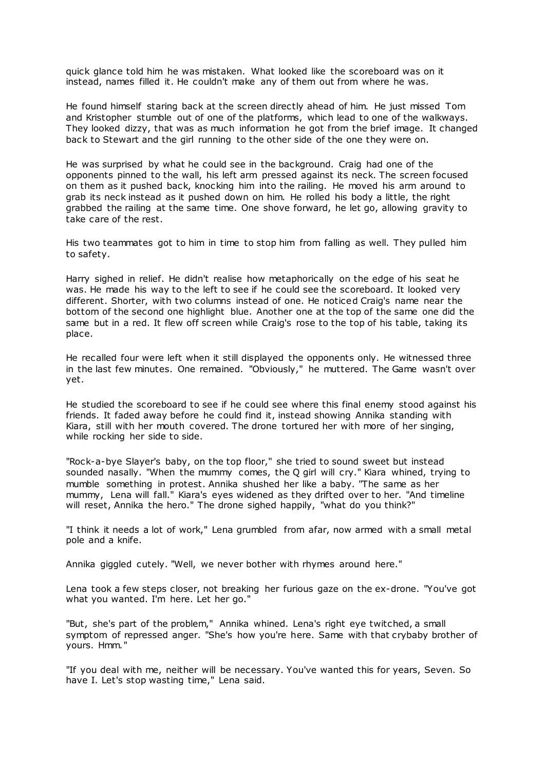quick glance told him he was mistaken. What looked like the scoreboard was on it instead, names filled it. He couldn't make any of them out from where he was.

He found himself staring back at the screen directly ahead of him. He just missed Tom and Kristopher stumble out of one of the platforms, which lead to one of the walkways. They looked dizzy, that was as much information he got from the brief image. It changed back to Stewart and the girl running to the other side of the one they were on.

He was surprised by what he could see in the background. Craig had one of the opponents pinned to the wall, his left arm pressed against its neck. The screen focused on them as it pushed back, knocking him into the railing. He moved his arm around to grab its neck instead as it pushed down on him. He rolled his body a little, the right grabbed the railing at the same time. One shove forward, he let go, allowing gravity to take care of the rest.

His two teammates got to him in time to stop him from falling as well. They pulled him to safety.

Harry sighed in relief. He didn't realise how metaphorically on the edge of his seat he was. He made his way to the left to see if he could see the scoreboard. It looked very different. Shorter, with two columns instead of one. He noticed Craig's name near the bottom of the second one highlight blue. Another one at the top of the same one did the same but in a red. It flew off screen while Craig's rose to the top of his table, taking its place.

He recalled four were left when it still displayed the opponents only. He witnessed three in the last few minutes. One remained. "Obviously," he muttered. The Game wasn't over yet.

He studied the scoreboard to see if he could see where this final enemy stood against his friends. It faded away before he could find it, instead showing Annika standing with Kiara, still with her mouth covered. The drone tortured her with more of her singing, while rocking her side to side.

"Rock-a-bye Slayer's baby, on the top floor," she tried to sound sweet but instead sounded nasally. "When the mummy comes, the Q girl will cry." Kiara whined, trying to mumble something in protest. Annika shushed her like a baby. "The same as her mummy, Lena will fall." Kiara's eyes widened as they drifted over to her. "And timeline will reset, Annika the hero." The drone sighed happily, "what do you think?"

"I think it needs a lot of work," Lena grumbled from afar, now armed with a small metal pole and a knife.

Annika giggled cutely. "Well, we never bother with rhymes around here."

Lena took a few steps closer, not breaking her furious gaze on the ex-drone. "You've got what you wanted. I'm here. Let her go."

"But, she's part of the problem," Annika whined. Lena's right eye twitched, a small symptom of repressed anger. "She's how you're here. Same with that crybaby brother of yours. Hmm."

"If you deal with me, neither will be necessary. You've wanted this for years, Seven. So have I. Let's stop wasting time," Lena said.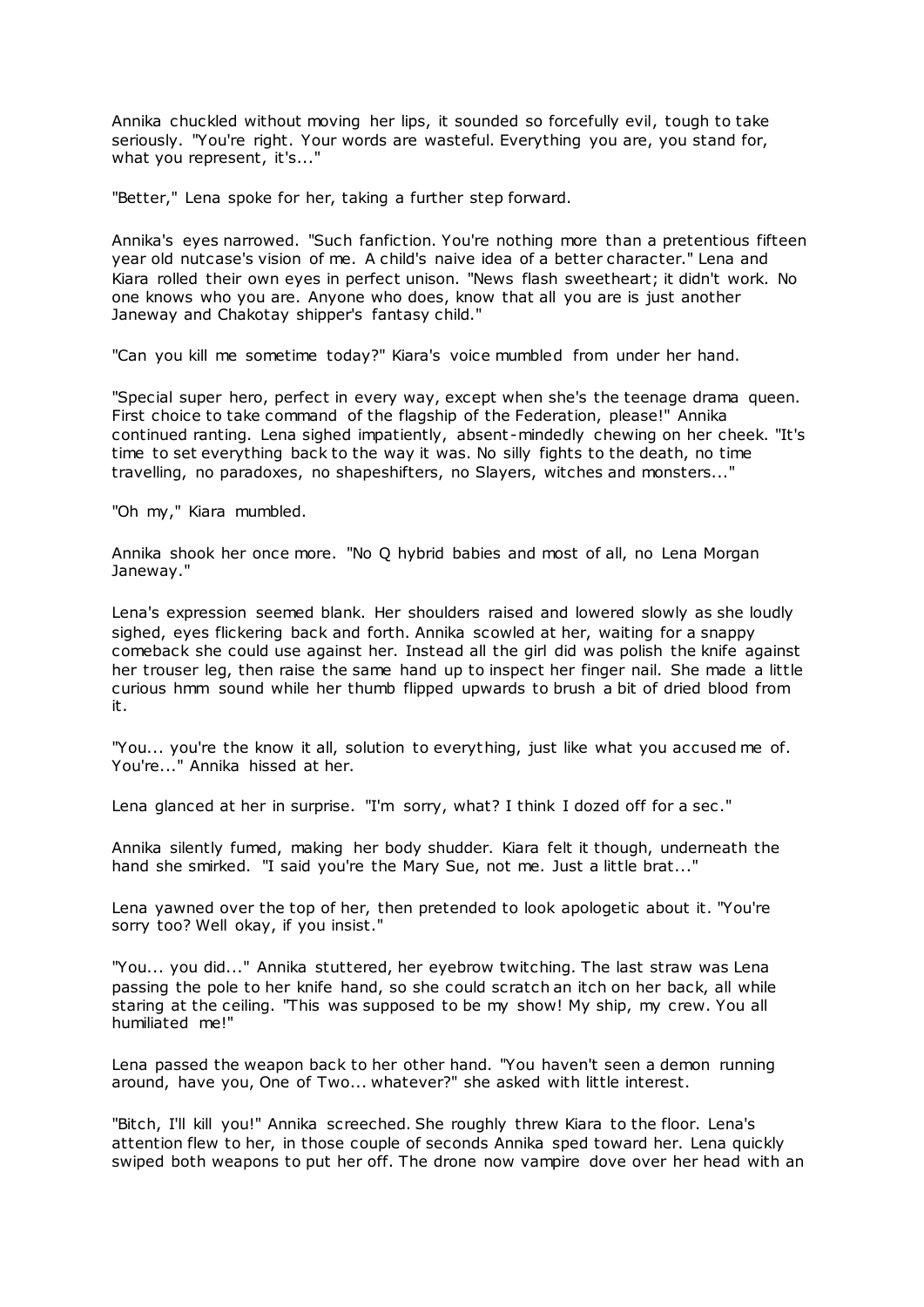Annika chuckled without moving her lips, it sounded so forcefully evil, tough to take seriously. "You're right. Your words are wasteful. Everything you are, you stand for, what you represent, it's..."

"Better," Lena spoke for her, taking a further step forward.

Annika's eyes narrowed. "Such fanfiction. You're nothing more than a pretentious fifteen year old nutcase's vision of me. A child's naive idea of a better character." Lena and Kiara rolled their own eyes in perfect unison. "News flash sweetheart; it didn't work. No one knows who you are. Anyone who does, know that all you are is just another Janeway and Chakotay shipper's fantasy child."

"Can you kill me sometime today?" Kiara's voice mumbled from under her hand.

"Special super hero, perfect in every way, except when she's the teenage drama queen. First choice to take command of the flagship of the Federation, please!" Annika continued ranting. Lena sighed impatiently, absent-mindedly chewing on her cheek. "It's time to set everything back to the way it was. No silly fights to the death, no time travelling, no paradoxes, no shapeshifters, no Slayers, witches and monsters..."

"Oh my," Kiara mumbled.

Annika shook her once more. "No Q hybrid babies and most of all, no Lena Morgan Janeway."

Lena's expression seemed blank. Her shoulders raised and lowered slowly as she loudly sighed, eyes flickering back and forth. Annika scowled at her, waiting for a snappy comeback she could use against her. Instead all the girl did was polish the knife against her trouser leg, then raise the same hand up to inspect her finger nail. She made a little curious hmm sound while her thumb flipped upwards to brush a bit of dried blood from it.

"You... you're the know it all, solution to everything, just like what you accused me of. You're..." Annika hissed at her.

Lena glanced at her in surprise. "I'm sorry, what? I think I dozed off for a sec."

Annika silently fumed, making her body shudder. Kiara felt it though, underneath the hand she smirked. "I said you're the Mary Sue, not me. Just a little brat..."

Lena yawned over the top of her, then pretended to look apologetic about it. "You're sorry too? Well okay, if you insist."

"You... you did..." Annika stuttered, her eyebrow twitching. The last straw was Lena passing the pole to her knife hand, so she could scratch an itch on her back, all while staring at the ceiling. "This was supposed to be my show! My ship, my crew. You all humiliated me!"

Lena passed the weapon back to her other hand. "You haven't seen a demon running around, have you, One of Two... whatever?" she asked with little interest.

"Bitch, I'll kill you!" Annika screeched. She roughly threw Kiara to the floor. Lena's attention flew to her, in those couple of seconds Annika sped toward her. Lena quickly swiped both weapons to put her off. The drone now vampire dove over her head with an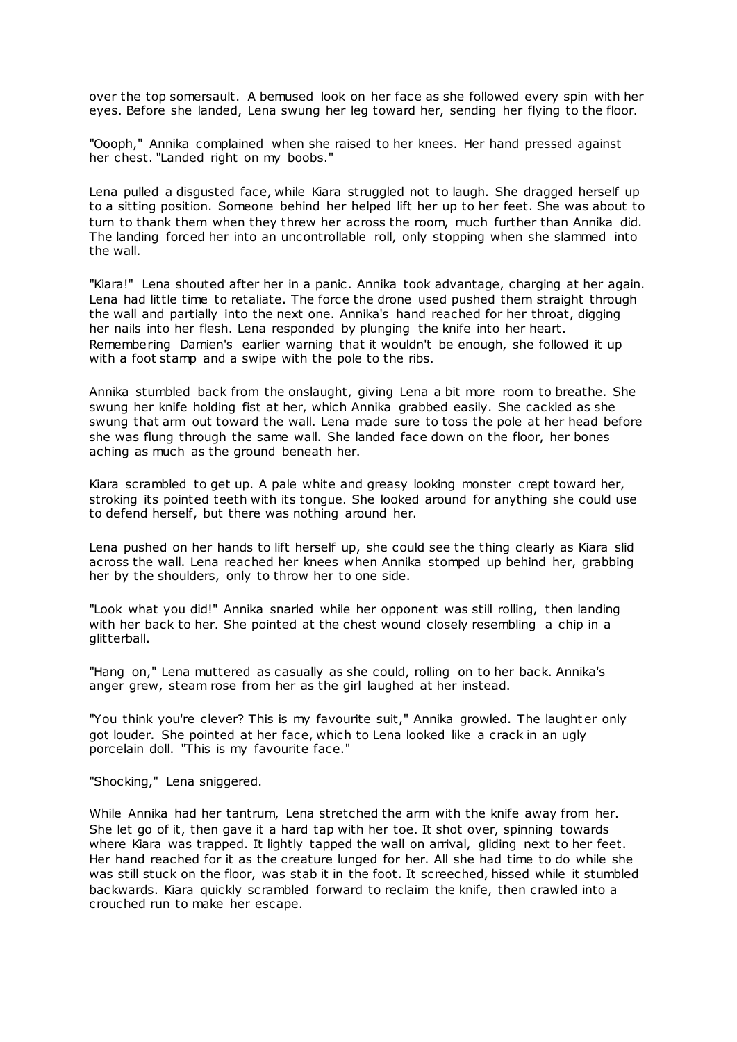over the top somersault. A bemused look on her face as she followed every spin with her eyes. Before she landed, Lena swung her leg toward her, sending her flying to the floor.

"Oooph," Annika complained when she raised to her knees. Her hand pressed against her chest. "Landed right on my boobs."

Lena pulled a disgusted face, while Kiara struggled not to laugh. She dragged herself up to a sitting position. Someone behind her helped lift her up to her feet. She was about to turn to thank them when they threw her across the room, much further than Annika did. The landing forced her into an uncontrollable roll, only stopping when she slammed into the wall.

"Kiara!" Lena shouted after her in a panic. Annika took advantage, charging at her again. Lena had little time to retaliate. The force the drone used pushed them straight through the wall and partially into the next one. Annika's hand reached for her throat, digging her nails into her flesh. Lena responded by plunging the knife into her heart. Remembering Damien's earlier warning that it wouldn't be enough, she followed it up with a foot stamp and a swipe with the pole to the ribs.

Annika stumbled back from the onslaught, giving Lena a bit more room to breathe. She swung her knife holding fist at her, which Annika grabbed easily. She cackled as she swung that arm out toward the wall. Lena made sure to toss the pole at her head before she was flung through the same wall. She landed face down on the floor, her bones aching as much as the ground beneath her.

Kiara scrambled to get up. A pale white and greasy looking monster crept toward her, stroking its pointed teeth with its tongue. She looked around for anything she could use to defend herself, but there was nothing around her.

Lena pushed on her hands to lift herself up, she could see the thing clearly as Kiara slid across the wall. Lena reached her knees when Annika stomped up behind her, grabbing her by the shoulders, only to throw her to one side.

"Look what you did!" Annika snarled while her opponent was still rolling, then landing with her back to her. She pointed at the chest wound closely resembling a chip in a glitterball.

"Hang on," Lena muttered as casually as she could, rolling on to her back. Annika's anger grew, steam rose from her as the girl laughed at her instead.

"You think you're clever? This is my favourite suit," Annika growled. The laughter only got louder. She pointed at her face, which to Lena looked like a crack in an ugly porcelain doll. "This is my favourite face."

"Shocking," Lena sniggered.

While Annika had her tantrum, Lena stretched the arm with the knife away from her. She let go of it, then gave it a hard tap with her toe. It shot over, spinning towards where Kiara was trapped. It lightly tapped the wall on arrival, gliding next to her feet. Her hand reached for it as the creature lunged for her. All she had time to do while she was still stuck on the floor, was stab it in the foot. It screeched, hissed while it stumbled backwards. Kiara quickly scrambled forward to reclaim the knife, then crawled into a crouched run to make her escape.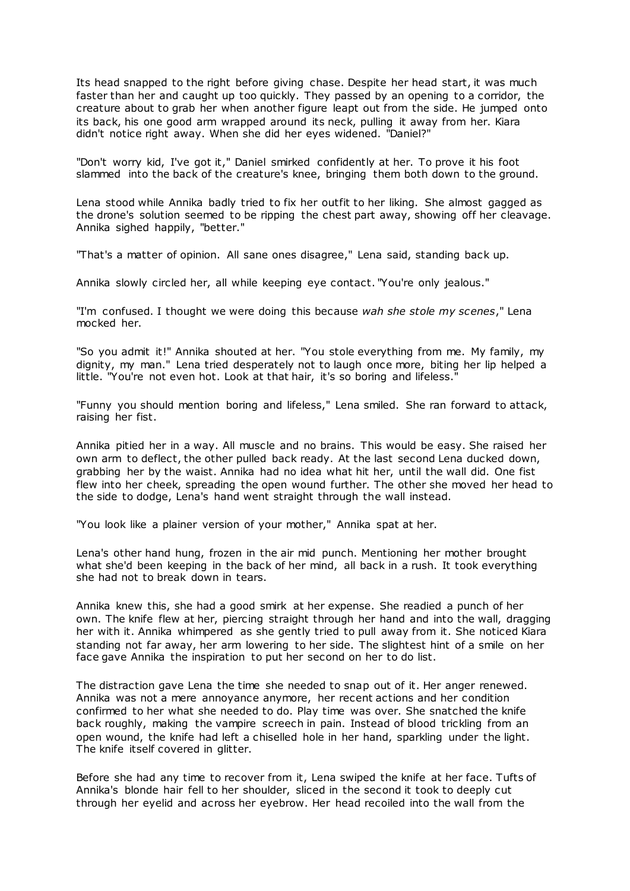Its head snapped to the right before giving chase. Despite her head start, it was much faster than her and caught up too quickly. They passed by an opening to a corridor, the creature about to grab her when another figure leapt out from the side. He jumped onto its back, his one good arm wrapped around its neck, pulling it away from her. Kiara didn't notice right away. When she did her eyes widened. "Daniel?"

"Don't worry kid, I've got it," Daniel smirked confidently at her. To prove it his foot slammed into the back of the creature's knee, bringing them both down to the ground.

Lena stood while Annika badly tried to fix her outfit to her liking. She almost gagged as the drone's solution seemed to be ripping the chest part away, showing off her cleavage. Annika sighed happily, "better."

"That's a matter of opinion. All sane ones disagree," Lena said, standing back up.

Annika slowly circled her, all while keeping eye contact. "You're only jealous."

"I'm confused. I thought we were doing this because *wah she stole my scenes*," Lena mocked her.

"So you admit it!" Annika shouted at her. "You stole everything from me. My family, my dignity, my man." Lena tried desperately not to laugh once more, biting her lip helped a little. "You're not even hot. Look at that hair, it's so boring and lifeless."

"Funny you should mention boring and lifeless," Lena smiled. She ran forward to attack, raising her fist.

Annika pitied her in a way. All muscle and no brains. This would be easy. She raised her own arm to deflect, the other pulled back ready. At the last second Lena ducked down, grabbing her by the waist. Annika had no idea what hit her, until the wall did. One fist flew into her cheek, spreading the open wound further. The other she moved her head to the side to dodge, Lena's hand went straight through the wall instead.

"You look like a plainer version of your mother," Annika spat at her.

Lena's other hand hung, frozen in the air mid punch. Mentioning her mother brought what she'd been keeping in the back of her mind, all back in a rush. It took everything she had not to break down in tears.

Annika knew this, she had a good smirk at her expense. She readied a punch of her own. The knife flew at her, piercing straight through her hand and into the wall, dragging her with it. Annika whimpered as she gently tried to pull away from it. She noticed Kiara standing not far away, her arm lowering to her side. The slightest hint of a smile on her face gave Annika the inspiration to put her second on her to do list.

The distraction gave Lena the time she needed to snap out of it. Her anger renewed. Annika was not a mere annoyance anymore, her recent actions and her condition confirmed to her what she needed to do. Play time was over. She snatched the knife back roughly, making the vampire screech in pain. Instead of blood trickling from an open wound, the knife had left a chiselled hole in her hand, sparkling under the light. The knife itself covered in glitter.

Before she had any time to recover from it, Lena swiped the knife at her face. Tufts of Annika's blonde hair fell to her shoulder, sliced in the second it took to deeply cut through her eyelid and across her eyebrow. Her head recoiled into the wall from the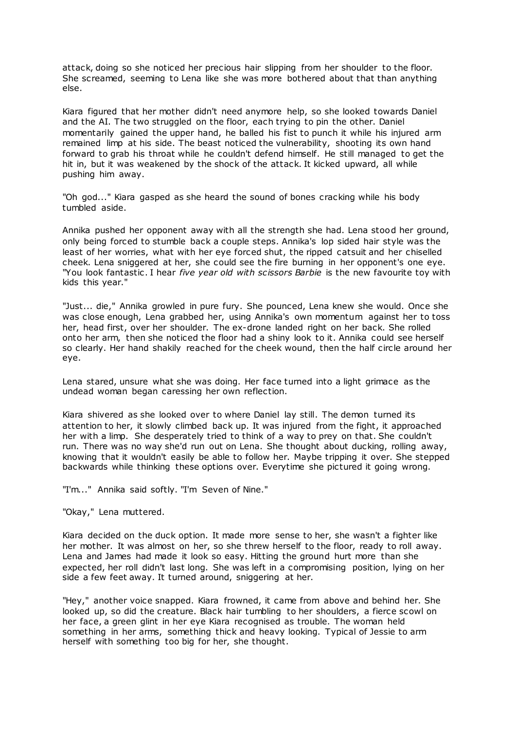attack, doing so she noticed her precious hair slipping from her shoulder to the floor. She screamed, seeming to Lena like she was more bothered about that than anything else.

Kiara figured that her mother didn't need anymore help, so she looked towards Daniel and the AI. The two struggled on the floor, each trying to pin the other. Daniel momentarily gained the upper hand, he balled his fist to punch it while his injured arm remained limp at his side. The beast noticed the vulnerability, shooting its own hand forward to grab his throat while he couldn't defend himself. He still managed to get the hit in, but it was weakened by the shock of the attack. It kicked upward, all while pushing him away.

"Oh god..." Kiara gasped as she heard the sound of bones cracking while his body tumbled aside.

Annika pushed her opponent away with all the strength she had. Lena stood her ground, only being forced to stumble back a couple steps. Annika's lop sided hair style was the least of her worries, what with her eye forced shut, the ripped catsuit and her chiselled cheek. Lena sniggered at her, she could see the fire burning in her opponent's one eye. "You look fantastic. I hear *five year old with scissors Barbie* is the new favourite toy with kids this year."

"Just... die," Annika growled in pure fury. She pounced, Lena knew she would. Once she was close enough, Lena grabbed her, using Annika's own momentum against her to toss her, head first, over her shoulder. The ex-drone landed right on her back. She rolled onto her arm, then she noticed the floor had a shiny look to it. Annika could see herself so clearly. Her hand shakily reached for the cheek wound, then the half circle around her eye.

Lena stared, unsure what she was doing. Her face turned into a light grimace as the undead woman began caressing her own reflection.

Kiara shivered as she looked over to where Daniel lay still. The demon turned its attention to her, it slowly climbed back up. It was injured from the fight, it approached her with a limp. She desperately tried to think of a way to prey on that. She couldn't run. There was no way she'd run out on Lena. She thought about ducking, rolling away, knowing that it wouldn't easily be able to follow her. Maybe tripping it over. She stepped backwards while thinking these options over. Everytime she pictured it going wrong.

"I'm..." Annika said softly. "I'm Seven of Nine."

"Okay," Lena muttered.

Kiara decided on the duck option. It made more sense to her, she wasn't a fighter like her mother. It was almost on her, so she threw herself to the floor, ready to roll away. Lena and James had made it look so easy. Hitting the ground hurt more than she expected, her roll didn't last long. She was left in a compromising position, lying on her side a few feet away. It turned around, sniggering at her.

"Hey," another voice snapped. Kiara frowned, it came from above and behind her. She looked up, so did the creature. Black hair tumbling to her shoulders, a fierce scowl on her face, a green glint in her eye Kiara recognised as trouble. The woman held something in her arms, something thick and heavy looking. Typical of Jessie to arm herself with something too big for her, she thought.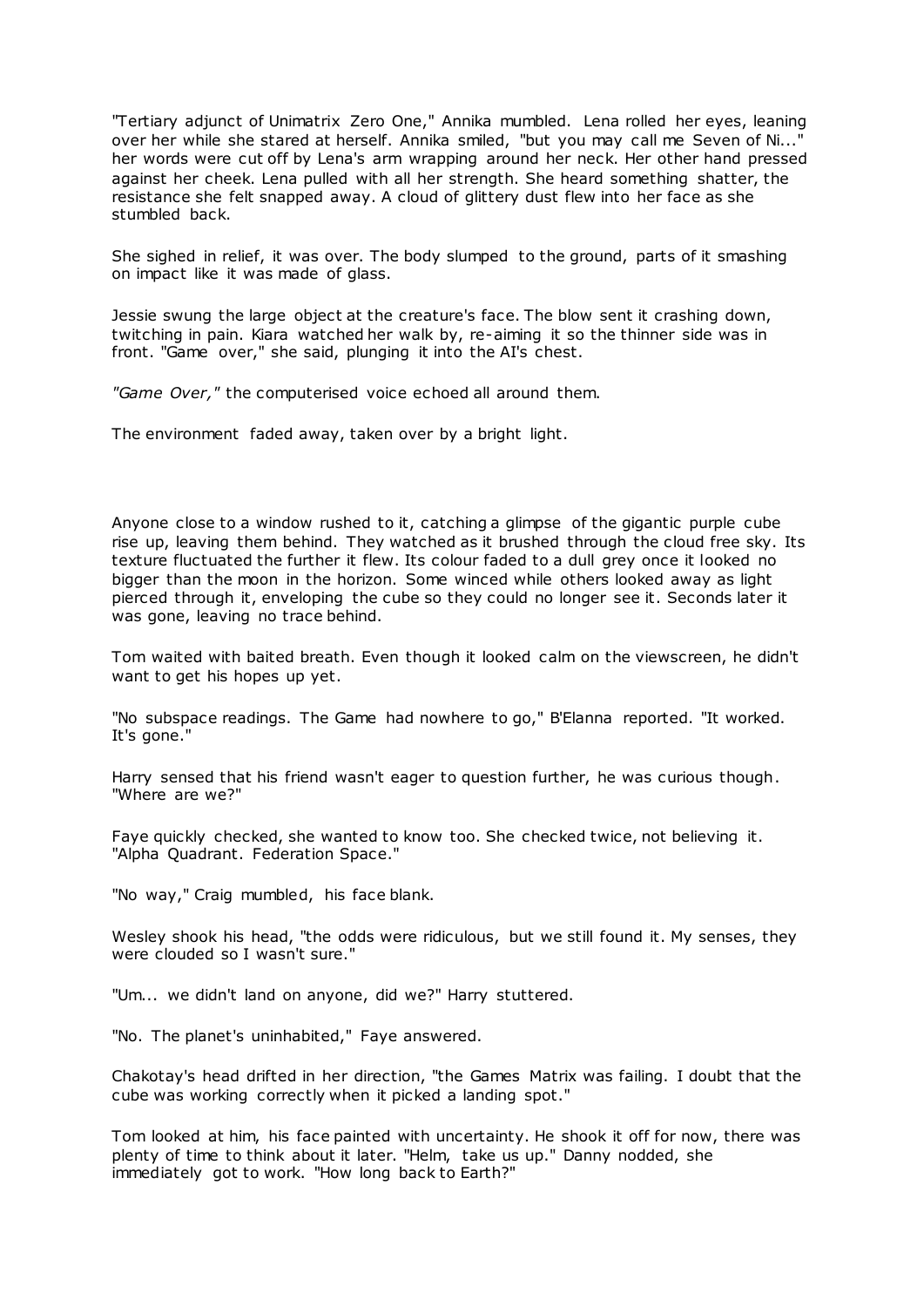"Tertiary adjunct of Unimatrix Zero One," Annika mumbled. Lena rolled her eyes, leaning over her while she stared at herself. Annika smiled, "but you may call me Seven of Ni..." her words were cut off by Lena's arm wrapping around her neck. Her other hand pressed against her cheek. Lena pulled with all her strength. She heard something shatter, the resistance she felt snapped away. A cloud of glittery dust flew into her face as she stumbled back.

She sighed in relief, it was over. The body slumped to the ground, parts of it smashing on impact like it was made of glass.

Jessie swung the large object at the creature's face. The blow sent it crashing down, twitching in pain. Kiara watched her walk by, re-aiming it so the thinner side was in front. "Game over," she said, plunging it into the AI's chest.

*"Game Over,"* the computerised voice echoed all around them.

The environment faded away, taken over by a bright light.

Anyone close to a window rushed to it, catching a glimpse of the gigantic purple cube rise up, leaving them behind. They watched as it brushed through the cloud free sky. Its texture fluctuated the further it flew. Its colour faded to a dull grey once it looked no bigger than the moon in the horizon. Some winced while others looked away as light pierced through it, enveloping the cube so they could no longer see it. Seconds later it was gone, leaving no trace behind.

Tom waited with baited breath. Even though it looked calm on the viewscreen, he didn't want to get his hopes up yet.

"No subspace readings. The Game had nowhere to go," B'Elanna reported. "It worked. It's gone."

Harry sensed that his friend wasn't eager to question further, he was curious though. "Where are we?"

Faye quickly checked, she wanted to know too. She checked twice, not believing it. "Alpha Quadrant. Federation Space."

"No way," Craig mumbled, his face blank.

Wesley shook his head, "the odds were ridiculous, but we still found it. My senses, they were clouded so I wasn't sure."

"Um... we didn't land on anyone, did we?" Harry stuttered.

"No. The planet's uninhabited," Faye answered.

Chakotay's head drifted in her direction, "the Games Matrix was failing. I doubt that the cube was working correctly when it picked a landing spot."

Tom looked at him, his face painted with uncertainty. He shook it off for now, there was plenty of time to think about it later. "Helm, take us up." Danny nodded, she immediately got to work. "How long back to Earth?"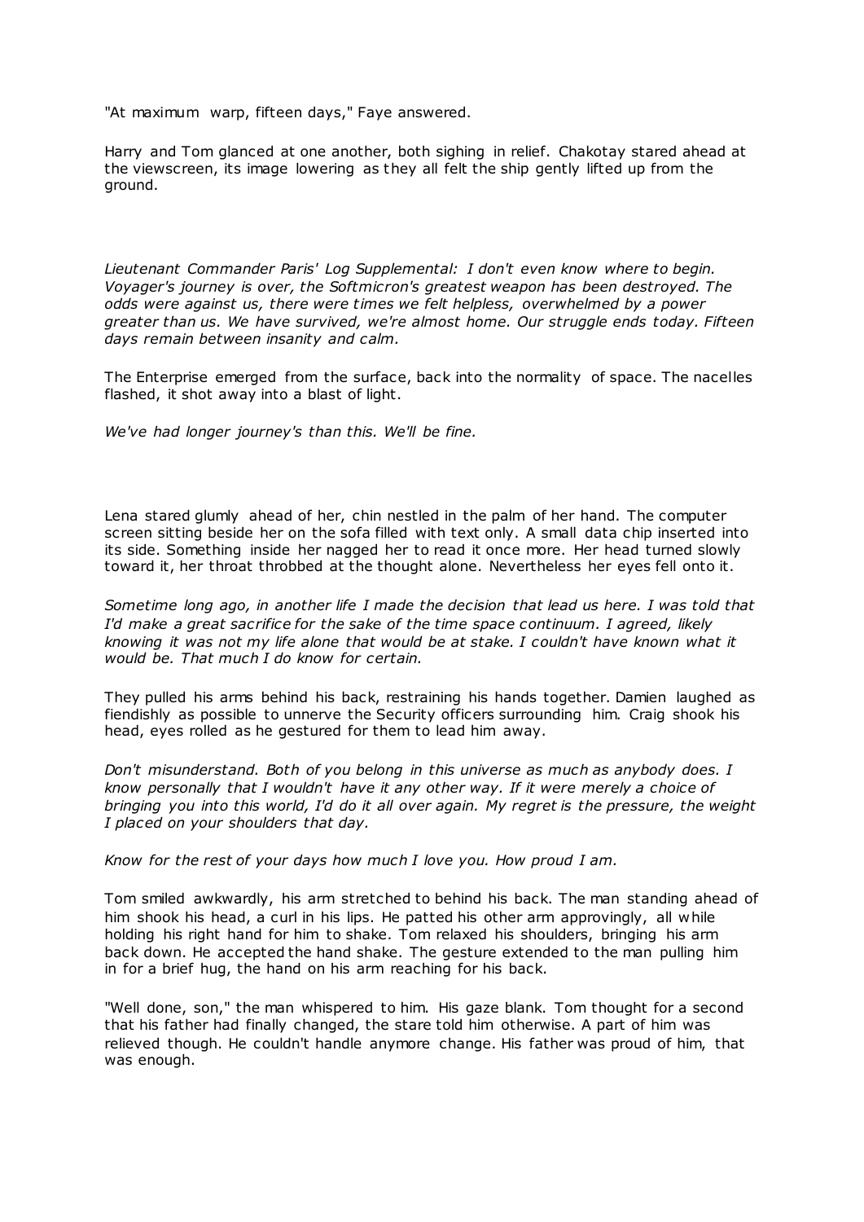"At maximum warp, fifteen days," Faye answered.

Harry and Tom glanced at one another, both sighing in relief. Chakotay stared ahead at the viewscreen, its image lowering as they all felt the ship gently lifted up from the ground.

*Lieutenant Commander Paris' Log Supplemental: I don't even know where to begin. Voyager's journey is over, the Softmicron's greatest weapon has been destroyed. The odds were against us, there were times we felt helpless, overwhelmed by a power greater than us. We have survived, we're almost home. Our struggle ends today. Fifteen days remain between insanity and calm.*

The Enterprise emerged from the surface, back into the normality of space. The nacelles flashed, it shot away into a blast of light.

*We've had longer journey's than this. We'll be fine.*

Lena stared glumly ahead of her, chin nestled in the palm of her hand. The computer screen sitting beside her on the sofa filled with text only. A small data chip inserted into its side. Something inside her nagged her to read it once more. Her head turned slowly toward it, her throat throbbed at the thought alone. Nevertheless her eyes fell onto it.

*Sometime long ago, in another life I made the decision that lead us here. I was told that I'd make a great sacrifice for the sake of the time space continuum. I agreed, likely knowing it was not my life alone that would be at stake. I couldn't have known what it would be. That much I do know for certain.*

They pulled his arms behind his back, restraining his hands together. Damien laughed as fiendishly as possible to unnerve the Security officers surrounding him. Craig shook his head, eyes rolled as he gestured for them to lead him away.

*Don't misunderstand. Both of you belong in this universe as much as anybody does. I know personally that I wouldn't have it any other way. If it were merely a choice of bringing you into this world, I'd do it all over again. My regret is the pressure, the weight I placed on your shoulders that day.*

*Know for the rest of your days how much I love you. How proud I am.*

Tom smiled awkwardly, his arm stretched to behind his back. The man standing ahead of him shook his head, a curl in his lips. He patted his other arm approvingly, all while holding his right hand for him to shake. Tom relaxed his shoulders, bringing his arm back down. He accepted the hand shake. The gesture extended to the man pulling him in for a brief hug, the hand on his arm reaching for his back.

"Well done, son," the man whispered to him. His gaze blank. Tom thought for a second that his father had finally changed, the stare told him otherwise. A part of him was relieved though. He couldn't handle anymore change. His father was proud of him, that was enough.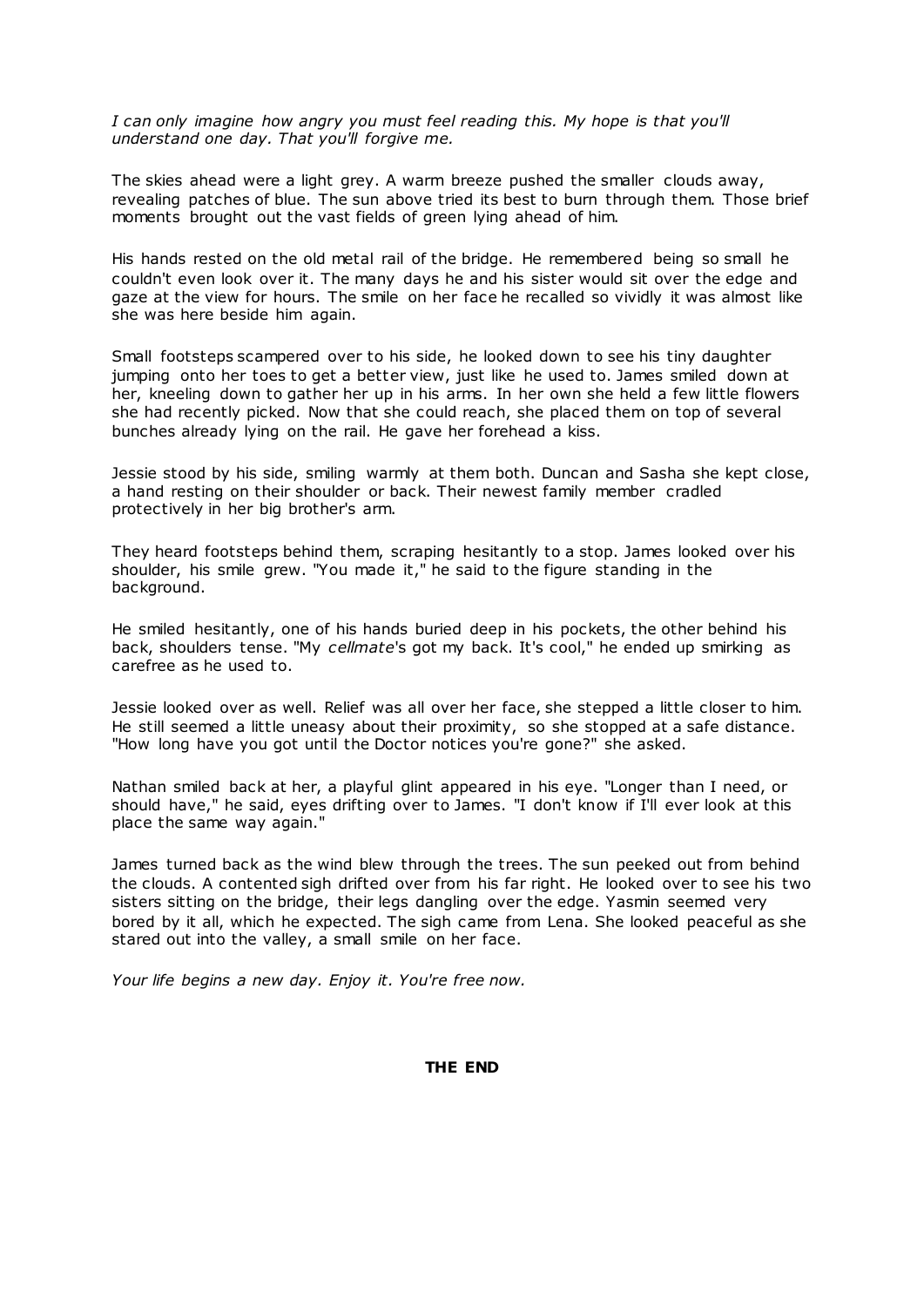*I can only imagine how angry you must feel reading this. My hope is that you'll understand one day. That you'll forgive me.*

The skies ahead were a light grey. A warm breeze pushed the smaller clouds away, revealing patches of blue. The sun above tried its best to burn through them. Those brief moments brought out the vast fields of green lying ahead of him.

His hands rested on the old metal rail of the bridge. He remembered being so small he couldn't even look over it. The many days he and his sister would sit over the edge and gaze at the view for hours. The smile on her face he recalled so vividly it was almost like she was here beside him again.

Small footsteps scampered over to his side, he looked down to see his tiny daughter jumping onto her toes to get a better view, just like he used to. James smiled down at her, kneeling down to gather her up in his arms. In her own she held a few little flowers she had recently picked. Now that she could reach, she placed them on top of several bunches already lying on the rail. He gave her forehead a kiss.

Jessie stood by his side, smiling warmly at them both. Duncan and Sasha she kept close, a hand resting on their shoulder or back. Their newest family member cradled protectively in her big brother's arm.

They heard footsteps behind them, scraping hesitantly to a stop. James looked over his shoulder, his smile grew. "You made it," he said to the figure standing in the background.

He smiled hesitantly, one of his hands buried deep in his pockets, the other behind his back, shoulders tense. "My *cellmate*'s got my back. It's cool," he ended up smirking as carefree as he used to.

Jessie looked over as well. Relief was all over her face, she stepped a little closer to him. He still seemed a little uneasy about their proximity, so she stopped at a safe distance. "How long have you got until the Doctor notices you're gone?" she asked.

Nathan smiled back at her, a playful glint appeared in his eye. "Longer than I need, or should have," he said, eyes drifting over to James. "I don't know if I'll ever look at this place the same way again."

James turned back as the wind blew through the trees. The sun peeked out from behind the clouds. A contented sigh drifted over from his far right. He looked over to see his two sisters sitting on the bridge, their legs dangling over the edge. Yasmin seemed very bored by it all, which he expected. The sigh came from Lena. She looked peaceful as she stared out into the valley, a small smile on her face.

*Your life begins a new day. Enjoy it. You're free now.*

**THE END**